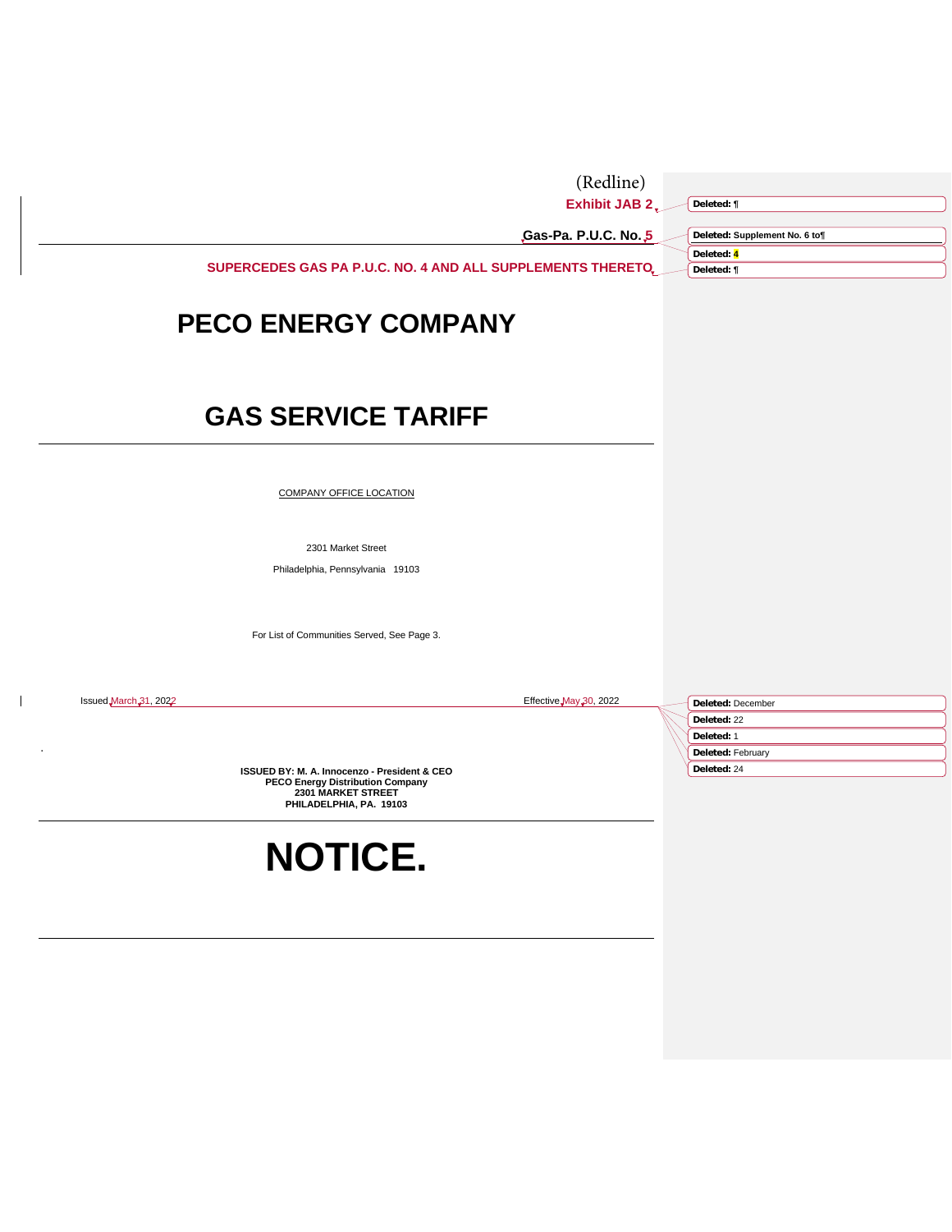(Redline)

**Exhibit JAB 2**

**Gas-Pa. P.U.C. No. 5**

**SUPERCEDES GAS PA P.U.C. NO. 4 AND ALL SUPPLEMENTS THERETO**

# PECO ENERGY COMPANY

# GAS SERVICE TARIFF

COMPANY OFFICE LOCATION

2301 Market Street

Philadelphia, Pennsylvania 19103

For List of Communities Served, See Page 3.

Issued March 31, 2022 Effective May 30, 2022

**ISSUED BY: M. A. Innocenzo - President & CEO**
**PECO Energy Distribution Company**
**2301 MARKET STREET**
**PHILADELPHIA, PA. 19103**

# NOTICE.

Deleted: ¶

Deleted: Supplement No. 6 to¶

Deleted: 4

Deleted: ¶

Deleted: December

Deleted: 22

Deleted: 1

Deleted: February

Deleted: 24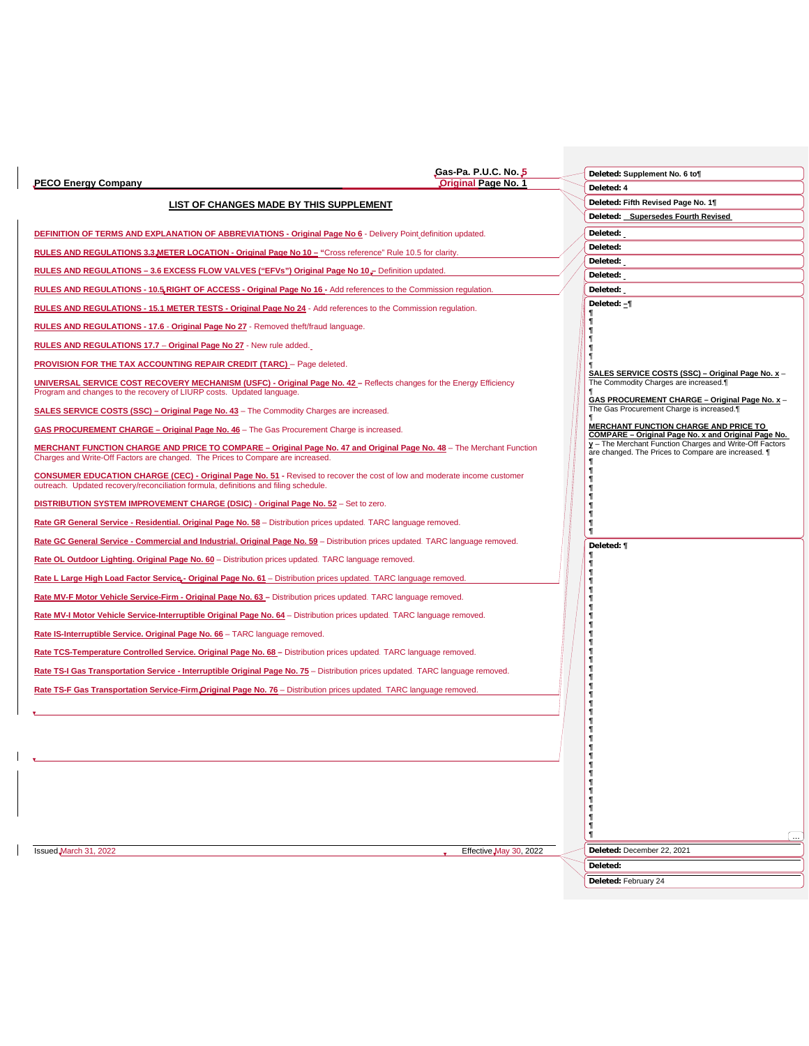**PECO Energy Company** **Gas-Pa. P.U.C. No. 5**
**Original Page No. 1**

## LIST OF CHANGES MADE BY THIS SUPPLEMENT

**DEFINITION OF TERMS AND EXPLANATION OF ABBREVIATIONS - Original Page No 6** - Delivery Point definition updated.

**RULES AND REGULATIONS 3.3 METER LOCATION - Original Page No 10 – "**Cross reference" Rule 10.5 for clarity.

**RULES AND REGULATIONS – 3.6 EXCESS FLOW VALVES ("EFVs") Original Page No 10** – Definition updated.

**RULES AND REGULATIONS - 10.5 RIGHT OF ACCESS - Original Page No 16 -** Add references to the Commission regulation.

**RULES AND REGULATIONS - 15.1 METER TESTS - Original Page No 24** - Add references to the Commission regulation.

**RULES AND REGULATIONS - 17.6 - Original Page No 27** - Removed theft/fraud language.

**RULES AND REGULATIONS 17.7 – Original Page No 27** - New rule added.

**PROVISION FOR THE TAX ACCOUNTING REPAIR CREDIT (TARC)** – Page deleted.

**UNIVERSAL SERVICE COST RECOVERY MECHANISM (USFC) - Original Page No. 42 –** Reflects changes for the Energy Efficiency Program and changes to the recovery of LIURP costs. Updated language.

**SALES SERVICE COSTS (SSC) – Original Page No. 43** – The Commodity Charges are increased.

**GAS PROCUREMENT CHARGE – Original Page No. 46** – The Gas Procurement Charge is increased.

**MERCHANT FUNCTION CHARGE AND PRICE TO COMPARE – Original Page No. 47 and Original Page No. 48** – The Merchant Function Charges and Write-Off Factors are changed. The Prices to Compare are increased.

**CONSUMER EDUCATION CHARGE (CEC) - Original Page No. 51 -** Revised to recover the cost of low and moderate income customer outreach. Updated recovery/reconciliation formula, definitions and filing schedule.

**DISTRIBUTION SYSTEM IMPROVEMENT CHARGE (DSIC) - Original Page No. 52** – Set to zero.

**Rate GR General Service - Residential. Original Page No. 58** – Distribution prices updated. TARC language removed.

**Rate GC General Service - Commercial and Industrial. Original Page No. 59** – Distribution prices updated. TARC language removed.

**Rate OL Outdoor Lighting. Original Page No. 60** – Distribution prices updated. TARC language removed.

**Rate L Large High Load Factor Service - Original Page No. 61** – Distribution prices updated. TARC language removed.

**Rate MV-F Motor Vehicle Service-Firm - Original Page No. 63 –** Distribution prices updated. TARC language removed.

**Rate MV-I Motor Vehicle Service-Interruptible Original Page No. 64** – Distribution prices updated. TARC language removed.

**Rate IS-Interruptible Service. Original Page No. 66** – TARC language removed.

**Rate TCS-Temperature Controlled Service. Original Page No. 68 –** Distribution prices updated. TARC language removed.

**Rate TS-I Gas Transportation Service - Interruptible Original Page No. 75** – Distribution prices updated. TARC language removed.

**Rate TS-F Gas Transportation Service-Firm Original Page No. 76** – Distribution prices updated. TARC language removed.

Issued March 31, 2022 Effective May 30, 2022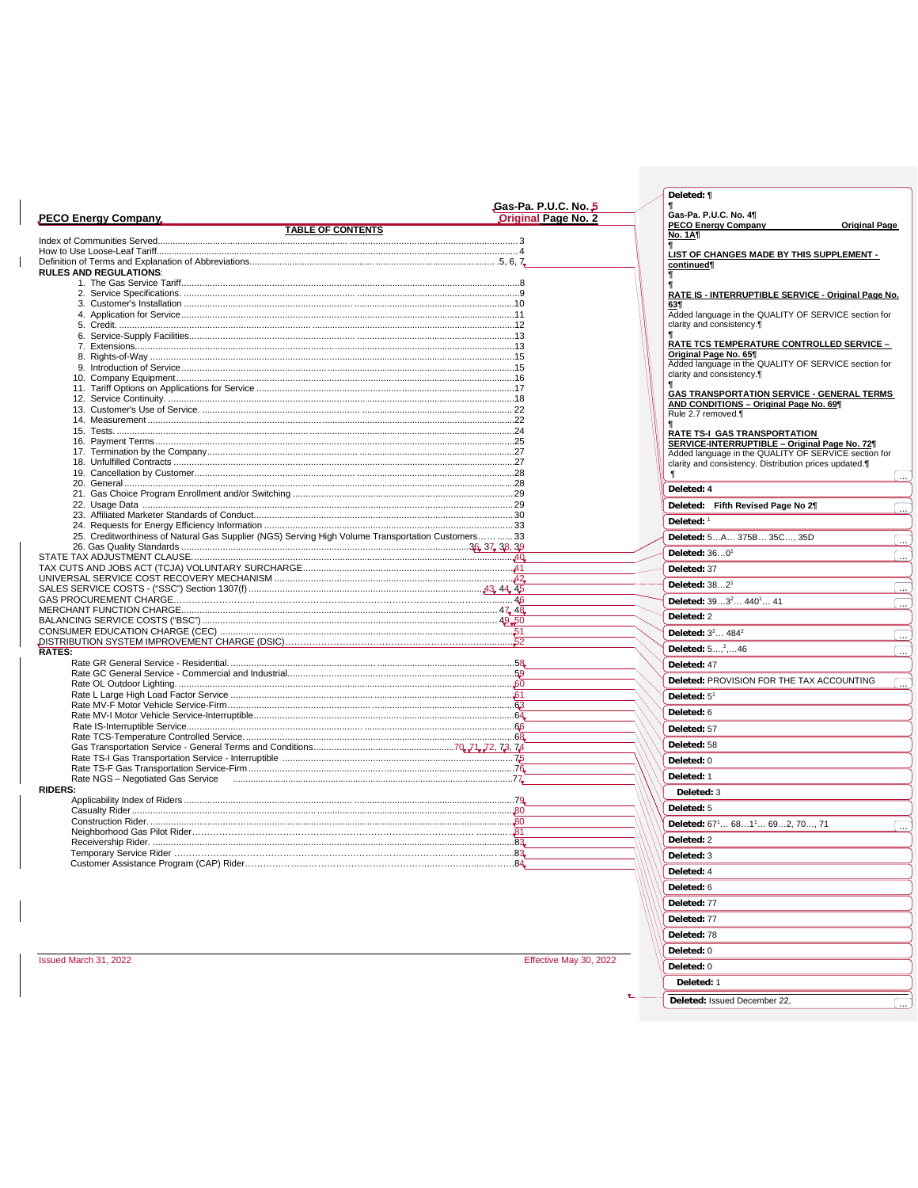**PECO Energy Company**

Gas-Pa. P.U.C. No. 5

Original Page No. 2

## TABLE OF CONTENTS

| | |
|---|---|
| Index of Communities Served | 3 |
| How to Use Loose-Leaf Tariff | 4 |
| Definition of Terms and Explanation of Abbreviations | 5, 6, 7 |
| **RULES AND REGULATIONS**: | |
| 1. The Gas Service Tariff | 8 |
| 2. Service Specifications. | 9 |
| 3. Customer's Installation | 10 |
| 4. Application for Service | 11 |
| 5. Credit. | 12 |
| 6. Service-Supply Facilities | 13 |
| 7. Extensions | 13 |
| 8. Rights-of-Way | 15 |
| 9. Introduction of Service | 15 |
| 10. Company Equipment | 16 |
| 11. Tariff Options on Applications for Service | 17 |
| 12. Service Continuity. | 18 |
| 13. Customer's Use of Service. | 22 |
| 14. Measurement | 22 |
| 15. Tests. | 24 |
| 16. Payment Terms | 25 |
| 17. Termination by the Company | 27 |
| 18. Unfulfilled Contracts | 27 |
| 19. Cancellation by Customer | 28 |
| 20. General | 28 |
| 21. Gas Choice Program Enrollment and/or Switching | 29 |
| 22. Usage Data | 29 |
| 23. Affiliated Marketer Standards of Conduct | 30 |
| 24. Requests for Energy Efficiency Information | 33 |
| 25. Creditworthiness of Natural Gas Supplier (NGS) Serving High Volume Transportation Customers | 33 |
| 26. Gas Quality Standards | 36, 37, 38, 39 |
| STATE TAX ADJUSTMENT CLAUSE | 40 |
| TAX CUTS AND JOBS ACT (TCJA) VOLUNTARY SURCHARGE | 41 |
| UNIVERSAL SERVICE COST RECOVERY MECHANISM | 42 |
| SALES SERVICE COSTS - ("SSC") Section 1307(f) | 43, 44, 45 |
| GAS PROCUREMENT CHARGE | 46 |
| MERCHANT FUNCTION CHARGE | 47, 48 |
| BALANCING SERVICE COSTS ("BSC") | 49, 50 |
| CONSUMER EDUCATION CHARGE (CEC) | 51 |
| DISTRIBUTION SYSTEM IMPROVEMENT CHARGE (DSIC) | 52 |
| **RATES:** | |
| Rate GR General Service - Residential | 58 |
| Rate GC General Service - Commercial and Industrial | 59 |
| Rate OL Outdoor Lighting. | 60 |
| Rate L Large High Load Factor Service | 61 |
| Rate MV-F Motor Vehicle Service-Firm | 63 |
| Rate MV-I Motor Vehicle Service-Interruptible | 64 |
| Rate IS-Interruptible Service | 66 |
| Rate TCS-Temperature Controlled Service | 68 |
| Gas Transportation Service - General Terms and Conditions | 70, 71, 72, 73, 74 |
| Rate TS-I Gas Transportation Service - Interruptible | 75 |
| Rate TS-F Gas Transportation Service-Firm | 76 |
| Rate NGS – Negotiated Gas Service | 77 |
| **RIDERS:** | |
| Applicability Index of Riders | 79 |
| Casualty Rider | 80 |
| Construction Rider. | 80 |
| Neighborhood Gas Pilot Rider | 81 |
| Receivership Rider. | 83 |
| Temporary Service Rider | 83 |
| Customer Assistance Program (CAP) Rider | 84 |

Issued March 31, 2022 Effective May 30, 2022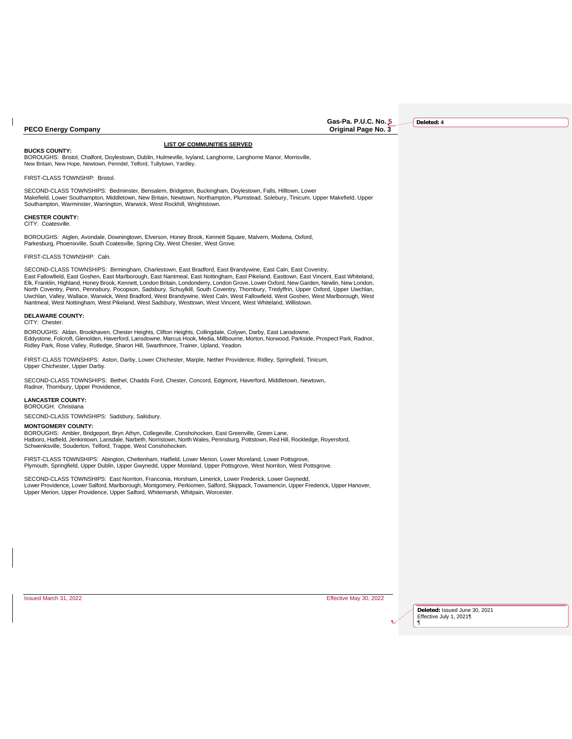## LIST OF COMMUNITIES SERVED

**BUCKS COUNTY:**
BOROUGHS: Bristol, Chalfont, Doylestown, Dublin, Hulmeville, Ivyland, Langhorne, Langhorne Manor, Morrisville, New Britain, New Hope, Newtown, Penndel, Telford, Tullytown, Yardley.

FIRST-CLASS TOWNSHIP: Bristol.

SECOND-CLASS TOWNSHIPS: Bedminster, Bensalem, Bridgeton, Buckingham, Doylestown, Falls, Hilltown, Lower Makefield, Lower Southampton, Middletown, New Britain, Newtown, Northampton, Plumstead, Solebury, Tinicum, Upper Makefield, Upper Southampton, Warminster, Warrington, Warwick, West Rockhill, Wrightstown.

**CHESTER COUNTY:**
CITY: Coatesville.

BOROUGHS: Atglen, Avondale, Downingtown, Elverson, Honey Brook, Kennett Square, Malvern, Modena, Oxford, Parkesburg, Phoenixville, South Coatesville, Spring City, West Chester, West Grove.

FIRST-CLASS TOWNSHIP: Caln.

SECOND-CLASS TOWNSHIPS: Birmingham, Charlestown, East Bradford, East Brandywine, East Caln, East Coventry, East Fallowfield, East Goshen, East Marlborough, East Nantmeal, East Nottingham, East Pikeland, Easttown, East Vincent, East Whiteland, Elk, Franklin, Highland, Honey Brook, Kennett, London Britain, Londonderry, London Grove, Lower Oxford, New Garden, Newlin, New London, North Coventry, Penn, Pennsbury, Pocopson, Sadsbury, Schuylkill, South Coventry, Thornbury, Tredyffrin, Upper Oxford, Upper Uwchlan, Uwchlan, Valley, Wallace, Warwick, West Bradford, West Brandywine, West Caln, West Fallowfield, West Goshen, West Marlborough, West Nantmeal, West Nottingham, West Pikeland, West Sadsbury, Westtown, West Vincent, West Whiteland, Willistown.

**DELAWARE COUNTY:**
CITY: Chester.

BOROUGHS: Aldan, Brookhaven, Chester Heights, Clifton Heights, Collingdale, Colywn, Darby, East Lansdowne, Eddystone, Folcroft, Glenolden, Haverford, Lansdowne, Marcus Hook, Media, Millbourne, Morton, Norwood, Parkside, Prospect Park, Radnor, Ridley Park, Rose Valley, Rutledge, Sharon Hill, Swarthmore, Trainer, Upland, Yeadon.

FIRST-CLASS TOWNSHIPS: Aston, Darby, Lower Chichester, Marple, Nether Providence, Ridley, Springfield, Tinicum, Upper Chichester, Upper Darby.

SECOND-CLASS TOWNSHIPS: Bethel, Chadds Ford, Chester, Concord, Edgmont, Haverford, Middletown, Newtown, Radnor, Thornbury, Upper Providence,

**LANCASTER COUNTY:**
BOROUGH: Christiana

SECOND-CLASS TOWNSHIPS: Sadsbury, Salisbury.

**MONTGOMERY COUNTY:**
BOROUGHS: Ambler, Bridgeport, Bryn Athyn, Collegeville, Conshohocken, East Greenville, Green Lane, Hatboro, Hatfield, Jenkintown, Lansdale, Narbeth, Norristown, North Wales, Pennsburg, Pottstown, Red Hill, Rockledge, Royersford, Schwenksville, Souderton, Telford, Trappe, West Conshohocken.

FIRST-CLASS TOWNSHIPS: Abington, Cheltenham, Hatfield, Lower Merion, Lower Moreland, Lower Pottsgrove, Plymouth, Springfield, Upper Dublin, Upper Gwynedd, Upper Moreland, Upper Pottsgrove, West Norriton, West Pottsgrove.

SECOND-CLASS TOWNSHIPS: East Norriton, Franconia, Horsham, Limerick, Lower Frederick, Lower Gwynedd, Lower Providence, Lower Salford, Marlborough, Montgomery, Perkiomen, Salford, Skippack, Towamencin, Upper Frederick, Upper Hanover, Upper Merion, Upper Providence, Upper Salford, Whitemarsh, Whitpain, Worcester.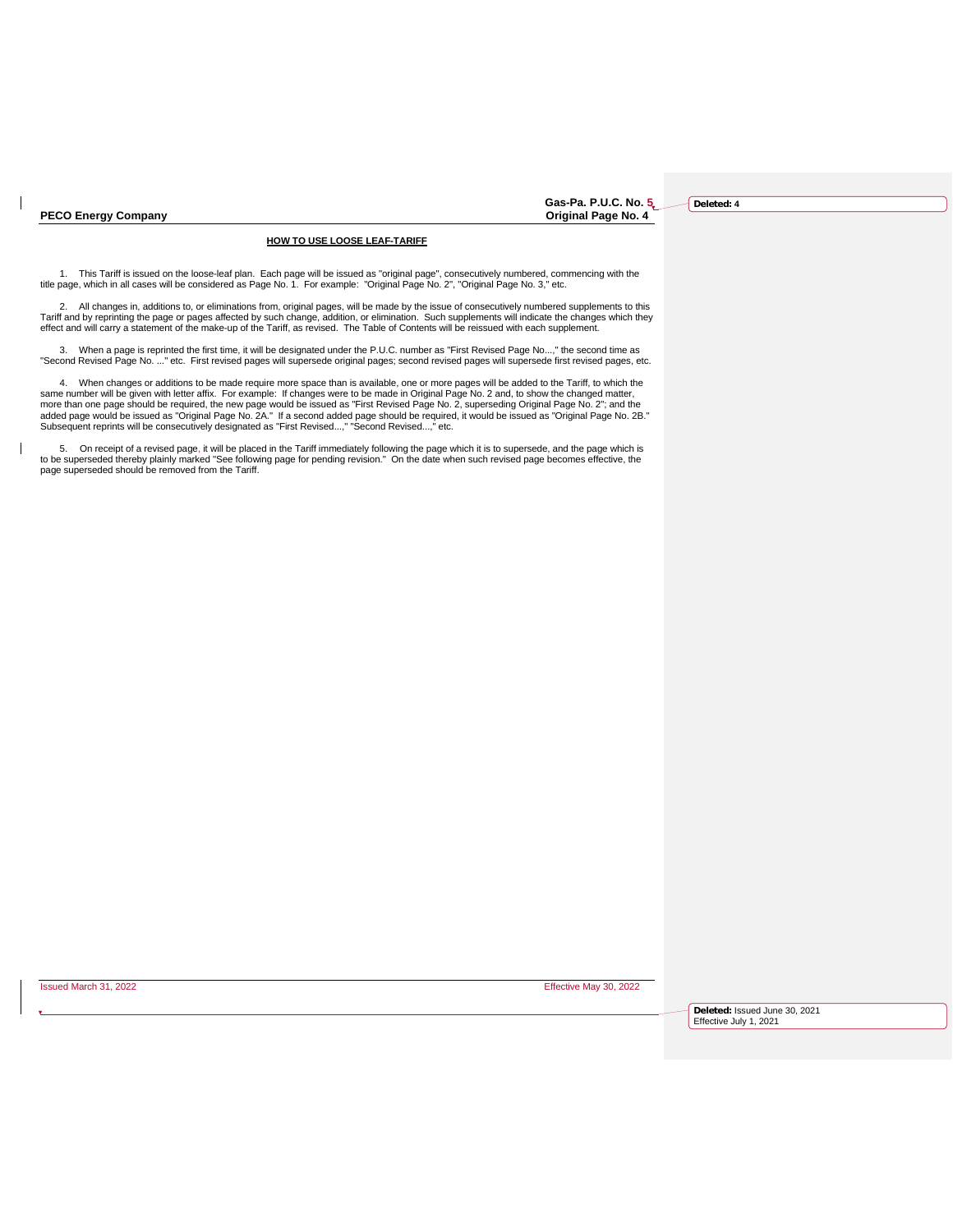## HOW TO USE LOOSE LEAF-TARIFF

1. This Tariff is issued on the loose-leaf plan. Each page will be issued as "original page", consecutively numbered, commencing with the title page, which in all cases will be considered as Page No. 1. For example: "Original Page No. 2", "Original Page No. 3," etc.

2. All changes in, additions to, or eliminations from, original pages, will be made by the issue of consecutively numbered supplements to this Tariff and by reprinting the page or pages affected by such change, addition, or elimination. Such supplements will indicate the changes which they effect and will carry a statement of the make-up of the Tariff, as revised. The Table of Contents will be reissued with each supplement.

3. When a page is reprinted the first time, it will be designated under the P.U.C. number as "First Revised Page No...," the second time as "Second Revised Page No. ..." etc. First revised pages will supersede original pages; second revised pages will supersede first revised pages, etc.

4. When changes or additions to be made require more space than is available, one or more pages will be added to the Tariff, to which the same number will be given with letter affix. For example: If changes were to be made in Original Page No. 2 and, to show the changed matter, more than one page should be required, the new page would be issued as "First Revised Page No. 2, superseding Original Page No. 2"; and the added page would be issued as "Original Page No. 2A." If a second added page should be required, it would be issued as "Original Page No. 2B." Subsequent reprints will be consecutively designated as "First Revised...," "Second Revised...," etc.

5. On receipt of a revised page, it will be placed in the Tariff immediately following the page which it is to supersede, and the page which is to be superseded thereby plainly marked "See following page for pending revision." On the date when such revised page becomes effective, the page superseded should be removed from the Tariff.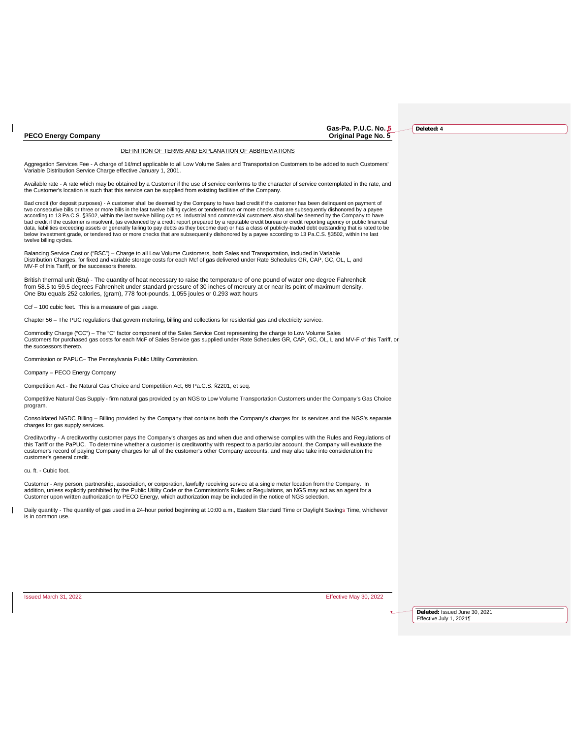## DEFINITION OF TERMS AND EXPLANATION OF ABBREVIATIONS

Aggregation Services Fee - A charge of 1¢/mcf applicable to all Low Volume Sales and Transportation Customers to be added to such Customers' Variable Distribution Service Charge effective January 1, 2001.

Available rate - A rate which may be obtained by a Customer if the use of service conforms to the character of service contemplated in the rate, and the Customer's location is such that this service can be supplied from existing facilities of the Company.

Bad credit (for deposit purposes) - A customer shall be deemed by the Company to have bad credit if the customer has been delinquent on payment of two consecutive bills or three or more bills in the last twelve billing cycles or tendered two or more checks that are subsequently dishonored by a payee according to 13 Pa.C.S. §3502, within the last twelve billing cycles. Industrial and commercial customers also shall be deemed by the Company to have bad credit if the customer is insolvent, (as evidenced by a credit report prepared by a reputable credit bureau or credit reporting agency or public financial data, liabilities exceeding assets or generally failing to pay debts as they become due) or has a class of publicly-traded debt outstanding that is rated to be below investment grade, or tendered two or more checks that are subsequently dishonored by a payee according to 13 Pa.C.S. §3502, within the last twelve billing cycles.

Balancing Service Cost or ("BSC") – Charge to all Low Volume Customers, both Sales and Transportation, included in Variable Distribution Charges, for fixed and variable storage costs for each Mcf of gas delivered under Rate Schedules GR, CAP, GC, OL, L, and MV-F of this Tariff, or the successors thereto.

British thermal unit (Btu) - The quantity of heat necessary to raise the temperature of one pound of water one degree Fahrenheit from 58.5 to 59.5 degrees Fahrenheit under standard pressure of 30 inches of mercury at or near its point of maximum density. One Btu equals 252 calories, (gram), 778 foot-pounds, 1,055 joules or 0.293 watt hours

Ccf – 100 cubic feet. This is a measure of gas usage.

Chapter 56 – The PUC regulations that govern metering, billing and collections for residential gas and electricity service.

Commodity Charge ("CC") – The "C" factor component of the Sales Service Cost representing the charge to Low Volume Sales Customers for purchased gas costs for each McF of Sales Service gas supplied under Rate Schedules GR, CAP, GC, OL, L and MV-F of this Tariff, or the successors thereto.

Commission or PAPUC– The Pennsylvania Public Utility Commission.

Company – PECO Energy Company

Competition Act - the Natural Gas Choice and Competition Act, 66 Pa.C.S. §2201, et seq.

Competitive Natural Gas Supply - firm natural gas provided by an NGS to Low Volume Transportation Customers under the Company's Gas Choice program.

Consolidated NGDC Billing – Billing provided by the Company that contains both the Company's charges for its services and the NGS's separate charges for gas supply services.

Creditworthy - A creditworthy customer pays the Company's charges as and when due and otherwise complies with the Rules and Regulations of this Tariff or the PaPUC. To determine whether a customer is creditworthy with respect to a particular account, the Company will evaluate the customer's record of paying Company charges for all of the customer's other Company accounts, and may also take into consideration the customer's general credit.

cu. ft. - Cubic foot.

Customer - Any person, partnership, association, or corporation, lawfully receiving service at a single meter location from the Company. In addition, unless explicitly prohibited by the Public Utility Code or the Commission's Rules or Regulations, an NGS may act as an agent for a Customer upon written authorization to PECO Energy, which authorization may be included in the notice of NGS selection.

Daily quantity - The quantity of gas used in a 24-hour period beginning at 10:00 a.m., Eastern Standard Time or Daylight Savings Time, whichever is in common use.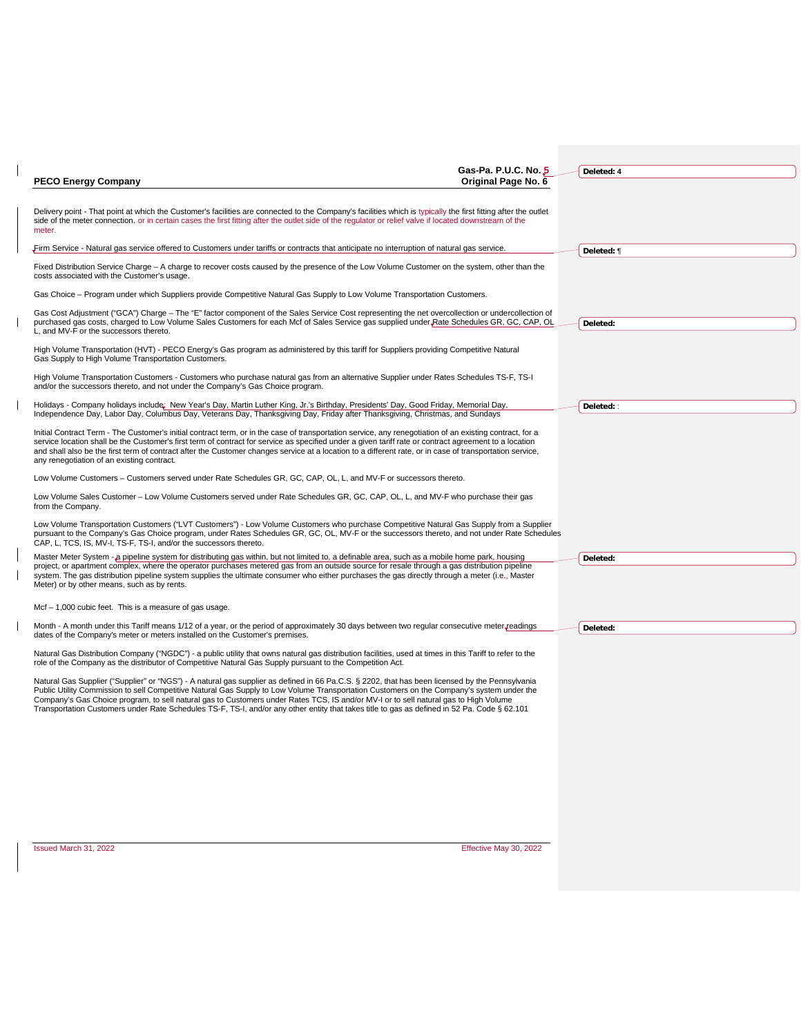Delivery point - That point at which the Customer's facilities are connected to the Company's facilities which is typically the first fitting after the outlet side of the meter connection. or in certain cases the first fitting after the outlet side of the regulator or relief valve if located downstream of the meter.

Firm Service - Natural gas service offered to Customers under tariffs or contracts that anticipate no interruption of natural gas service.

Fixed Distribution Service Charge – A charge to recover costs caused by the presence of the Low Volume Customer on the system, other than the costs associated with the Customer's usage.

Gas Choice – Program under which Suppliers provide Competitive Natural Gas Supply to Low Volume Transportation Customers.

Gas Cost Adjustment ("GCA") Charge – The "E" factor component of the Sales Service Cost representing the net overcollection or undercollection of purchased gas costs, charged to Low Volume Sales Customers for each Mcf of Sales Service gas supplied under Rate Schedules GR, GC, CAP, OL L, and MV-F or the successors thereto.

High Volume Transportation (HVT) - PECO Energy's Gas program as administered by this tariff for Suppliers providing Competitive Natural Gas Supply to High Volume Transportation Customers.

High Volume Transportation Customers - Customers who purchase natural gas from an alternative Supplier under Rates Schedules TS-F, TS-I and/or the successors thereto, and not under the Company's Gas Choice program.

Holidays - Company holidays include: New Year's Day, Martin Luther King, Jr.'s Birthday, Presidents' Day, Good Friday, Memorial Day, Independence Day, Labor Day, Columbus Day, Veterans Day, Thanksgiving Day, Friday after Thanksgiving, Christmas, and Sundays

Initial Contract Term - The Customer's initial contract term, or in the case of transportation service, any renegotiation of an existing contract, for a service location shall be the Customer's first term of contract for service as specified under a given tariff rate or contract agreement to a location and shall also be the first term of contract after the Customer changes service at a location to a different rate, or in case of transportation service, any renegotiation of an existing contract.

Low Volume Customers – Customers served under Rate Schedules GR, GC, CAP, OL, L, and MV-F or successors thereto.

Low Volume Sales Customer – Low Volume Customers served under Rate Schedules GR, GC, CAP, OL, L, and MV-F who purchase their gas from the Company.

Low Volume Transportation Customers ("LVT Customers") - Low Volume Customers who purchase Competitive Natural Gas Supply from a Supplier pursuant to the Company's Gas Choice program, under Rates Schedules GR, GC, OL, MV-F or the successors thereto, and not under Rate Schedules CAP, L, TCS, IS, MV-I, TS-F, TS-I, and/or the successors thereto.

Master Meter System - a pipeline system for distributing gas within, but not limited to, a definable area, such as a mobile home park, housing project, or apartment complex, where the operator purchases metered gas from an outside source for resale through a gas distribution pipeline system. The gas distribution pipeline system supplies the ultimate consumer who either purchases the gas directly through a meter (i.e., Master Meter) or by other means, such as by rents.

Mcf – 1,000 cubic feet. This is a measure of gas usage.

Month - A month under this Tariff means 1/12 of a year, or the period of approximately 30 days between two regular consecutive meter readings dates of the Company's meter or meters installed on the Customer's premises.

Natural Gas Distribution Company ("NGDC") - a public utility that owns natural gas distribution facilities, used at times in this Tariff to refer to the role of the Company as the distributor of Competitive Natural Gas Supply pursuant to the Competition Act.

Natural Gas Supplier ("Supplier" or "NGS") - A natural gas supplier as defined in 66 Pa.C.S. § 2202, that has been licensed by the Pennsylvania Public Utility Commission to sell Competitive Natural Gas Supply to Low Volume Transportation Customers on the Company's system under the Company's Gas Choice program, to sell natural gas to Customers under Rates TCS, IS and/or MV-I or to sell natural gas to High Volume Transportation Customers under Rate Schedules TS-F, TS-I, and/or any other entity that takes title to gas as defined in 52 Pa. Code § 62.101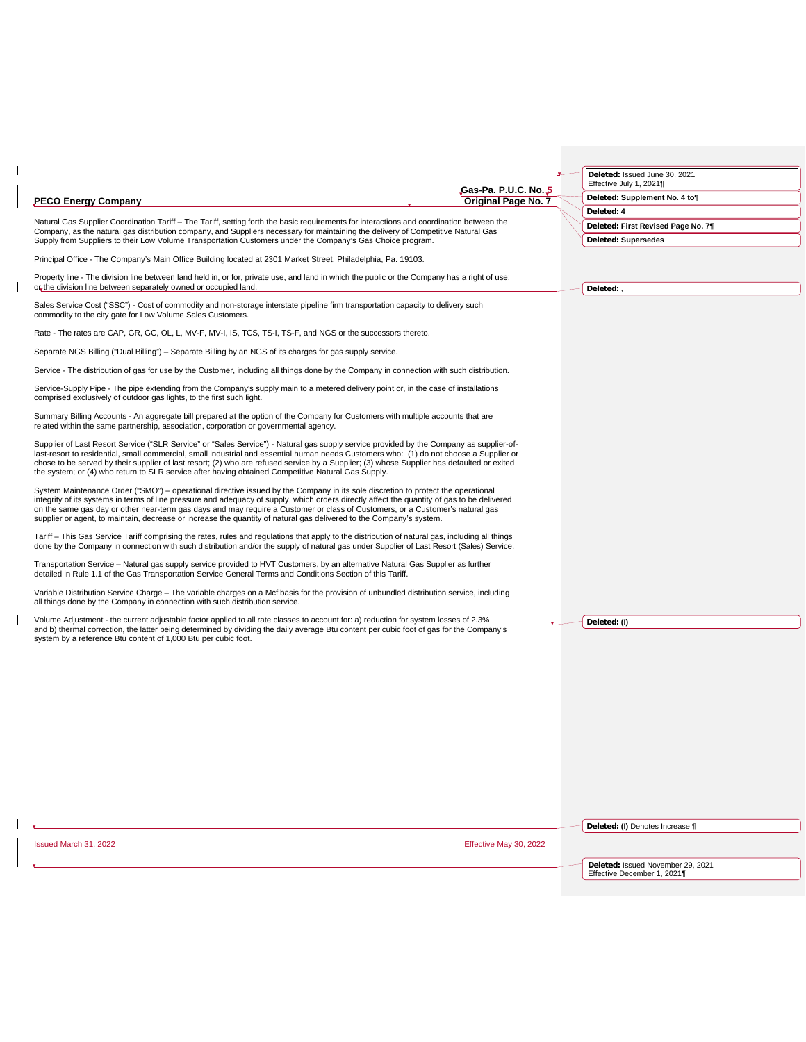PECO Energy Company

Gas-Pa. P.U.C. No. 5
Original Page No. 7

Natural Gas Supplier Coordination Tariff – The Tariff, setting forth the basic requirements for interactions and coordination between the Company, as the natural gas distribution company, and Suppliers necessary for maintaining the delivery of Competitive Natural Gas Supply from Suppliers to their Low Volume Transportation Customers under the Company's Gas Choice program.

Principal Office - The Company's Main Office Building located at 2301 Market Street, Philadelphia, Pa. 19103.

Property line - The division line between land held in, or for, private use, and land in which the public or the Company has a right of use; or the division line between separately owned or occupied land.

Sales Service Cost ("SSC") - Cost of commodity and non-storage interstate pipeline firm transportation capacity to delivery such commodity to the city gate for Low Volume Sales Customers.

Rate - The rates are CAP, GR, GC, OL, L, MV-F, MV-I, IS, TCS, TS-I, TS-F, and NGS or the successors thereto.

Separate NGS Billing ("Dual Billing") – Separate Billing by an NGS of its charges for gas supply service.

Service - The distribution of gas for use by the Customer, including all things done by the Company in connection with such distribution.

Service-Supply Pipe - The pipe extending from the Company's supply main to a metered delivery point or, in the case of installations comprised exclusively of outdoor gas lights, to the first such light.

Summary Billing Accounts - An aggregate bill prepared at the option of the Company for Customers with multiple accounts that are related within the same partnership, association, corporation or governmental agency.

Supplier of Last Resort Service ("SLR Service" or "Sales Service") - Natural gas supply service provided by the Company as supplier-of-last-resort to residential, small commercial, small industrial and essential human needs Customers who: (1) do not choose a Supplier or chose to be served by their supplier of last resort; (2) who are refused service by a Supplier; (3) whose Supplier has defaulted or exited the system; or (4) who return to SLR service after having obtained Competitive Natural Gas Supply.

System Maintenance Order ("SMO") – operational directive issued by the Company in its sole discretion to protect the operational integrity of its systems in terms of line pressure and adequacy of supply, which orders directly affect the quantity of gas to be delivered on the same gas day or other near-term gas days and may require a Customer or class of Customers, or a Customer's natural gas supplier or agent, to maintain, decrease or increase the quantity of natural gas delivered to the Company's system.

Tariff – This Gas Service Tariff comprising the rates, rules and regulations that apply to the distribution of natural gas, including all things done by the Company in connection with such distribution and/or the supply of natural gas under Supplier of Last Resort (Sales) Service.

Transportation Service – Natural gas supply service provided to HVT Customers, by an alternative Natural Gas Supplier as further detailed in Rule 1.1 of the Gas Transportation Service General Terms and Conditions Section of this Tariff.

Variable Distribution Service Charge – The variable charges on a Mcf basis for the provision of unbundled distribution service, including all things done by the Company in connection with such distribution service.

Volume Adjustment - the current adjustable factor applied to all rate classes to account for: a) reduction for system losses of 2.3% and b) thermal correction, the latter being determined by dividing the daily average Btu content per cubic foot of gas for the Company's system by a reference Btu content of 1,000 Btu per cubic foot.

Issued March 31, 2022 Effective May 30, 2022

Deleted: Issued June 30, 2021 Effective July 1, 2021
Deleted: Supplement No. 4 to
Deleted: 4
Deleted: First Revised Page No. 7
Deleted: Supersedes
Deleted: ,
Deleted: (I)
Deleted: (I) Denotes Increase
Deleted: Issued November 29, 2021 Effective December 1, 2021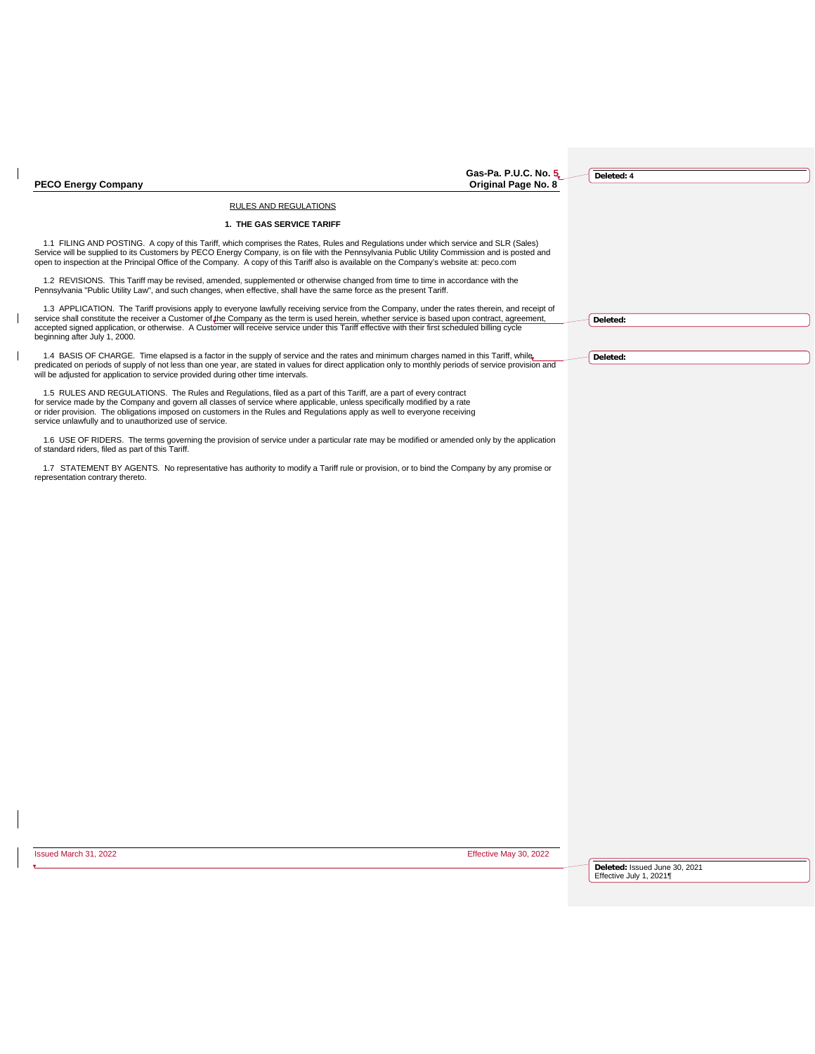PECO Energy Company

Gas-Pa. P.U.C. No. 5
Original Page No. 8

RULES AND REGULATIONS

## 1. THE GAS SERVICE TARIFF

1.1 FILING AND POSTING. A copy of this Tariff, which comprises the Rates, Rules and Regulations under which service and SLR (Sales) Service will be supplied to its Customers by PECO Energy Company, is on file with the Pennsylvania Public Utility Commission and is posted and open to inspection at the Principal Office of the Company. A copy of this Tariff also is available on the Company's website at: peco.com

1.2 REVISIONS. This Tariff may be revised, amended, supplemented or otherwise changed from time to time in accordance with the Pennsylvania "Public Utility Law", and such changes, when effective, shall have the same force as the present Tariff.

1.3 APPLICATION. The Tariff provisions apply to everyone lawfully receiving service from the Company, under the rates therein, and receipt of service shall constitute the receiver a Customer of the Company as the term is used herein, whether service is based upon contract, agreement, accepted signed application, or otherwise. A Customer will receive service under this Tariff effective with their first scheduled billing cycle beginning after July 1, 2000.

1.4 BASIS OF CHARGE. Time elapsed is a factor in the supply of service and the rates and minimum charges named in this Tariff, while predicated on periods of supply of not less than one year, are stated in values for direct application only to monthly periods of service provision and will be adjusted for application to service provided during other time intervals.

1.5 RULES AND REGULATIONS. The Rules and Regulations, filed as a part of this Tariff, are a part of every contract for service made by the Company and govern all classes of service where applicable, unless specifically modified by a rate or rider provision. The obligations imposed on customers in the Rules and Regulations apply as well to everyone receiving service unlawfully and to unauthorized use of service.

1.6 USE OF RIDERS. The terms governing the provision of service under a particular rate may be modified or amended only by the application of standard riders, filed as part of this Tariff.

1.7 STATEMENT BY AGENTS. No representative has authority to modify a Tariff rule or provision, or to bind the Company by any promise or representation contrary thereto.

Issued March 31, 2022 Effective May 30, 2022

Deleted: 4

Deleted:

Deleted:

Deleted: Issued June 30, 2021
Effective July 1, 2021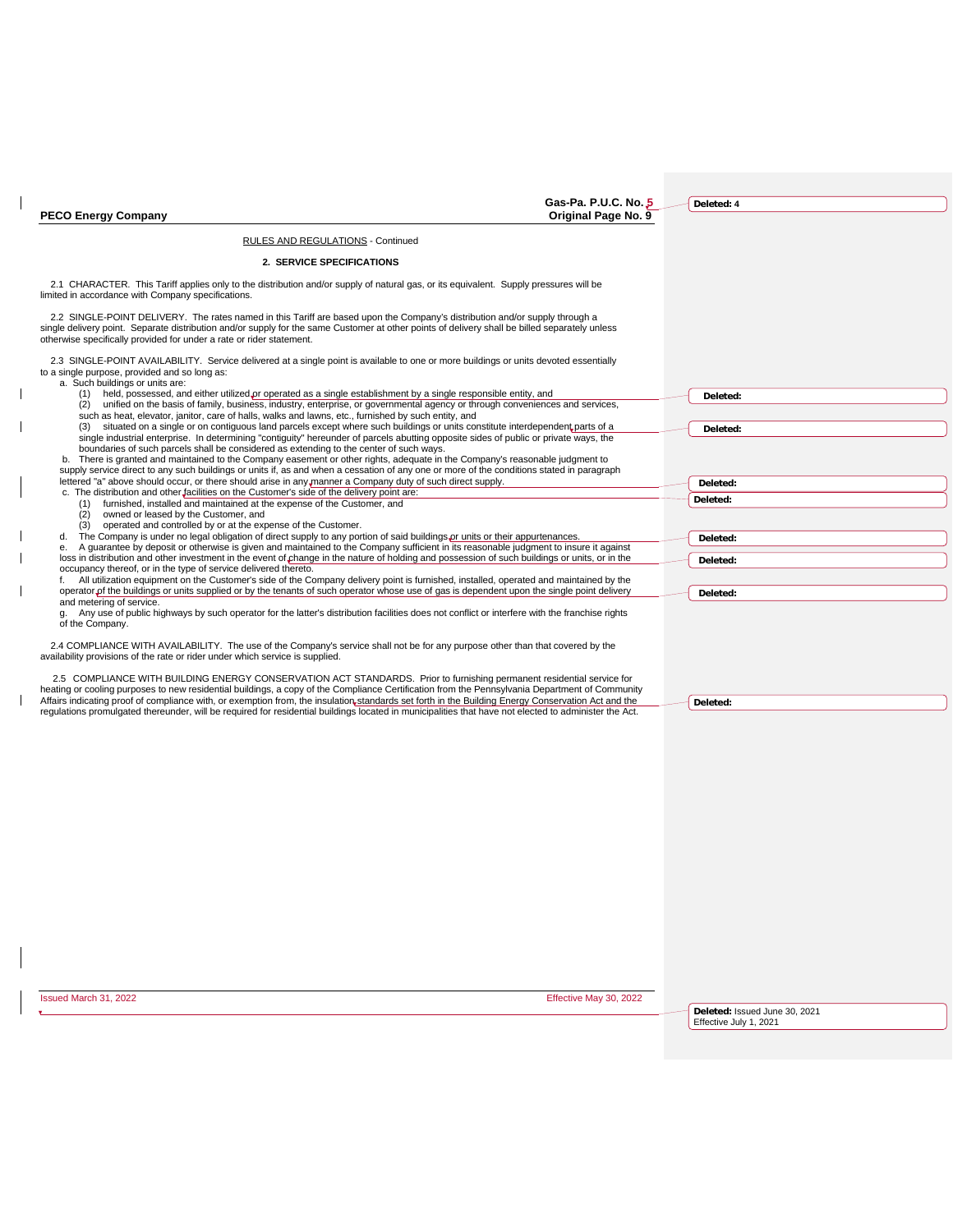RULES AND REGULATIONS - Continued

**2. SERVICE SPECIFICATIONS**

2.1 CHARACTER. This Tariff applies only to the distribution and/or supply of natural gas, or its equivalent. Supply pressures will be limited in accordance with Company specifications.

2.2 SINGLE-POINT DELIVERY. The rates named in this Tariff are based upon the Company's distribution and/or supply through a single delivery point. Separate distribution and/or supply for the same Customer at other points of delivery shall be billed separately unless otherwise specifically provided for under a rate or rider statement.

2.3 SINGLE-POINT AVAILABILITY. Service delivered at a single point is available to one or more buildings or units devoted essentially to a single purpose, provided and so long as:

a. Such buildings or units are:
   (1) held, possessed, and either utilized or operated as a single establishment by a single responsible entity, and
   (2) unified on the basis of family, business, industry, enterprise, or governmental agency or through conveniences and services, such as heat, elevator, janitor, care of halls, walks and lawns, etc., furnished by such entity, and
   (3) situated on a single or on contiguous land parcels except where such buildings or units constitute interdependent parts of a single industrial enterprise. In determining "contiguity" hereunder of parcels abutting opposite sides of public or private ways, the boundaries of such parcels shall be considered as extending to the center of such ways.

b. There is granted and maintained to the Company easement or other rights, adequate in the Company's reasonable judgment to supply service direct to any such buildings or units if, as and when a cessation of any one or more of the conditions stated in paragraph lettered "a" above should occur, or there should arise in any manner a Company duty of such direct supply.

c. The distribution and other facilities on the Customer's side of the delivery point are:
   (1) furnished, installed and maintained at the expense of the Customer, and
   (2) owned or leased by the Customer, and
   (3) operated and controlled by or at the expense of the Customer.

d. The Company is under no legal obligation of direct supply to any portion of said buildings or units or their appurtenances.

e. A guarantee by deposit or otherwise is given and maintained to the Company sufficient in its reasonable judgment to insure it against loss in distribution and other investment in the event of change in the nature of holding and possession of such buildings or units, or in the occupancy thereof, or in the type of service delivered thereto.

f. All utilization equipment on the Customer's side of the Company delivery point is furnished, installed, operated and maintained by the operator of the buildings or units supplied or by the tenants of such operator whose use of gas is dependent upon the single point delivery and metering of service.

g. Any use of public highways by such operator for the latter's distribution facilities does not conflict or interfere with the franchise rights of the Company.

2.4 COMPLIANCE WITH AVAILABILITY. The use of the Company's service shall not be for any purpose other than that covered by the availability provisions of the rate or rider under which service is supplied.

2.5 COMPLIANCE WITH BUILDING ENERGY CONSERVATION ACT STANDARDS. Prior to furnishing permanent residential service for heating or cooling purposes to new residential buildings, a copy of the Compliance Certification from the Pennsylvania Department of Community Affairs indicating proof of compliance with, or exemption from, the insulation standards set forth in the Building Energy Conservation Act and the regulations promulgated thereunder, will be required for residential buildings located in municipalities that have not elected to administer the Act.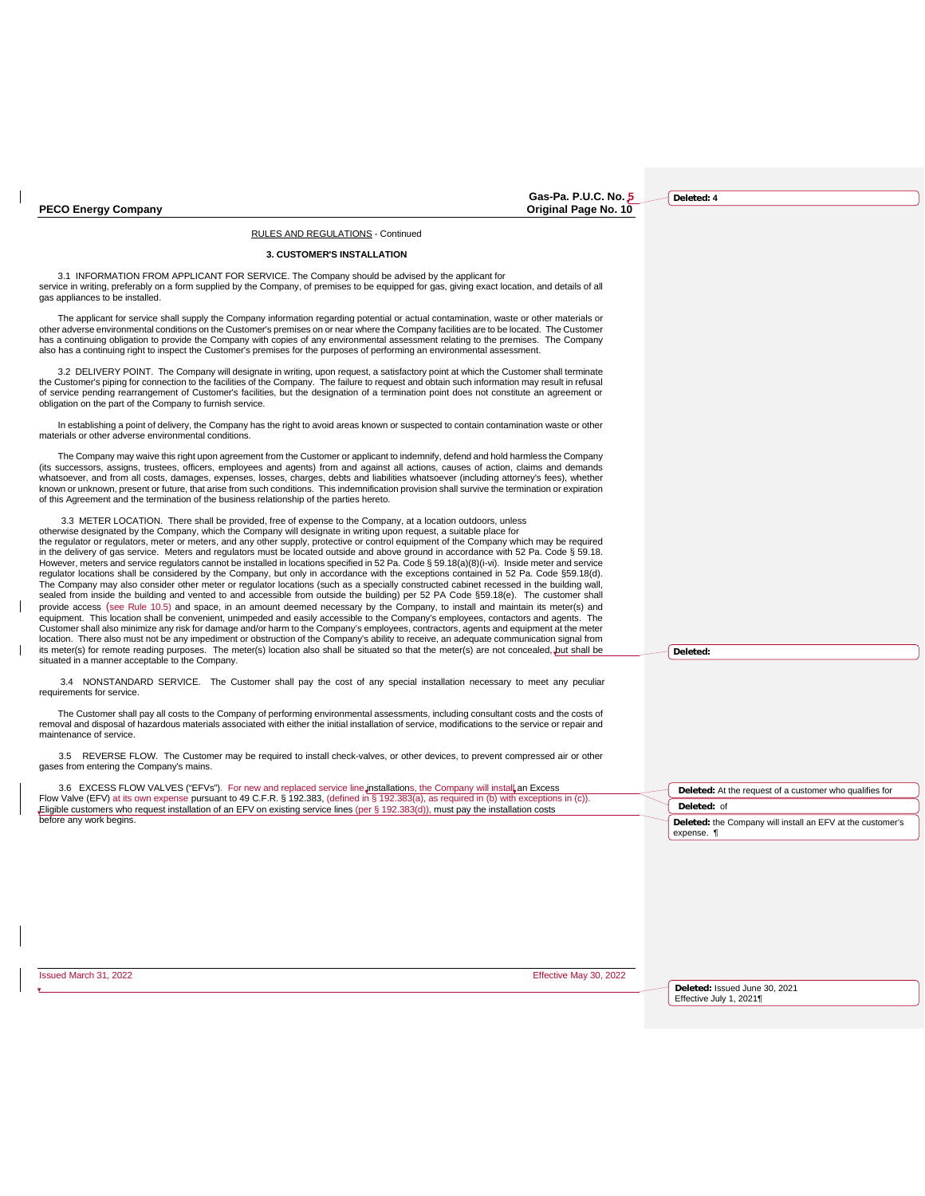**PECO Energy Company** Gas-Pa. P.U.C. No. 5
Original Page No. 10

RULES AND REGULATIONS - Continued

**3. CUSTOMER'S INSTALLATION**

3.1 INFORMATION FROM APPLICANT FOR SERVICE. The Company should be advised by the applicant for service in writing, preferably on a form supplied by the Company, of premises to be equipped for gas, giving exact location, and details of all gas appliances to be installed.

The applicant for service shall supply the Company information regarding potential or actual contamination, waste or other materials or other adverse environmental conditions on the Customer's premises on or near where the Company facilities are to be located. The Customer has a continuing obligation to provide the Company with copies of any environmental assessment relating to the premises. The Company also has a continuing right to inspect the Customer's premises for the purposes of performing an environmental assessment.

3.2 DELIVERY POINT. The Company will designate in writing, upon request, a satisfactory point at which the Customer shall terminate the Customer's piping for connection to the facilities of the Company. The failure to request and obtain such information may result in refusal of service pending rearrangement of Customer's facilities, but the designation of a termination point does not constitute an agreement or obligation on the part of the Company to furnish service.

In establishing a point of delivery, the Company has the right to avoid areas known or suspected to contain contamination waste or other materials or other adverse environmental conditions.

The Company may waive this right upon agreement from the Customer or applicant to indemnify, defend and hold harmless the Company (its successors, assigns, trustees, officers, employees and agents) from and against all actions, causes of action, claims and demands whatsoever, and from all costs, damages, expenses, losses, charges, debts and liabilities whatsoever (including attorney's fees), whether known or unknown, present or future, that arise from such conditions. This indemnification provision shall survive the termination or expiration of this Agreement and the termination of the business relationship of the parties hereto.

3.3 METER LOCATION. There shall be provided, free of expense to the Company, at a location outdoors, unless otherwise designated by the Company, which the Company will designate in writing upon request, a suitable place for the regulator or regulators, meter or meters, and any other supply, protective or control equipment of the Company which may be required in the delivery of gas service. Meters and regulators must be located outside and above ground in accordance with 52 Pa. Code § 59.18. However, meters and service regulators cannot be installed in locations specified in 52 Pa. Code § 59.18(a)(8)(i-vi). Inside meter and service regulator locations shall be considered by the Company, but only in accordance with the exceptions contained in 52 Pa. Code §59.18(d). The Company may also consider other meter or regulator locations (such as a specially constructed cabinet recessed in the building wall, sealed from inside the building and vented to and accessible from outside the building) per 52 PA Code §59.18(e). The customer shall provide access (see Rule 10.5) and space, in an amount deemed necessary by the Company, to install and maintain its meter(s) and equipment. This location shall be convenient, unimpeded and easily accessible to the Company's employees, contactors and agents. The Customer shall also minimize any risk for damage and/or harm to the Company's employees, contractors, agents and equipment at the meter location. There also must not be any impediment or obstruction of the Company's ability to receive, an adequate communication signal from its meter(s) for remote reading purposes. The meter(s) location also shall be situated so that the meter(s) are not concealed, but shall be situated in a manner acceptable to the Company.

3.4 NONSTANDARD SERVICE. The Customer shall pay the cost of any special installation necessary to meet any peculiar requirements for service.

The Customer shall pay all costs to the Company of performing environmental assessments, including consultant costs and the costs of removal and disposal of hazardous materials associated with either the initial installation of service, modifications to the service or repair and maintenance of service.

3.5 REVERSE FLOW. The Customer may be required to install check-valves, or other devices, to prevent compressed air or other gases from entering the Company's mains.

3.6 EXCESS FLOW VALVES ("EFVs"). For new and replaced service line installations, the Company will install an Excess Flow Valve (EFV) at its own expense pursuant to 49 C.F.R. § 192.383, (defined in § 192.383(a), as required in (b) with exceptions in (c)). Eligible customers who request installation of an EFV on existing service lines (per § 192.383(d)), must pay the installation costs before any work begins.

Issued March 31, 2022 Effective May 30, 2022

Deleted: 4

Deleted:

Deleted: At the request of a customer who qualifies for

Deleted: of

Deleted: the Company will install an EFV at the customer's expense.

Deleted: Issued June 30, 2021
Effective July 1, 2021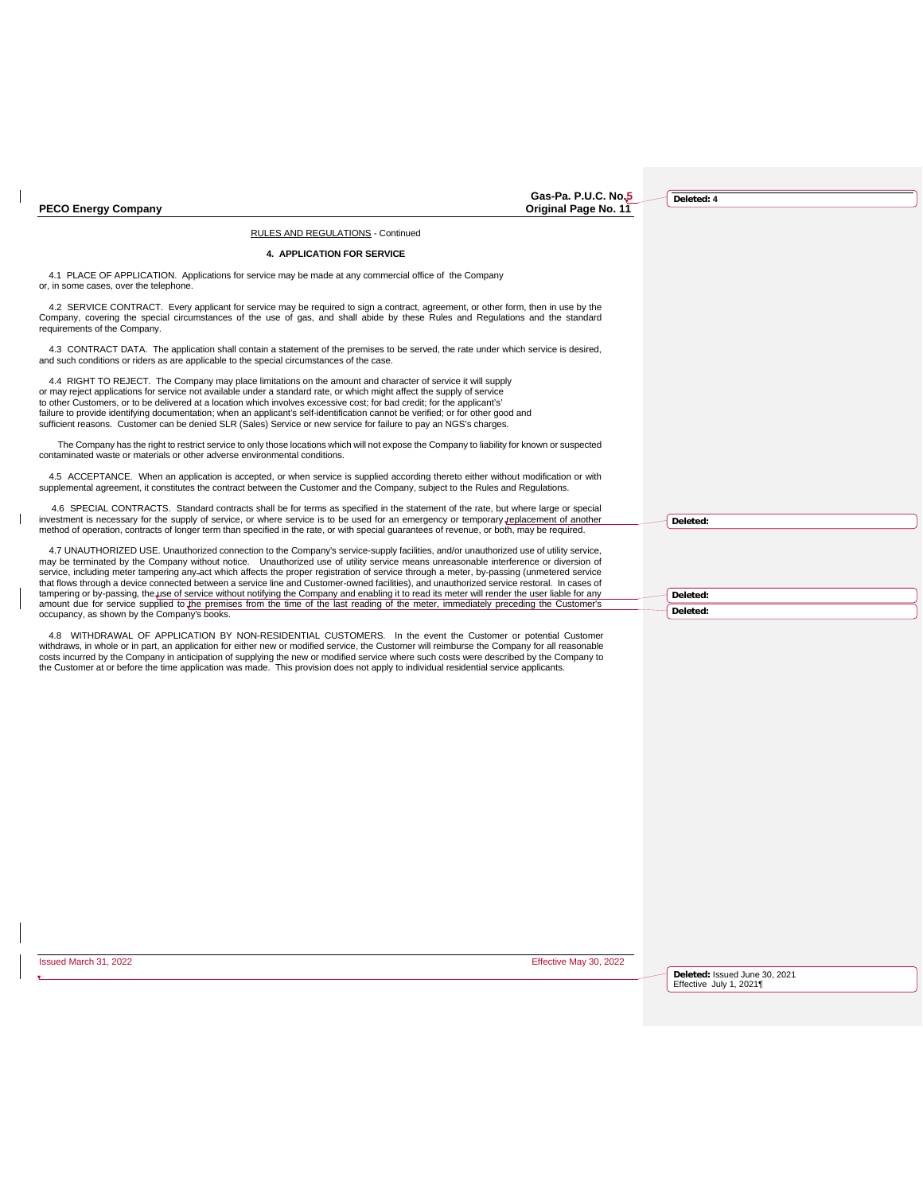**PECO Energy Company** | **Gas-Pa. P.U.C. No. 5** | **Original Page No. 11**

RULES AND REGULATIONS - Continued

### 4. APPLICATION FOR SERVICE

4.1 PLACE OF APPLICATION. Applications for service may be made at any commercial office of the Company or, in some cases, over the telephone.

4.2 SERVICE CONTRACT. Every applicant for service may be required to sign a contract, agreement, or other form, then in use by the Company, covering the special circumstances of the use of gas, and shall abide by these Rules and Regulations and the standard requirements of the Company.

4.3 CONTRACT DATA. The application shall contain a statement of the premises to be served, the rate under which service is desired, and such conditions or riders as are applicable to the special circumstances of the case.

4.4 RIGHT TO REJECT. The Company may place limitations on the amount and character of service it will supply or may reject applications for service not available under a standard rate, or which might affect the supply of service to other Customers, or to be delivered at a location which involves excessive cost; for bad credit; for the applicant's' failure to provide identifying documentation; when an applicant's self-identification cannot be verified; or for other good and sufficient reasons. Customer can be denied SLR (Sales) Service or new service for failure to pay an NGS's charges.

The Company has the right to restrict service to only those locations which will not expose the Company to liability for known or suspected contaminated waste or materials or other adverse environmental conditions.

4.5 ACCEPTANCE. When an application is accepted, or when service is supplied according thereto either without modification or with supplemental agreement, it constitutes the contract between the Customer and the Company, subject to the Rules and Regulations.

4.6 SPECIAL CONTRACTS. Standard contracts shall be for terms as specified in the statement of the rate, but where large or special investment is necessary for the supply of service, or where service is to be used for an emergency or temporary replacement of another method of operation, contracts of longer term than specified in the rate, or with special guarantees of revenue, or both, may be required.

4.7 UNAUTHORIZED USE. Unauthorized connection to the Company's service-supply facilities, and/or unauthorized use of utility service, may be terminated by the Company without notice. Unauthorized use of utility service means unreasonable interference or diversion of service, including meter tampering any act which affects the proper registration of service through a meter, by-passing (unmetered service that flows through a device connected between a service line and Customer-owned facilities), and unauthorized service restoral. In cases of tampering or by-passing, the use of service without notifying the Company and enabling it to read its meter will render the user liable for any amount due for service supplied to the premises from the time of the last reading of the meter, immediately preceding the Customer's occupancy, as shown by the Company's books.

4.8 WITHDRAWAL OF APPLICATION BY NON-RESIDENTIAL CUSTOMERS. In the event the Customer or potential Customer withdraws, in whole or in part, an application for either new or modified service, the Customer will reimburse the Company for all reasonable costs incurred by the Company in anticipation of supplying the new or modified service where such costs were described by the Company to the Customer at or before the time application was made. This provision does not apply to individual residential service applicants.

Issued March 31, 2022 | Effective May 30, 2022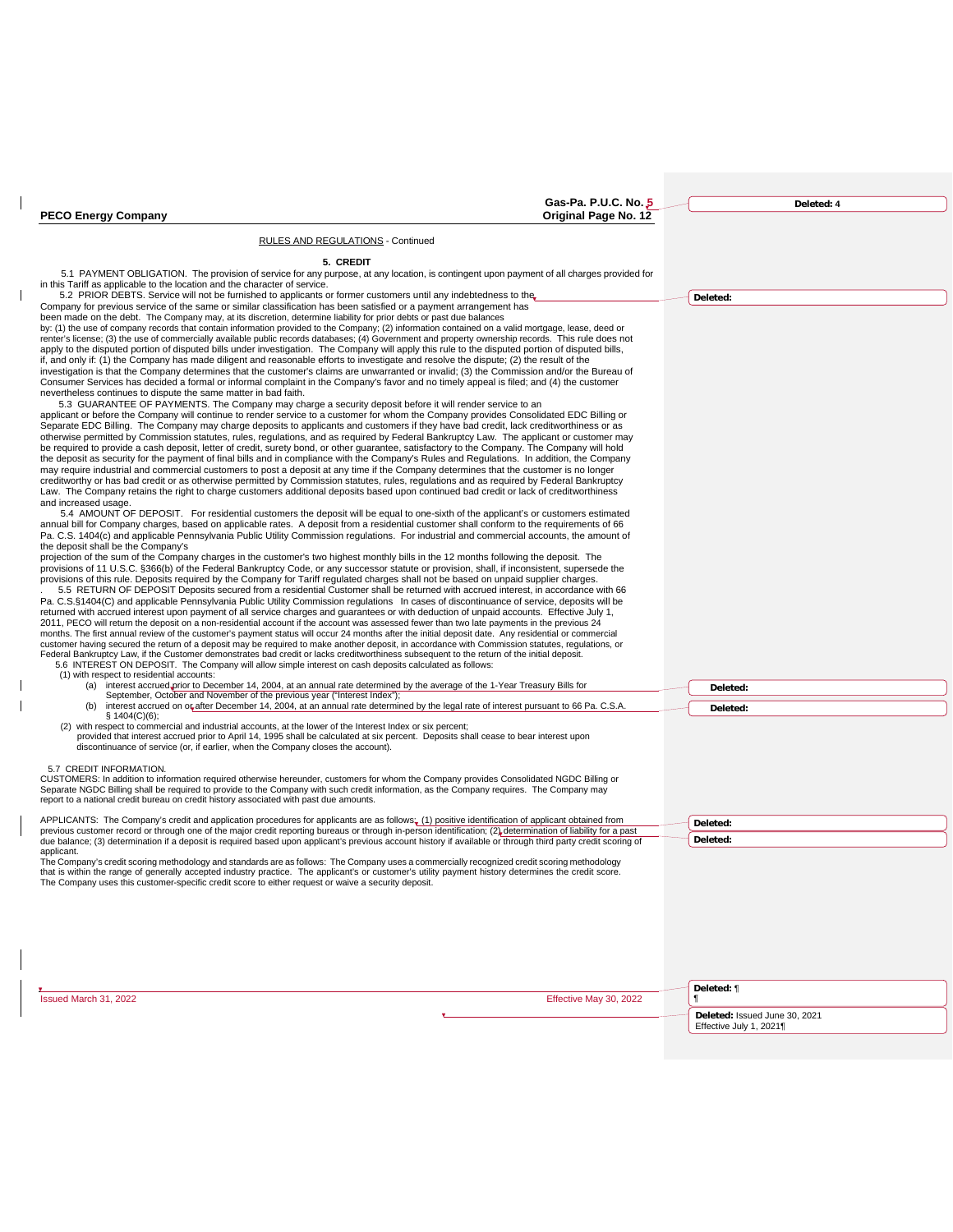**PECO Energy Company**

**Gas-Pa. P.U.C. No. 5**
**Original Page No. 12**

RULES AND REGULATIONS - Continued

**5. CREDIT**

5.1 PAYMENT OBLIGATION. The provision of service for any purpose, at any location, is contingent upon payment of all charges provided for in this Tariff as applicable to the location and the character of service.

5.2 PRIOR DEBTS. Service will not be furnished to applicants or former customers until any indebtedness to the Company for previous service of the same or similar classification has been satisfied or a payment arrangement has been made on the debt. The Company may, at its discretion, determine liability for prior debts or past due balances by: (1) the use of company records that contain information provided to the Company; (2) information contained on a valid mortgage, lease, deed or renter's license; (3) the use of commercially available public records databases; (4) Government and property ownership records. This rule does not apply to the disputed portion of disputed bills under investigation. The Company will apply this rule to the disputed portion of disputed bills, if, and only if: (1) the Company has made diligent and reasonable efforts to investigate and resolve the dispute; (2) the result of the investigation is that the Company determines that the customer's claims are unwarranted or invalid; (3) the Commission and/or the Bureau of Consumer Services has decided a formal or informal complaint in the Company's favor and no timely appeal is filed; and (4) the customer nevertheless continues to dispute the same matter in bad faith.

5.3 GUARANTEE OF PAYMENTS. The Company may charge a security deposit before it will render service to an applicant or before the Company will continue to render service to a customer for whom the Company provides Consolidated EDC Billing or Separate EDC Billing. The Company may charge deposits to applicants and customers if they have bad credit, lack creditworthiness or as otherwise permitted by Commission statutes, rules, regulations, and as required by Federal Bankruptcy Law. The applicant or customer may be required to provide a cash deposit, letter of credit, surety bond, or other guarantee, satisfactory to the Company. The Company will hold the deposit as security for the payment of final bills and in compliance with the Company's Rules and Regulations. In addition, the Company may require industrial and commercial customers to post a deposit at any time if the Company determines that the customer is no longer creditworthy or has bad credit or as otherwise permitted by Commission statutes, rules, regulations and as required by Federal Bankruptcy Law. The Company retains the right to charge customers additional deposits based upon continued bad credit or lack of creditworthiness and increased usage.

5.4 AMOUNT OF DEPOSIT. For residential customers the deposit will be equal to one-sixth of the applicant's or customers estimated annual bill for Company charges, based on applicable rates. A deposit from a residential customer shall conform to the requirements of 66 Pa. C.S. 1404(c) and applicable Pennsylvania Public Utility Commission regulations. For industrial and commercial accounts, the amount of the deposit shall be the Company's projection of the sum of the Company charges in the customer's two highest monthly bills in the 12 months following the deposit. The provisions of 11 U.S.C. §366(b) of the Federal Bankruptcy Code, or any successor statute or provision, shall, if inconsistent, supersede the provisions of this rule. Deposits required by the Company for Tariff regulated charges shall not be based on unpaid supplier charges.

5.5 RETURN OF DEPOSIT Deposits secured from a residential Customer shall be returned with accrued interest, in accordance with 66 Pa. C.S.§1404(C) and applicable Pennsylvania Public Utility Commission regulations In cases of discontinuance of service, deposits will be returned with accrued interest upon payment of all service charges and guarantees or with deduction of unpaid accounts. Effective July 1, 2011, PECO will return the deposit on a non-residential account if the account was assessed fewer than two late payments in the previous 24 months. The first annual review of the customer's payment status will occur 24 months after the initial deposit date. Any residential or commercial customer having secured the return of a deposit may be required to make another deposit, in accordance with Commission statutes, regulations, or Federal Bankruptcy Law, if the Customer demonstrates bad credit or lacks creditworthiness subsequent to the return of the initial deposit.

5.6 INTEREST ON DEPOSIT. The Company will allow simple interest on cash deposits calculated as follows:

(1) with respect to residential accounts:
  - (a) interest accrued prior to December 14, 2004, at an annual rate determined by the average of the 1-Year Treasury Bills for September, October and November of the previous year ("Interest Index");
  - (b) interest accrued on or after December 14, 2004, at an annual rate determined by the legal rate of interest pursuant to 66 Pa. C.S.A. § 1404(C)(6);

(2) with respect to commercial and industrial accounts, at the lower of the Interest Index or six percent; provided that interest accrued prior to April 14, 1995 shall be calculated at six percent. Deposits shall cease to bear interest upon discontinuance of service (or, if earlier, when the Company closes the account).

5.7 CREDIT INFORMATION.
CUSTOMERS: In addition to information required otherwise hereunder, customers for whom the Company provides Consolidated NGDC Billing or Separate NGDC Billing shall be required to provide to the Company with such credit information, as the Company requires. The Company may report to a national credit bureau on credit history associated with past due amounts.

APPLICANTS: The Company's credit and application procedures for applicants are as follows: (1) positive identification of applicant obtained from previous customer record or through one of the major credit reporting bureaus or through in-person identification; (2) determination of liability for a past due balance; (3) determination if a deposit is required based upon applicant's previous account history if available or through third party credit scoring of applicant.
The Company's credit scoring methodology and standards are as follows: The Company uses a commercially recognized credit scoring methodology that is within the range of generally accepted industry practice. The applicant's or customer's utility payment history determines the credit score. The Company uses this customer-specific credit score to either request or waive a security deposit.

Issued March 31, 2022 Effective May 30, 2022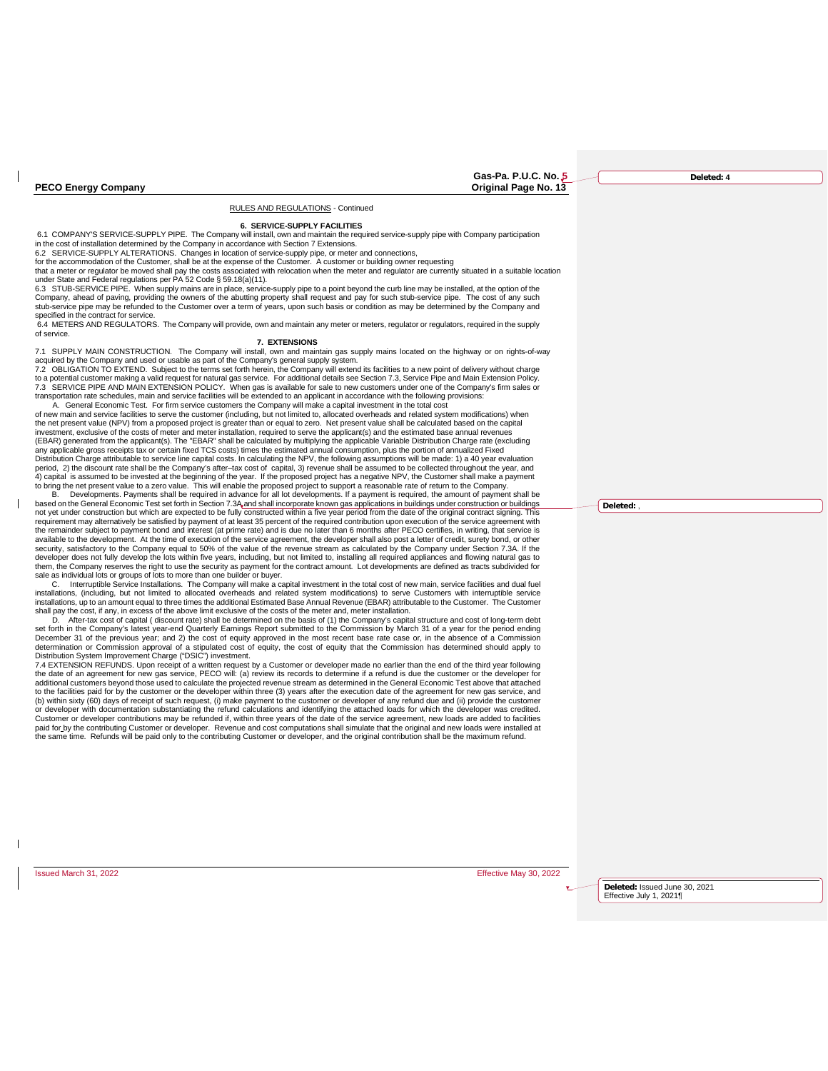**PECO Energy Company**

**Gas-Pa. P.U.C. No. 5**
**Original Page No. 13**

RULES AND REGULATIONS - Continued

### 6. SERVICE-SUPPLY FACILITIES

6.1 COMPANY'S SERVICE-SUPPLY PIPE. The Company will install, own and maintain the required service-supply pipe with Company participation in the cost of installation determined by the Company in accordance with Section 7 Extensions.

6.2 SERVICE-SUPPLY ALTERATIONS. Changes in location of service-supply pipe, or meter and connections, for the accommodation of the Customer, shall be at the expense of the Customer. A customer or building owner requesting that a meter or regulator be moved shall pay the costs associated with relocation when the meter and regulator are currently situated in a suitable location under State and Federal regulations per PA 52 Code § 59.18(a)(11).

6.3 STUB-SERVICE PIPE. When supply mains are in place, service-supply pipe to a point beyond the curb line may be installed, at the option of the Company, ahead of paving, providing the owners of the abutting property shall request and pay for such stub-service pipe. The cost of any such stub-service pipe may be refunded to the Customer over a term of years, upon such basis or condition as may be determined by the Company and specified in the contract for service.

6.4 METERS AND REGULATORS. The Company will provide, own and maintain any meter or meters, regulator or regulators, required in the supply of service.

### 7. EXTENSIONS

7.1 SUPPLY MAIN CONSTRUCTION. The Company will install, own and maintain gas supply mains located on the highway or on rights-of-way acquired by the Company and used or usable as part of the Company's general supply system.

7.2 OBLIGATION TO EXTEND. Subject to the terms set forth herein, the Company will extend its facilities to a new point of delivery without charge to a potential customer making a valid request for natural gas service. For additional details see Section 7.3, Service Pipe and Main Extension Policy.

7.3 SERVICE PIPE AND MAIN EXTENSION POLICY. When gas is available for sale to new customers under one of the Company's firm sales or transportation rate schedules, main and service facilities will be extended to an applicant in accordance with the following provisions:

A. General Economic Test. For firm service customers the Company will make a capital investment in the total cost of new main and service facilities to serve the customer (including, but not limited to, allocated overheads and related system modifications) when the net present value (NPV) from a proposed project is greater than or equal to zero. Net present value shall be calculated based on the capital investment, exclusive of the costs of meter and meter installation, required to serve the applicant(s) and the estimated base annual revenues (EBAR) generated from the applicant(s). The "EBAR" shall be calculated by multiplying the applicable Variable Distribution Charge rate (excluding any applicable gross receipts tax or certain fixed TCS costs) times the estimated annual consumption, plus the portion of annualized Fixed Distribution Charge attributable to service line capital costs. In calculating the NPV, the following assumptions will be made: 1) a 40 year evaluation period, 2) the discount rate shall be the Company's after–tax cost of capital, 3) revenue shall be assumed to be collected throughout the year, and 4) capital is assumed to be invested at the beginning of the year. If the proposed project has a negative NPV, the Customer shall make a payment to bring the net present value to a zero value. This will enable the proposed project to support a reasonable rate of return to the Company.

B. Developments. Payments shall be required in advance for all lot developments. If a payment is required, the amount of payment shall be based on the General Economic Test set forth in Section 7.3A and shall incorporate known gas applications in buildings under construction or buildings not yet under construction but which are expected to be fully constructed within a five year period from the date of the original contract signing. This requirement may alternatively be satisfied by payment of at least 35 percent of the required contribution upon execution of the service agreement with the remainder subject to payment bond and interest (at prime rate) and is due no later than 6 months after PECO certifies, in writing, that service is available to the development. At the time of execution of the service agreement, the developer shall also post a letter of credit, surety bond, or other security, satisfactory to the Company equal to 50% of the value of the revenue stream as calculated by the Company under Section 7.3A. If the developer does not fully develop the lots within five years, including, but not limited to, installing all required appliances and flowing natural gas to them, the Company reserves the right to use the security as payment for the contract amount. Lot developments are defined as tracts subdivided for sale as individual lots or groups of lots to more than one builder or buyer.

C. Interruptible Service Installations. The Company will make a capital investment in the total cost of new main, service facilities and dual fuel installations, (including, but not limited to allocated overheads and related system modifications) to serve Customers with interruptible service installations, up to an amount equal to three times the additional Estimated Base Annual Revenue (EBAR) attributable to the Customer. The Customer shall pay the cost, if any, in excess of the above limit exclusive of the costs of the meter and, meter installation.

D. After-tax cost of capital ( discount rate) shall be determined on the basis of (1) the Company's capital structure and cost of long-term debt set forth in the Company's latest year-end Quarterly Earnings Report submitted to the Commission by March 31 of a year for the period ending December 31 of the previous year; and 2) the cost of equity approved in the most recent base rate case or, in the absence of a Commission determination or Commission approval of a stipulated cost of equity, the cost of equity that the Commission has determined should apply to Distribution System Improvement Charge ("DSIC") investment.

7.4 EXTENSION REFUNDS. Upon receipt of a written request by a Customer or developer made no earlier than the end of the third year following the date of an agreement for new gas service, PECO will: (a) review its records to determine if a refund is due the customer or the developer for additional customers beyond those used to calculate the projected revenue stream as determined in the General Economic Test above that attached to the facilities paid for by the customer or the developer within three (3) years after the execution date of the agreement for new gas service, and (b) within sixty (60) days of receipt of such request, (i) make payment to the customer or developer of any refund due and (ii) provide the customer or developer with documentation substantiating the refund calculations and identifying the attached loads for which the developer was credited. Customer or developer contributions may be refunded if, within three years of the date of the service agreement, new loads are added to facilities paid for by the contributing Customer or developer. Revenue and cost computations shall simulate that the original and new loads were installed at the same time. Refunds will be paid only to the contributing Customer or developer, and the original contribution shall be the maximum refund.

Issued March 31, 2022 Effective May 30, 2022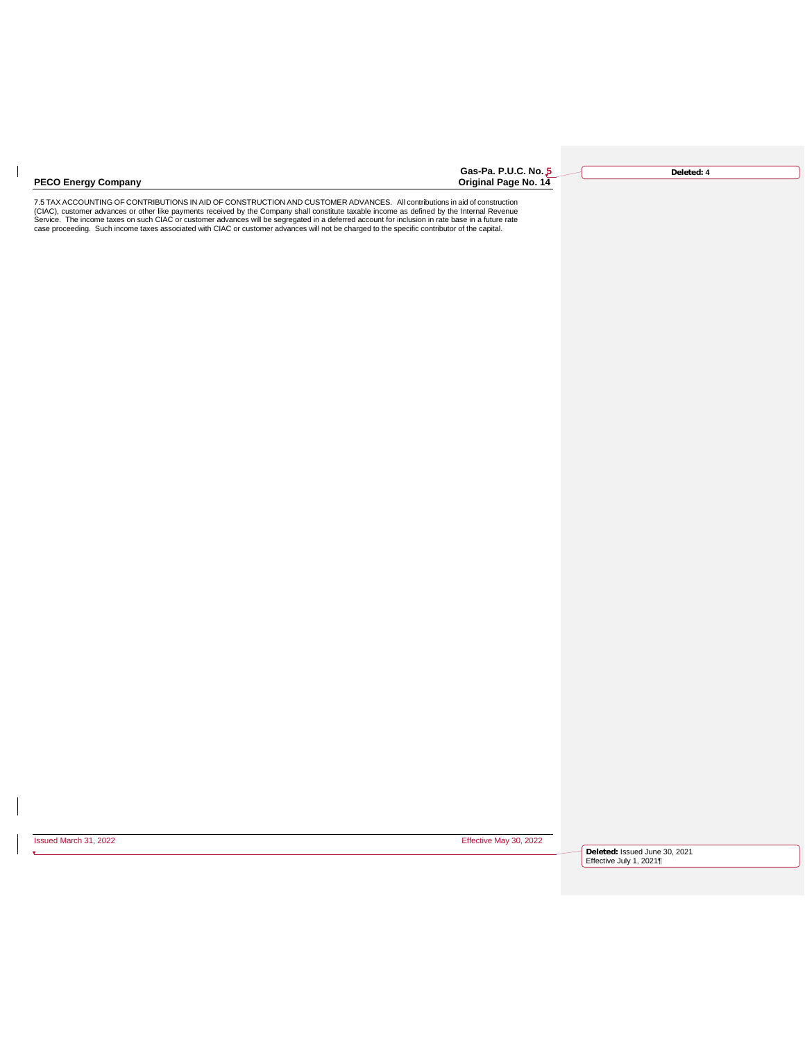7.5 TAX ACCOUNTING OF CONTRIBUTIONS IN AID OF CONSTRUCTION AND CUSTOMER ADVANCES. All contributions in aid of construction (CIAC), customer advances or other like payments received by the Company shall constitute taxable income as defined by the Internal Revenue Service. The income taxes on such CIAC or customer advances will be segregated in a deferred account for inclusion in rate base in a future rate case proceeding. Such income taxes associated with CIAC or customer advances will not be charged to the specific contributor of the capital.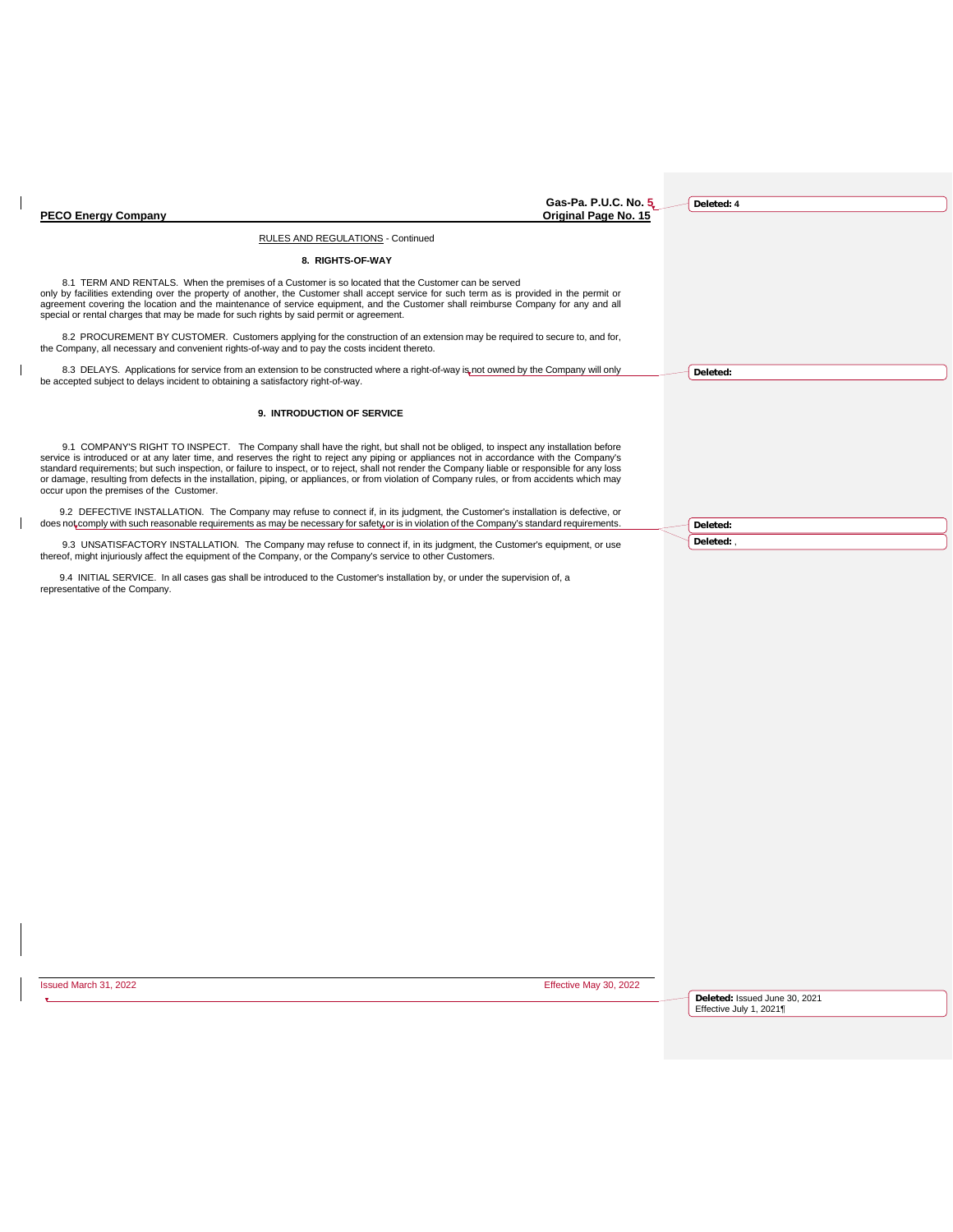RULES AND REGULATIONS - Continued

## 8. RIGHTS-OF-WAY

8.1 TERM AND RENTALS. When the premises of a Customer is so located that the Customer can be served only by facilities extending over the property of another, the Customer shall accept service for such term as is provided in the permit or agreement covering the location and the maintenance of service equipment, and the Customer shall reimburse Company for any and all special or rental charges that may be made for such rights by said permit or agreement.

8.2 PROCUREMENT BY CUSTOMER. Customers applying for the construction of an extension may be required to secure to, and for, the Company, all necessary and convenient rights-of-way and to pay the costs incident thereto.

8.3 DELAYS. Applications for service from an extension to be constructed where a right-of-way is not owned by the Company will only be accepted subject to delays incident to obtaining a satisfactory right-of-way.

## 9. INTRODUCTION OF SERVICE

9.1 COMPANY'S RIGHT TO INSPECT. The Company shall have the right, but shall not be obliged, to inspect any installation before service is introduced or at any later time, and reserves the right to reject any piping or appliances not in accordance with the Company's standard requirements; but such inspection, or failure to inspect, or to reject, shall not render the Company liable or responsible for any loss or damage, resulting from defects in the installation, piping, or appliances, or from violation of Company rules, or from accidents which may occur upon the premises of the Customer.

9.2 DEFECTIVE INSTALLATION. The Company may refuse to connect if, in its judgment, the Customer's installation is defective, or does not comply with such reasonable requirements as may be necessary for safety or is in violation of the Company's standard requirements.

9.3 UNSATISFACTORY INSTALLATION. The Company may refuse to connect if, in its judgment, the Customer's equipment, or use thereof, might injuriously affect the equipment of the Company, or the Company's service to other Customers.

9.4 INITIAL SERVICE. In all cases gas shall be introduced to the Customer's installation by, or under the supervision of, a representative of the Company.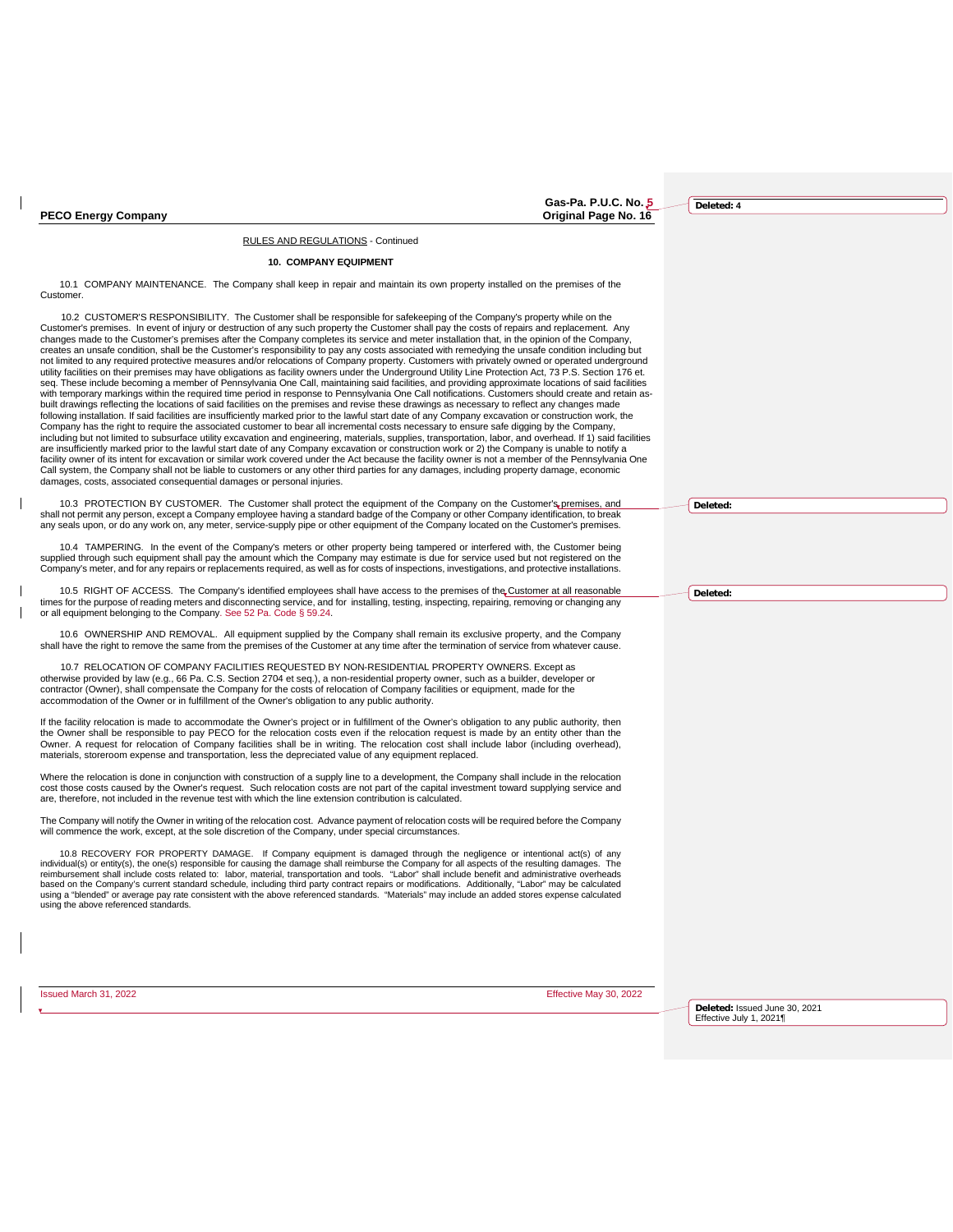RULES AND REGULATIONS - Continued

## 10. COMPANY EQUIPMENT

10.1 COMPANY MAINTENANCE. The Company shall keep in repair and maintain its own property installed on the premises of the Customer.

10.2 CUSTOMER'S RESPONSIBILITY. The Customer shall be responsible for safekeeping of the Company's property while on the Customer's premises. In event of injury or destruction of any such property the Customer shall pay the costs of repairs and replacement. Any changes made to the Customer's premises after the Company completes its service and meter installation that, in the opinion of the Company, creates an unsafe condition, shall be the Customer's responsibility to pay any costs associated with remedying the unsafe condition including but not limited to any required protective measures and/or relocations of Company property. Customers with privately owned or operated underground utility facilities on their premises may have obligations as facility owners under the Underground Utility Line Protection Act, 73 P.S. Section 176 et. seq. These include becoming a member of Pennsylvania One Call, maintaining said facilities, and providing approximate locations of said facilities with temporary markings within the required time period in response to Pennsylvania One Call notifications. Customers should create and retain as-built drawings reflecting the locations of said facilities on the premises and revise these drawings as necessary to reflect any changes made following installation. If said facilities are insufficiently marked prior to the lawful start date of any Company excavation or construction work, the Company has the right to require the associated customer to bear all incremental costs necessary to ensure safe digging by the Company, including but not limited to subsurface utility excavation and engineering, materials, supplies, transportation, labor, and overhead. If 1) said facilities are insufficiently marked prior to the lawful start date of any Company excavation or construction work or 2) the Company is unable to notify a facility owner of its intent for excavation or similar work covered under the Act because the facility owner is not a member of the Pennsylvania One Call system, the Company shall not be liable to customers or any other third parties for any damages, including property damage, economic damages, costs, associated consequential damages or personal injuries.

10.3 PROTECTION BY CUSTOMER. The Customer shall protect the equipment of the Company on the Customer's premises, and shall not permit any person, except a Company employee having a standard badge of the Company or other Company identification, to break any seals upon, or do any work on, any meter, service-supply pipe or other equipment of the Company located on the Customer's premises.

10.4 TAMPERING. In the event of the Company's meters or other property being tampered or interfered with, the Customer being supplied through such equipment shall pay the amount which the Company may estimate is due for service used but not registered on the Company's meter, and for any repairs or replacements required, as well as for costs of inspections, investigations, and protective installations.

10.5 RIGHT OF ACCESS. The Company's identified employees shall have access to the premises of the Customer at all reasonable times for the purpose of reading meters and disconnecting service, and for installing, testing, inspecting, repairing, removing or changing any or all equipment belonging to the Company. See 52 Pa. Code § 59.24.

10.6 OWNERSHIP AND REMOVAL. All equipment supplied by the Company shall remain its exclusive property, and the Company shall have the right to remove the same from the premises of the Customer at any time after the termination of service from whatever cause.

10.7 RELOCATION OF COMPANY FACILITIES REQUESTED BY NON-RESIDENTIAL PROPERTY OWNERS. Except as otherwise provided by law (e.g., 66 Pa. C.S. Section 2704 et seq.), a non-residential property owner, such as a builder, developer or contractor (Owner), shall compensate the Company for the costs of relocation of Company facilities or equipment, made for the accommodation of the Owner or in fulfillment of the Owner's obligation to any public authority.

If the facility relocation is made to accommodate the Owner's project or in fulfillment of the Owner's obligation to any public authority, then the Owner shall be responsible to pay PECO for the relocation costs even if the relocation request is made by an entity other than the Owner. A request for relocation of Company facilities shall be in writing. The relocation cost shall include labor (including overhead), materials, storeroom expense and transportation, less the depreciated value of any equipment replaced.

Where the relocation is done in conjunction with construction of a supply line to a development, the Company shall include in the relocation cost those costs caused by the Owner's request. Such relocation costs are not part of the capital investment toward supplying service and are, therefore, not included in the revenue test with which the line extension contribution is calculated.

The Company will notify the Owner in writing of the relocation cost. Advance payment of relocation costs will be required before the Company will commence the work, except, at the sole discretion of the Company, under special circumstances.

10.8 RECOVERY FOR PROPERTY DAMAGE. If Company equipment is damaged through the negligence or intentional act(s) of any individual(s) or entity(s), the one(s) responsible for causing the damage shall reimburse the Company for all aspects of the resulting damages. The reimbursement shall include costs related to: labor, material, transportation and tools. "Labor" shall include benefit and administrative overheads based on the Company's current standard schedule, including third party contract repairs or modifications. Additionally, "Labor" may be calculated using a "blended" or average pay rate consistent with the above referenced standards. "Materials" may include an added stores expense calculated using the above referenced standards.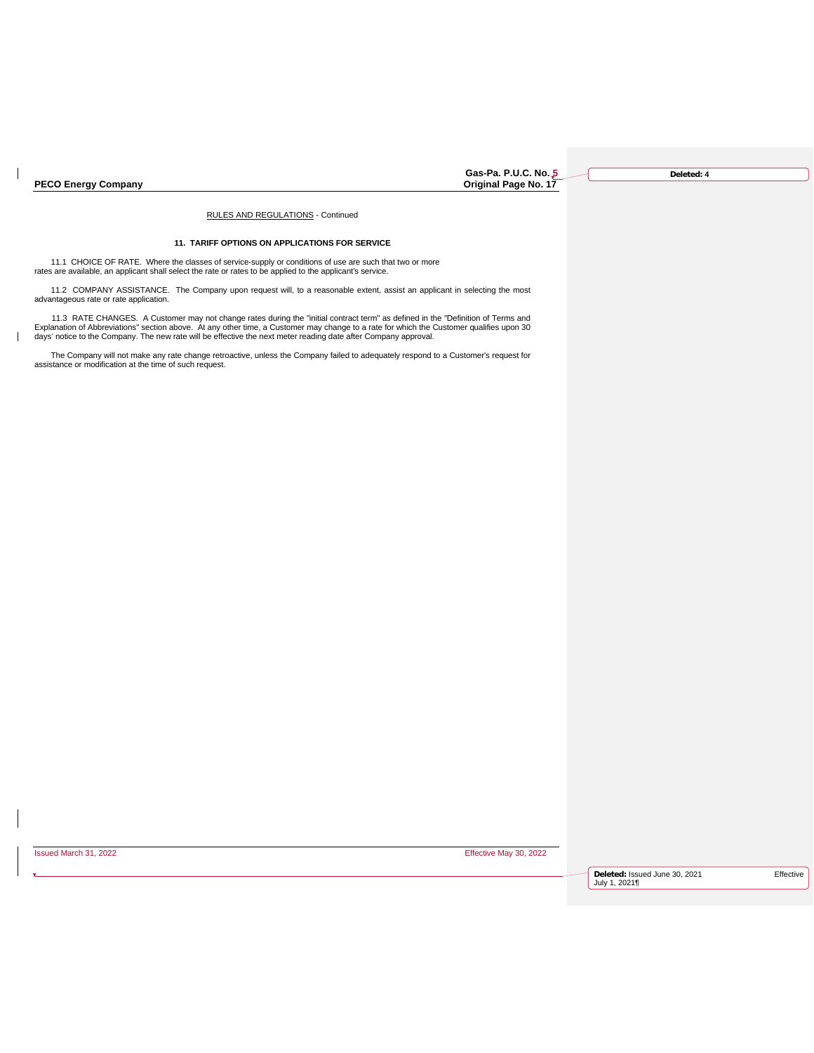RULES AND REGULATIONS - Continued

**11. TARIFF OPTIONS ON APPLICATIONS FOR SERVICE**

11.1 CHOICE OF RATE. Where the classes of service-supply or conditions of use are such that two or more rates are available, an applicant shall select the rate or rates to be applied to the applicant's service.

11.2 COMPANY ASSISTANCE. The Company upon request will, to a reasonable extent, assist an applicant in selecting the most advantageous rate or rate application.

11.3 RATE CHANGES. A Customer may not change rates during the "initial contract term" as defined in the "Definition of Terms and Explanation of Abbreviations" section above. At any other time, a Customer may change to a rate for which the Customer qualifies upon 30 days' notice to the Company. The new rate will be effective the next meter reading date after Company approval.

The Company will not make any rate change retroactive, unless the Company failed to adequately respond to a Customer's request for assistance or modification at the time of such request.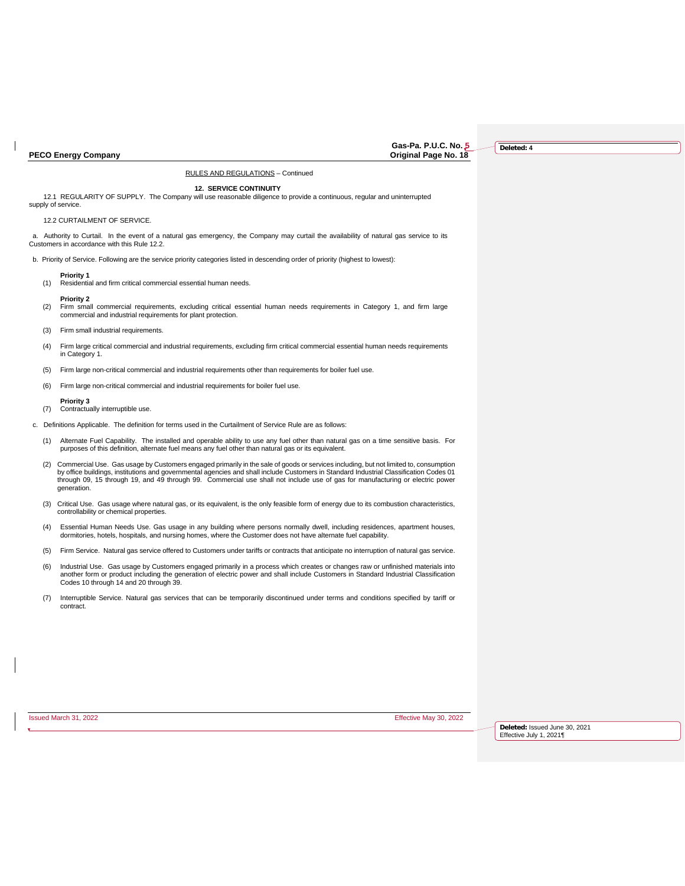RULES AND REGULATIONS – Continued

## 12. SERVICE CONTINUITY

12.1 REGULARITY OF SUPPLY. The Company will use reasonable diligence to provide a continuous, regular and uninterrupted supply of service.

12.2 CURTAILMENT OF SERVICE.

a. Authority to Curtail. In the event of a natural gas emergency, the Company may curtail the availability of natural gas service to its Customers in accordance with this Rule 12.2.

b. Priority of Service. Following are the service priority categories listed in descending order of priority (highest to lowest):

**Priority 1**

(1) Residential and firm critical commercial essential human needs.

**Priority 2**

(2) Firm small commercial requirements, excluding critical essential human needs requirements in Category 1, and firm large commercial and industrial requirements for plant protection.

(3) Firm small industrial requirements.

(4) Firm large critical commercial and industrial requirements, excluding firm critical commercial essential human needs requirements in Category 1.

(5) Firm large non-critical commercial and industrial requirements other than requirements for boiler fuel use.

(6) Firm large non-critical commercial and industrial requirements for boiler fuel use.

**Priority 3**

(7) Contractually interruptible use.

c. Definitions Applicable. The definition for terms used in the Curtailment of Service Rule are as follows:

(1) Alternate Fuel Capability. The installed and operable ability to use any fuel other than natural gas on a time sensitive basis. For purposes of this definition, alternate fuel means any fuel other than natural gas or its equivalent.

(2) Commercial Use. Gas usage by Customers engaged primarily in the sale of goods or services including, but not limited to, consumption by office buildings, institutions and governmental agencies and shall include Customers in Standard Industrial Classification Codes 01 through 09, 15 through 19, and 49 through 99. Commercial use shall not include use of gas for manufacturing or electric power generation.

(3) Critical Use. Gas usage where natural gas, or its equivalent, is the only feasible form of energy due to its combustion characteristics, controllability or chemical properties.

(4) Essential Human Needs Use. Gas usage in any building where persons normally dwell, including residences, apartment houses, dormitories, hotels, hospitals, and nursing homes, where the Customer does not have alternate fuel capability.

(5) Firm Service. Natural gas service offered to Customers under tariffs or contracts that anticipate no interruption of natural gas service.

(6) Industrial Use. Gas usage by Customers engaged primarily in a process which creates or changes raw or unfinished materials into another form or product including the generation of electric power and shall include Customers in Standard Industrial Classification Codes 10 through 14 and 20 through 39.

(7) Interruptible Service. Natural gas services that can be temporarily discontinued under terms and conditions specified by tariff or contract.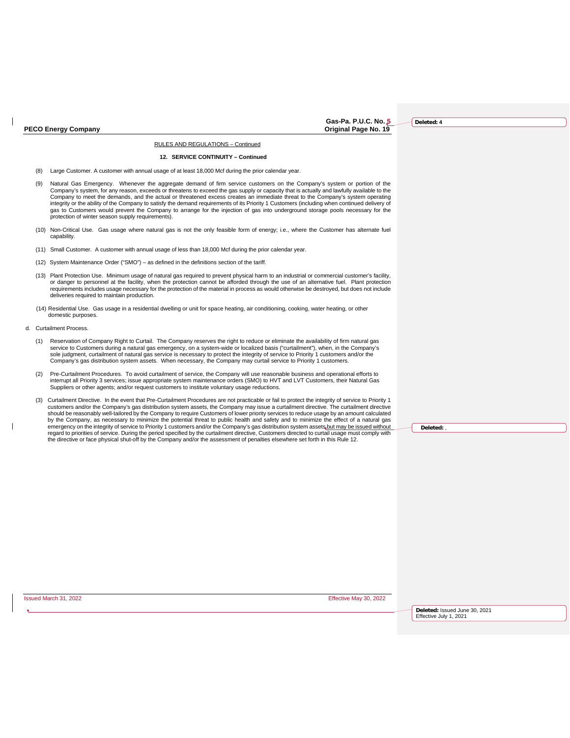**PECO Energy Company**

**Gas-Pa. P.U.C. No. 5**
**Original Page No. 19**

RULES AND REGULATIONS – Continued

**12. SERVICE CONTINUITY – Continued**

(8) Large Customer. A customer with annual usage of at least 18,000 Mcf during the prior calendar year.

(9) Natural Gas Emergency. Whenever the aggregate demand of firm service customers on the Company's system or portion of the Company's system, for any reason, exceeds or threatens to exceed the gas supply or capacity that is actually and lawfully available to the Company to meet the demands, and the actual or threatened excess creates an immediate threat to the Company's system operating integrity or the ability of the Company to satisfy the demand requirements of its Priority 1 Customers (including when continued delivery of gas to Customers would prevent the Company to arrange for the injection of gas into underground storage pools necessary for the protection of winter season supply requirements).

(10) Non-Critical Use. Gas usage where natural gas is not the only feasible form of energy; i.e., where the Customer has alternate fuel capability.

(11) Small Customer. A customer with annual usage of less than 18,000 Mcf during the prior calendar year.

(12) System Maintenance Order ("SMO") – as defined in the definitions section of the tariff.

(13) Plant Protection Use. Minimum usage of natural gas required to prevent physical harm to an industrial or commercial customer's facility, or danger to personnel at the facility, when the protection cannot be afforded through the use of an alternative fuel. Plant protection requirements includes usage necessary for the protection of the material in process as would otherwise be destroyed, but does not include deliveries required to maintain production.

(14) Residential Use. Gas usage in a residential dwelling or unit for space heating, air conditioning, cooking, water heating, or other domestic purposes.

d. Curtailment Process.

(1) Reservation of Company Right to Curtail. The Company reserves the right to reduce or eliminate the availability of firm natural gas service to Customers during a natural gas emergency, on a system-wide or localized basis ("curtailment"), when, in the Company's sole judgment, curtailment of natural gas service is necessary to protect the integrity of service to Priority 1 customers and/or the Company's gas distribution system assets. When necessary, the Company may curtail service to Priority 1 customers.

(2) Pre-Curtailment Procedures. To avoid curtailment of service, the Company will use reasonable business and operational efforts to interrupt all Priority 3 services; issue appropriate system maintenance orders (SMO) to HVT and LVT Customers, their Natural Gas Suppliers or other agents; and/or request customers to institute voluntary usage reductions.

(3) Curtailment Directive. In the event that Pre-Curtailment Procedures are not practicable or fail to protect the integrity of service to Priority 1 customers and/or the Company's gas distribution system assets, the Company may issue a curtailment directive. The curtailment directive should be reasonably well-tailored by the Company to require Customers of lower priority services to reduce usage by an amount calculated by the Company, as necessary to minimize the potential threat to public health and safety and to minimize the effect of a natural gas emergency on the integrity of service to Priority 1 customers and/or the Company's gas distribution system assets but may be issued without regard to priorities of service. During the period specified by the curtailment directive, Customers directed to curtail usage must comply with the directive or face physical shut-off by the Company and/or the assessment of penalties elsewhere set forth in this Rule 12.

Issued March 31, 2022 Effective May 30, 2022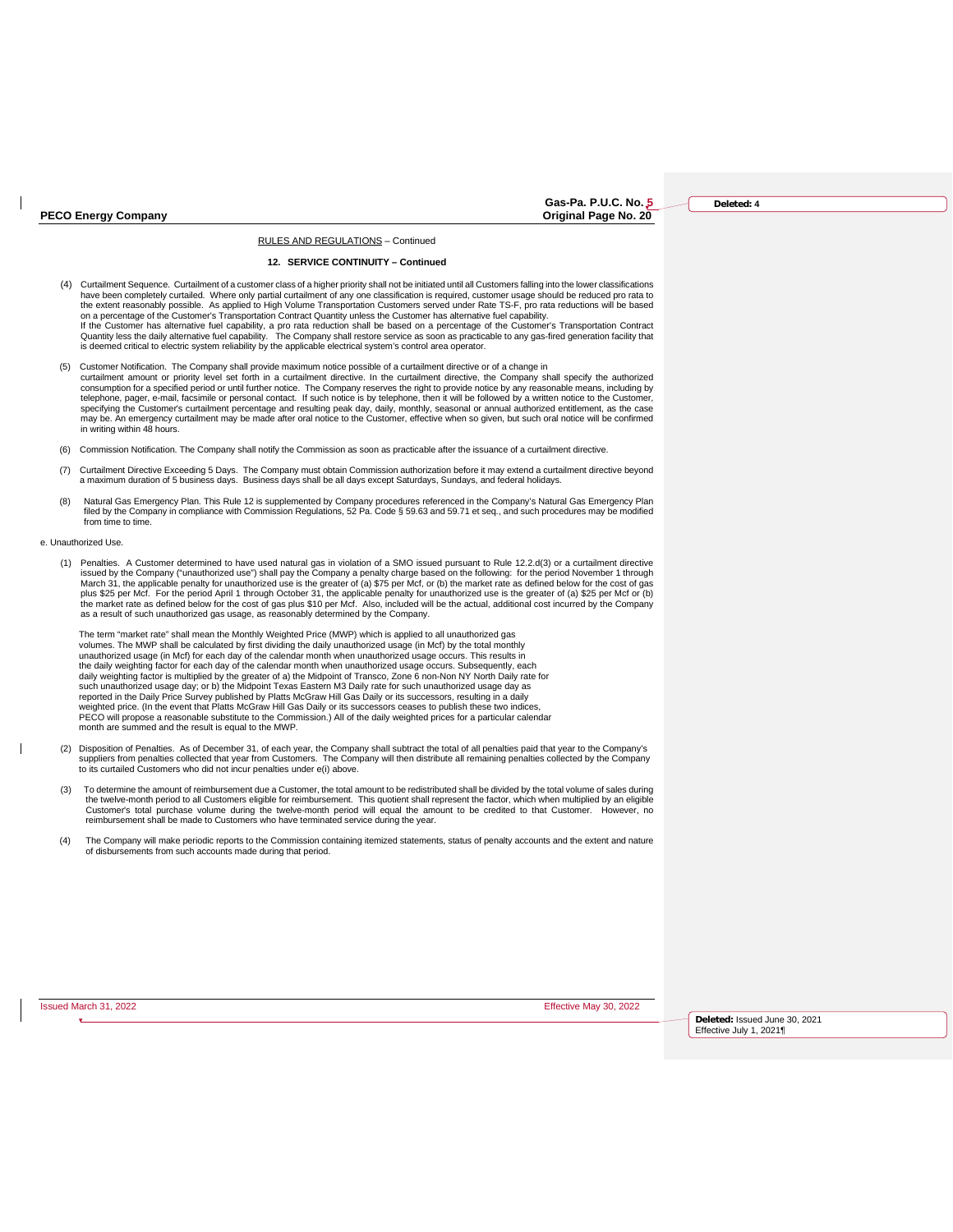**PECO Energy Company**

**Gas-Pa. P.U.C. No. 5**
**Original Page No. 20**

RULES AND REGULATIONS – Continued

**12. SERVICE CONTINUITY – Continued**

(4) Curtailment Sequence. Curtailment of a customer class of a higher priority shall not be initiated until all Customers falling into the lower classifications have been completely curtailed. Where only partial curtailment of any one classification is required, customer usage should be reduced pro rata to the extent reasonably possible. As applied to High Volume Transportation Customers served under Rate TS-F, pro rata reductions will be based on a percentage of the Customer's Transportation Contract Quantity unless the Customer has alternative fuel capability. If the Customer has alternative fuel capability, a pro rata reduction shall be based on a percentage of the Customer's Transportation Contract Quantity less the daily alternative fuel capability. The Company shall restore service as soon as practicable to any gas-fired generation facility that is deemed critical to electric system reliability by the applicable electrical system's control area operator.

(5) Customer Notification. The Company shall provide maximum notice possible of a curtailment directive or of a change in curtailment amount or priority level set forth in a curtailment directive. In the curtailment directive, the Company shall specify the authorized consumption for a specified period or until further notice. The Company reserves the right to provide notice by any reasonable means, including by telephone, pager, e-mail, facsimile or personal contact. If such notice is by telephone, then it will be followed by a written notice to the Customer, specifying the Customer's curtailment percentage and resulting peak day, daily, monthly, seasonal or annual authorized entitlement, as the case may be. An emergency curtailment may be made after oral notice to the Customer, effective when so given, but such oral notice will be confirmed in writing within 48 hours.

(6) Commission Notification. The Company shall notify the Commission as soon as practicable after the issuance of a curtailment directive.

(7) Curtailment Directive Exceeding 5 Days. The Company must obtain Commission authorization before it may extend a curtailment directive beyond a maximum duration of 5 business days. Business days shall be all days except Saturdays, Sundays, and federal holidays.

(8) Natural Gas Emergency Plan. This Rule 12 is supplemented by Company procedures referenced in the Company's Natural Gas Emergency Plan filed by the Company in compliance with Commission Regulations, 52 Pa. Code § 59.63 and 59.71 et seq., and such procedures may be modified from time to time.

e. Unauthorized Use.

(1) Penalties. A Customer determined to have used natural gas in violation of a SMO issued pursuant to Rule 12.2.d(3) or a curtailment directive issued by the Company ("unauthorized use") shall pay the Company a penalty charge based on the following: for the period November 1 through March 31, the applicable penalty for unauthorized use is the greater of (a) $75 per Mcf, or (b) the market rate as defined below for the cost of gas plus $25 per Mcf. For the period April 1 through October 31, the applicable penalty for unauthorized use is the greater of (a) $25 per Mcf or (b) the market rate as defined below for the cost of gas plus $10 per Mcf. Also, included will be the actual, additional cost incurred by the Company as a result of such unauthorized gas usage, as reasonably determined by the Company.

The term "market rate" shall mean the Monthly Weighted Price (MWP) which is applied to all unauthorized gas volumes. The MWP shall be calculated by first dividing the daily unauthorized usage (in Mcf) by the total monthly unauthorized usage (in Mcf) for each day of the calendar month when unauthorized usage occurs. This results in the daily weighting factor for each day of the calendar month when unauthorized usage occurs. Subsequently, each daily weighting factor is multiplied by the greater of a) the Midpoint of Transco, Zone 6 non-Non NY North Daily rate for such unauthorized usage day; or b) the Midpoint Texas Eastern M3 Daily rate for such unauthorized usage day as reported in the Daily Price Survey published by Platts McGraw Hill Gas Daily or its successors, resulting in a daily weighted price. (In the event that Platts McGraw Hill Gas Daily or its successors ceases to publish these two indices, PECO will propose a reasonable substitute to the Commission.) All of the daily weighted prices for a particular calendar month are summed and the result is equal to the MWP.

(2) Disposition of Penalties. As of December 31, of each year, the Company shall subtract the total of all penalties paid that year to the Company's suppliers from penalties collected that year from Customers. The Company will then distribute all remaining penalties collected by the Company to its curtailed Customers who did not incur penalties under e(i) above.

(3) To determine the amount of reimbursement due a Customer, the total amount to be redistributed shall be divided by the total volume of sales during the twelve-month period to all Customers eligible for reimbursement. This quotient shall represent the factor, which when multiplied by an eligible Customer's total purchase volume during the twelve-month period will equal the amount to be credited to that Customer. However, no reimbursement shall be made to Customers who have terminated service during the year.

(4) The Company will make periodic reports to the Commission containing itemized statements, status of penalty accounts and the extent and nature of disbursements from such accounts made during that period.

Issued March 31, 2022 Effective May 30, 2022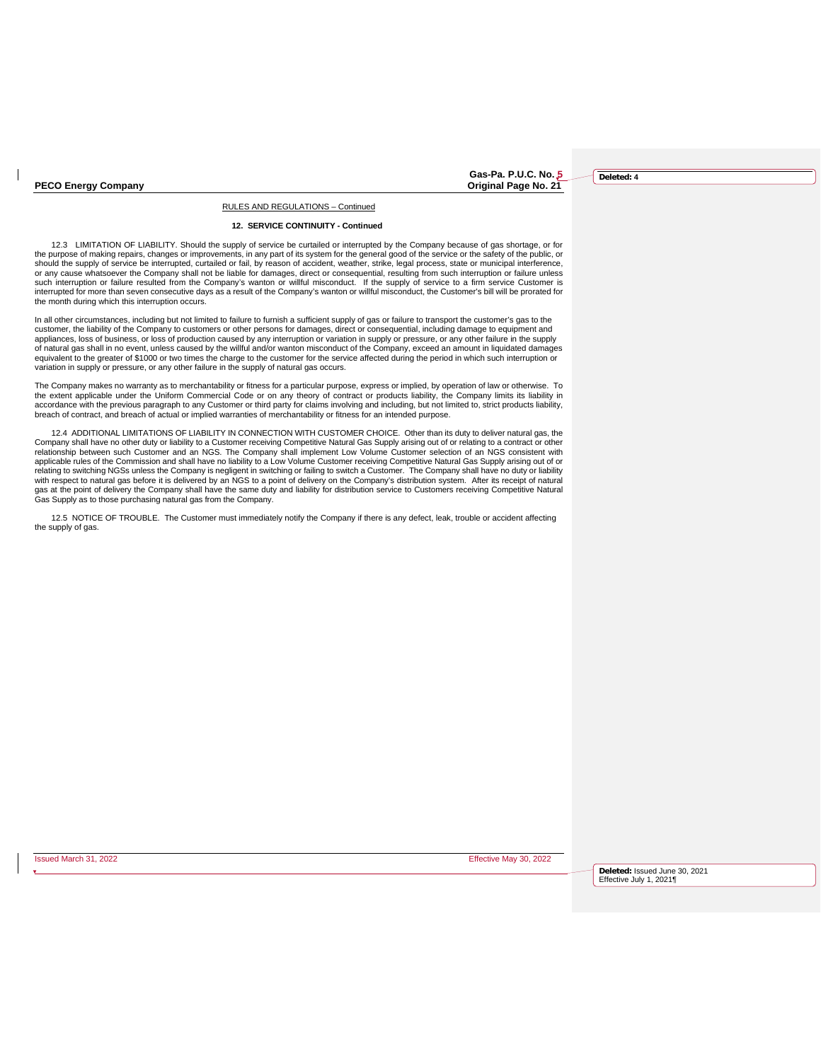RULES AND REGULATIONS – Continued

**12. SERVICE CONTINUITY - Continued**

12.3 LIMITATION OF LIABILITY. Should the supply of service be curtailed or interrupted by the Company because of gas shortage, or for the purpose of making repairs, changes or improvements, in any part of its system for the general good of the service or the safety of the public, or should the supply of service be interrupted, curtailed or fail, by reason of accident, weather, strike, legal process, state or municipal interference, or any cause whatsoever the Company shall not be liable for damages, direct or consequential, resulting from such interruption or failure unless such interruption or failure resulted from the Company's wanton or willful misconduct. If the supply of service to a firm service Customer is interrupted for more than seven consecutive days as a result of the Company's wanton or willful misconduct, the Customer's bill will be prorated for the month during which this interruption occurs.

In all other circumstances, including but not limited to failure to furnish a sufficient supply of gas or failure to transport the customer's gas to the customer, the liability of the Company to customers or other persons for damages, direct or consequential, including damage to equipment and appliances, loss of business, or loss of production caused by any interruption or variation in supply or pressure, or any other failure in the supply of natural gas shall in no event, unless caused by the willful and/or wanton misconduct of the Company, exceed an amount in liquidated damages equivalent to the greater of $1000 or two times the charge to the customer for the service affected during the period in which such interruption or variation in supply or pressure, or any other failure in the supply of natural gas occurs.

The Company makes no warranty as to merchantability or fitness for a particular purpose, express or implied, by operation of law or otherwise. To the extent applicable under the Uniform Commercial Code or on any theory of contract or products liability, the Company limits its liability in accordance with the previous paragraph to any Customer or third party for claims involving and including, but not limited to, strict products liability, breach of contract, and breach of actual or implied warranties of merchantability or fitness for an intended purpose.

12.4 ADDITIONAL LIMITATIONS OF LIABILITY IN CONNECTION WITH CUSTOMER CHOICE. Other than its duty to deliver natural gas, the Company shall have no other duty or liability to a Customer receiving Competitive Natural Gas Supply arising out of or relating to a contract or other relationship between such Customer and an NGS. The Company shall implement Low Volume Customer selection of an NGS consistent with applicable rules of the Commission and shall have no liability to a Low Volume Customer receiving Competitive Natural Gas Supply arising out of or relating to switching NGSs unless the Company is negligent in switching or failing to switch a Customer. The Company shall have no duty or liability with respect to natural gas before it is delivered by an NGS to a point of delivery on the Company's distribution system. After its receipt of natural gas at the point of delivery the Company shall have the same duty and liability for distribution service to Customers receiving Competitive Natural Gas Supply as to those purchasing natural gas from the Company.

12.5 NOTICE OF TROUBLE. The Customer must immediately notify the Company if there is any defect, leak, trouble or accident affecting the supply of gas.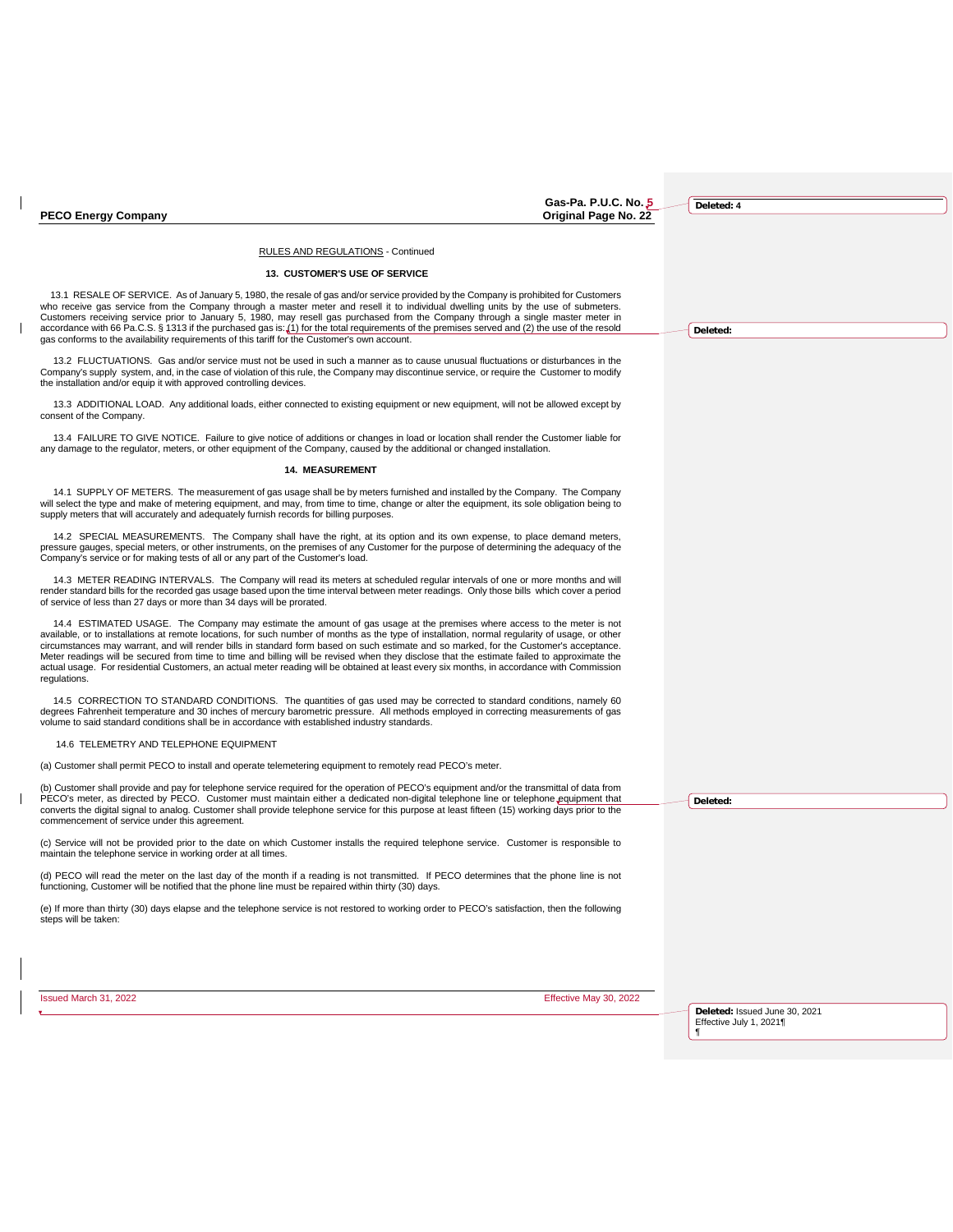RULES AND REGULATIONS - Continued

### 13. CUSTOMER'S USE OF SERVICE

13.1 RESALE OF SERVICE. As of January 5, 1980, the resale of gas and/or service provided by the Company is prohibited for Customers who receive gas service from the Company through a master meter and resell it to individual dwelling units by the use of submeters. Customers receiving service prior to January 5, 1980, may resell gas purchased from the Company through a single master meter in accordance with 66 Pa.C.S. § 1313 if the purchased gas is: (1) for the total requirements of the premises served and (2) the use of the resold gas conforms to the availability requirements of this tariff for the Customer's own account.

13.2 FLUCTUATIONS. Gas and/or service must not be used in such a manner as to cause unusual fluctuations or disturbances in the Company's supply system, and, in the case of violation of this rule, the Company may discontinue service, or require the Customer to modify the installation and/or equip it with approved controlling devices.

13.3 ADDITIONAL LOAD. Any additional loads, either connected to existing equipment or new equipment, will not be allowed except by consent of the Company.

13.4 FAILURE TO GIVE NOTICE. Failure to give notice of additions or changes in load or location shall render the Customer liable for any damage to the regulator, meters, or other equipment of the Company, caused by the additional or changed installation.

### 14. MEASUREMENT

14.1 SUPPLY OF METERS. The measurement of gas usage shall be by meters furnished and installed by the Company. The Company will select the type and make of metering equipment, and may, from time to time, change or alter the equipment, its sole obligation being to supply meters that will accurately and adequately furnish records for billing purposes.

14.2 SPECIAL MEASUREMENTS. The Company shall have the right, at its option and its own expense, to place demand meters, pressure gauges, special meters, or other instruments, on the premises of any Customer for the purpose of determining the adequacy of the Company's service or for making tests of all or any part of the Customer's load.

14.3 METER READING INTERVALS. The Company will read its meters at scheduled regular intervals of one or more months and will render standard bills for the recorded gas usage based upon the time interval between meter readings. Only those bills which cover a period of service of less than 27 days or more than 34 days will be prorated.

14.4 ESTIMATED USAGE. The Company may estimate the amount of gas usage at the premises where access to the meter is not available, or to installations at remote locations, for such number of months as the type of installation, normal regularity of usage, or other circumstances may warrant, and will render bills in standard form based on such estimate and so marked, for the Customer's acceptance. Meter readings will be secured from time to time and billing will be revised when they disclose that the estimate failed to approximate the actual usage. For residential Customers, an actual meter reading will be obtained at least every six months, in accordance with Commission regulations.

14.5 CORRECTION TO STANDARD CONDITIONS. The quantities of gas used may be corrected to standard conditions, namely 60 degrees Fahrenheit temperature and 30 inches of mercury barometric pressure. All methods employed in correcting measurements of gas volume to said standard conditions shall be in accordance with established industry standards.

14.6 TELEMETRY AND TELEPHONE EQUIPMENT

(a) Customer shall permit PECO to install and operate telemetering equipment to remotely read PECO's meter.

(b) Customer shall provide and pay for telephone service required for the operation of PECO's equipment and/or the transmittal of data from PECO's meter, as directed by PECO. Customer must maintain either a dedicated non-digital telephone line or telephone equipment that converts the digital signal to analog. Customer shall provide telephone service for this purpose at least fifteen (15) working days prior to the commencement of service under this agreement.

(c) Service will not be provided prior to the date on which Customer installs the required telephone service. Customer is responsible to maintain the telephone service in working order at all times.

(d) PECO will read the meter on the last day of the month if a reading is not transmitted. If PECO determines that the phone line is not functioning, Customer will be notified that the phone line must be repaired within thirty (30) days.

(e) If more than thirty (30) days elapse and the telephone service is not restored to working order to PECO's satisfaction, then the following steps will be taken: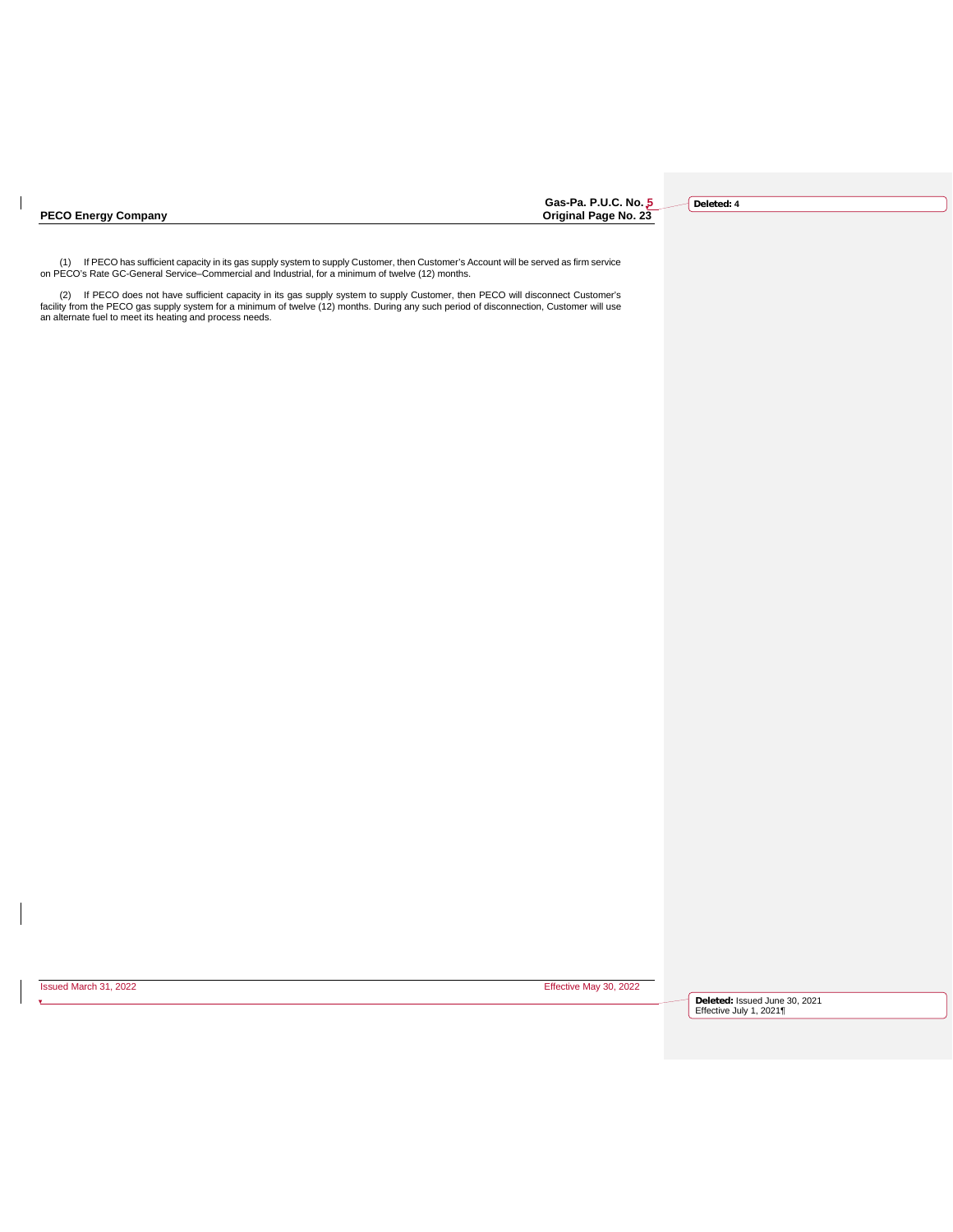(1) If PECO has sufficient capacity in its gas supply system to supply Customer, then Customer's Account will be served as firm service on PECO's Rate GC-General Service–Commercial and Industrial, for a minimum of twelve (12) months.

(2) If PECO does not have sufficient capacity in its gas supply system to supply Customer, then PECO will disconnect Customer's facility from the PECO gas supply system for a minimum of twelve (12) months. During any such period of disconnection, Customer will use an alternate fuel to meet its heating and process needs.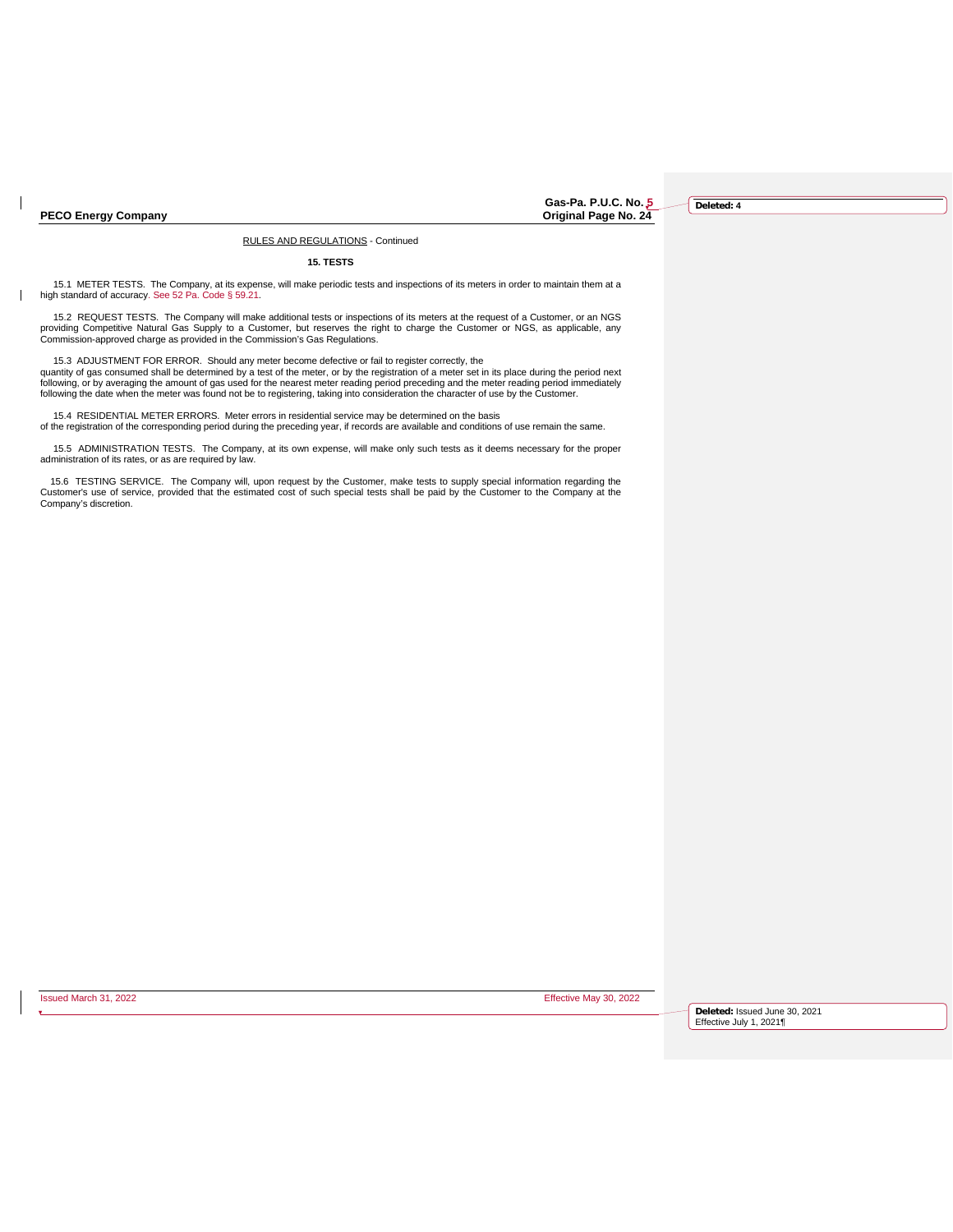RULES AND REGULATIONS - Continued

**15. TESTS**

15.1 METER TESTS. The Company, at its expense, will make periodic tests and inspections of its meters in order to maintain them at a high standard of accuracy. See 52 Pa. Code § 59.21.

15.2 REQUEST TESTS. The Company will make additional tests or inspections of its meters at the request of a Customer, or an NGS providing Competitive Natural Gas Supply to a Customer, but reserves the right to charge the Customer or NGS, as applicable, any Commission-approved charge as provided in the Commission's Gas Regulations.

15.3 ADJUSTMENT FOR ERROR. Should any meter become defective or fail to register correctly, the quantity of gas consumed shall be determined by a test of the meter, or by the registration of a meter set in its place during the period next following, or by averaging the amount of gas used for the nearest meter reading period preceding and the meter reading period immediately following the date when the meter was found not be to registering, taking into consideration the character of use by the Customer.

15.4 RESIDENTIAL METER ERRORS. Meter errors in residential service may be determined on the basis of the registration of the corresponding period during the preceding year, if records are available and conditions of use remain the same.

15.5 ADMINISTRATION TESTS. The Company, at its own expense, will make only such tests as it deems necessary for the proper administration of its rates, or as are required by law.

15.6 TESTING SERVICE. The Company will, upon request by the Customer, make tests to supply special information regarding the Customer's use of service, provided that the estimated cost of such special tests shall be paid by the Customer to the Company at the Company's discretion.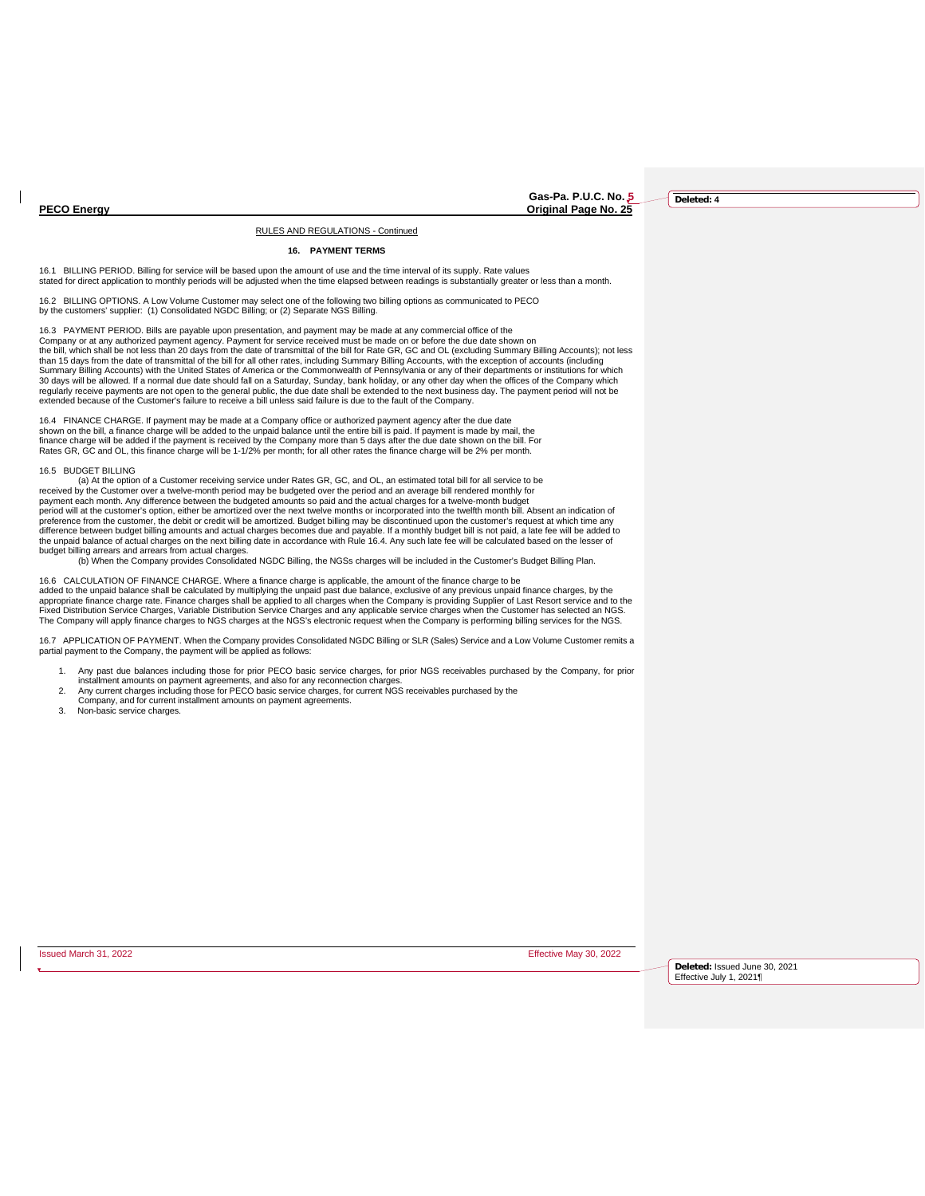RULES AND REGULATIONS - Continued

## 16. PAYMENT TERMS

16.1 BILLING PERIOD. Billing for service will be based upon the amount of use and the time interval of its supply. Rate values stated for direct application to monthly periods will be adjusted when the time elapsed between readings is substantially greater or less than a month.

16.2 BILLING OPTIONS. A Low Volume Customer may select one of the following two billing options as communicated to PECO by the customers' supplier: (1) Consolidated NGDC Billing; or (2) Separate NGS Billing.

16.3 PAYMENT PERIOD. Bills are payable upon presentation, and payment may be made at any commercial office of the Company or at any authorized payment agency. Payment for service received must be made on or before the due date shown on the bill, which shall be not less than 20 days from the date of transmittal of the bill for Rate GR, GC and OL (excluding Summary Billing Accounts); not less than 15 days from the date of transmittal of the bill for all other rates, including Summary Billing Accounts, with the exception of accounts (including Summary Billing Accounts) with the United States of America or the Commonwealth of Pennsylvania or any of their departments or institutions for which 30 days will be allowed. If a normal due date should fall on a Saturday, Sunday, bank holiday, or any other day when the offices of the Company which regularly receive payments are not open to the general public, the due date shall be extended to the next business day. The payment period will not be extended because of the Customer's failure to receive a bill unless said failure is due to the fault of the Company.

16.4 FINANCE CHARGE. If payment may be made at a Company office or authorized payment agency after the due date shown on the bill, a finance charge will be added to the unpaid balance until the entire bill is paid. If payment is made by mail, the finance charge will be added if the payment is received by the Company more than 5 days after the due date shown on the bill. For Rates GR, GC and OL, this finance charge will be 1-1/2% per month; for all other rates the finance charge will be 2% per month.

16.5 BUDGET BILLING

(a) At the option of a Customer receiving service under Rates GR, GC, and OL, an estimated total bill for all service to be received by the Customer over a twelve-month period may be budgeted over the period and an average bill rendered monthly for payment each month. Any difference between the budgeted amounts so paid and the actual charges for a twelve-month budget period will at the customer's option, either be amortized over the next twelve months or incorporated into the twelfth month bill. Absent an indication of preference from the customer, the debit or credit will be amortized. Budget billing may be discontinued upon the customer's request at which time any difference between budget billing amounts and actual charges becomes due and payable. If a monthly budget bill is not paid, a late fee will be added to the unpaid balance of actual charges on the next billing date in accordance with Rule 16.4. Any such late fee will be calculated based on the lesser of budget billing arrears and arrears from actual charges.

(b) When the Company provides Consolidated NGDC Billing, the NGSs charges will be included in the Customer's Budget Billing Plan.

16.6 CALCULATION OF FINANCE CHARGE. Where a finance charge is applicable, the amount of the finance charge to be added to the unpaid balance shall be calculated by multiplying the unpaid past due balance, exclusive of any previous unpaid finance charges, by the appropriate finance charge rate. Finance charges shall be applied to all charges when the Company is providing Supplier of Last Resort service and to the Fixed Distribution Service Charges, Variable Distribution Service Charges and any applicable service charges when the Customer has selected an NGS. The Company will apply finance charges to NGS charges at the NGS's electronic request when the Company is performing billing services for the NGS.

16.7 APPLICATION OF PAYMENT. When the Company provides Consolidated NGDC Billing or SLR (Sales) Service and a Low Volume Customer remits a partial payment to the Company, the payment will be applied as follows:

1. Any past due balances including those for prior PECO basic service charges, for prior NGS receivables purchased by the Company, for prior installment amounts on payment agreements, and also for any reconnection charges.
2. Any current charges including those for PECO basic service charges, for current NGS receivables purchased by the Company, and for current installment amounts on payment agreements.
3. Non-basic service charges.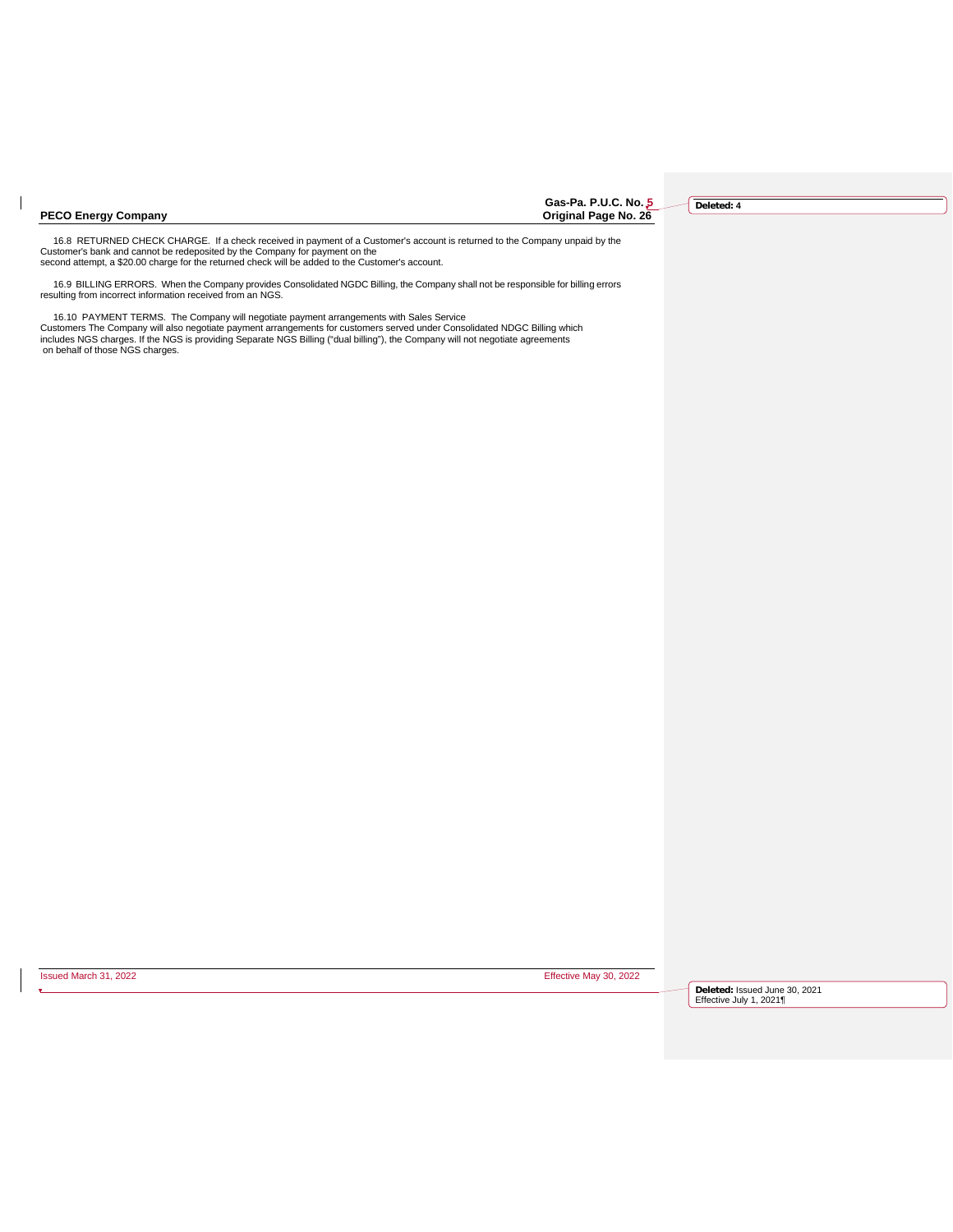**PECO Energy Company**

Gas-Pa. P.U.C. No. 5
Original Page No. 26

16.8 RETURNED CHECK CHARGE. If a check received in payment of a Customer's account is returned to the Company unpaid by the Customer's bank and cannot be redeposited by the Company for payment on the second attempt, a $20.00 charge for the returned check will be added to the Customer's account.

16.9 BILLING ERRORS. When the Company provides Consolidated NGDC Billing, the Company shall not be responsible for billing errors resulting from incorrect information received from an NGS.

16.10 PAYMENT TERMS. The Company will negotiate payment arrangements with Sales Service Customers The Company will also negotiate payment arrangements for customers served under Consolidated NDGC Billing which includes NGS charges. If the NGS is providing Separate NGS Billing ("dual billing"), the Company will not negotiate agreements on behalf of those NGS charges.

Issued March 31, 2022 Effective May 30, 2022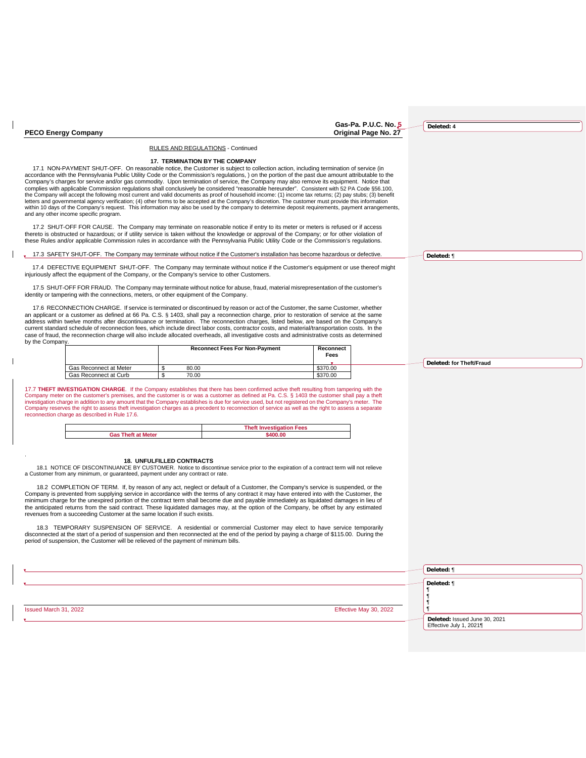**PECO Energy Company** | **Gas-Pa. P.U.C. No. 5** | **Original Page No. 27**

RULES AND REGULATIONS - Continued

### 17. TERMINATION BY THE COMPANY

17.1 NON-PAYMENT SHUT-OFF. On reasonable notice, the Customer is subject to collection action, including termination of service (in accordance with the Pennsylvania Public Utility Code or the Commission's regulations, ) on the portion of the past due amount attributable to the Company's charges for service and/or gas commodity. Upon termination of service, the Company may also remove its equipment. Notice that complies with applicable Commission regulations shall conclusively be considered "reasonable hereunder". Consistent with 52 PA Code §56.100, the Company will accept the following most current and valid documents as proof of household income: (1) income tax returns; (2) pay stubs; (3) benefit letters and governmental agency verification; (4) other forms to be accepted at the Company's discretion. The customer must provide this information within 10 days of the Company's request. This information may also be used by the company to determine deposit requirements, payment arrangements, and any other income specific program.

17.2 SHUT-OFF FOR CAUSE. The Company may terminate on reasonable notice if entry to its meter or meters is refused or if access thereto is obstructed or hazardous; or if utility service is taken without the knowledge or approval of the Company; or for other violation of these Rules and/or applicable Commission rules in accordance with the Pennsylvania Public Utility Code or the Commission's regulations.

17.3 SAFETY SHUT-OFF. The Company may terminate without notice if the Customer's installation has become hazardous or defective.

17.4 DEFECTIVE EQUIPMENT SHUT-OFF. The Company may terminate without notice if the Customer's equipment or use thereof might injuriously affect the equipment of the Company, or the Company's service to other Customers.

17.5 SHUT-OFF FOR FRAUD. The Company may terminate without notice for abuse, fraud, material misrepresentation of the customer's identity or tampering with the connections, meters, or other equipment of the Company.

17.6 RECONNECTION CHARGE. If service is terminated or discontinued by reason or act of the Customer, the same Customer, whether an applicant or a customer as defined at 66 Pa. C.S. § 1403, shall pay a reconnection charge, prior to restoration of service at the same address within twelve months after discontinuance or termination. The reconnection charges, listed below, are based on the Company's current standard schedule of reconnection fees, which include direct labor costs, contractor costs, and material/transportation costs. In the case of fraud, the reconnection charge will also include allocated overheads, all investigative costs and administrative costs as determined by the Company.

| | Reconnect Fees For Non-Payment | Reconnect Fees |
|---|---|---|
| Gas Reconnect at Meter | $ 80.00 | $370.00 |
| Gas Reconnect at Curb | $ 70.00 | $370.00 |

17.7 **THEFT INVESTIGATION CHARGE**. If the Company establishes that there has been confirmed active theft resulting from tampering with the Company meter on the customer's premises, and the customer is or was a customer as defined at Pa. C.S. § 1403 the customer shall pay a theft investigation charge in addition to any amount that the Company establishes is due for service used, but not registered on the Company's meter. The Company reserves the right to assess theft investigation charges as a precedent to reconnection of service as well as the right to assess a separate reconnection charge as described in Rule 17.6.

| | **Theft Investigation Fees** |
|---|---|
| **Gas Theft at Meter** | **$400.00** |

### 18. UNFULFILLED CONTRACTS

18.1 NOTICE OF DISCONTINUANCE BY CUSTOMER. Notice to discontinue service prior to the expiration of a contract term will not relieve a Customer from any minimum, or guaranteed, payment under any contract or rate.

18.2 COMPLETION OF TERM. If, by reason of any act, neglect or default of a Customer, the Company's service is suspended, or the Company is prevented from supplying service in accordance with the terms of any contract it may have entered into with the Customer, the minimum charge for the unexpired portion of the contract term shall become due and payable immediately as liquidated damages in lieu of the anticipated returns from the said contract. These liquidated damages may, at the option of the Company, be offset by any estimated revenues from a succeeding Customer at the same location if such exists.

18.3 TEMPORARY SUSPENSION OF SERVICE. A residential or commercial Customer may elect to have service temporarily disconnected at the start of a period of suspension and then reconnected at the end of the period by paying a charge of $115.00. During the period of suspension, the Customer will be relieved of the payment of minimum bills.

Issued March 31, 2022 | Effective May 30, 2022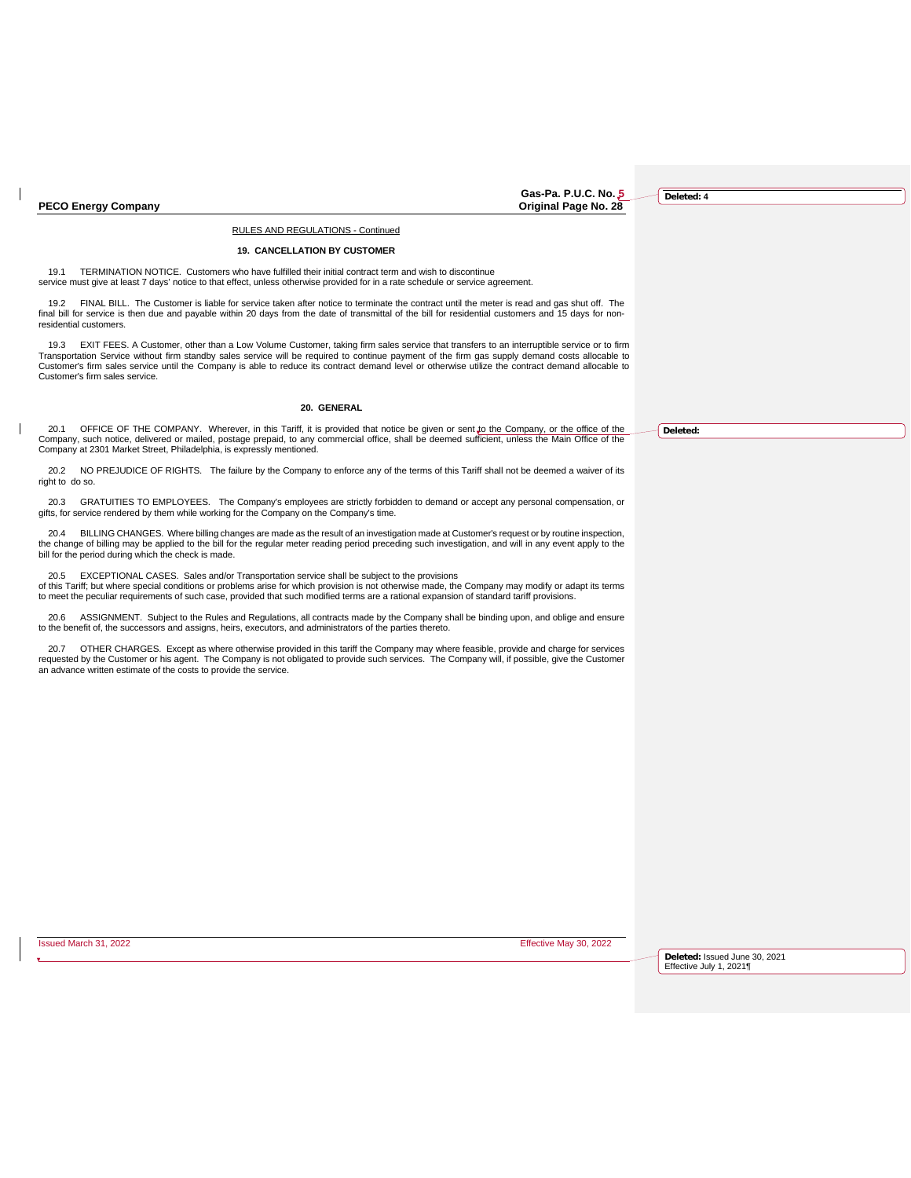RULES AND REGULATIONS - Continued

## 19. CANCELLATION BY CUSTOMER

19.1 TERMINATION NOTICE. Customers who have fulfilled their initial contract term and wish to discontinue service must give at least 7 days' notice to that effect, unless otherwise provided for in a rate schedule or service agreement.

19.2 FINAL BILL. The Customer is liable for service taken after notice to terminate the contract until the meter is read and gas shut off. The final bill for service is then due and payable within 20 days from the date of transmittal of the bill for residential customers and 15 days for non-residential customers.

19.3 EXIT FEES. A Customer, other than a Low Volume Customer, taking firm sales service that transfers to an interruptible service or to firm Transportation Service without firm standby sales service will be required to continue payment of the firm gas supply demand costs allocable to Customer's firm sales service until the Company is able to reduce its contract demand level or otherwise utilize the contract demand allocable to Customer's firm sales service.

## 20. GENERAL

20.1 OFFICE OF THE COMPANY. Wherever, in this Tariff, it is provided that notice be given or sent to the Company, or the office of the Company, such notice, delivered or mailed, postage prepaid, to any commercial office, shall be deemed sufficient, unless the Main Office of the Company at 2301 Market Street, Philadelphia, is expressly mentioned.

20.2 NO PREJUDICE OF RIGHTS. The failure by the Company to enforce any of the terms of this Tariff shall not be deemed a waiver of its right to do so.

20.3 GRATUITIES TO EMPLOYEES. The Company's employees are strictly forbidden to demand or accept any personal compensation, or gifts, for service rendered by them while working for the Company on the Company's time.

20.4 BILLING CHANGES. Where billing changes are made as the result of an investigation made at Customer's request or by routine inspection, the change of billing may be applied to the bill for the regular meter reading period preceding such investigation, and will in any event apply to the bill for the period during which the check is made.

20.5 EXCEPTIONAL CASES. Sales and/or Transportation service shall be subject to the provisions of this Tariff; but where special conditions or problems arise for which provision is not otherwise made, the Company may modify or adapt its terms to meet the peculiar requirements of such case, provided that such modified terms are a rational expansion of standard tariff provisions.

20.6 ASSIGNMENT. Subject to the Rules and Regulations, all contracts made by the Company shall be binding upon, and oblige and ensure to the benefit of, the successors and assigns, heirs, executors, and administrators of the parties thereto.

20.7 OTHER CHARGES. Except as where otherwise provided in this tariff the Company may where feasible, provide and charge for services requested by the Customer or his agent. The Company is not obligated to provide such services. The Company will, if possible, give the Customer an advance written estimate of the costs to provide the service.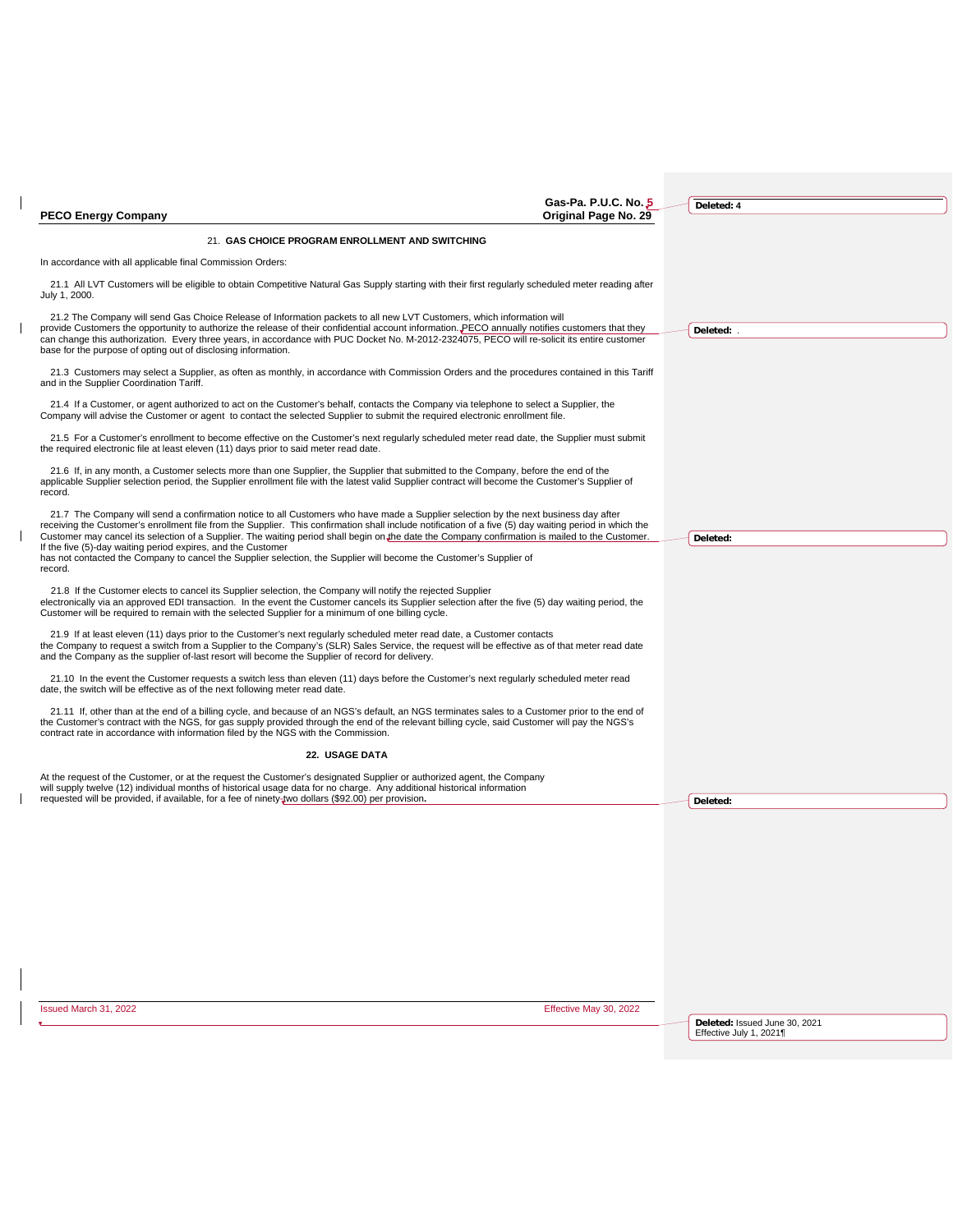## 21. GAS CHOICE PROGRAM ENROLLMENT AND SWITCHING

In accordance with all applicable final Commission Orders:

21.1 All LVT Customers will be eligible to obtain Competitive Natural Gas Supply starting with their first regularly scheduled meter reading after July 1, 2000.

21.2 The Company will send Gas Choice Release of Information packets to all new LVT Customers, which information will provide Customers the opportunity to authorize the release of their confidential account information. PECO annually notifies customers that they can change this authorization. Every three years, in accordance with PUC Docket No. M-2012-2324075, PECO will re-solicit its entire customer base for the purpose of opting out of disclosing information.

21.3 Customers may select a Supplier, as often as monthly, in accordance with Commission Orders and the procedures contained in this Tariff and in the Supplier Coordination Tariff.

21.4 If a Customer, or agent authorized to act on the Customer's behalf, contacts the Company via telephone to select a Supplier, the Company will advise the Customer or agent to contact the selected Supplier to submit the required electronic enrollment file.

21.5 For a Customer's enrollment to become effective on the Customer's next regularly scheduled meter read date, the Supplier must submit the required electronic file at least eleven (11) days prior to said meter read date.

21.6 If, in any month, a Customer selects more than one Supplier, the Supplier that submitted to the Company, before the end of the applicable Supplier selection period, the Supplier enrollment file with the latest valid Supplier contract will become the Customer's Supplier of record.

21.7 The Company will send a confirmation notice to all Customers who have made a Supplier selection by the next business day after receiving the Customer's enrollment file from the Supplier. This confirmation shall include notification of a five (5) day waiting period in which the Customer may cancel its selection of a Supplier. The waiting period shall begin on the date the Company confirmation is mailed to the Customer. If the five (5)-day waiting period expires, and the Customer has not contacted the Company to cancel the Supplier selection, the Supplier will become the Customer's Supplier of record.

21.8 If the Customer elects to cancel its Supplier selection, the Company will notify the rejected Supplier electronically via an approved EDI transaction. In the event the Customer cancels its Supplier selection after the five (5) day waiting period, the Customer will be required to remain with the selected Supplier for a minimum of one billing cycle.

21.9 If at least eleven (11) days prior to the Customer's next regularly scheduled meter read date, a Customer contacts the Company to request a switch from a Supplier to the Company's (SLR) Sales Service, the request will be effective as of that meter read date and the Company as the supplier of-last resort will become the Supplier of record for delivery.

21.10 In the event the Customer requests a switch less than eleven (11) days before the Customer's next regularly scheduled meter read date, the switch will be effective as of the next following meter read date.

21.11 If, other than at the end of a billing cycle, and because of an NGS's default, an NGS terminates sales to a Customer prior to the end of the Customer's contract with the NGS, for gas supply provided through the end of the relevant billing cycle, said Customer will pay the NGS's contract rate in accordance with information filed by the NGS with the Commission.

## 22. USAGE DATA

At the request of the Customer, or at the request the Customer's designated Supplier or authorized agent, the Company will supply twelve (12) individual months of historical usage data for no charge. Any additional historical information requested will be provided, if available, for a fee of ninety-two dollars ($92.00) per provision.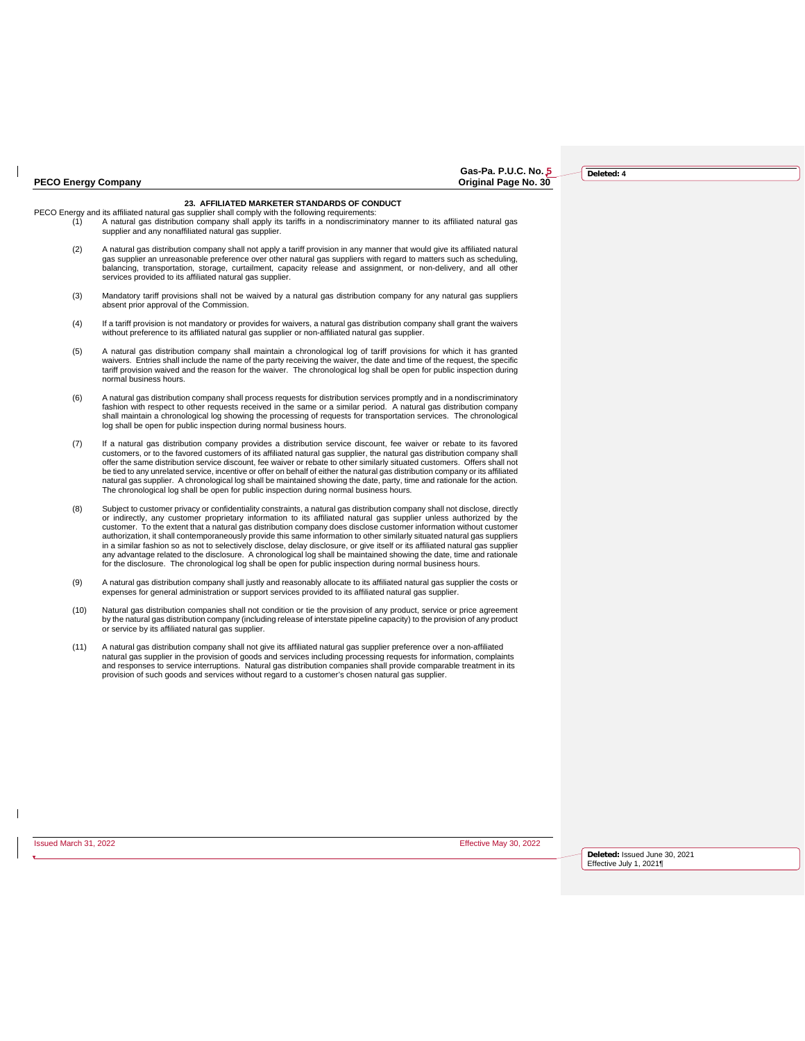## 23. AFFILIATED MARKETER STANDARDS OF CONDUCT

PECO Energy and its affiliated natural gas supplier shall comply with the following requirements:

(1) A natural gas distribution company shall apply its tariffs in a nondiscriminatory manner to its affiliated natural gas supplier and any nonaffiliated natural gas supplier.

(2) A natural gas distribution company shall not apply a tariff provision in any manner that would give its affiliated natural gas supplier an unreasonable preference over other natural gas suppliers with regard to matters such as scheduling, balancing, transportation, storage, curtailment, capacity release and assignment, or non-delivery, and all other services provided to its affiliated natural gas supplier.

(3) Mandatory tariff provisions shall not be waived by a natural gas distribution company for any natural gas suppliers absent prior approval of the Commission.

(4) If a tariff provision is not mandatory or provides for waivers, a natural gas distribution company shall grant the waivers without preference to its affiliated natural gas supplier or non-affiliated natural gas supplier.

(5) A natural gas distribution company shall maintain a chronological log of tariff provisions for which it has granted waivers. Entries shall include the name of the party receiving the waiver, the date and time of the request, the specific tariff provision waived and the reason for the waiver. The chronological log shall be open for public inspection during normal business hours.

(6) A natural gas distribution company shall process requests for distribution services promptly and in a nondiscriminatory fashion with respect to other requests received in the same or a similar period. A natural gas distribution company shall maintain a chronological log showing the processing of requests for transportation services. The chronological log shall be open for public inspection during normal business hours.

(7) If a natural gas distribution company provides a distribution service discount, fee waiver or rebate to its favored customers, or to the favored customers of its affiliated natural gas supplier, the natural gas distribution company shall offer the same distribution service discount, fee waiver or rebate to other similarly situated customers. Offers shall not be tied to any unrelated service, incentive or offer on behalf of either the natural gas distribution company or its affiliated natural gas supplier. A chronological log shall be maintained showing the date, party, time and rationale for the action. The chronological log shall be open for public inspection during normal business hours.

(8) Subject to customer privacy or confidentiality constraints, a natural gas distribution company shall not disclose, directly or indirectly, any customer proprietary information to its affiliated natural gas supplier unless authorized by the customer. To the extent that a natural gas distribution company does disclose customer information without customer authorization, it shall contemporaneously provide this same information to other similarly situated natural gas suppliers in a similar fashion so as not to selectively disclose, delay disclosure, or give itself or its affiliated natural gas supplier any advantage related to the disclosure. A chronological log shall be maintained showing the date, time and rationale for the disclosure. The chronological log shall be open for public inspection during normal business hours.

(9) A natural gas distribution company shall justly and reasonably allocate to its affiliated natural gas supplier the costs or expenses for general administration or support services provided to its affiliated natural gas supplier.

(10) Natural gas distribution companies shall not condition or tie the provision of any product, service or price agreement by the natural gas distribution company (including release of interstate pipeline capacity) to the provision of any product or service by its affiliated natural gas supplier.

(11) A natural gas distribution company shall not give its affiliated natural gas supplier preference over a non-affiliated natural gas supplier in the provision of goods and services including processing requests for information, complaints and responses to service interruptions. Natural gas distribution companies shall provide comparable treatment in its provision of such goods and services without regard to a customer's chosen natural gas supplier.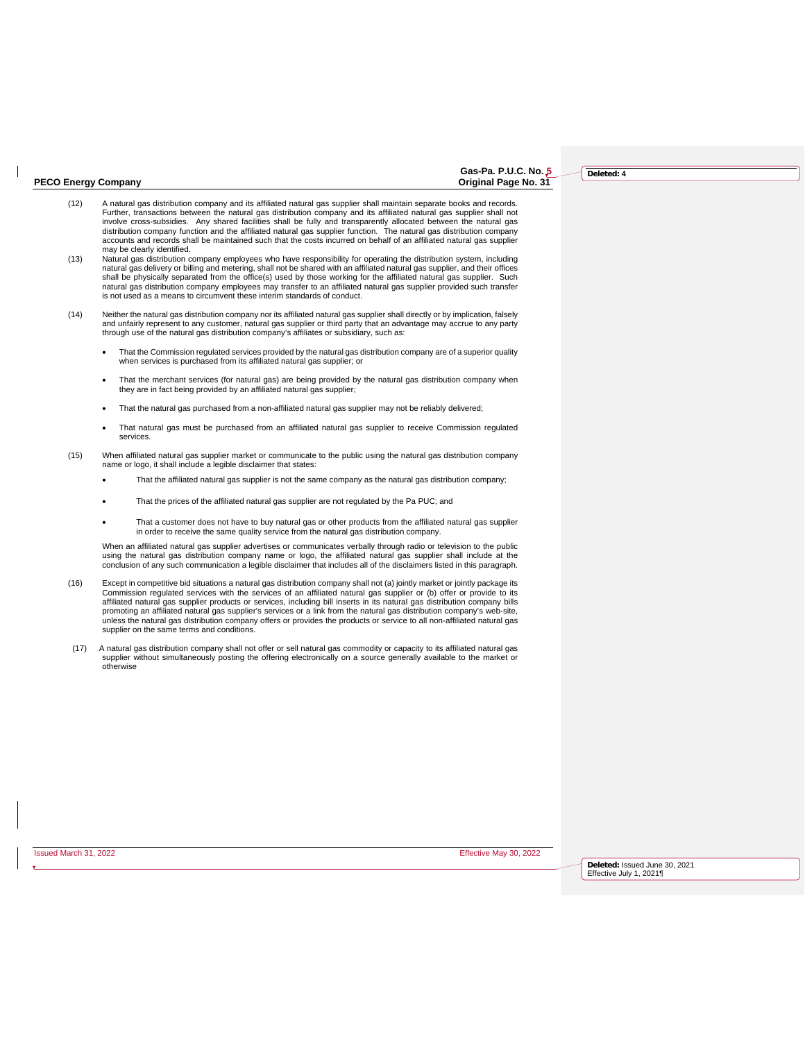(12) A natural gas distribution company and its affiliated natural gas supplier shall maintain separate books and records. Further, transactions between the natural gas distribution company and its affiliated natural gas supplier shall not involve cross-subsidies. Any shared facilities shall be fully and transparently allocated between the natural gas distribution company function and the affiliated natural gas supplier function. The natural gas distribution company accounts and records shall be maintained such that the costs incurred on behalf of an affiliated natural gas supplier may be clearly identified.

(13) Natural gas distribution company employees who have responsibility for operating the distribution system, including natural gas delivery or billing and metering, shall not be shared with an affiliated natural gas supplier, and their offices shall be physically separated from the office(s) used by those working for the affiliated natural gas supplier. Such natural gas distribution company employees may transfer to an affiliated natural gas supplier provided such transfer is not used as a means to circumvent these interim standards of conduct.

(14) Neither the natural gas distribution company nor its affiliated natural gas supplier shall directly or by implication, falsely and unfairly represent to any customer, natural gas supplier or third party that an advantage may accrue to any party through use of the natural gas distribution company's affiliates or subsidiary, such as:

- That the Commission regulated services provided by the natural gas distribution company are of a superior quality when services is purchased from its affiliated natural gas supplier; or
- That the merchant services (for natural gas) are being provided by the natural gas distribution company when they are in fact being provided by an affiliated natural gas supplier;
- That the natural gas purchased from a non-affiliated natural gas supplier may not be reliably delivered;
- That natural gas must be purchased from an affiliated natural gas supplier to receive Commission regulated services.

(15) When affiliated natural gas supplier market or communicate to the public using the natural gas distribution company name or logo, it shall include a legible disclaimer that states:

- That the affiliated natural gas supplier is not the same company as the natural gas distribution company;
- That the prices of the affiliated natural gas supplier are not regulated by the Pa PUC; and
- That a customer does not have to buy natural gas or other products from the affiliated natural gas supplier in order to receive the same quality service from the natural gas distribution company.

When an affiliated natural gas supplier advertises or communicates verbally through radio or television to the public using the natural gas distribution company name or logo, the affiliated natural gas supplier shall include at the conclusion of any such communication a legible disclaimer that includes all of the disclaimers listed in this paragraph.

(16) Except in competitive bid situations a natural gas distribution company shall not (a) jointly market or jointly package its Commission regulated services with the services of an affiliated natural gas supplier or (b) offer or provide to its affiliated natural gas supplier products or services, including bill inserts in its natural gas distribution company bills promoting an affiliated natural gas supplier's services or a link from the natural gas distribution company's web-site, unless the natural gas distribution company offers or provides the products or service to all non-affiliated natural gas supplier on the same terms and conditions.

(17) A natural gas distribution company shall not offer or sell natural gas commodity or capacity to its affiliated natural gas supplier without simultaneously posting the offering electronically on a source generally available to the market or otherwise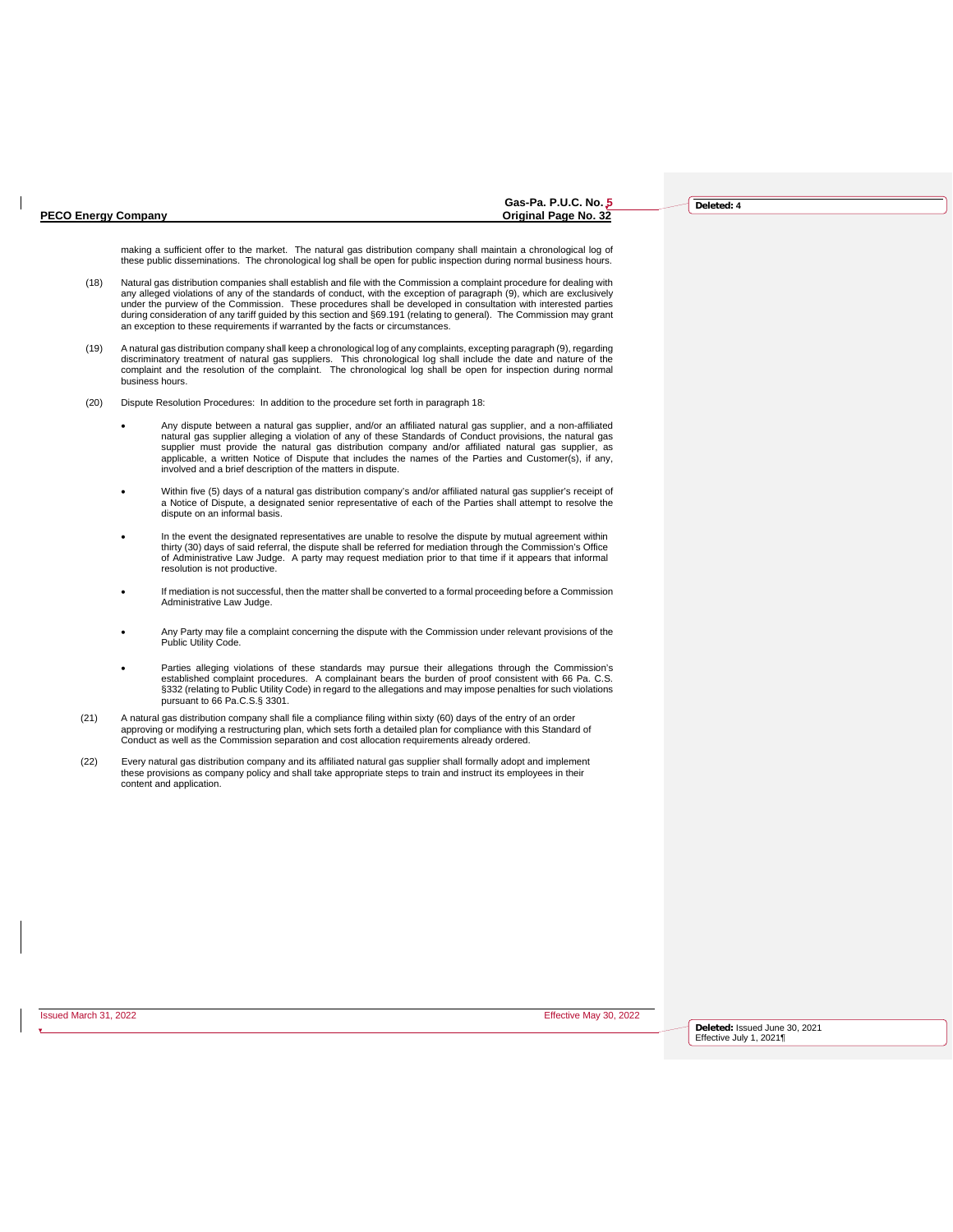making a sufficient offer to the market. The natural gas distribution company shall maintain a chronological log of these public disseminations. The chronological log shall be open for public inspection during normal business hours.

(18) Natural gas distribution companies shall establish and file with the Commission a complaint procedure for dealing with any alleged violations of any of the standards of conduct, with the exception of paragraph (9), which are exclusively under the purview of the Commission. These procedures shall be developed in consultation with interested parties during consideration of any tariff guided by this section and §69.191 (relating to general). The Commission may grant an exception to these requirements if warranted by the facts or circumstances.

(19) A natural gas distribution company shall keep a chronological log of any complaints, excepting paragraph (9), regarding discriminatory treatment of natural gas suppliers. This chronological log shall include the date and nature of the complaint and the resolution of the complaint. The chronological log shall be open for inspection during normal business hours.

(20) Dispute Resolution Procedures: In addition to the procedure set forth in paragraph 18:

- Any dispute between a natural gas supplier, and/or an affiliated natural gas supplier, and a non-affiliated natural gas supplier alleging a violation of any of these Standards of Conduct provisions, the natural gas supplier must provide the natural gas distribution company and/or affiliated natural gas supplier, as applicable, a written Notice of Dispute that includes the names of the Parties and Customer(s), if any, involved and a brief description of the matters in dispute.
- Within five (5) days of a natural gas distribution company's and/or affiliated natural gas supplier's receipt of a Notice of Dispute, a designated senior representative of each of the Parties shall attempt to resolve the dispute on an informal basis.
- In the event the designated representatives are unable to resolve the dispute by mutual agreement within thirty (30) days of said referral, the dispute shall be referred for mediation through the Commission's Office of Administrative Law Judge. A party may request mediation prior to that time if it appears that informal resolution is not productive.
- If mediation is not successful, then the matter shall be converted to a formal proceeding before a Commission Administrative Law Judge.
- Any Party may file a complaint concerning the dispute with the Commission under relevant provisions of the Public Utility Code.
- Parties alleging violations of these standards may pursue their allegations through the Commission's established complaint procedures. A complainant bears the burden of proof consistent with 66 Pa. C.S. §332 (relating to Public Utility Code) in regard to the allegations and may impose penalties for such violations pursuant to 66 Pa.C.S.§ 3301.

(21) A natural gas distribution company shall file a compliance filing within sixty (60) days of the entry of an order approving or modifying a restructuring plan, which sets forth a detailed plan for compliance with this Standard of Conduct as well as the Commission separation and cost allocation requirements already ordered.

(22) Every natural gas distribution company and its affiliated natural gas supplier shall formally adopt and implement these provisions as company policy and shall take appropriate steps to train and instruct its employees in their content and application.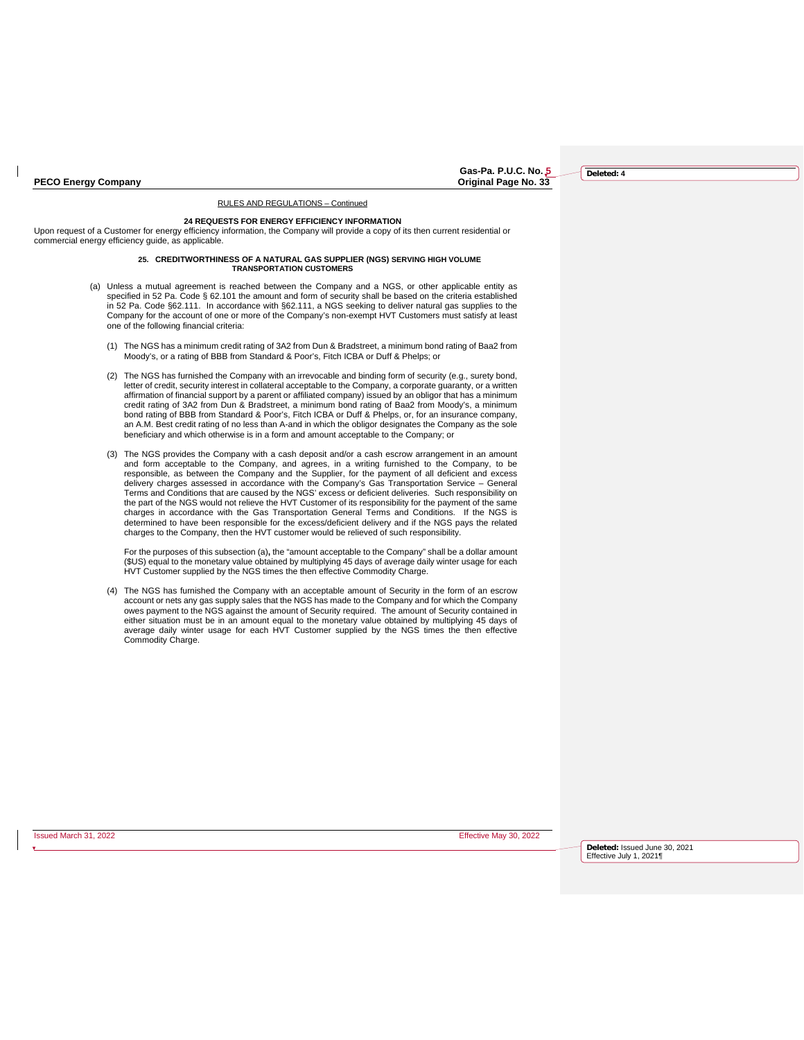RULES AND REGULATIONS – Continued

### 24 REQUESTS FOR ENERGY EFFICIENCY INFORMATION

Upon request of a Customer for energy efficiency information, the Company will provide a copy of its then current residential or commercial energy efficiency guide, as applicable.

### 25. CREDITWORTHINESS OF A NATURAL GAS SUPPLIER (NGS) SERVING HIGH VOLUME TRANSPORTATION CUSTOMERS

(a) Unless a mutual agreement is reached between the Company and a NGS, or other applicable entity as specified in 52 Pa. Code § 62.101 the amount and form of security shall be based on the criteria established in 52 Pa. Code §62.111. In accordance with §62.111, a NGS seeking to deliver natural gas supplies to the Company for the account of one or more of the Company's non-exempt HVT Customers must satisfy at least one of the following financial criteria:

(1) The NGS has a minimum credit rating of 3A2 from Dun & Bradstreet, a minimum bond rating of Baa2 from Moody's, or a rating of BBB from Standard & Poor's, Fitch ICBA or Duff & Phelps; or

(2) The NGS has furnished the Company with an irrevocable and binding form of security (e.g., surety bond, letter of credit, security interest in collateral acceptable to the Company, a corporate guaranty, or a written affirmation of financial support by a parent or affiliated company) issued by an obligor that has a minimum credit rating of 3A2 from Dun & Bradstreet, a minimum bond rating of Baa2 from Moody's, a minimum bond rating of BBB from Standard & Poor's, Fitch ICBA or Duff & Phelps, or, for an insurance company, an A.M. Best credit rating of no less than A-and in which the obligor designates the Company as the sole beneficiary and which otherwise is in a form and amount acceptable to the Company; or

(3) The NGS provides the Company with a cash deposit and/or a cash escrow arrangement in an amount and form acceptable to the Company, and agrees, in a writing furnished to the Company, to be responsible, as between the Company and the Supplier, for the payment of all deficient and excess delivery charges assessed in accordance with the Company's Gas Transportation Service – General Terms and Conditions that are caused by the NGS' excess or deficient deliveries. Such responsibility on the part of the NGS would not relieve the HVT Customer of its responsibility for the payment of the same charges in accordance with the Gas Transportation General Terms and Conditions. If the NGS is determined to have been responsible for the excess/deficient delivery and if the NGS pays the related charges to the Company, then the HVT customer would be relieved of such responsibility.

For the purposes of this subsection (a), the "amount acceptable to the Company" shall be a dollar amount ($US) equal to the monetary value obtained by multiplying 45 days of average daily winter usage for each HVT Customer supplied by the NGS times the then effective Commodity Charge.

(4) The NGS has furnished the Company with an acceptable amount of Security in the form of an escrow account or nets any gas supply sales that the NGS has made to the Company and for which the Company owes payment to the NGS against the amount of Security required. The amount of Security contained in either situation must be in an amount equal to the monetary value obtained by multiplying 45 days of average daily winter usage for each HVT Customer supplied by the NGS times the then effective Commodity Charge.

Issued March 31, 2022 — Effective May 30, 2022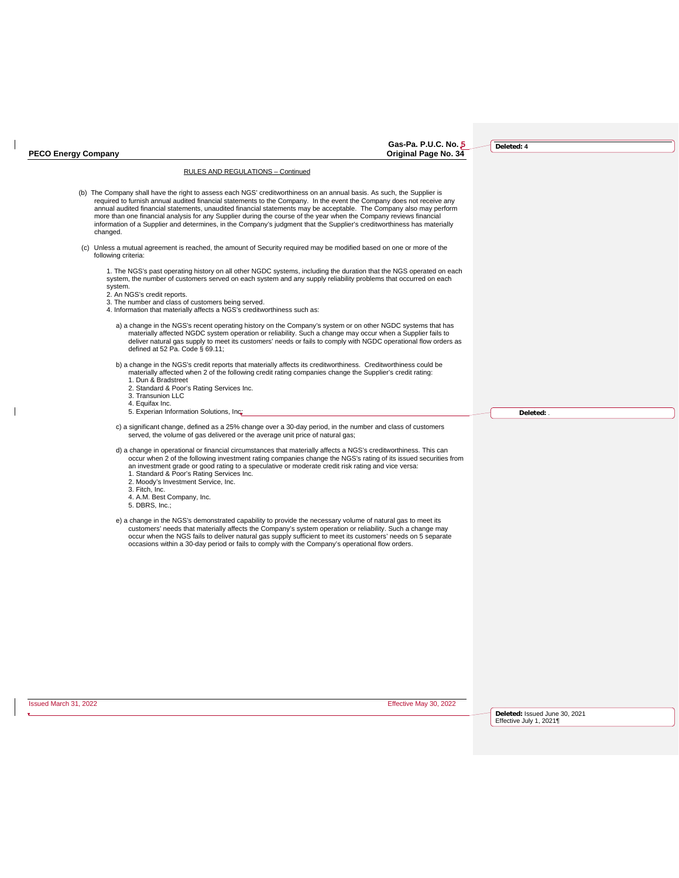RULES AND REGULATIONS – Continued

(b) The Company shall have the right to assess each NGS' creditworthiness on an annual basis. As such, the Supplier is required to furnish annual audited financial statements to the Company. In the event the Company does not receive any annual audited financial statements, unaudited financial statements may be acceptable. The Company also may perform more than one financial analysis for any Supplier during the course of the year when the Company reviews financial information of a Supplier and determines, in the Company's judgment that the Supplier's creditworthiness has materially changed.

(c) Unless a mutual agreement is reached, the amount of Security required may be modified based on one or more of the following criteria:

1. The NGS's past operating history on all other NGDC systems, including the duration that the NGS operated on each system, the number of customers served on each system and any supply reliability problems that occurred on each system.
2. An NGS's credit reports.
3. The number and class of customers being served.
4. Information that materially affects a NGS's creditworthiness such as:

a) a change in the NGS's recent operating history on the Company's system or on other NGDC systems that has materially affected NGDC system operation or reliability. Such a change may occur when a Supplier fails to deliver natural gas supply to meet its customers' needs or fails to comply with NGDC operational flow orders as defined at 52 Pa. Code § 69.11;

b) a change in the NGS's credit reports that materially affects its creditworthiness. Creditworthiness could be materially affected when 2 of the following credit rating companies change the Supplier's credit rating:
1. Dun & Bradstreet
2. Standard & Poor's Rating Services Inc.
3. Transunion LLC
4. Equifax Inc.
5. Experian Information Solutions, Inc;

c) a significant change, defined as a 25% change over a 30-day period, in the number and class of customers served, the volume of gas delivered or the average unit price of natural gas;

d) a change in operational or financial circumstances that materially affects a NGS's creditworthiness. This can occur when 2 of the following investment rating companies change the NGS's rating of its issued securities from an investment grade or good rating to a speculative or moderate credit risk rating and vice versa:
1. Standard & Poor's Rating Services Inc.
2. Moody's Investment Service, Inc.
3. Fitch, Inc.
4. A.M. Best Company, Inc.
5. DBRS, Inc.;

e) a change in the NGS's demonstrated capability to provide the necessary volume of natural gas to meet its customers' needs that materially affects the Company's system operation or reliability. Such a change may occur when the NGS fails to deliver natural gas supply sufficient to meet its customers' needs on 5 separate occasions within a 30-day period or fails to comply with the Company's operational flow orders.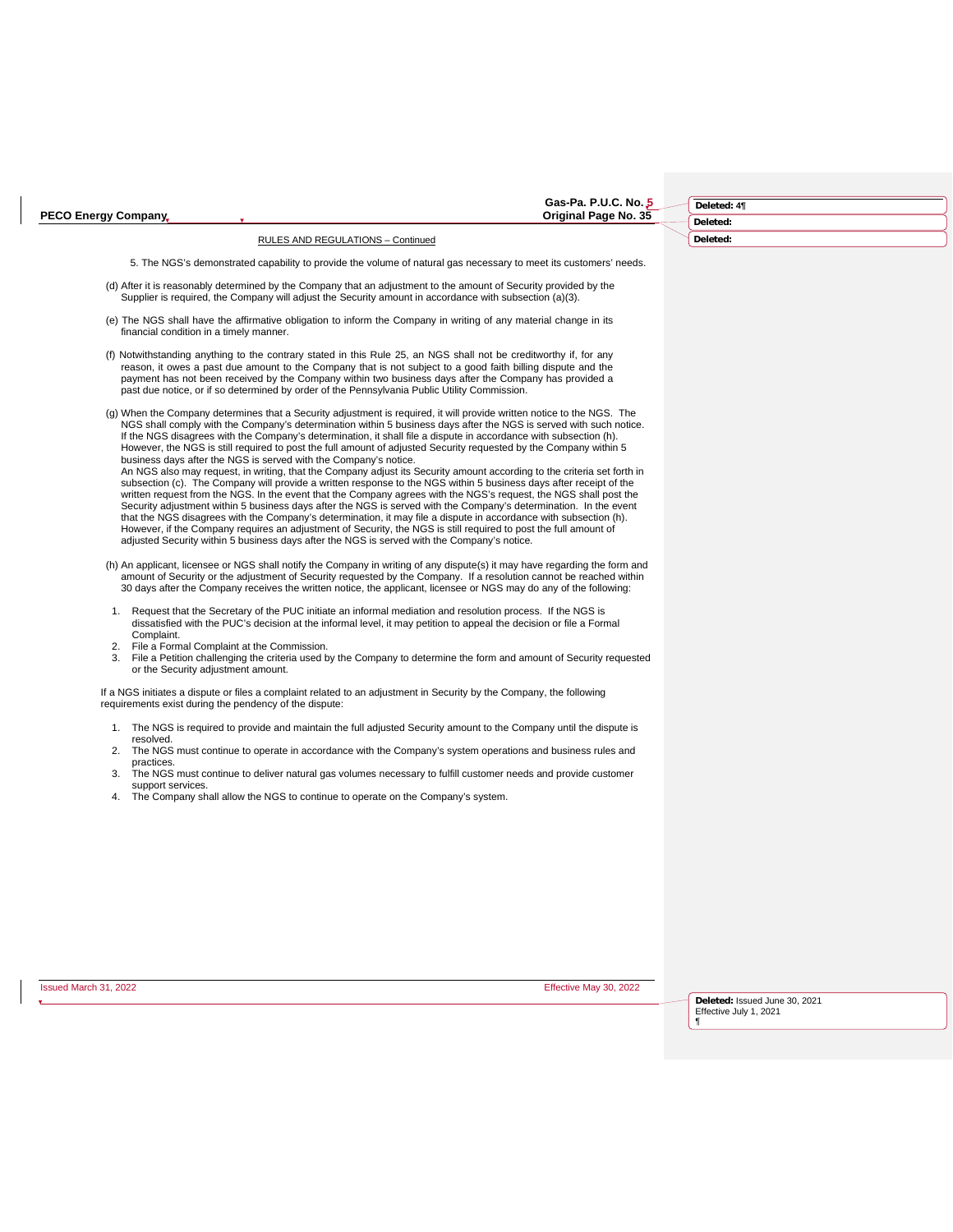RULES AND REGULATIONS – Continued

5. The NGS's demonstrated capability to provide the volume of natural gas necessary to meet its customers' needs.

(d) After it is reasonably determined by the Company that an adjustment to the amount of Security provided by the Supplier is required, the Company will adjust the Security amount in accordance with subsection (a)(3).

(e) The NGS shall have the affirmative obligation to inform the Company in writing of any material change in its financial condition in a timely manner.

(f) Notwithstanding anything to the contrary stated in this Rule 25, an NGS shall not be creditworthy if, for any reason, it owes a past due amount to the Company that is not subject to a good faith billing dispute and the payment has not been received by the Company within two business days after the Company has provided a past due notice, or if so determined by order of the Pennsylvania Public Utility Commission.

(g) When the Company determines that a Security adjustment is required, it will provide written notice to the NGS. The NGS shall comply with the Company's determination within 5 business days after the NGS is served with such notice. If the NGS disagrees with the Company's determination, it shall file a dispute in accordance with subsection (h). However, the NGS is still required to post the full amount of adjusted Security requested by the Company within 5 business days after the NGS is served with the Company's notice.
An NGS also may request, in writing, that the Company adjust its Security amount according to the criteria set forth in subsection (c). The Company will provide a written response to the NGS within 5 business days after receipt of the written request from the NGS. In the event that the Company agrees with the NGS's request, the NGS shall post the Security adjustment within 5 business days after the NGS is served with the Company's determination. In the event that the NGS disagrees with the Company's determination, it may file a dispute in accordance with subsection (h). However, if the Company requires an adjustment of Security, the NGS is still required to post the full amount of adjusted Security within 5 business days after the NGS is served with the Company's notice.

(h) An applicant, licensee or NGS shall notify the Company in writing of any dispute(s) it may have regarding the form and amount of Security or the adjustment of Security requested by the Company. If a resolution cannot be reached within 30 days after the Company receives the written notice, the applicant, licensee or NGS may do any of the following:

1. Request that the Secretary of the PUC initiate an informal mediation and resolution process. If the NGS is dissatisfied with the PUC's decision at the informal level, it may petition to appeal the decision or file a Formal Complaint.
2. File a Formal Complaint at the Commission.
3. File a Petition challenging the criteria used by the Company to determine the form and amount of Security requested or the Security adjustment amount.

If a NGS initiates a dispute or files a complaint related to an adjustment in Security by the Company, the following requirements exist during the pendency of the dispute:

1. The NGS is required to provide and maintain the full adjusted Security amount to the Company until the dispute is resolved.
2. The NGS must continue to operate in accordance with the Company's system operations and business rules and practices.
3. The NGS must continue to deliver natural gas volumes necessary to fulfill customer needs and provide customer support services.
4. The Company shall allow the NGS to continue to operate on the Company's system.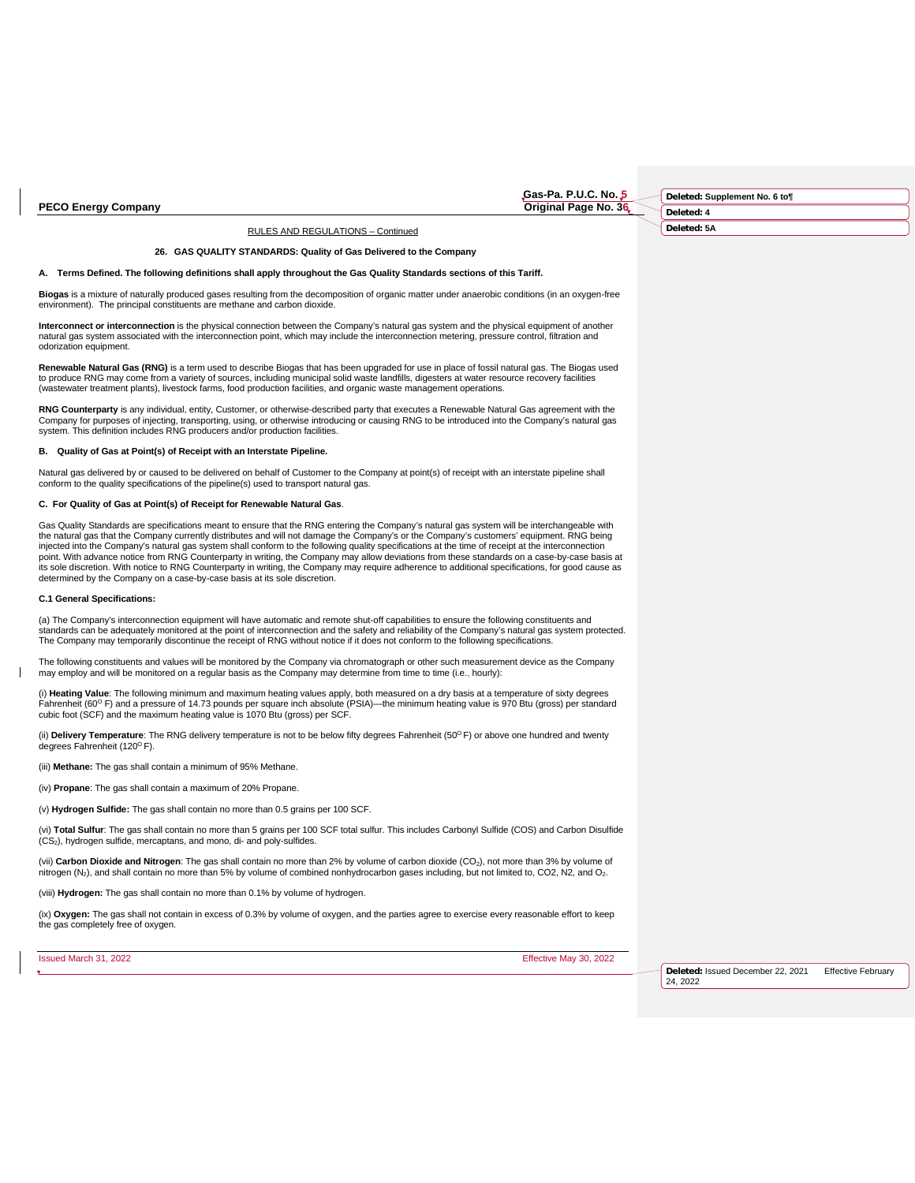PECO Energy Company

Gas-Pa. P.U.C. No. 5
Original Page No. 36

RULES AND REGULATIONS – Continued

**26. GAS QUALITY STANDARDS: Quality of Gas Delivered to the Company**

**A. Terms Defined. The following definitions shall apply throughout the Gas Quality Standards sections of this Tariff.**

**Biogas** is a mixture of naturally produced gases resulting from the decomposition of organic matter under anaerobic conditions (in an oxygen-free environment). The principal constituents are methane and carbon dioxide.

**Interconnect or interconnection** is the physical connection between the Company's natural gas system and the physical equipment of another natural gas system associated with the interconnection point, which may include the interconnection metering, pressure control, filtration and odorization equipment.

**Renewable Natural Gas (RNG)** is a term used to describe Biogas that has been upgraded for use in place of fossil natural gas. The Biogas used to produce RNG may come from a variety of sources, including municipal solid waste landfills, digesters at water resource recovery facilities (wastewater treatment plants), livestock farms, food production facilities, and organic waste management operations.

**RNG Counterparty** is any individual, entity, Customer, or otherwise-described party that executes a Renewable Natural Gas agreement with the Company for purposes of injecting, transporting, using, or otherwise introducing or causing RNG to be introduced into the Company's natural gas system. This definition includes RNG producers and/or production facilities.

**B. Quality of Gas at Point(s) of Receipt with an Interstate Pipeline.**

Natural gas delivered by or caused to be delivered on behalf of Customer to the Company at point(s) of receipt with an interstate pipeline shall conform to the quality specifications of the pipeline(s) used to transport natural gas.

**C. For Quality of Gas at Point(s) of Receipt for Renewable Natural Gas**.

Gas Quality Standards are specifications meant to ensure that the RNG entering the Company's natural gas system will be interchangeable with the natural gas that the Company currently distributes and will not damage the Company's or the Company's customers' equipment. RNG being injected into the Company's natural gas system shall conform to the following quality specifications at the time of receipt at the interconnection point. With advance notice from RNG Counterparty in writing, the Company may allow deviations from these standards on a case-by-case basis at its sole discretion. With notice to RNG Counterparty in writing, the Company may require adherence to additional specifications, for good cause as determined by the Company on a case-by-case basis at its sole discretion.

**C.1 General Specifications:**

(a) The Company's interconnection equipment will have automatic and remote shut-off capabilities to ensure the following constituents and standards can be adequately monitored at the point of interconnection and the safety and reliability of the Company's natural gas system protected. The Company may temporarily discontinue the receipt of RNG without notice if it does not conform to the following specifications.

The following constituents and values will be monitored by the Company via chromatograph or other such measurement device as the Company may employ and will be monitored on a regular basis as the Company may determine from time to time (i.e., hourly):

(i) **Heating Value**: The following minimum and maximum heating values apply, both measured on a dry basis at a temperature of sixty degrees Fahrenheit (60$^{O}$ F) and a pressure of 14.73 pounds per square inch absolute (PSIA)—the minimum heating value is 970 Btu (gross) per standard cubic foot (SCF) and the maximum heating value is 1070 Btu (gross) per SCF.

(ii) **Delivery Temperature**: The RNG delivery temperature is not to be below fifty degrees Fahrenheit (50$^{O}$ F) or above one hundred and twenty degrees Fahrenheit (120$^{O}$ F).

(iii) **Methane:** The gas shall contain a minimum of 95% Methane.

(iv) **Propane**: The gas shall contain a maximum of 20% Propane.

(v) **Hydrogen Sulfide:** The gas shall contain no more than 0.5 grains per 100 SCF.

(vi) **Total Sulfur**: The gas shall contain no more than 5 grains per 100 SCF total sulfur. This includes Carbonyl Sulfide (COS) and Carbon Disulfide ($CS_2$), hydrogen sulfide, mercaptans, and mono, di- and poly-sulfides.

(vii) **Carbon Dioxide and Nitrogen**: The gas shall contain no more than 2% by volume of carbon dioxide ($CO_2$), not more than 3% by volume of nitrogen ($N_2$), and shall contain no more than 5% by volume of combined nonhydrocarbon gases including, but not limited to, CO2, N2, and $O_2$.

(viii) **Hydrogen:** The gas shall contain no more than 0.1% by volume of hydrogen.

(ix) **Oxygen:** The gas shall not contain in excess of 0.3% by volume of oxygen, and the parties agree to exercise every reasonable effort to keep the gas completely free of oxygen.

Issued March 31, 2022 Effective May 30, 2022

Deleted: Supplement No. 6 to
Deleted: 4
Deleted: 5A
Deleted: Issued December 22, 2021 Effective February 24, 2022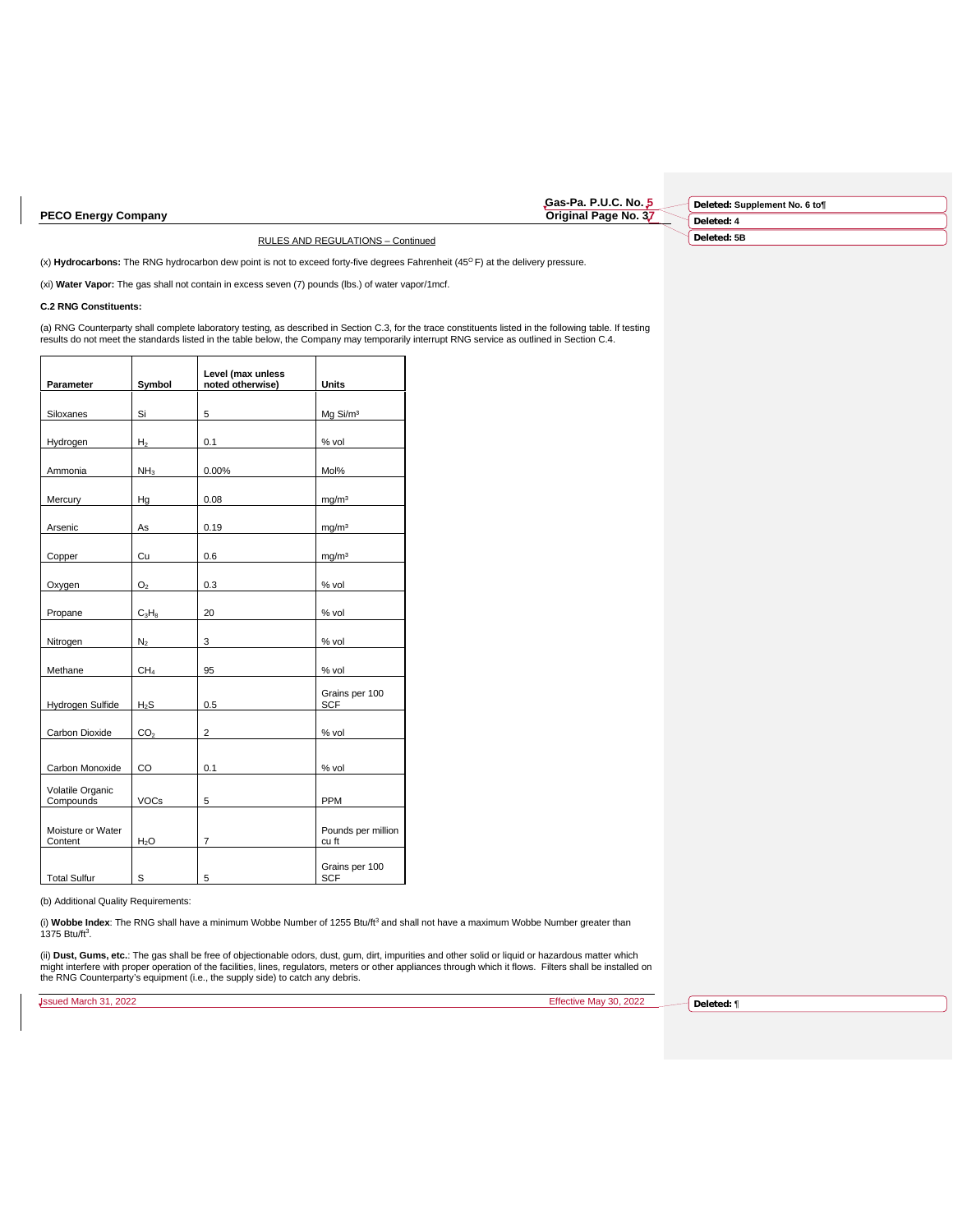RULES AND REGULATIONS – Continued

(x) **Hydrocarbons:** The RNG hydrocarbon dew point is not to exceed forty-five degrees Fahrenheit (45° F) at the delivery pressure.

(xi) **Water Vapor:** The gas shall not contain in excess seven (7) pounds (lbs.) of water vapor/1mcf.

**C.2 RNG Constituents:**

(a) RNG Counterparty shall complete laboratory testing, as described in Section C.3, for the trace constituents listed in the following table. If testing results do not meet the standards listed in the table below, the Company may temporarily interrupt RNG service as outlined in Section C.4.

| Parameter | Symbol | Level (max unless noted otherwise) | Units |
|---|---|---|---|
| Siloxanes | Si | 5 | Mg Si/m³ |
| Hydrogen | $H_2$ | 0.1 | % vol |
| Ammonia | $NH_3$ | 0.00% | Mol% |
| Mercury | Hg | 0.08 | mg/m³ |
| Arsenic | As | 0.19 | mg/m³ |
| Copper | Cu | 0.6 | mg/m³ |
| Oxygen | $O_2$ | 0.3 | % vol |
| Propane | $C_3H_8$ | 20 | % vol |
| Nitrogen | $N_2$ | 3 | % vol |
| Methane | $CH_4$ | 95 | % vol |
| Hydrogen Sulfide | $H_2S$ | 0.5 | Grains per 100 SCF |
| Carbon Dioxide | $CO_2$ | 2 | % vol |
| Carbon Monoxide | CO | 0.1 | % vol |
| Volatile Organic Compounds | VOCs | 5 | PPM |
| Moisture or Water Content | $H_2O$ | 7 | Pounds per million cu ft |
| Total Sulfur | S | 5 | Grains per 100 SCF |

(b) Additional Quality Requirements:

(i) **Wobbe Index**: The RNG shall have a minimum Wobbe Number of 1255 Btu/ft³ and shall not have a maximum Wobbe Number greater than 1375 Btu/ft³.

(ii) **Dust, Gums, etc.**: The gas shall be free of objectionable odors, dust, gum, dirt, impurities and other solid or liquid or hazardous matter which might interfere with proper operation of the facilities, lines, regulators, meters or other appliances through which it flows. Filters shall be installed on the RNG Counterparty's equipment (i.e., the supply side) to catch any debris.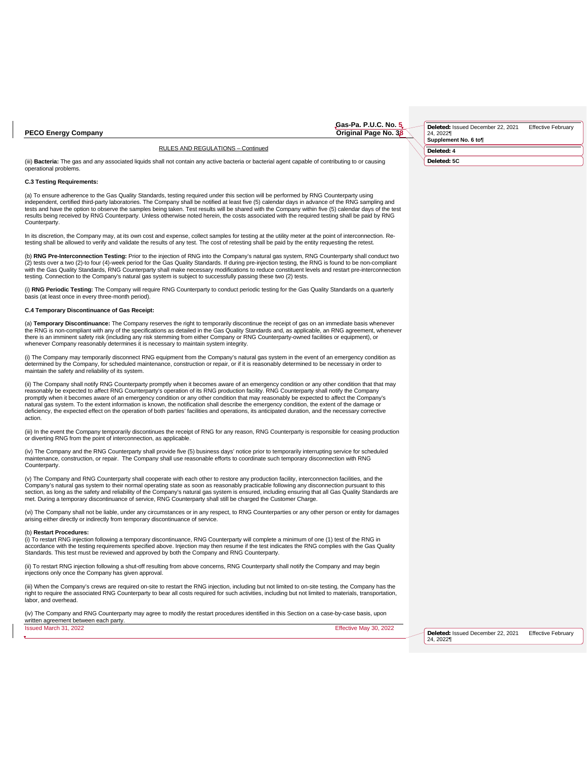RULES AND REGULATIONS – Continued

(iii) **Bacteria:** The gas and any associated liquids shall not contain any active bacteria or bacterial agent capable of contributing to or causing operational problems.

**C.3 Testing Requirements:**

(a) To ensure adherence to the Gas Quality Standards, testing required under this section will be performed by RNG Counterparty using independent, certified third-party laboratories. The Company shall be notified at least five (5) calendar days in advance of the RNG sampling and tests and have the option to observe the samples being taken. Test results will be shared with the Company within five (5) calendar days of the test results being received by RNG Counterparty. Unless otherwise noted herein, the costs associated with the required testing shall be paid by RNG Counterparty.

In its discretion, the Company may, at its own cost and expense, collect samples for testing at the utility meter at the point of interconnection. Re-testing shall be allowed to verify and validate the results of any test. The cost of retesting shall be paid by the entity requesting the retest.

(b) **RNG Pre-Interconnection Testing:** Prior to the injection of RNG into the Company's natural gas system, RNG Counterparty shall conduct two (2) tests over a two (2)-to four (4)-week period for the Gas Quality Standards. If during pre-injection testing, the RNG is found to be non-compliant with the Gas Quality Standards, RNG Counterparty shall make necessary modifications to reduce constituent levels and restart pre-interconnection testing. Connection to the Company's natural gas system is subject to successfully passing these two (2) tests.

(i) **RNG Periodic Testing:** The Company will require RNG Counterparty to conduct periodic testing for the Gas Quality Standards on a quarterly basis (at least once in every three-month period).

**C.4 Temporary Discontinuance of Gas Receipt:**

(a) **Temporary Discontinuance:** The Company reserves the right to temporarily discontinue the receipt of gas on an immediate basis whenever the RNG is non-compliant with any of the specifications as detailed in the Gas Quality Standards and, as applicable, an RNG agreement, whenever there is an imminent safety risk (including any risk stemming from either Company or RNG Counterparty-owned facilities or equipment), or whenever Company reasonably determines it is necessary to maintain system integrity.

(i) The Company may temporarily disconnect RNG equipment from the Company's natural gas system in the event of an emergency condition as determined by the Company, for scheduled maintenance, construction or repair, or if it is reasonably determined to be necessary in order to maintain the safety and reliability of its system.

(ii) The Company shall notify RNG Counterparty promptly when it becomes aware of an emergency condition or any other condition that that may reasonably be expected to affect RNG Counterparty's operation of its RNG production facility. RNG Counterparty shall notify the Company promptly when it becomes aware of an emergency condition or any other condition that may reasonably be expected to affect the Company's natural gas system. To the extent information is known, the notification shall describe the emergency condition, the extent of the damage or deficiency, the expected effect on the operation of both parties' facilities and operations, its anticipated duration, and the necessary corrective action.

(iii) In the event the Company temporarily discontinues the receipt of RNG for any reason, RNG Counterparty is responsible for ceasing production or diverting RNG from the point of interconnection, as applicable.

(iv) The Company and the RNG Counterparty shall provide five (5) business days' notice prior to temporarily interrupting service for scheduled maintenance, construction, or repair. The Company shall use reasonable efforts to coordinate such temporary disconnection with RNG Counterparty.

(v) The Company and RNG Counterparty shall cooperate with each other to restore any production facility, interconnection facilities, and the Company's natural gas system to their normal operating state as soon as reasonably practicable following any disconnection pursuant to this section, as long as the safety and reliability of the Company's natural gas system is ensured, including ensuring that all Gas Quality Standards are met. During a temporary discontinuance of service, RNG Counterparty shall still be charged the Customer Charge.

(vi) The Company shall not be liable, under any circumstances or in any respect, to RNG Counterparties or any other person or entity for damages arising either directly or indirectly from temporary discontinuance of service.

(b) **Restart Procedures:**

(i) To restart RNG injection following a temporary discontinuance, RNG Counterparty will complete a minimum of one (1) test of the RNG in accordance with the testing requirements specified above. Injection may then resume if the test indicates the RNG complies with the Gas Quality Standards. This test must be reviewed and approved by both the Company and RNG Counterparty.

(ii) To restart RNG injection following a shut-off resulting from above concerns, RNG Counterparty shall notify the Company and may begin injections only once the Company has given approval.

(iii) When the Company's crews are required on-site to restart the RNG injection, including but not limited to on-site testing, the Company has the right to require the associated RNG Counterparty to bear all costs required for such activities, including but not limited to materials, transportation, labor, and overhead.

(iv) The Company and RNG Counterparty may agree to modify the restart procedures identified in this Section on a case-by-case basis, upon written agreement between each party.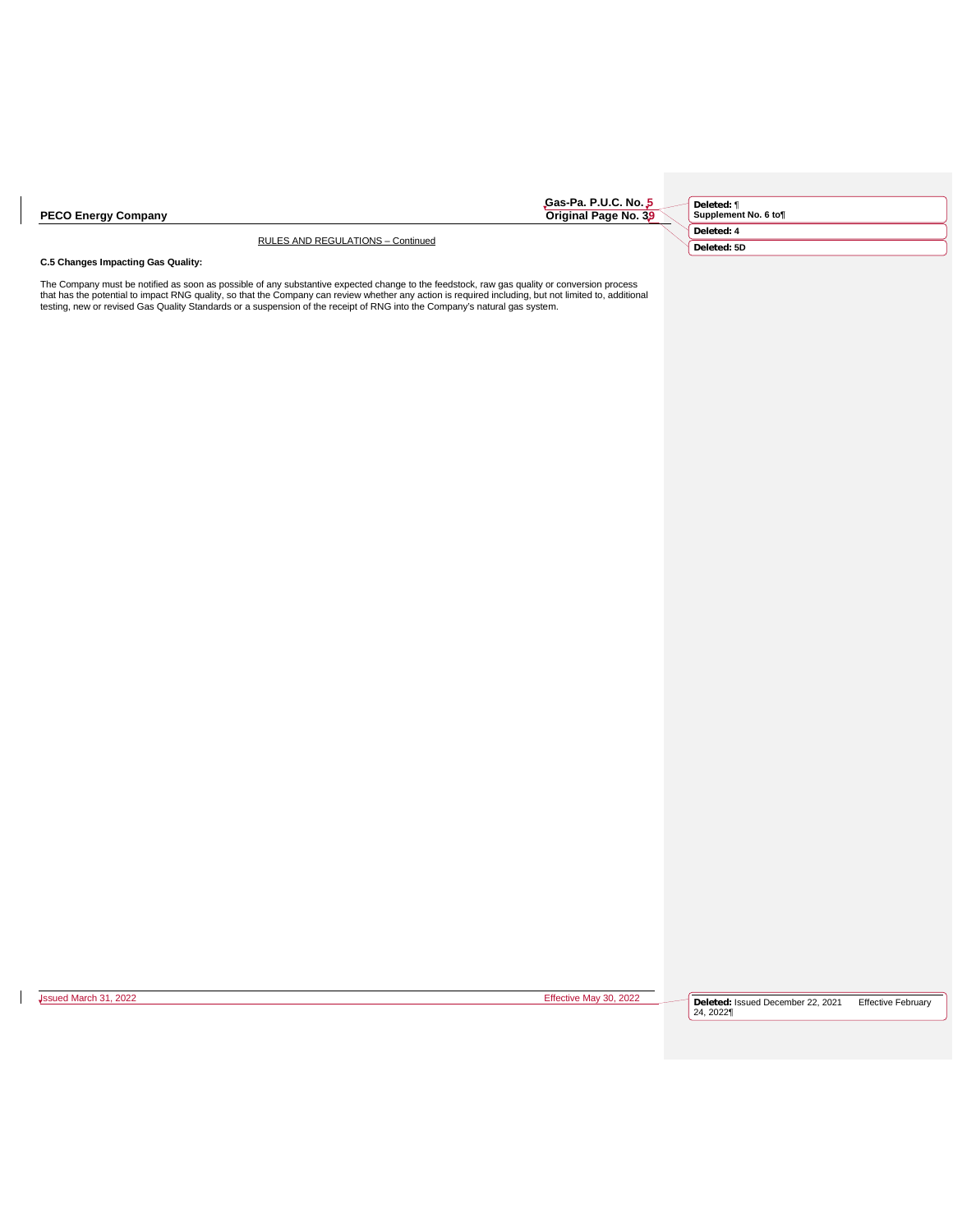RULES AND REGULATIONS – Continued

**C.5 Changes Impacting Gas Quality:**

The Company must be notified as soon as possible of any substantive expected change to the feedstock, raw gas quality or conversion process that has the potential to impact RNG quality, so that the Company can review whether any action is required including, but not limited to, additional testing, new or revised Gas Quality Standards or a suspension of the receipt of RNG into the Company's natural gas system.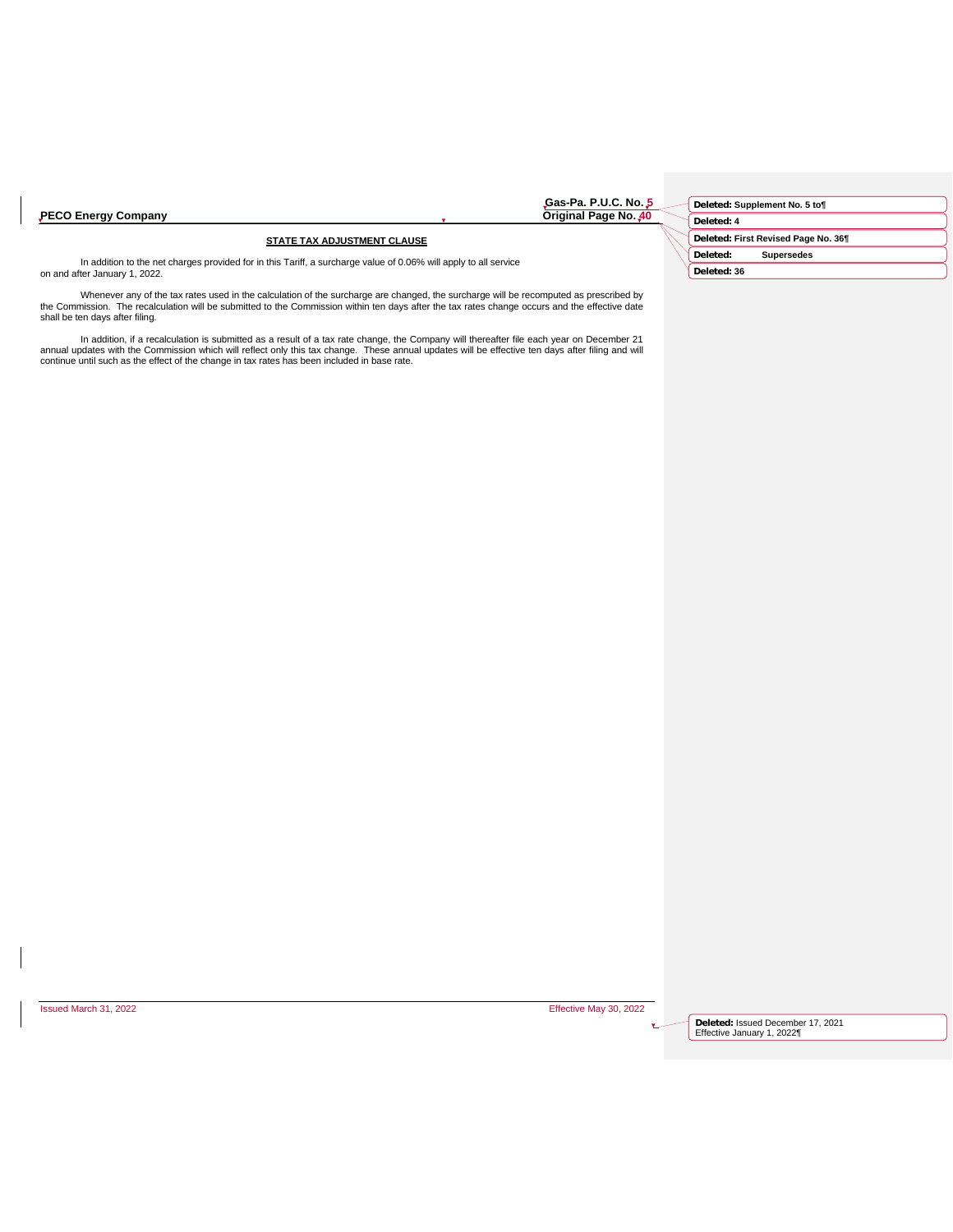**PECO Energy Company** **Gas-Pa. P.U.C. No. 5**
**Original Page No. 40**

**STATE TAX ADJUSTMENT CLAUSE**

In addition to the net charges provided for in this Tariff, a surcharge value of 0.06% will apply to all service on and after January 1, 2022.

Whenever any of the tax rates used in the calculation of the surcharge are changed, the surcharge will be recomputed as prescribed by the Commission. The recalculation will be submitted to the Commission within ten days after the tax rates change occurs and the effective date shall be ten days after filing.

In addition, if a recalculation is submitted as a result of a tax rate change, the Company will thereafter file each year on December 21 annual updates with the Commission which will reflect only this tax change. These annual updates will be effective ten days after filing and will continue until such as the effect of the change in tax rates has been included in base rate.

Issued March 31, 2022 Effective May 30, 2022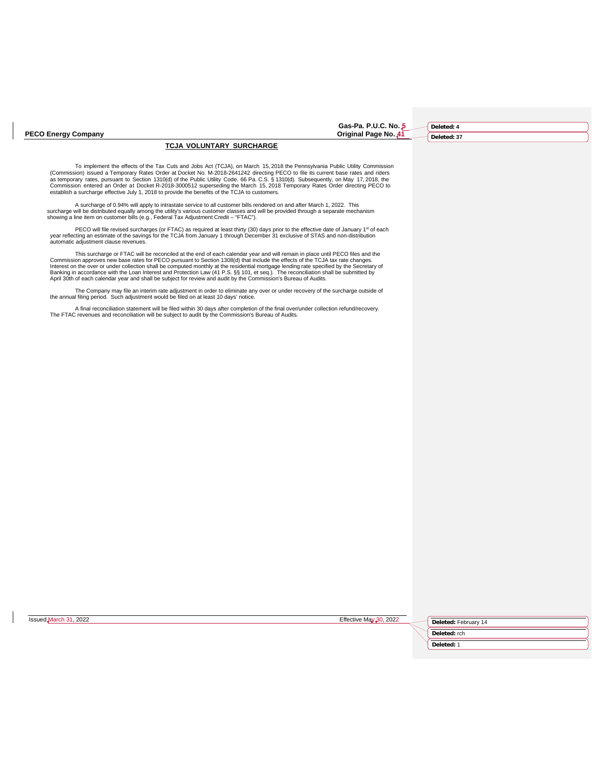PECO Energy Company

Gas-Pa. P.U.C. No. 5
Original Page No. 41

Deleted: 4

Deleted: 37

## TCJA VOLUNTARY SURCHARGE

To implement the effects of the Tax Cuts and Jobs Act (TCJA), on March 15, 2018 the Pennsylvania Public Utility Commission (Commission) issued a Temporary Rates Order at Docket No. M-2018-2641242 directing PECO to file its current base rates and riders as temporary rates, pursuant to Section 1310(d) of the Public Utility Code. 66 Pa. C.S. § 1310(d). Subsequently, on May 17, 2018, the Commission entered an Order at Docket R-2018-3000512 superseding the March 15, 2018 Temporary Rates Order directing PECO to establish a surcharge effective July 1, 2018 to provide the benefits of the TCJA to customers.

A surcharge of 0.94% will apply to intrastate service to all customer bills rendered on and after March 1, 2022. This surcharge will be distributed equally among the utility's various customer classes and will be provided through a separate mechanism showing a line item on customer bills (e.g., Federal Tax Adjustment Credit – "FTAC").

PECO will file revised surcharges (or FTAC) as required at least thirty (30) days prior to the effective date of January 1st of each year reflecting an estimate of the savings for the TCJA from January 1 through December 31 exclusive of STAS and non-distribution automatic adjustment clause revenues.

This surcharge or FTAC will be reconciled at the end of each calendar year and will remain in place until PECO files and the Commission approves new base rates for PECO pursuant to Section 1308(d) that include the effects of the TCJA tax rate changes. Interest on the over or under collection shall be computed monthly at the residential mortgage lending rate specified by the Secretary of Banking in accordance with the Loan Interest and Protection Law (41 P.S. §§ 101, et seq.). The reconciliation shall be submitted by April 30th of each calendar year and shall be subject for review and audit by the Commission's Bureau of Audits.

The Company may file an interim rate adjustment in order to eliminate any over or under recovery of the surcharge outside of the annual filing period. Such adjustment would be filed on at least 10 days' notice.

A final reconciliation statement will be filed within 30 days after completion of the final over/under collection refund/recovery. The FTAC revenues and reconciliation will be subject to audit by the Commission's Bureau of Audits.

Issued March 31, 2022 Effective May 30, 2022

Deleted: February 14

Deleted: rch

Deleted: 1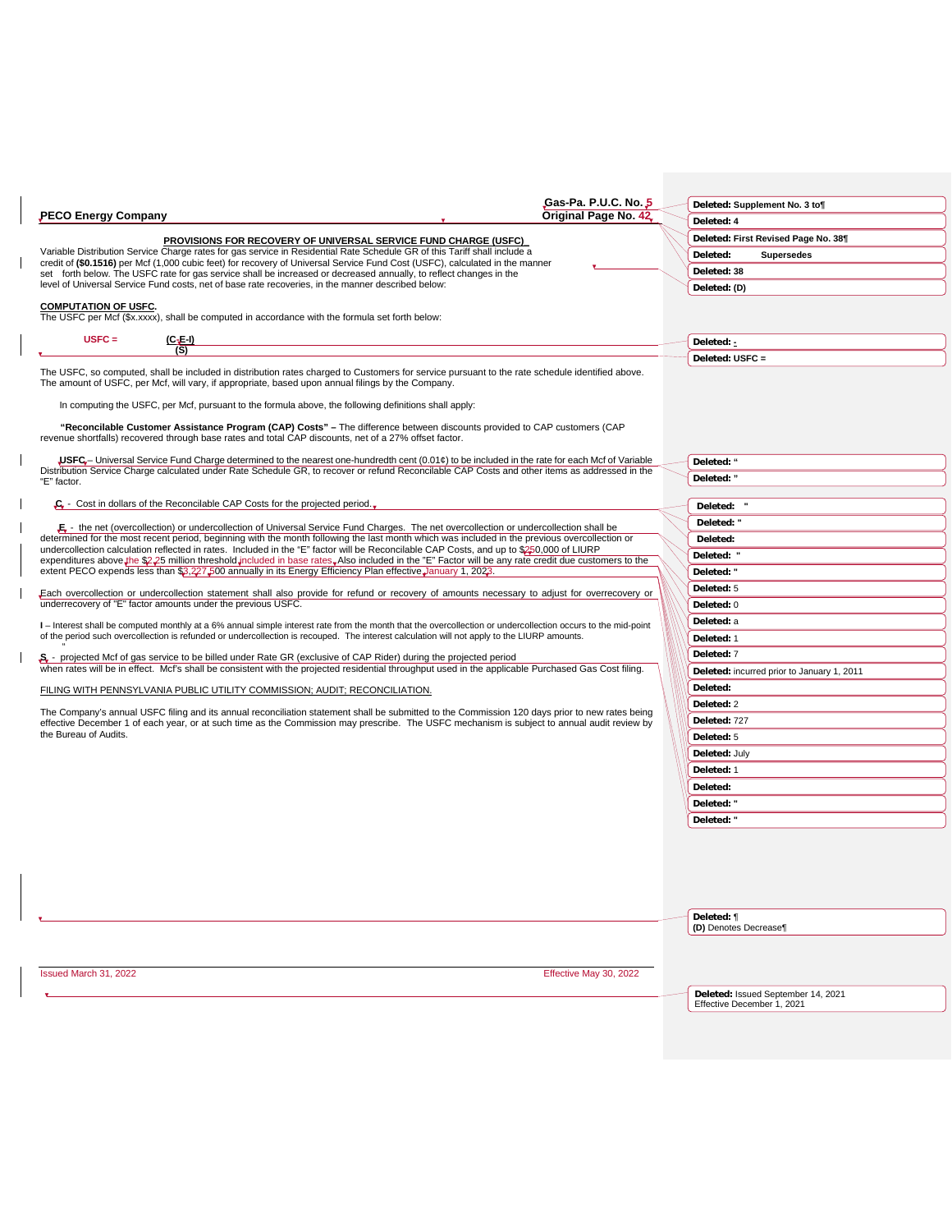PECO Energy Company

Gas-Pa. P.U.C. No. 5
Original Page No. 42

## PROVISIONS FOR RECOVERY OF UNIVERSAL SERVICE FUND CHARGE (USFC)

Variable Distribution Service Charge rates for gas service in Residential Rate Schedule GR of this Tariff shall include a credit of **($0.1516)** per Mcf (1,000 cubic feet) for recovery of Universal Service Fund Cost (USFC), calculated in the manner set forth below. The USFC rate for gas service shall be increased or decreased annually, to reflect changes in the level of Universal Service Fund costs, net of base rate recoveries, in the manner described below:

**COMPUTATION OF USFC.**

The USFC per Mcf ($x.xxxx), shall be computed in accordance with the formula set forth below:

$$USFC = \frac{(C - E - I)}{(S)}$$

The USFC, so computed, shall be included in distribution rates charged to Customers for service pursuant to the rate schedule identified above. The amount of USFC, per Mcf, will vary, if appropriate, based upon annual filings by the Company.

In computing the USFC, per Mcf, pursuant to the formula above, the following definitions shall apply:

**"Reconcilable Customer Assistance Program (CAP) Costs" –** The difference between discounts provided to CAP customers (CAP revenue shortfalls) recovered through base rates and total CAP discounts, net of a 27% offset factor.

**USFC** – Universal Service Fund Charge determined to the nearest one-hundredth cent (0.01¢) to be included in the rate for each Mcf of Variable Distribution Service Charge calculated under Rate Schedule GR, to recover or refund Reconcilable CAP Costs and other items as addressed in the "E" factor.

**C** - Cost in dollars of the Reconcilable CAP Costs for the projected period.

**E** - the net (overcollection) or undercollection of Universal Service Fund Charges. The net overcollection or undercollection shall be determined for the most recent period, beginning with the month following the last month which was included in the previous overcollection or undercollection calculation reflected in rates. Included in the "E" factor will be Reconcilable CAP Costs, and up to $250,000 of LIURP expenditures above the $2.25 million threshold included in base rates. Also included in the "E" Factor will be any rate credit due customers to the extent PECO expends less than $3,227,500 annually in its Energy Efficiency Plan effective January 1, 2023.

Each overcollection or undercollection statement shall also provide for refund or recovery of amounts necessary to adjust for overrecovery or underrecovery of "E" factor amounts under the previous USFC.

**I** – Interest shall be computed monthly at a 6% annual simple interest rate from the month that the overcollection or undercollection occurs to the mid-point of the period such overcollection is refunded or undercollection is recouped. The interest calculation will not apply to the LIURP amounts.

**S** - projected Mcf of gas service to be billed under Rate GR (exclusive of CAP Rider) during the projected period when rates will be in effect. Mcf's shall be consistent with the projected residential throughput used in the applicable Purchased Gas Cost filing.

FILING WITH PENNSYLVANIA PUBLIC UTILITY COMMISSION; AUDIT; RECONCILIATION.

The Company's annual USFC filing and its annual reconciliation statement shall be submitted to the Commission 120 days prior to new rates being effective December 1 of each year, or at such time as the Commission may prescribe. The USFC mechanism is subject to annual audit review by the Bureau of Audits.

Issued March 31, 2022 Effective May 30, 2022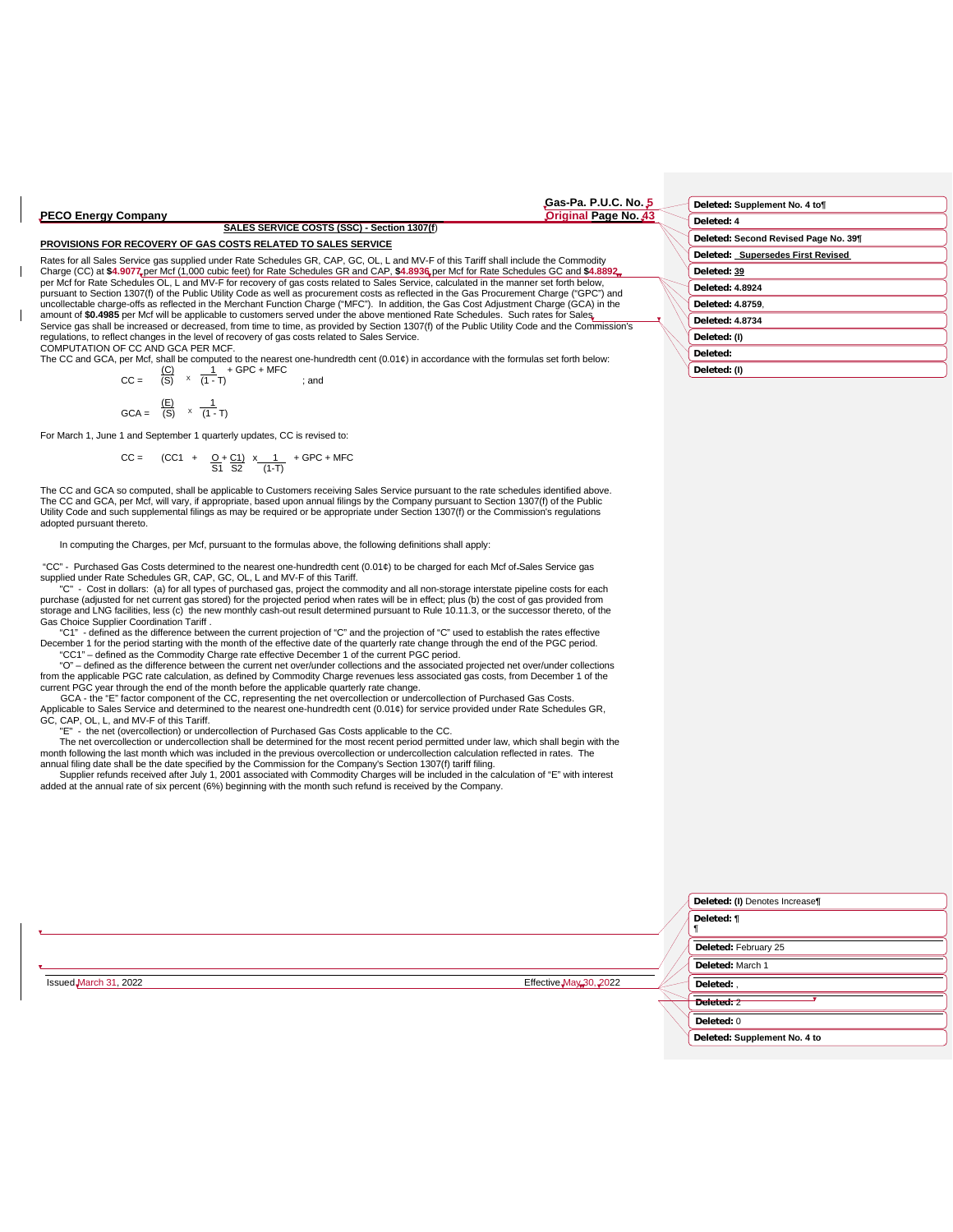**PECO Energy Company**

Gas-Pa. P.U.C. No. 5
Original Page No. 43

**SALES SERVICE COSTS (SSC) - Section 1307(f)**

**PROVISIONS FOR RECOVERY OF GAS COSTS RELATED TO SALES SERVICE**

Rates for all Sales Service gas supplied under Rate Schedules GR, CAP, GC, OL, L and MV-F of this Tariff shall include the Commodity Charge (CC) at **$4.9077** per Mcf (1,000 cubic feet) for Rate Schedules GR and CAP, **$4.8936** per Mcf for Rate Schedules GC and **$4.8892** per Mcf for Rate Schedules OL, L and MV-F for recovery of gas costs related to Sales Service, calculated in the manner set forth below, pursuant to Section 1307(f) of the Public Utility Code as well as procurement costs as reflected in the Gas Procurement Charge ("GPC") and uncollectable charge-offs as reflected in the Merchant Function Charge ("MFC"). In addition, the Gas Cost Adjustment Charge (GCA) in the amount of **$0.4985** per Mcf will be applicable to customers served under the above mentioned Rate Schedules. Such rates for Sales Service gas shall be increased or decreased, from time to time, as provided by Section 1307(f) of the Public Utility Code and the Commission's regulations, to reflect changes in the level of recovery of gas costs related to Sales Service.

COMPUTATION OF CC AND GCA PER MCF.

The CC and GCA, per Mcf, shall be computed to the nearest one-hundredth cent (0.01¢) in accordance with the formulas set forth below:

$$CC = \frac{(C)}{(S)} \times \frac{1}{(1 - T)} + GPC + MFC \quad ; \text{ and}$$

$$GCA = \frac{(E)}{(S)} \times \frac{1}{(1 - T)}$$

For March 1, June 1 and September 1 quarterly updates, CC is revised to:

$$CC = \left(CC1 + \frac{O}{S1} + \frac{C1}{S2}\right) \times \frac{1}{(1-T)} + GPC + MFC$$

The CC and GCA so computed, shall be applicable to Customers receiving Sales Service pursuant to the rate schedules identified above. The CC and GCA, per Mcf, will vary, if appropriate, based upon annual filings by the Company pursuant to Section 1307(f) of the Public Utility Code and such supplemental filings as may be required or be appropriate under Section 1307(f) or the Commission's regulations adopted pursuant thereto.

In computing the Charges, per Mcf, pursuant to the formulas above, the following definitions shall apply:

"CC" - Purchased Gas Costs determined to the nearest one-hundredth cent (0.01¢) to be charged for each Mcf of Sales Service gas supplied under Rate Schedules GR, CAP, GC, OL, L and MV-F of this Tariff.

"C" - Cost in dollars: (a) for all types of purchased gas, project the commodity and all non-storage interstate pipeline costs for each purchase (adjusted for net current gas stored) for the projected period when rates will be in effect; plus (b) the cost of gas provided from storage and LNG facilities, less (c) the new monthly cash-out result determined pursuant to Rule 10.11.3, or the successor thereto, of the Gas Choice Supplier Coordination Tariff .

"C1" - defined as the difference between the current projection of "C" and the projection of "C" used to establish the rates effective December 1 for the period starting with the month of the effective date of the quarterly rate change through the end of the PGC period.

"CC1" – defined as the Commodity Charge rate effective December 1 of the current PGC period.

"O" – defined as the difference between the current net over/under collections and the associated projected net over/under collections from the applicable PGC rate calculation, as defined by Commodity Charge revenues less associated gas costs, from December 1 of the current PGC year through the end of the month before the applicable quarterly rate change.

GCA - the "E" factor component of the CC, representing the net overcollection or undercollection of Purchased Gas Costs. Applicable to Sales Service and determined to the nearest one-hundredth cent (0.01¢) for service provided under Rate Schedules GR, GC, CAP, OL, L, and MV-F of this Tariff.

"E" - the net (overcollection) or undercollection of Purchased Gas Costs applicable to the CC.

The net overcollection or undercollection shall be determined for the most recent period permitted under law, which shall begin with the month following the last month which was included in the previous overcollection or undercollection calculation reflected in rates. The annual filing date shall be the date specified by the Commission for the Company's Section 1307(f) tariff filing.

Supplier refunds received after July 1, 2001 associated with Commodity Charges will be included in the calculation of "E" with interest added at the annual rate of six percent (6%) beginning with the month such refund is received by the Company.

Issued March 31, 2022 Effective May 30, 2022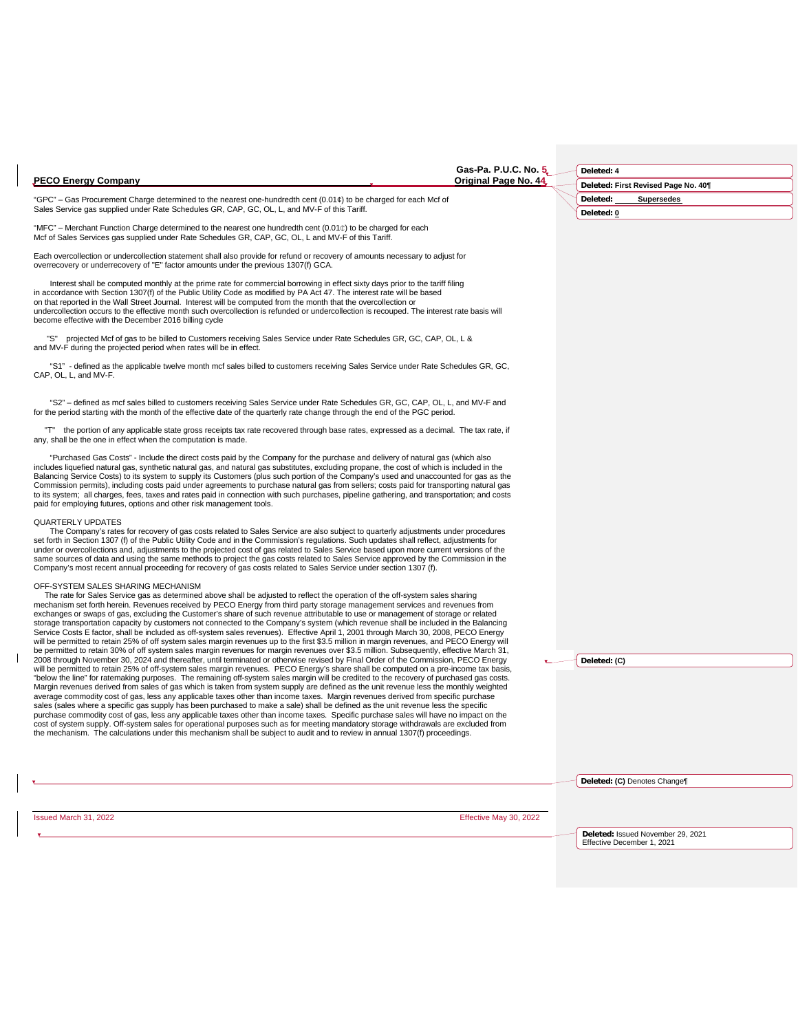"GPC" – Gas Procurement Charge determined to the nearest one-hundredth cent (0.01¢) to be charged for each Mcf of Sales Service gas supplied under Rate Schedules GR, CAP, GC, OL, L, and MV-F of this Tariff.

"MFC" – Merchant Function Charge determined to the nearest one hundredth cent (0.01¢) to be charged for each Mcf of Sales Services gas supplied under Rate Schedules GR, CAP, GC, OL, L and MV-F of this Tariff.

Each overcollection or undercollection statement shall also provide for refund or recovery of amounts necessary to adjust for overrecovery or underrecovery of "E" factor amounts under the previous 1307(f) GCA.

Interest shall be computed monthly at the prime rate for commercial borrowing in effect sixty days prior to the tariff filing in accordance with Section 1307(f) of the Public Utility Code as modified by PA Act 47. The interest rate will be based on that reported in the Wall Street Journal. Interest will be computed from the month that the overcollection or undercollection occurs to the effective month such overcollection is refunded or undercollection is recouped. The interest rate basis will become effective with the December 2016 billing cycle

"S" projected Mcf of gas to be billed to Customers receiving Sales Service under Rate Schedules GR, GC, CAP, OL, L & and MV-F during the projected period when rates will be in effect.

"S1" - defined as the applicable twelve month mcf sales billed to customers receiving Sales Service under Rate Schedules GR, GC, CAP, OL, L, and MV-F.

"S2" – defined as mcf sales billed to customers receiving Sales Service under Rate Schedules GR, GC, CAP, OL, L, and MV-F and for the period starting with the month of the effective date of the quarterly rate change through the end of the PGC period.

"T" the portion of any applicable state gross receipts tax rate recovered through base rates, expressed as a decimal. The tax rate, if any, shall be the one in effect when the computation is made.

"Purchased Gas Costs" - Include the direct costs paid by the Company for the purchase and delivery of natural gas (which also includes liquefied natural gas, synthetic natural gas, and natural gas substitutes, excluding propane, the cost of which is included in the Balancing Service Costs) to its system to supply its Customers (plus such portion of the Company's used and unaccounted for gas as the Commission permits), including costs paid under agreements to purchase natural gas from sellers; costs paid for transporting natural gas to its system; all charges, fees, taxes and rates paid in connection with such purchases, pipeline gathering, and transportation; and costs paid for employing futures, options and other risk management tools.

QUARTERLY UPDATES

The Company's rates for recovery of gas costs related to Sales Service are also subject to quarterly adjustments under procedures set forth in Section 1307 (f) of the Public Utility Code and in the Commission's regulations. Such updates shall reflect, adjustments for under or overcollections and, adjustments to the projected cost of gas related to Sales Service based upon more current versions of the same sources of data and using the same methods to project the gas costs related to Sales Service approved by the Commission in the Company's most recent annual proceeding for recovery of gas costs related to Sales Service under section 1307 (f).

OFF-SYSTEM SALES SHARING MECHANISM

The rate for Sales Service gas as determined above shall be adjusted to reflect the operation of the off-system sales sharing mechanism set forth herein. Revenues received by PECO Energy from third party storage management services and revenues from exchanges or swaps of gas, excluding the Customer's share of such revenue attributable to use or management of storage or related storage transportation capacity by customers not connected to the Company's system (which revenue shall be included in the Balancing Service Costs E factor, shall be included as off-system sales revenues). Effective April 1, 2001 through March 30, 2008, PECO Energy will be permitted to retain 25% of off system sales margin revenues up to the first $3.5 million in margin revenues, and PECO Energy will be permitted to retain 30% of off system sales margin revenues for margin revenues over $3.5 million. Subsequently, effective March 31, 2008 through November 30, 2024 and thereafter, until terminated or otherwise revised by Final Order of the Commission, PECO Energy will be permitted to retain 25% of off-system sales margin revenues. PECO Energy's share shall be computed on a pre-income tax basis, "below the line" for ratemaking purposes. The remaining off-system sales margin will be credited to the recovery of purchased gas costs. Margin revenues derived from sales of gas which is taken from system supply are defined as the unit revenue less the monthly weighted average commodity cost of gas, less any applicable taxes other than income taxes. Margin revenues derived from specific purchase sales (sales where a specific gas supply has been purchased to make a sale) shall be defined as the unit revenue less the specific purchase commodity cost of gas, less any applicable taxes other than income taxes. Specific purchase sales will have no impact on the cost of system supply. Off-system sales for operational purposes such as for meeting mandatory storage withdrawals are excluded from the mechanism. The calculations under this mechanism shall be subject to audit and to review in annual 1307(f) proceedings.

Issued March 31, 2022 Effective May 30, 2022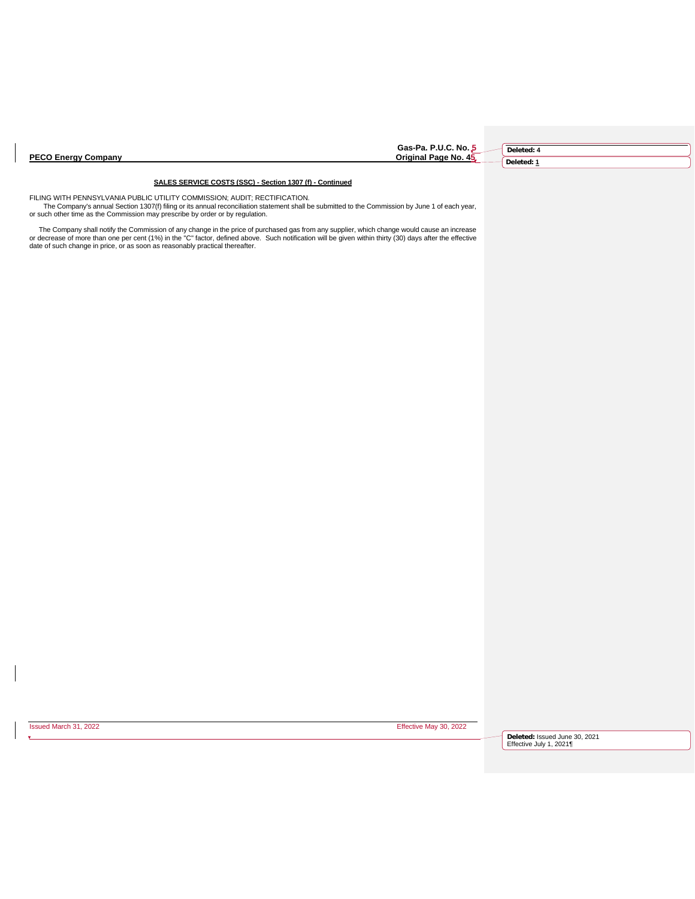**PECO Energy Company**

**Gas-Pa. P.U.C. No. 5**
**Original Page No. 45**

**SALES SERVICE COSTS (SSC) - Section 1307 (f) - Continued**

FILING WITH PENNSYLVANIA PUBLIC UTILITY COMMISSION; AUDIT; RECTIFICATION.

The Company's annual Section 1307(f) filing or its annual reconciliation statement shall be submitted to the Commission by June 1 of each year, or such other time as the Commission may prescribe by order or by regulation.

The Company shall notify the Commission of any change in the price of purchased gas from any supplier, which change would cause an increase or decrease of more than one per cent (1%) in the "C" factor, defined above. Such notification will be given within thirty (30) days after the effective date of such change in price, or as soon as reasonably practical thereafter.

Issued March 31, 2022 Effective May 30, 2022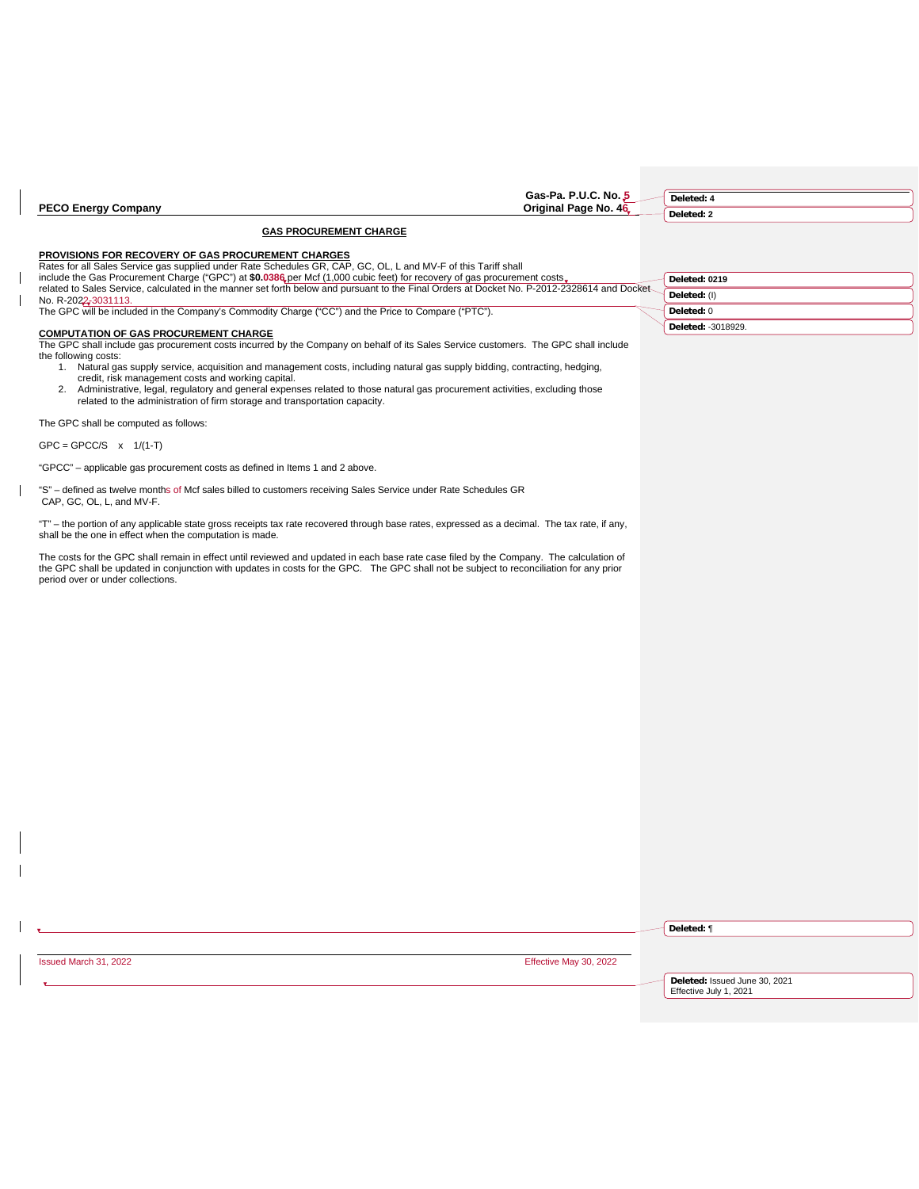PECO Energy Company

Gas-Pa. P.U.C. No. 5
Original Page No. 46

## GAS PROCUREMENT CHARGE

**PROVISIONS FOR RECOVERY OF GAS PROCUREMENT CHARGES**

Rates for all Sales Service gas supplied under Rate Schedules GR, CAP, GC, OL, L and MV-F of this Tariff shall include the Gas Procurement Charge ("GPC") at **$0.0386** per Mcf (1,000 cubic feet) for recovery of gas procurement costs related to Sales Service, calculated in the manner set forth below and pursuant to the Final Orders at Docket No. P-2012-2328614 and Docket No. R-2022-3031113.

The GPC will be included in the Company's Commodity Charge ("CC") and the Price to Compare ("PTC").

**COMPUTATION OF GAS PROCUREMENT CHARGE**

The GPC shall include gas procurement costs incurred by the Company on behalf of its Sales Service customers. The GPC shall include the following costs:

1. Natural gas supply service, acquisition and management costs, including natural gas supply bidding, contracting, hedging, credit, risk management costs and working capital.
2. Administrative, legal, regulatory and general expenses related to those natural gas procurement activities, excluding those related to the administration of firm storage and transportation capacity.

The GPC shall be computed as follows:

$GPC = GPCC/S \times 1/(1-T)$

"GPCC" – applicable gas procurement costs as defined in Items 1 and 2 above.

"S" – defined as twelve months of Mcf sales billed to customers receiving Sales Service under Rate Schedules GR CAP, GC, OL, L, and MV-F.

"T" – the portion of any applicable state gross receipts tax rate recovered through base rates, expressed as a decimal. The tax rate, if any, shall be the one in effect when the computation is made.

The costs for the GPC shall remain in effect until reviewed and updated in each base rate case filed by the Company. The calculation of the GPC shall be updated in conjunction with updates in costs for the GPC. The GPC shall not be subject to reconciliation for any prior period over or under collections.

Issued March 31, 2022 | Effective May 30, 2022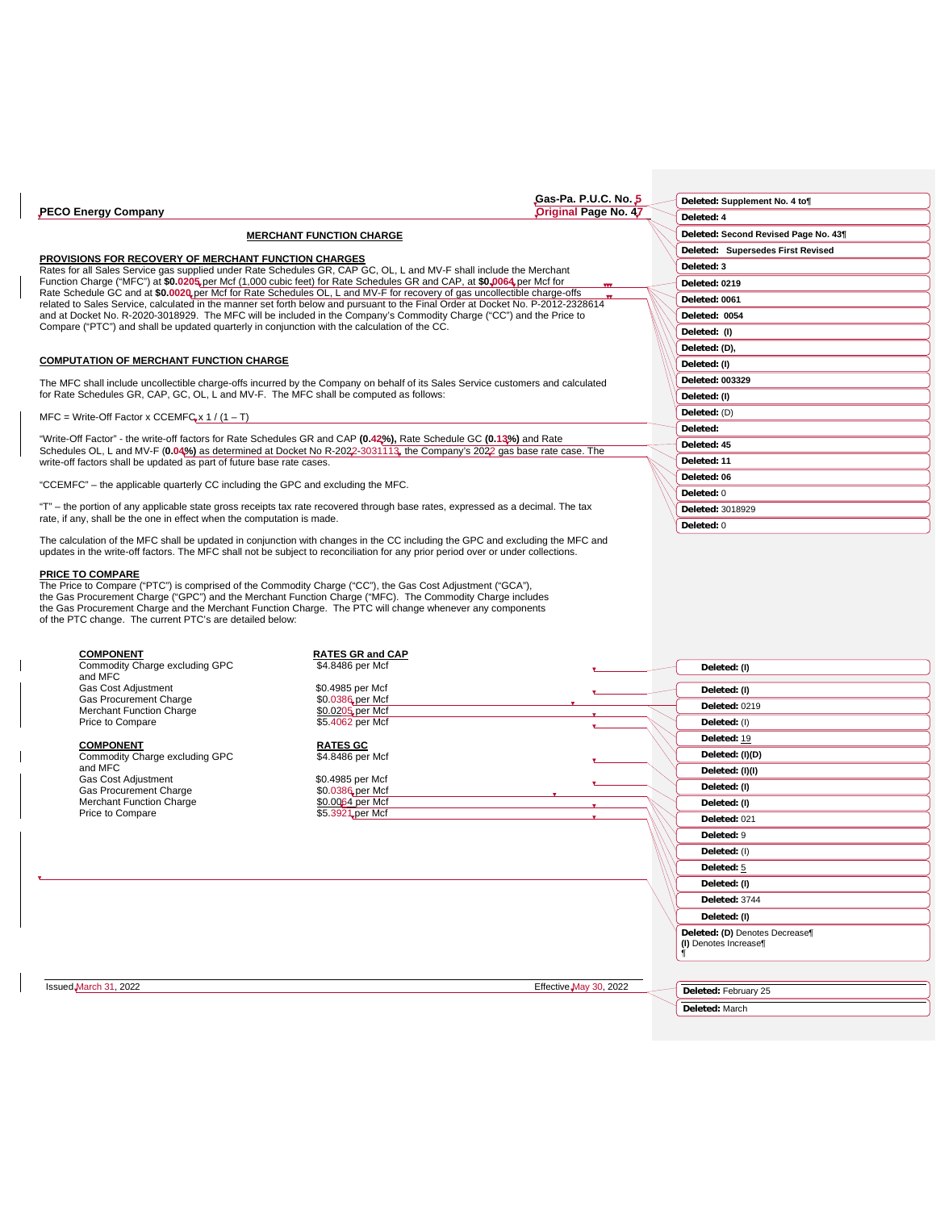PECO Energy Company

Gas-Pa. P.U.C. No. 5
Original Page No. 47

**MERCHANT FUNCTION CHARGE**

**PROVISIONS FOR RECOVERY OF MERCHANT FUNCTION CHARGES**

Rates for all Sales Service gas supplied under Rate Schedules GR, CAP GC, OL, L and MV-F shall include the Merchant Function Charge ("MFC") at **$0.0205** per Mcf (1,000 cubic feet) for Rate Schedules GR and CAP, at **$0.0064** per Mcf for Rate Schedule GC and at **$0.0020** per Mcf for Rate Schedules OL, L and MV-F for recovery of gas uncollectible charge-offs related to Sales Service, calculated in the manner set forth below and pursuant to the Final Order at Docket No. P-2012-2328614 and at Docket No. R-2020-3018929. The MFC will be included in the Company's Commodity Charge ("CC") and the Price to Compare ("PTC") and shall be updated quarterly in conjunction with the calculation of the CC.

**COMPUTATION OF MERCHANT FUNCTION CHARGE**

The MFC shall include uncollectible charge-offs incurred by the Company on behalf of its Sales Service customers and calculated for Rate Schedules GR, CAP, GC, OL, L and MV-F. The MFC shall be computed as follows:

MFC = Write-Off Factor x CCEMFC x 1 / (1 – T)

"Write-Off Factor" - the write-off factors for Rate Schedules GR and CAP **(0.42%)**, Rate Schedule GC **(0.13%)** and Rate Schedules OL, L and MV-F (**0.04%)** as determined at Docket No R-2022-3031113, the Company's 2022 gas base rate case. The write-off factors shall be updated as part of future base rate cases.

"CCEMFC" – the applicable quarterly CC including the GPC and excluding the MFC.

"T" – the portion of any applicable state gross receipts tax rate recovered through base rates, expressed as a decimal. The tax rate, if any, shall be the one in effect when the computation is made.

The calculation of the MFC shall be updated in conjunction with changes in the CC including the GPC and excluding the MFC and updates in the write-off factors. The MFC shall not be subject to reconciliation for any prior period over or under collections.

**PRICE TO COMPARE**

The Price to Compare ("PTC") is comprised of the Commodity Charge ("CC"), the Gas Cost Adjustment ("GCA"), the Gas Procurement Charge ("GPC") and the Merchant Function Charge ("MFC"). The Commodity Charge includes the Gas Procurement Charge and the Merchant Function Charge. The PTC will change whenever any components of the PTC change. The current PTC's are detailed below:

| COMPONENT | RATES GR and CAP |
|---|---|
| Commodity Charge excluding GPC and MFC | $4.8486 per Mcf |
| Gas Cost Adjustment | $0.4985 per Mcf |
| Gas Procurement Charge | $0.0386 per Mcf |
| Merchant Function Charge | $0.0205 per Mcf |
| Price to Compare | $5.4062 per Mcf |

| COMPONENT | RATES GC |
|---|---|
| Commodity Charge excluding GPC and MFC | $4.8486 per Mcf |
| Gas Cost Adjustment | $0.4985 per Mcf |
| Gas Procurement Charge | $0.0386 per Mcf |
| Merchant Function Charge | $0.0064 per Mcf |
| Price to Compare | $5.3921 per Mcf |

Issued March 31, 2022 Effective May 30, 2022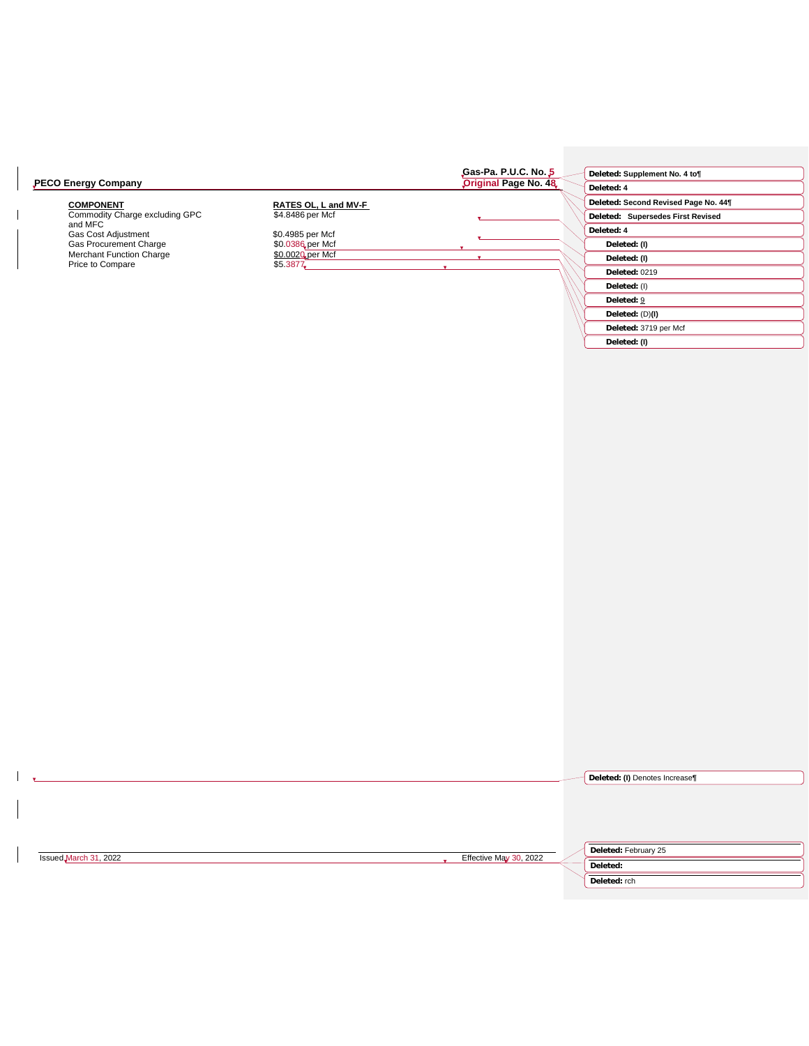**PECO Energy Company**

**Gas-Pa. P.U.C. No. 5**
**Original Page No. 48**

| COMPONENT | RATES OL, L and MV-F |
|---|---|
| Commodity Charge excluding GPC and MFC | $4.8486 per Mcf |
| Gas Cost Adjustment | $0.4985 per Mcf |
| Gas Procurement Charge | $0.0386 per Mcf |
| Merchant Function Charge | $0.0020 per Mcf |
| Price to Compare | $5.3877 |

Issued March 31, 2022    Effective May 30, 2022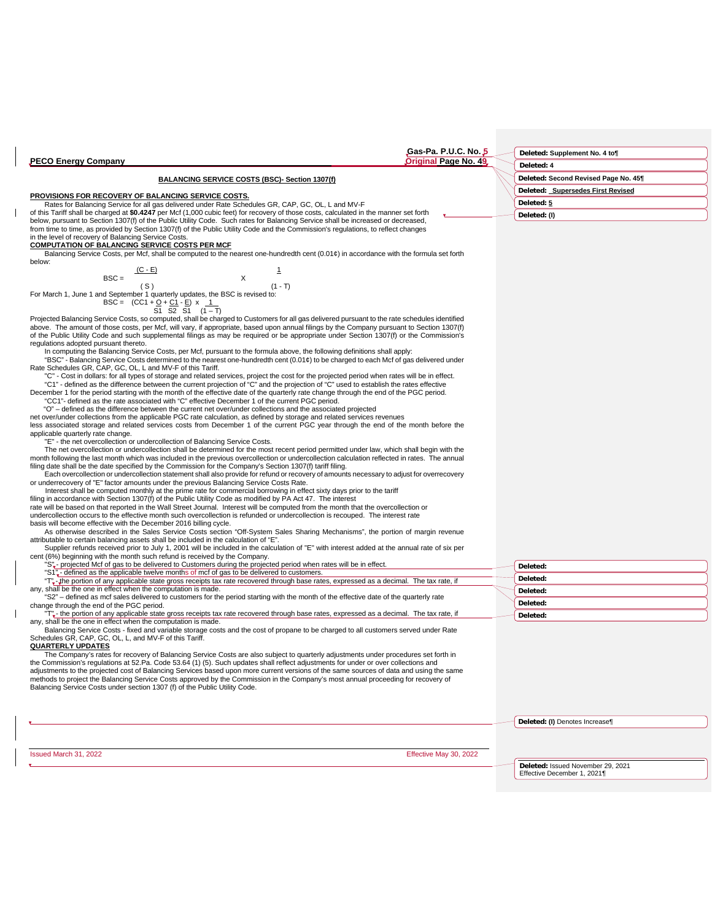PECO Energy Company

Gas-Pa. P.U.C. No. 5
Original Page No. 49

## BALANCING SERVICE COSTS (BSC)- Section 1307(f)

**PROVISIONS FOR RECOVERY OF BALANCING SERVICE COSTS.**

Rates for Balancing Service for all gas delivered under Rate Schedules GR, CAP, GC, OL, L and MV-F of this Tariff shall be charged at **$0.4247** per Mcf (1,000 cubic feet) for recovery of those costs, calculated in the manner set forth below, pursuant to Section 1307(f) of the Public Utility Code. Such rates for Balancing Service shall be increased or decreased, from time to time, as provided by Section 1307(f) of the Public Utility Code and the Commission's regulations, to reflect changes in the level of recovery of Balancing Service Costs.

**COMPUTATION OF BALANCING SERVICE COSTS PER MCF**

Balancing Service Costs, per Mcf, shall be computed to the nearest one-hundredth cent (0.01¢) in accordance with the formula set forth below:

$$BSC = \frac{(C - E)}{(S)} \times \frac{1}{(1 - T)}$$

For March 1, June 1 and September 1 quarterly updates, the BSC is revised to:

$$BSC = \left(\frac{CC1}{S1} + \frac{O}{S2} + \frac{C1}{S1} - E\right) \times \frac{1}{(1 - T)}$$

Projected Balancing Service Costs, so computed, shall be charged to Customers for all gas delivered pursuant to the rate schedules identified above. The amount of those costs, per Mcf, will vary, if appropriate, based upon annual filings by the Company pursuant to Section 1307(f) of the Public Utility Code and such supplemental filings as may be required or be appropriate under Section 1307(f) or the Commission's regulations adopted pursuant thereto.

In computing the Balancing Service Costs, per Mcf, pursuant to the formula above, the following definitions shall apply:

"BSC" - Balancing Service Costs determined to the nearest one-hundredth cent (0.01¢) to be charged to each Mcf of gas delivered under Rate Schedules GR, CAP, GC, OL, L and MV-F of this Tariff.

"C" - Cost in dollars: for all types of storage and related services, project the cost for the projected period when rates will be in effect.

"C1" - defined as the difference between the current projection of "C" and the projection of "C" used to establish the rates effective December 1 for the period starting with the month of the effective date of the quarterly rate change through the end of the PGC period.

"CC1"- defined as the rate associated with "C" effective December 1 of the current PGC period.

"O" – defined as the difference between the current net over/under collections and the associated projected net over/under collections from the applicable PGC rate calculation, as defined by storage and related services revenues less associated storage and related services costs from December 1 of the current PGC year through the end of the month before the applicable quarterly rate change.

"E" - the net overcollection or undercollection of Balancing Service Costs.

The net overcollection or undercollection shall be determined for the most recent period permitted under law, which shall begin with the month following the last month which was included in the previous overcollection or undercollection calculation reflected in rates. The annual filing date shall be the date specified by the Commission for the Company's Section 1307(f) tariff filing.

Each overcollection or undercollection statement shall also provide for refund or recovery of amounts necessary to adjust for overrecovery or underrecovery of "E" factor amounts under the previous Balancing Service Costs Rate.

Interest shall be computed monthly at the prime rate for commercial borrowing in effect sixty days prior to the tariff filing in accordance with Section 1307(f) of the Public Utility Code as modified by PA Act 47. The interest rate will be based on that reported in the Wall Street Journal. Interest will be computed from the month that the overcollection or undercollection occurs to the effective month such overcollection is refunded or undercollection is recouped. The interest rate basis will become effective with the December 2016 billing cycle.

As otherwise described in the Sales Service Costs section "Off-System Sales Sharing Mechanisms", the portion of margin revenue attributable to certain balancing assets shall be included in the calculation of "E".

Supplier refunds received prior to July 1, 2001 will be included in the calculation of "E" with interest added at the annual rate of six per cent (6%) beginning with the month such refund is received by the Company.

"S" - projected Mcf of gas to be delivered to Customers during the projected period when rates will be in effect.

"S1" - defined as the applicable twelve months of mcf of gas to be delivered to customers.

"T" - the portion of any applicable state gross receipts tax rate recovered through base rates, expressed as a decimal. The tax rate, if any, shall be the one in effect when the computation is made.

"S2" – defined as mcf sales delivered to customers for the period starting with the month of the effective date of the quarterly rate change through the end of the PGC period.

"T" - the portion of any applicable state gross receipts tax rate recovered through base rates, expressed as a decimal. The tax rate, if any, shall be the one in effect when the computation is made.

Balancing Service Costs - fixed and variable storage costs and the cost of propane to be charged to all customers served under Rate Schedules GR, CAP, GC, OL, L, and MV-F of this Tariff.

**QUARTERLY UPDATES**

The Company's rates for recovery of Balancing Service Costs are also subject to quarterly adjustments under procedures set forth in the Commission's regulations at 52.Pa. Code 53.64 (1) (5). Such updates shall reflect adjustments for under or over collections and adjustments to the projected cost of Balancing Services based upon more current versions of the same sources of data and using the same methods to project the Balancing Service Costs approved by the Commission in the Company's most annual proceeding for recovery of Balancing Service Costs under section 1307 (f) of the Public Utility Code.

Issued March 31, 2022 Effective May 30, 2022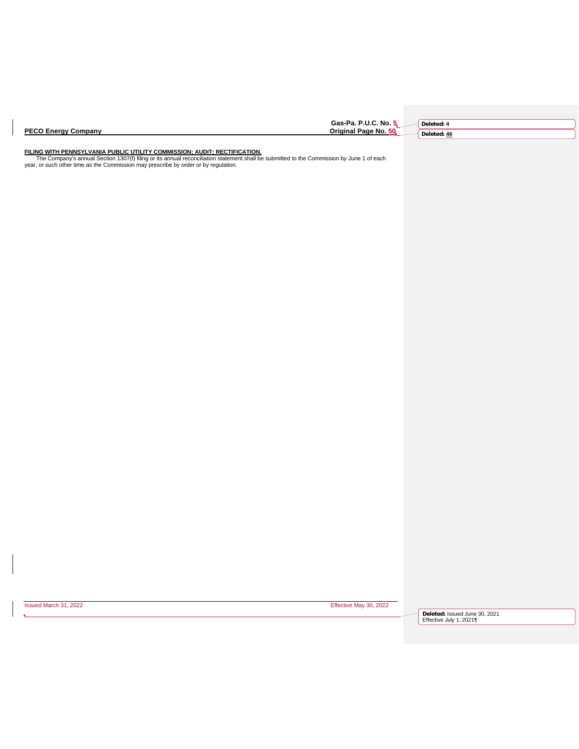**FILING WITH PENNSYLVANIA PUBLIC UTILITY COMMISSION; AUDIT; RECTIFICATION.**

The Company's annual Section 1307(f) filing or its annual reconciliation statement shall be submitted to the Commission by June 1 of each year, or such other time as the Commission may prescribe by order or by regulation.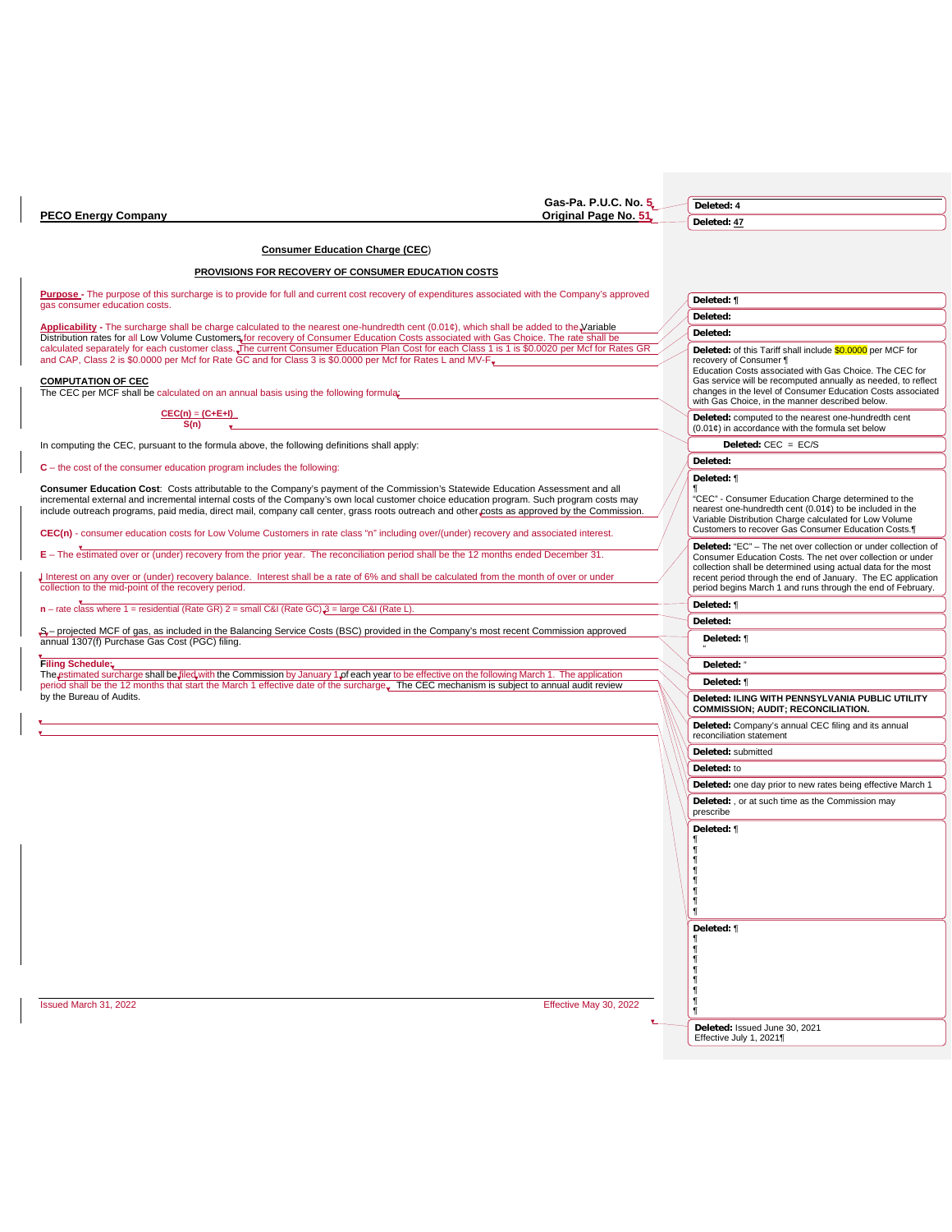**PECO Energy Company** Gas-Pa. P.U.C. No. 5
Original Page No. 51

**Consumer Education Charge (CEC)**

**PROVISIONS FOR RECOVERY OF CONSUMER EDUCATION COSTS**

**Purpose** - The purpose of this surcharge is to provide for full and current cost recovery of expenditures associated with the Company's approved gas consumer education costs.

**Applicability** - The surcharge shall be charge calculated to the nearest one-hundredth cent (0.01¢), which shall be added to the Variable Distribution rates for all Low Volume Customers for recovery of Consumer Education Costs associated with Gas Choice. The rate shall be calculated separately for each customer class. The current Consumer Education Plan Cost for each Class 1 is 1 is $0.0020 per Mcf for Rates GR and CAP, Class 2 is $0.0000 per Mcf for Rate GC and for Class 3 is $0.0000 per Mcf for Rates L and MV-F.

**COMPUTATION OF CEC**

The CEC per MCF shall be calculated on an annual basis using the following formula:

$$CEC(n) = \frac{(C+E+I)}{S(n)}$$

In computing the CEC, pursuant to the formula above, the following definitions shall apply:

C – the cost of the consumer education program includes the following:

**Consumer Education Cost**: Costs attributable to the Company's payment of the Commission's Statewide Education Assessment and all incremental external and incremental internal costs of the Company's own local customer choice education program. Such program costs may include outreach programs, paid media, direct mail, company call center, grass roots outreach and other costs as approved by the Commission.

**CEC(n)** - consumer education costs for Low Volume Customers in rate class "n" including over/(under) recovery and associated interest.

**E** – The estimated over or (under) recovery from the prior year. The reconciliation period shall be the 12 months ended December 31.

I Interest on any over or (under) recovery balance. Interest shall be a rate of 6% and shall be calculated from the month of over or under collection to the mid-point of the recovery period.

**n** – rate class where 1 = residential (Rate GR) 2 = small C&I (Rate GC) 3 = large C&I (Rate L).

S – projected MCF of gas, as included in the Balancing Service Costs (BSC) provided in the Company's most recent Commission approved annual 1307(f) Purchase Gas Cost (PGC) filing.

**Filing Schedule:**

The estimated surcharge shall be filed with the Commission by January 1 of each year to be effective on the following March 1. The application period shall be the 12 months that start the March 1 effective date of the surcharge. The CEC mechanism is subject to annual audit review by the Bureau of Audits.

Issued March 31, 2022 Effective May 30, 2022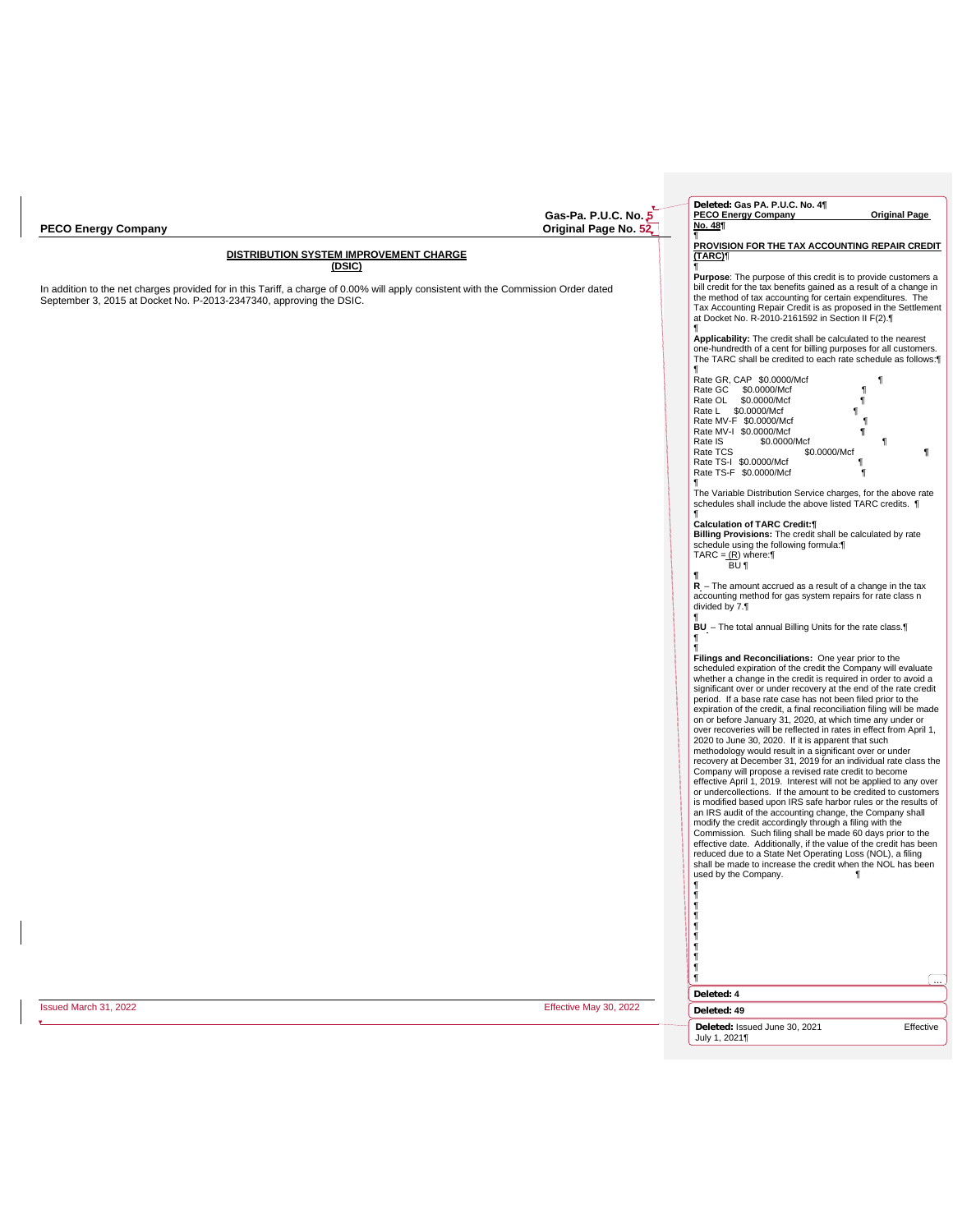**PECO Energy Company**

**Gas-Pa. P.U.C. No. 5**
**Original Page No. 52**

**DISTRIBUTION SYSTEM IMPROVEMENT CHARGE**
**(DSIC)**

In addition to the net charges provided for in this Tariff, a charge of 0.00% will apply consistent with the Commission Order dated September 3, 2015 at Docket No. P-2013-2347340, approving the DSIC.

Issued March 31, 2022 Effective May 30, 2022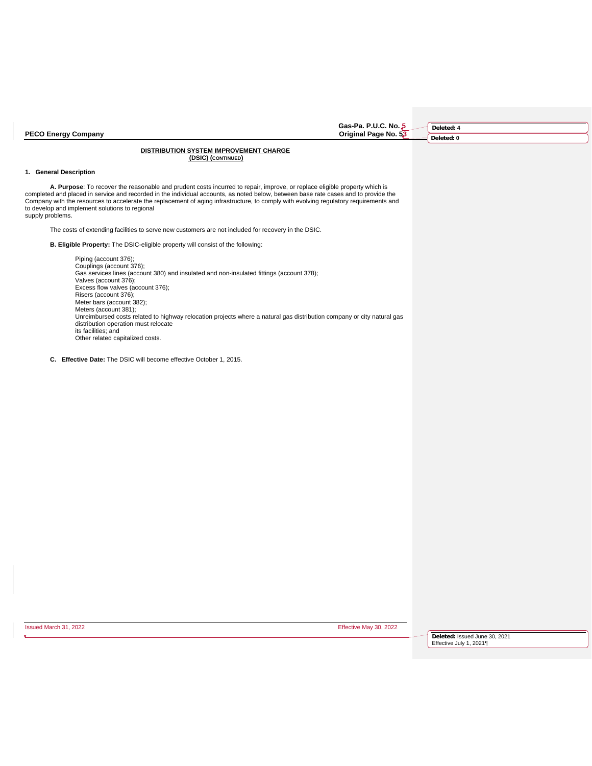**PECO Energy Company**

**Gas-Pa. P.U.C. No. 5**
**Original Page No. 53**

**DISTRIBUTION SYSTEM IMPROVEMENT CHARGE**
**(DSIC) (CONTINUED)**

**1. General Description**

**A. Purpose**: To recover the reasonable and prudent costs incurred to repair, improve, or replace eligible property which is completed and placed in service and recorded in the individual accounts, as noted below, between base rate cases and to provide the Company with the resources to accelerate the replacement of aging infrastructure, to comply with evolving regulatory requirements and to develop and implement solutions to regional supply problems.

The costs of extending facilities to serve new customers are not included for recovery in the DSIC.

**B. Eligible Property:** The DSIC-eligible property will consist of the following:

Piping (account 376);
Couplings (account 376);
Gas services lines (account 380) and insulated and non-insulated fittings (account 378);
Valves (account 376);
Excess flow valves (account 376);
Risers (account 376);
Meter bars (account 382);
Meters (account 381);
Unreimbursed costs related to highway relocation projects where a natural gas distribution company or city natural gas distribution operation must relocate its facilities; and
Other related capitalized costs.

**C. Effective Date:** The DSIC will become effective October 1, 2015.

Issued March 31, 2022 Effective May 30, 2022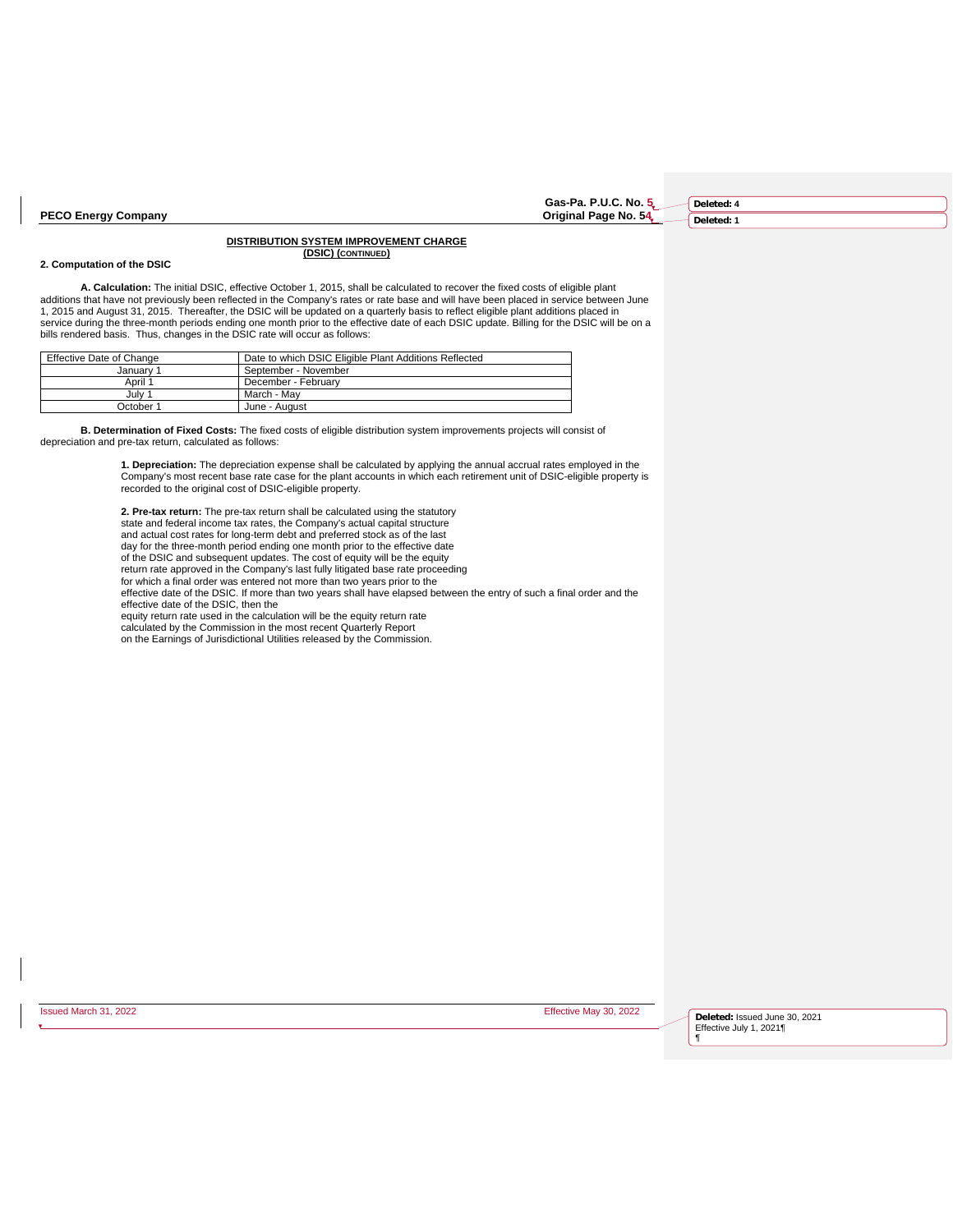PECO Energy Company

Gas-Pa. P.U.C. No. 5
Original Page No. 54

**DISTRIBUTION SYSTEM IMPROVEMENT CHARGE (DSIC) (CONTINUED)**

**2. Computation of the DSIC**

**A. Calculation:** The initial DSIC, effective October 1, 2015, shall be calculated to recover the fixed costs of eligible plant additions that have not previously been reflected in the Company's rates or rate base and will have been placed in service between June 1, 2015 and August 31, 2015. Thereafter, the DSIC will be updated on a quarterly basis to reflect eligible plant additions placed in service during the three-month periods ending one month prior to the effective date of each DSIC update. Billing for the DSIC will be on a bills rendered basis. Thus, changes in the DSIC rate will occur as follows:

| Effective Date of Change | Date to which DSIC Eligible Plant Additions Reflected |
|---|---|
| January 1 | September - November |
| April 1 | December - February |
| July 1 | March - May |
| October 1 | June - August |

**B. Determination of Fixed Costs:** The fixed costs of eligible distribution system improvements projects will consist of depreciation and pre-tax return, calculated as follows:

**1. Depreciation:** The depreciation expense shall be calculated by applying the annual accrual rates employed in the Company's most recent base rate case for the plant accounts in which each retirement unit of DSIC-eligible property is recorded to the original cost of DSIC-eligible property.

**2. Pre-tax return:** The pre-tax return shall be calculated using the statutory state and federal income tax rates, the Company's actual capital structure and actual cost rates for long-term debt and preferred stock as of the last day for the three-month period ending one month prior to the effective date of the DSIC and subsequent updates. The cost of equity will be the equity return rate approved in the Company's last fully litigated base rate proceeding for which a final order was entered not more than two years prior to the effective date of the DSIC. If more than two years shall have elapsed between the entry of such a final order and the effective date of the DSIC, then the equity return rate used in the calculation will be the equity return rate calculated by the Commission in the most recent Quarterly Report on the Earnings of Jurisdictional Utilities released by the Commission.

Issued March 31, 2022 Effective May 30, 2022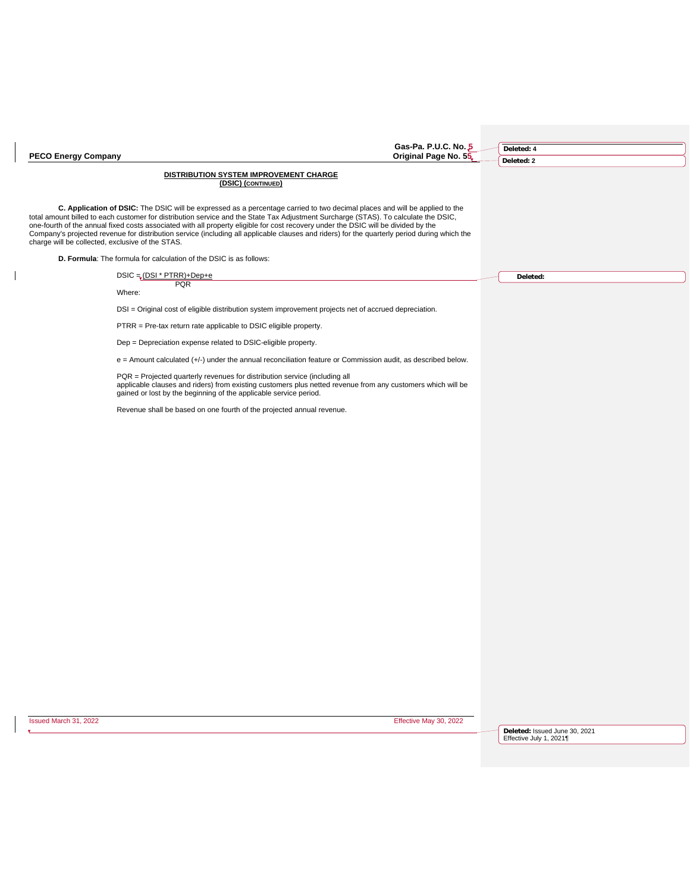PECO Energy Company

Gas-Pa. P.U.C. No. 5
Original Page No. 55

## DISTRIBUTION SYSTEM IMPROVEMENT CHARGE
## (DSIC) (CONTINUED)

**C. Application of DSIC:** The DSIC will be expressed as a percentage carried to two decimal places and will be applied to the total amount billed to each customer for distribution service and the State Tax Adjustment Surcharge (STAS). To calculate the DSIC, one-fourth of the annual fixed costs associated with all property eligible for cost recovery under the DSIC will be divided by the Company's projected revenue for distribution service (including all applicable clauses and riders) for the quarterly period during which the charge will be collected, exclusive of the STAS.

**D. Formula**: The formula for calculation of the DSIC is as follows:

$$DSIC = \frac{(DSI * PTRR)+Dep+e}{PQR}$$

Where:

DSI = Original cost of eligible distribution system improvement projects net of accrued depreciation.

PTRR = Pre-tax return rate applicable to DSIC eligible property.

Dep = Depreciation expense related to DSIC-eligible property.

e = Amount calculated (+/-) under the annual reconciliation feature or Commission audit, as described below.

PQR = Projected quarterly revenues for distribution service (including all applicable clauses and riders) from existing customers plus netted revenue from any customers which will be gained or lost by the beginning of the applicable service period.

Revenue shall be based on one fourth of the projected annual revenue.

Issued March 31, 2022

Effective May 30, 2022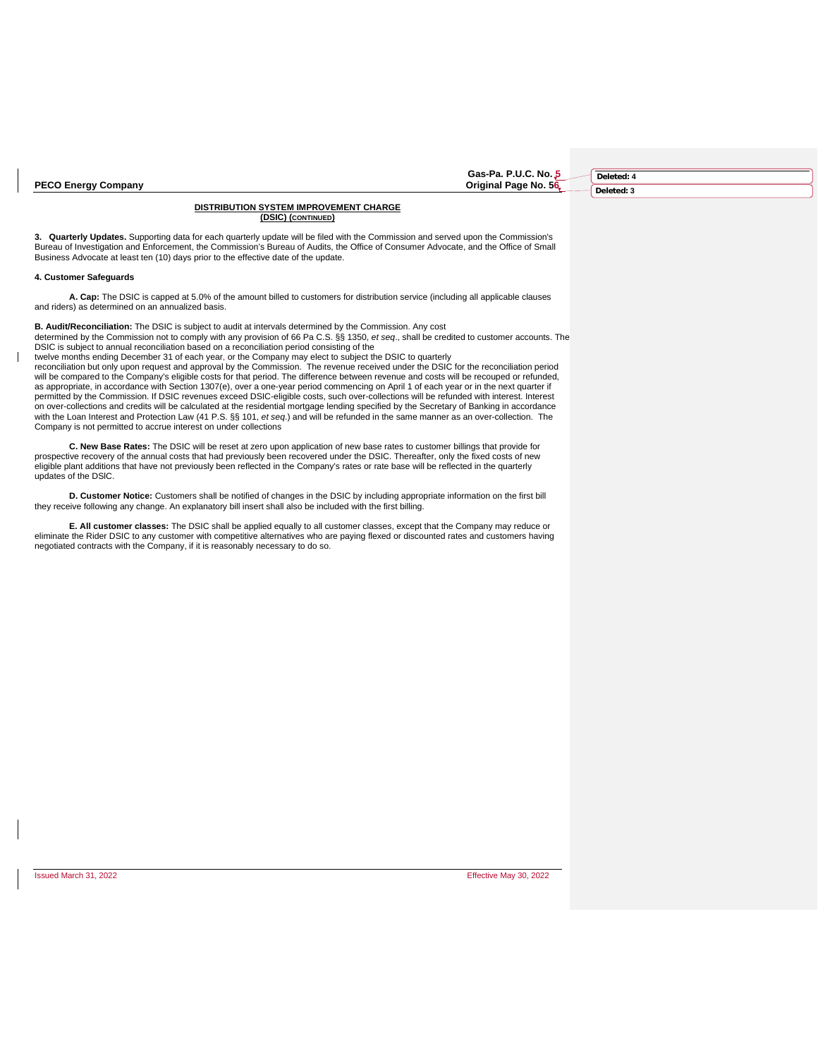PECO Energy Company

Gas-Pa. P.U.C. No. 5
Original Page No. 56

Deleted: 4
Deleted: 3

## DISTRIBUTION SYSTEM IMPROVEMENT CHARGE (DSIC) (CONTINUED)

**3. Quarterly Updates.** Supporting data for each quarterly update will be filed with the Commission and served upon the Commission's Bureau of Investigation and Enforcement, the Commission's Bureau of Audits, the Office of Consumer Advocate, and the Office of Small Business Advocate at least ten (10) days prior to the effective date of the update.

**4. Customer Safeguards**

**A. Cap:** The DSIC is capped at 5.0% of the amount billed to customers for distribution service (including all applicable clauses and riders) as determined on an annualized basis.

**B. Audit/Reconciliation:** The DSIC is subject to audit at intervals determined by the Commission. Any cost determined by the Commission not to comply with any provision of 66 Pa C.S. §§ 1350, *et seq*., shall be credited to customer accounts. The DSIC is subject to annual reconciliation based on a reconciliation period consisting of the twelve months ending December 31 of each year, or the Company may elect to subject the DSIC to quarterly reconciliation but only upon request and approval by the Commission. The revenue received under the DSIC for the reconciliation period will be compared to the Company's eligible costs for that period. The difference between revenue and costs will be recouped or refunded, as appropriate, in accordance with Section 1307(e), over a one-year period commencing on April 1 of each year or in the next quarter if permitted by the Commission. If DSIC revenues exceed DSIC-eligible costs, such over-collections will be refunded with interest. Interest on over-collections and credits will be calculated at the residential mortgage lending specified by the Secretary of Banking in accordance with the Loan Interest and Protection Law (41 P.S. §§ 101, *et seq*.) and will be refunded in the same manner as an over-collection. The Company is not permitted to accrue interest on under collections

**C. New Base Rates:** The DSIC will be reset at zero upon application of new base rates to customer billings that provide for prospective recovery of the annual costs that had previously been recovered under the DSIC. Thereafter, only the fixed costs of new eligible plant additions that have not previously been reflected in the Company's rates or rate base will be reflected in the quarterly updates of the DSIC.

**D. Customer Notice:** Customers shall be notified of changes in the DSIC by including appropriate information on the first bill they receive following any change. An explanatory bill insert shall also be included with the first billing.

**E. All customer classes:** The DSIC shall be applied equally to all customer classes, except that the Company may reduce or eliminate the Rider DSIC to any customer with competitive alternatives who are paying flexed or discounted rates and customers having negotiated contracts with the Company, if it is reasonably necessary to do so.

Issued March 31, 2022 Effective May 30, 2022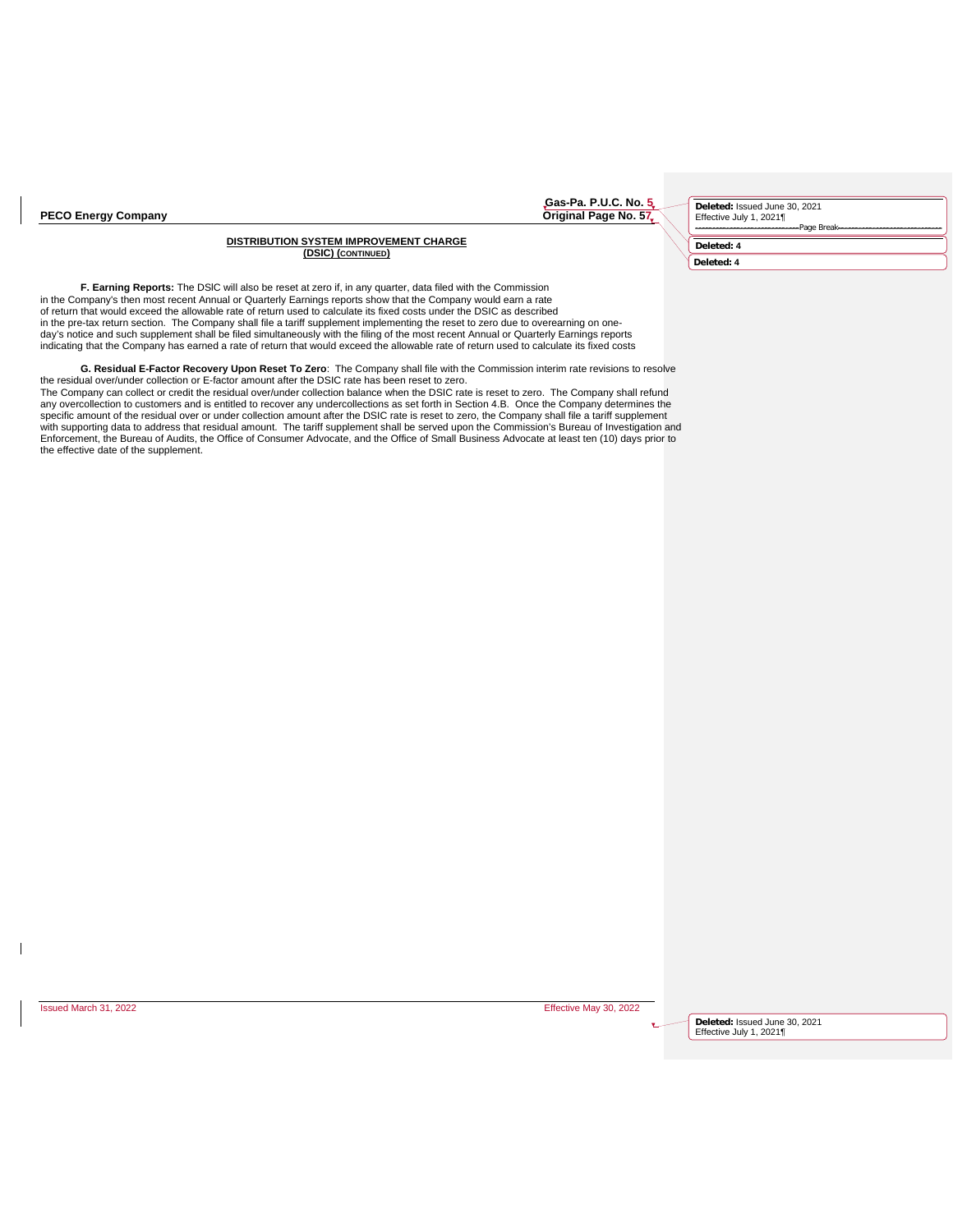PECO Energy Company

Gas-Pa. P.U.C. No. 5
Original Page No. 57

**DISTRIBUTION SYSTEM IMPROVEMENT CHARGE**
**(DSIC) (CONTINUED)**

**F. Earning Reports:** The DSIC will also be reset at zero if, in any quarter, data filed with the Commission in the Company's then most recent Annual or Quarterly Earnings reports show that the Company would earn a rate of return that would exceed the allowable rate of return used to calculate its fixed costs under the DSIC as described in the pre-tax return section. The Company shall file a tariff supplement implementing the reset to zero due to overearning on one-day's notice and such supplement shall be filed simultaneously with the filing of the most recent Annual or Quarterly Earnings reports indicating that the Company has earned a rate of return that would exceed the allowable rate of return used to calculate its fixed costs

**G. Residual E-Factor Recovery Upon Reset To Zero**: The Company shall file with the Commission interim rate revisions to resolve the residual over/under collection or E-factor amount after the DSIC rate has been reset to zero.
The Company can collect or credit the residual over/under collection balance when the DSIC rate is reset to zero. The Company shall refund any overcollection to customers and is entitled to recover any undercollections as set forth in Section 4.B. Once the Company determines the specific amount of the residual over or under collection amount after the DSIC rate is reset to zero, the Company shall file a tariff supplement with supporting data to address that residual amount. The tariff supplement shall be served upon the Commission's Bureau of Investigation and Enforcement, the Bureau of Audits, the Office of Consumer Advocate, and the Office of Small Business Advocate at least ten (10) days prior to the effective date of the supplement.

Issued March 31, 2022 Effective May 30, 2022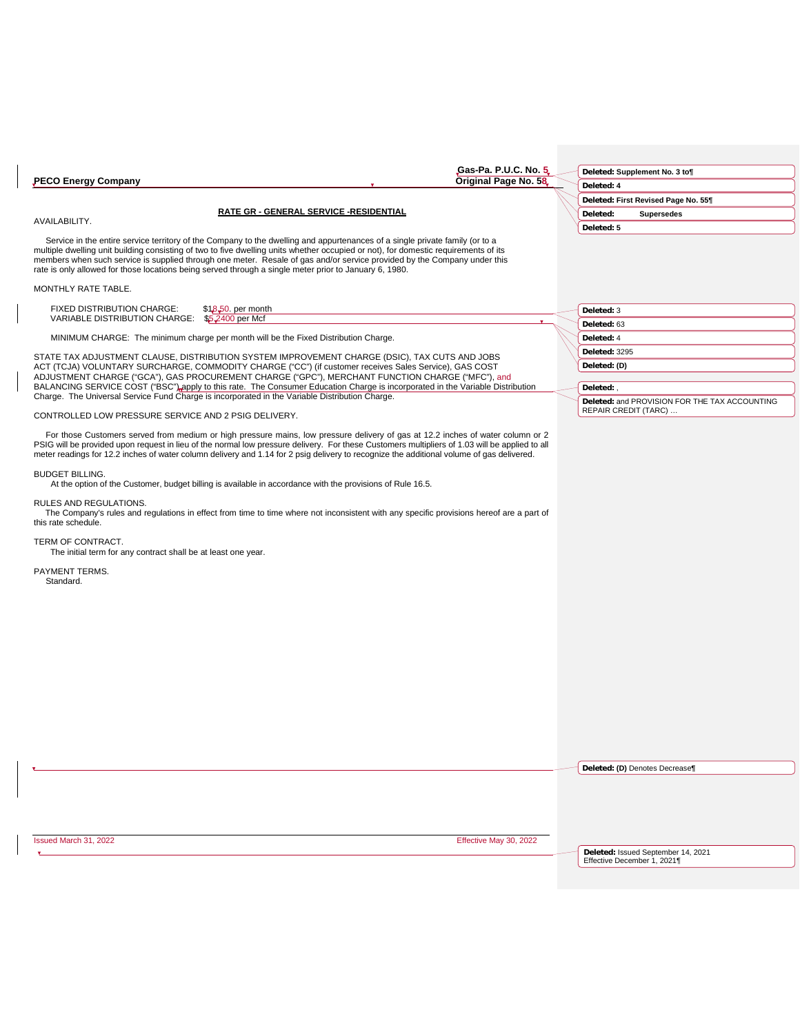**PECO Energy Company** Gas-Pa. P.U.C. No. 5
Original Page No. 58

## RATE GR - GENERAL SERVICE -RESIDENTIAL

AVAILABILITY.

Service in the entire service territory of the Company to the dwelling and appurtenances of a single private family (or to a multiple dwelling unit building consisting of two to five dwelling units whether occupied or not), for domestic requirements of its members when such service is supplied through one meter. Resale of gas and/or service provided by the Company under this rate is only allowed for those locations being served through a single meter prior to January 6, 1980.

MONTHLY RATE TABLE.

| | |
|---|---|
| FIXED DISTRIBUTION CHARGE: | $18.50. per month |
| VARIABLE DISTRIBUTION CHARGE: | $5.2400 per Mcf |

MINIMUM CHARGE: The minimum charge per month will be the Fixed Distribution Charge.

STATE TAX ADJUSTMENT CLAUSE, DISTRIBUTION SYSTEM IMPROVEMENT CHARGE (DSIC), TAX CUTS AND JOBS ACT (TCJA) VOLUNTARY SURCHARGE, COMMODITY CHARGE ("CC") (if customer receives Sales Service), GAS COST ADJUSTMENT CHARGE ("GCA"), GAS PROCUREMENT CHARGE ("GPC"), MERCHANT FUNCTION CHARGE ("MFC"), and BALANCING SERVICE COST ("BSC") apply to this rate. The Consumer Education Charge is incorporated in the Variable Distribution Charge. The Universal Service Fund Charge is incorporated in the Variable Distribution Charge.

CONTROLLED LOW PRESSURE SERVICE AND 2 PSIG DELIVERY.

For those Customers served from medium or high pressure mains, low pressure delivery of gas at 12.2 inches of water column or 2 PSIG will be provided upon request in lieu of the normal low pressure delivery. For these Customers multipliers of 1.03 will be applied to all meter readings for 12.2 inches of water column delivery and 1.14 for 2 psig delivery to recognize the additional volume of gas delivered.

BUDGET BILLING.
At the option of the Customer, budget billing is available in accordance with the provisions of Rule 16.5.

RULES AND REGULATIONS.
The Company's rules and regulations in effect from time to time where not inconsistent with any specific provisions hereof are a part of this rate schedule.

TERM OF CONTRACT.
The initial term for any contract shall be at least one year.

PAYMENT TERMS.
Standard.

Issued March 31, 2022 Effective May 30, 2022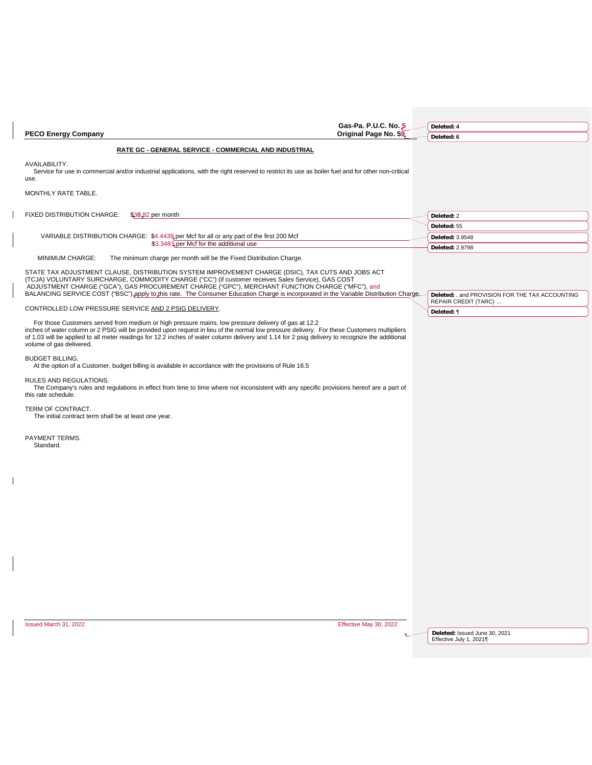**PECO Energy Company** | **Gas-Pa. P.U.C. No. 5**
**Original Page No. 59**

## RATE GC - GENERAL SERVICE - COMMERCIAL AND INDUSTRIAL

AVAILABILITY.

Service for use in commercial and/or industrial applications, with the right reserved to restrict its use as boiler fuel and for other non-critical use.

MONTHLY RATE TABLE.

FIXED DISTRIBUTION CHARGE: $38.82 per month

VARIABLE DISTRIBUTION CHARGE: $4.4439 per Mcf for all or any part of the first 200 Mcf
$3.3483 per Mcf for the additional use

MINIMUM CHARGE: The minimum charge per month will be the Fixed Distribution Charge.

STATE TAX ADJUSTMENT CLAUSE, DISTRIBUTION SYSTEM IMPROVEMENT CHARGE (DSIC), TAX CUTS AND JOBS ACT (TCJA) VOLUNTARY SURCHARGE, COMMODITY CHARGE ("CC") (if customer receives Sales Service), GAS COST ADJUSTMENT CHARGE ("GCA"), GAS PROCUREMENT CHARGE ("GPC"), MERCHANT FUNCTION CHARGE ("MFC"), and BALANCING SERVICE COST ("BSC") apply to this rate. The Consumer Education Charge is incorporated in the Variable Distribution Charge.

CONTROLLED LOW PRESSURE SERVICE AND 2 PSIG DELIVERY.

For those Customers served from medium or high pressure mains, low pressure delivery of gas at 12.2 inches of water column or 2 PSIG will be provided upon request in lieu of the normal low pressure delivery. For these Customers multipliers of 1.03 will be applied to all meter readings for 12.2 inches of water column delivery and 1.14 for 2 psig delivery to recognize the additional volume of gas delivered.

BUDGET BILLING.

At the option of a Customer, budget billing is available in accordance with the provisions of Rule 16.5

RULES AND REGULATIONS.

The Company's rules and regulations in effect from time to time where not inconsistent with any specific provisions hereof are a part of this rate schedule.

TERM OF CONTRACT.

The initial contract term shall be at least one year.

PAYMENT TERMS.

Standard.

Issued March 31, 2022 | Effective May 30, 2022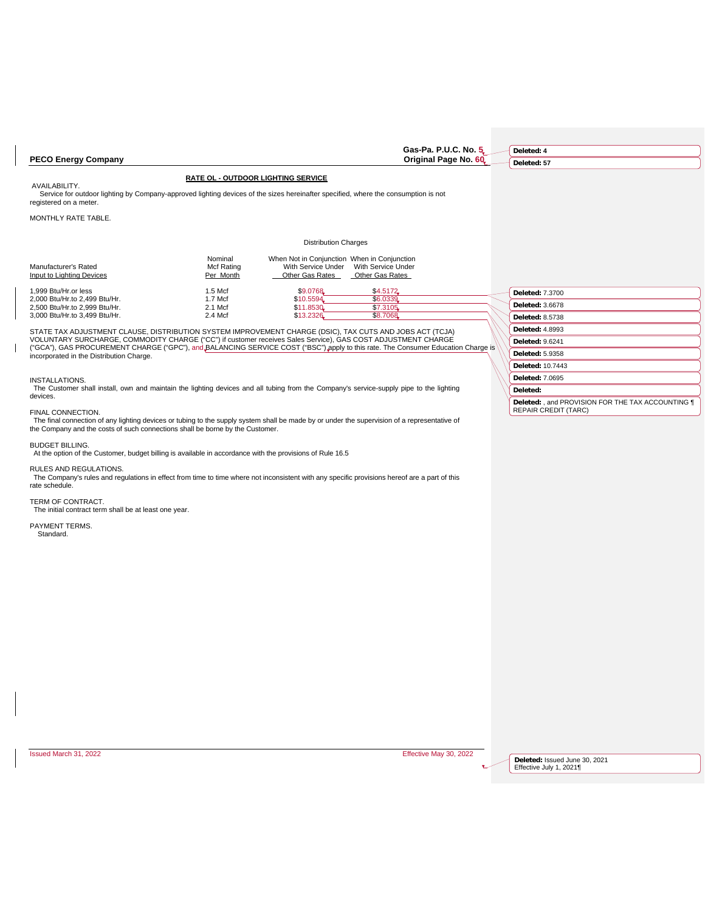**PECO Energy Company**

Gas-Pa. P.U.C. No. 5
Original Page No. 60

## RATE OL - OUTDOOR LIGHTING SERVICE

AVAILABILITY.

Service for outdoor lighting by Company-approved lighting devices of the sizes hereinafter specified, where the consumption is not registered on a meter.

MONTHLY RATE TABLE.

| Manufacturer's Rated Input to Lighting Devices | Nominal Mcf Rating Per Month | Distribution Charges: When Not in Conjunction With Service Under Other Gas Rates | Distribution Charges: When in Conjunction With Service Under Other Gas Rates |
|---|---|---|---|
| 1,999 Btu/Hr.or less | 1.5 Mcf | $9.0768 | $4.5172 |
| 2,000 Btu/Hr.to 2,499 Btu/Hr. | 1.7 Mcf | $10.5594 | $6.0339 |
| 2,500 Btu/Hr.to 2,999 Btu/Hr. | 2.1 Mcf | $11.8530 | $7.3105 |
| 3,000 Btu/Hr.to 3,499 Btu/Hr. | 2.4 Mcf | $13.2326 | $8.7068 |

STATE TAX ADJUSTMENT CLAUSE, DISTRIBUTION SYSTEM IMPROVEMENT CHARGE (DSIC), TAX CUTS AND JOBS ACT (TCJA) VOLUNTARY SURCHARGE, COMMODITY CHARGE ("CC") if customer receives Sales Service), GAS COST ADJUSTMENT CHARGE ("GCA"), GAS PROCUREMENT CHARGE ("GPC"), and BALANCING SERVICE COST ("BSC") apply to this rate. The Consumer Education Charge is incorporated in the Distribution Charge.

INSTALLATIONS.

The Customer shall install, own and maintain the lighting devices and all tubing from the Company's service-supply pipe to the lighting devices.

FINAL CONNECTION.

The final connection of any lighting devices or tubing to the supply system shall be made by or under the supervision of a representative of the Company and the costs of such connections shall be borne by the Customer.

BUDGET BILLING.

At the option of the Customer, budget billing is available in accordance with the provisions of Rule 16.5

RULES AND REGULATIONS.

The Company's rules and regulations in effect from time to time where not inconsistent with any specific provisions hereof are a part of this rate schedule.

TERM OF CONTRACT.

The initial contract term shall be at least one year.

PAYMENT TERMS.

Standard.

Issued March 31, 2022 Effective May 30, 2022

Deleted: 4
Deleted: 57
Deleted: 7.3700
Deleted: 3.6678
Deleted: 8.5738
Deleted: 4.8993
Deleted: 9.6241
Deleted: 5.9358
Deleted: 10.7443
Deleted: 7.0695
Deleted:
Deleted: , and PROVISION FOR THE TAX ACCOUNTING REPAIR CREDIT (TARC)
Deleted: Issued June 30, 2021 Effective July 1, 2021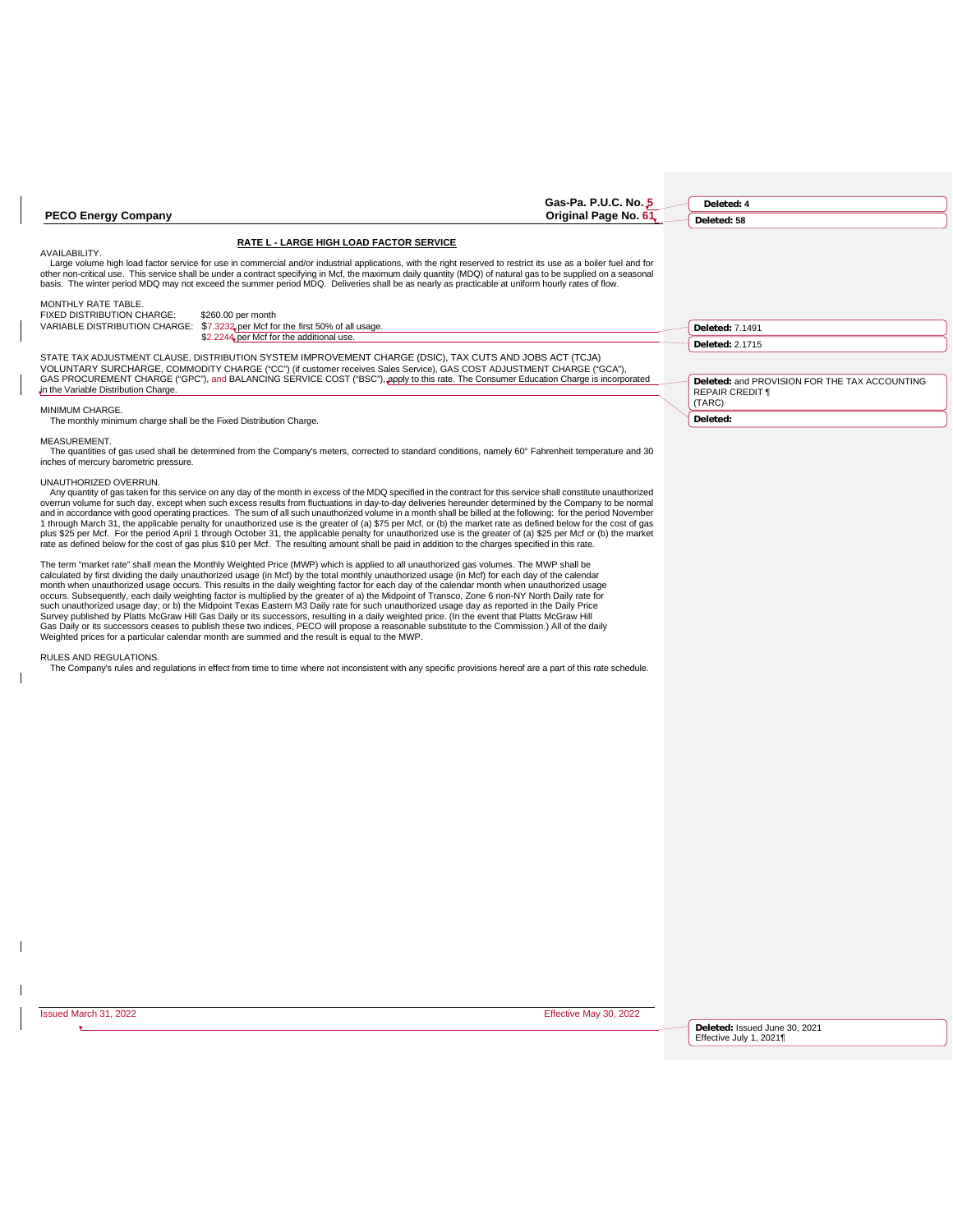PECO Energy Company

Gas-Pa. P.U.C. No. 5
Original Page No. 61

## RATE L - LARGE HIGH LOAD FACTOR SERVICE

AVAILABILITY.

Large volume high load factor service for use in commercial and/or industrial applications, with the right reserved to restrict its use as a boiler fuel and for other non-critical use. This service shall be under a contract specifying in Mcf, the maximum daily quantity (MDQ) of natural gas to be supplied on a seasonal basis. The winter period MDQ may not exceed the summer period MDQ. Deliveries shall be as nearly as practicable at uniform hourly rates of flow.

MONTHLY RATE TABLE.

| | |
|---|---|
| FIXED DISTRIBUTION CHARGE: | $260.00 per month |
| VARIABLE DISTRIBUTION CHARGE: | $7.3232 per Mcf for the first 50% of all usage. |
| | $2.2244 per Mcf for the additional use. |

STATE TAX ADJUSTMENT CLAUSE, DISTRIBUTION SYSTEM IMPROVEMENT CHARGE (DSIC), TAX CUTS AND JOBS ACT (TCJA) VOLUNTARY SURCHARGE, COMMODITY CHARGE ("CC") (if customer receives Sales Service), GAS COST ADJUSTMENT CHARGE ("GCA"), GAS PROCUREMENT CHARGE ("GPC"), and BALANCING SERVICE COST ("BSC"), apply to this rate. The Consumer Education Charge is incorporated in the Variable Distribution Charge.

MINIMUM CHARGE.

The monthly minimum charge shall be the Fixed Distribution Charge.

MEASUREMENT.

The quantities of gas used shall be determined from the Company's meters, corrected to standard conditions, namely 60° Fahrenheit temperature and 30 inches of mercury barometric pressure.

UNAUTHORIZED OVERRUN.

Any quantity of gas taken for this service on any day of the month in excess of the MDQ specified in the contract for this service shall constitute unauthorized overrun volume for such day, except when such excess results from fluctuations in day-to-day deliveries hereunder determined by the Company to be normal and in accordance with good operating practices. The sum of all such unauthorized volume in a month shall be billed at the following: for the period November 1 through March 31, the applicable penalty for unauthorized use is the greater of (a) $75 per Mcf, or (b) the market rate as defined below for the cost of gas plus $25 per Mcf. For the period April 1 through October 31, the applicable penalty for unauthorized use is the greater of (a) $25 per Mcf or (b) the market rate as defined below for the cost of gas plus $10 per Mcf. The resulting amount shall be paid in addition to the charges specified in this rate.

The term "market rate" shall mean the Monthly Weighted Price (MWP) which is applied to all unauthorized gas volumes. The MWP shall be calculated by first dividing the daily unauthorized usage (in Mcf) by the total monthly unauthorized usage (in Mcf) for each day of the calendar month when unauthorized usage occurs. This results in the daily weighting factor for each day of the calendar month when unauthorized usage occurs. Subsequently, each daily weighting factor is multiplied by the greater of a) the Midpoint of Transco, Zone 6 non-NY North Daily rate for such unauthorized usage day; or b) the Midpoint Texas Eastern M3 Daily rate for such unauthorized usage day as reported in the Daily Price Survey published by Platts McGraw Hill Gas Daily or its successors, resulting in a daily weighted price. (In the event that Platts McGraw Hill Gas Daily or its successors ceases to publish these two indices, PECO will propose a reasonable substitute to the Commission.) All of the daily Weighted prices for a particular calendar month are summed and the result is equal to the MWP.

RULES AND REGULATIONS.

The Company's rules and regulations in effect from time to time where not inconsistent with any specific provisions hereof are a part of this rate schedule.

Issued March 31, 2022 Effective May 30, 2022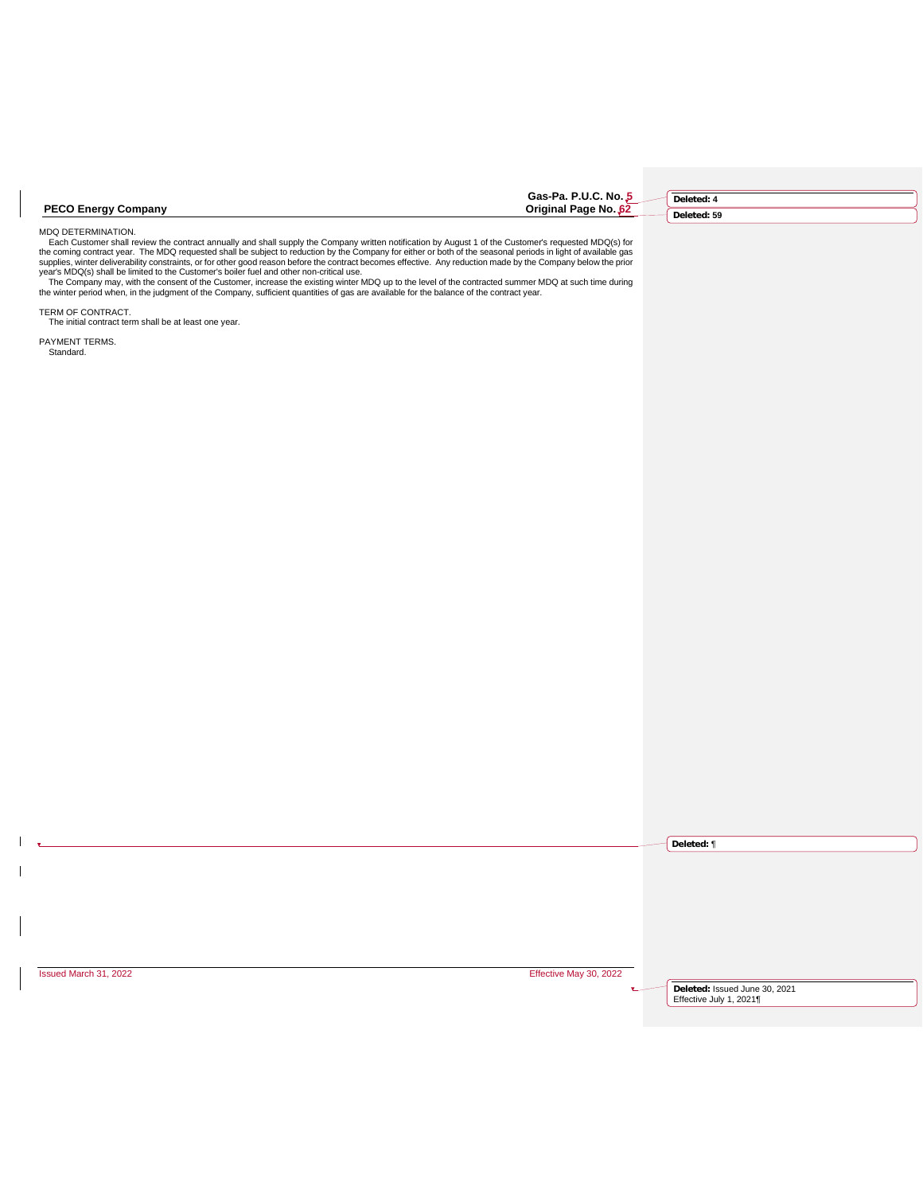MDQ DETERMINATION.

Each Customer shall review the contract annually and shall supply the Company written notification by August 1 of the Customer's requested MDQ(s) for the coming contract year. The MDQ requested shall be subject to reduction by the Company for either or both of the seasonal periods in light of available gas supplies, winter deliverability constraints, or for other good reason before the contract becomes effective. Any reduction made by the Company below the prior year's MDQ(s) shall be limited to the Customer's boiler fuel and other non-critical use.

The Company may, with the consent of the Customer, increase the existing winter MDQ up to the level of the contracted summer MDQ at such time during the winter period when, in the judgment of the Company, sufficient quantities of gas are available for the balance of the contract year.

TERM OF CONTRACT.

The initial contract term shall be at least one year.

PAYMENT TERMS.

Standard.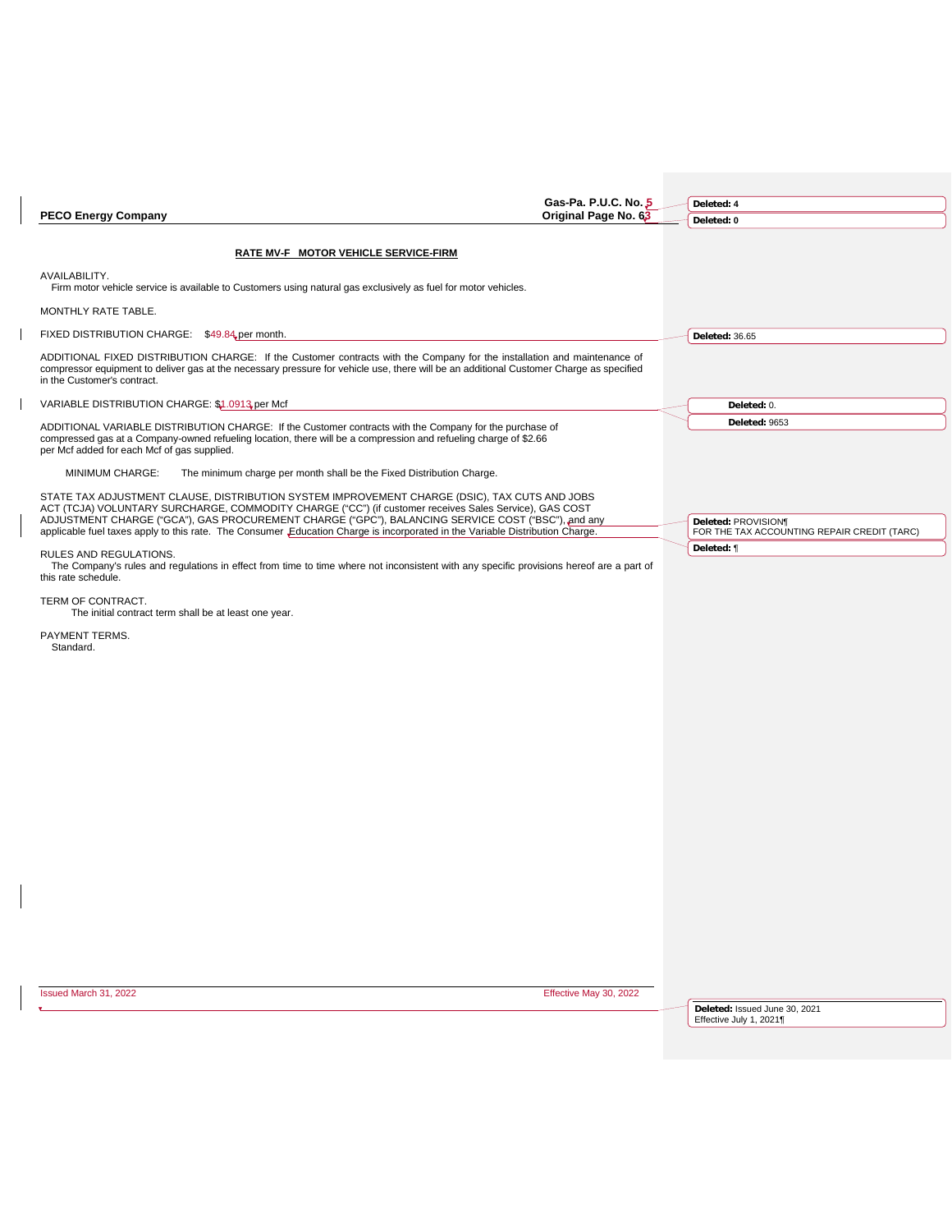**PECO Energy Company**

**Gas-Pa. P.U.C. No. 5**
**Original Page No. 63**

## RATE MV-F MOTOR VEHICLE SERVICE-FIRM

AVAILABILITY.
Firm motor vehicle service is available to Customers using natural gas exclusively as fuel for motor vehicles.

MONTHLY RATE TABLE.

FIXED DISTRIBUTION CHARGE: $49.84 per month.

ADDITIONAL FIXED DISTRIBUTION CHARGE: If the Customer contracts with the Company for the installation and maintenance of compressor equipment to deliver gas at the necessary pressure for vehicle use, there will be an additional Customer Charge as specified in the Customer's contract.

VARIABLE DISTRIBUTION CHARGE: $1.0913 per Mcf

ADDITIONAL VARIABLE DISTRIBUTION CHARGE: If the Customer contracts with the Company for the purchase of compressed gas at a Company-owned refueling location, there will be a compression and refueling charge of $2.66 per Mcf added for each Mcf of gas supplied.

MINIMUM CHARGE: The minimum charge per month shall be the Fixed Distribution Charge.

STATE TAX ADJUSTMENT CLAUSE, DISTRIBUTION SYSTEM IMPROVEMENT CHARGE (DSIC), TAX CUTS AND JOBS ACT (TCJA) VOLUNTARY SURCHARGE, COMMODITY CHARGE ("CC") (if customer receives Sales Service), GAS COST ADJUSTMENT CHARGE ("GCA"), GAS PROCUREMENT CHARGE ("GPC"), BALANCING SERVICE COST ("BSC"), and any applicable fuel taxes apply to this rate. The Consumer Education Charge is incorporated in the Variable Distribution Charge.

RULES AND REGULATIONS.
The Company's rules and regulations in effect from time to time where not inconsistent with any specific provisions hereof are a part of this rate schedule.

TERM OF CONTRACT.
The initial contract term shall be at least one year.

PAYMENT TERMS.
Standard.

Issued March 31, 2022 Effective May 30, 2022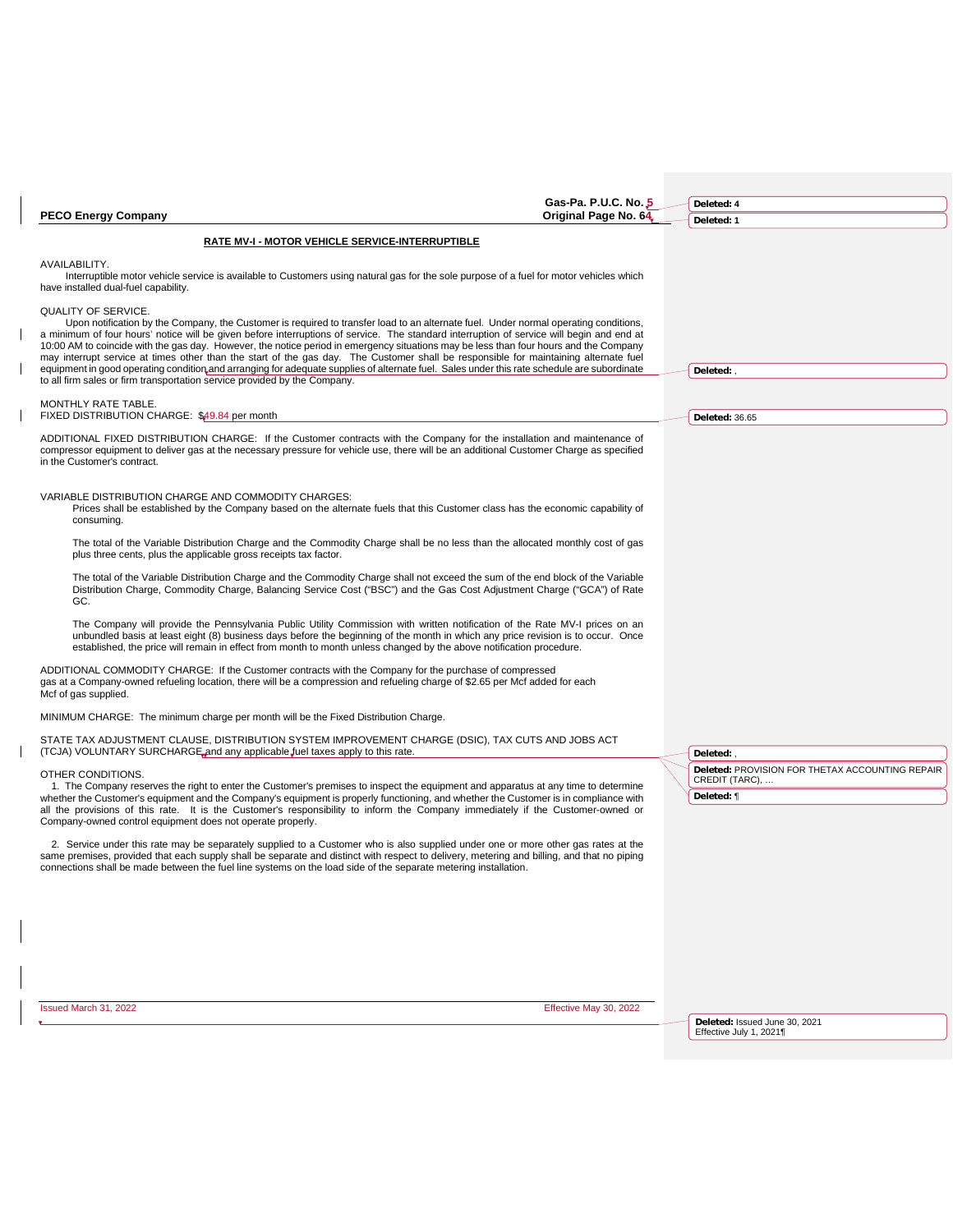PECO Energy Company

Gas-Pa. P.U.C. No. 5
Original Page No. 64

## RATE MV-I - MOTOR VEHICLE SERVICE-INTERRUPTIBLE

AVAILABILITY.

Interruptible motor vehicle service is available to Customers using natural gas for the sole purpose of a fuel for motor vehicles which have installed dual-fuel capability.

QUALITY OF SERVICE.

Upon notification by the Company, the Customer is required to transfer load to an alternate fuel. Under normal operating conditions, a minimum of four hours' notice will be given before interruptions of service. The standard interruption of service will begin and end at 10:00 AM to coincide with the gas day. However, the notice period in emergency situations may be less than four hours and the Company may interrupt service at times other than the start of the gas day. The Customer shall be responsible for maintaining alternate fuel equipment in good operating condition and arranging for adequate supplies of alternate fuel. Sales under this rate schedule are subordinate to all firm sales or firm transportation service provided by the Company.

MONTHLY RATE TABLE.

FIXED DISTRIBUTION CHARGE: $49.84 per month

ADDITIONAL FIXED DISTRIBUTION CHARGE: If the Customer contracts with the Company for the installation and maintenance of compressor equipment to deliver gas at the necessary pressure for vehicle use, there will be an additional Customer Charge as specified in the Customer's contract.

VARIABLE DISTRIBUTION CHARGE AND COMMODITY CHARGES:

Prices shall be established by the Company based on the alternate fuels that this Customer class has the economic capability of consuming.

The total of the Variable Distribution Charge and the Commodity Charge shall be no less than the allocated monthly cost of gas plus three cents, plus the applicable gross receipts tax factor.

The total of the Variable Distribution Charge and the Commodity Charge shall not exceed the sum of the end block of the Variable Distribution Charge, Commodity Charge, Balancing Service Cost ("BSC") and the Gas Cost Adjustment Charge ("GCA") of Rate GC.

The Company will provide the Pennsylvania Public Utility Commission with written notification of the Rate MV-I prices on an unbundled basis at least eight (8) business days before the beginning of the month in which any price revision is to occur. Once established, the price will remain in effect from month to month unless changed by the above notification procedure.

ADDITIONAL COMMODITY CHARGE: If the Customer contracts with the Company for the purchase of compressed gas at a Company-owned refueling location, there will be a compression and refueling charge of $2.65 per Mcf added for each Mcf of gas supplied.

MINIMUM CHARGE: The minimum charge per month will be the Fixed Distribution Charge.

STATE TAX ADJUSTMENT CLAUSE, DISTRIBUTION SYSTEM IMPROVEMENT CHARGE (DSIC), TAX CUTS AND JOBS ACT (TCJA) VOLUNTARY SURCHARGE and any applicable fuel taxes apply to this rate.

OTHER CONDITIONS.

1. The Company reserves the right to enter the Customer's premises to inspect the equipment and apparatus at any time to determine whether the Customer's equipment and the Company's equipment is properly functioning, and whether the Customer is in compliance with all the provisions of this rate. It is the Customer's responsibility to inform the Company immediately if the Customer-owned or Company-owned control equipment does not operate properly.

2. Service under this rate may be separately supplied to a Customer who is also supplied under one or more other gas rates at the same premises, provided that each supply shall be separate and distinct with respect to delivery, metering and billing, and that no piping connections shall be made between the fuel line systems on the load side of the separate metering installation.

Issued March 31, 2022 Effective May 30, 2022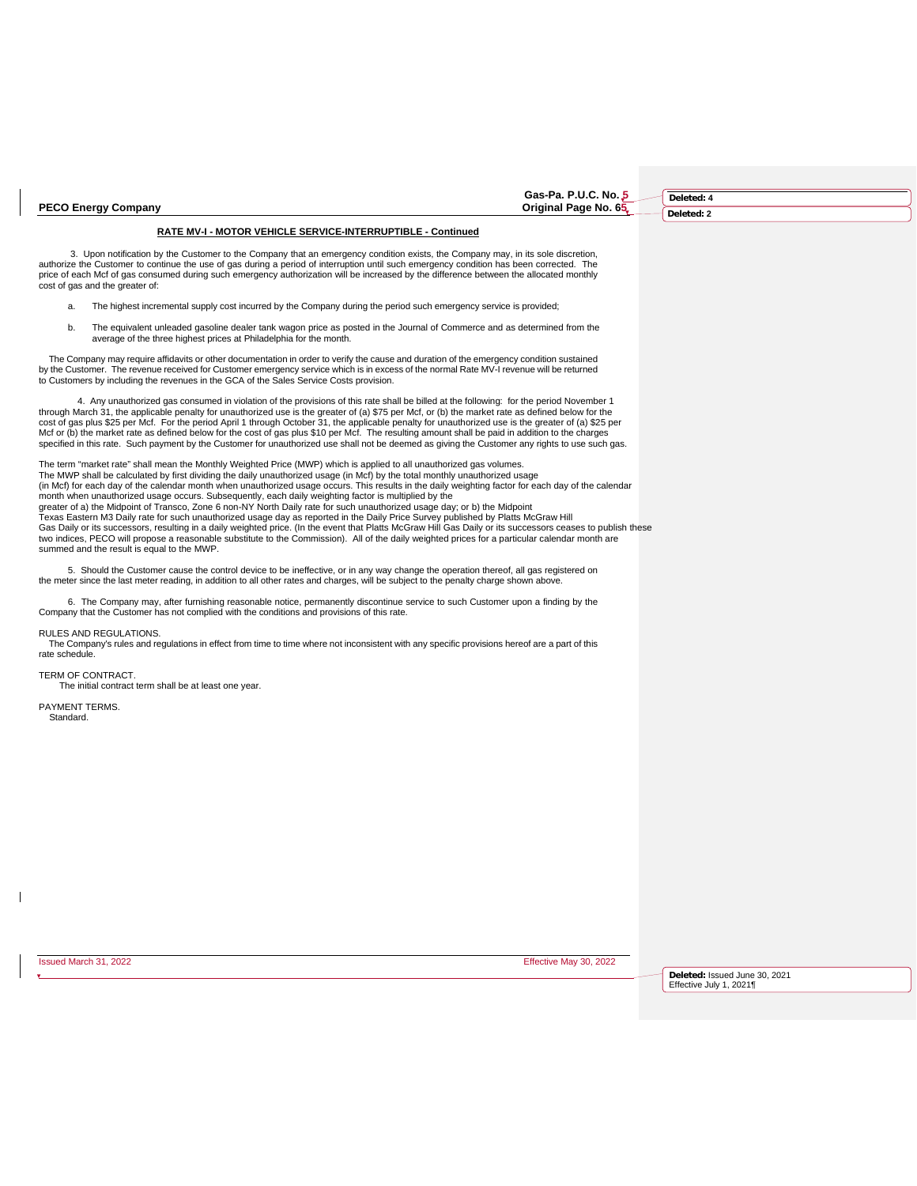## RATE MV-I - MOTOR VEHICLE SERVICE-INTERRUPTIBLE - Continued

3. Upon notification by the Customer to the Company that an emergency condition exists, the Company may, in its sole discretion, authorize the Customer to continue the use of gas during a period of interruption until such emergency condition has been corrected. The price of each Mcf of gas consumed during such emergency authorization will be increased by the difference between the allocated monthly cost of gas and the greater of:

a. The highest incremental supply cost incurred by the Company during the period such emergency service is provided;

b. The equivalent unleaded gasoline dealer tank wagon price as posted in the Journal of Commerce and as determined from the average of the three highest prices at Philadelphia for the month.

The Company may require affidavits or other documentation in order to verify the cause and duration of the emergency condition sustained by the Customer. The revenue received for Customer emergency service which is in excess of the normal Rate MV-I revenue will be returned to Customers by including the revenues in the GCA of the Sales Service Costs provision.

4. Any unauthorized gas consumed in violation of the provisions of this rate shall be billed at the following: for the period November 1 through March 31, the applicable penalty for unauthorized use is the greater of (a) $75 per Mcf, or (b) the market rate as defined below for the cost of gas plus $25 per Mcf. For the period April 1 through October 31, the applicable penalty for unauthorized use is the greater of (a) $25 per Mcf or (b) the market rate as defined below for the cost of gas plus $10 per Mcf. The resulting amount shall be paid in addition to the charges specified in this rate. Such payment by the Customer for unauthorized use shall not be deemed as giving the Customer any rights to use such gas.

The term "market rate" shall mean the Monthly Weighted Price (MWP) which is applied to all unauthorized gas volumes. The MWP shall be calculated by first dividing the daily unauthorized usage (in Mcf) by the total monthly unauthorized usage (in Mcf) for each day of the calendar month when unauthorized usage occurs. This results in the daily weighting factor for each day of the calendar month when unauthorized usage occurs. Subsequently, each daily weighting factor is multiplied by the greater of a) the Midpoint of Transco, Zone 6 non-NY North Daily rate for such unauthorized usage day; or b) the Midpoint Texas Eastern M3 Daily rate for such unauthorized usage day as reported in the Daily Price Survey published by Platts McGraw Hill Gas Daily or its successors, resulting in a daily weighted price. (In the event that Platts McGraw Hill Gas Daily or its successors ceases to publish these two indices, PECO will propose a reasonable substitute to the Commission). All of the daily weighted prices for a particular calendar month are summed and the result is equal to the MWP.

5. Should the Customer cause the control device to be ineffective, or in any way change the operation thereof, all gas registered on the meter since the last meter reading, in addition to all other rates and charges, will be subject to the penalty charge shown above.

6. The Company may, after furnishing reasonable notice, permanently discontinue service to such Customer upon a finding by the Company that the Customer has not complied with the conditions and provisions of this rate.

RULES AND REGULATIONS.
The Company's rules and regulations in effect from time to time where not inconsistent with any specific provisions hereof are a part of this rate schedule.

TERM OF CONTRACT.
The initial contract term shall be at least one year.

PAYMENT TERMS.
Standard.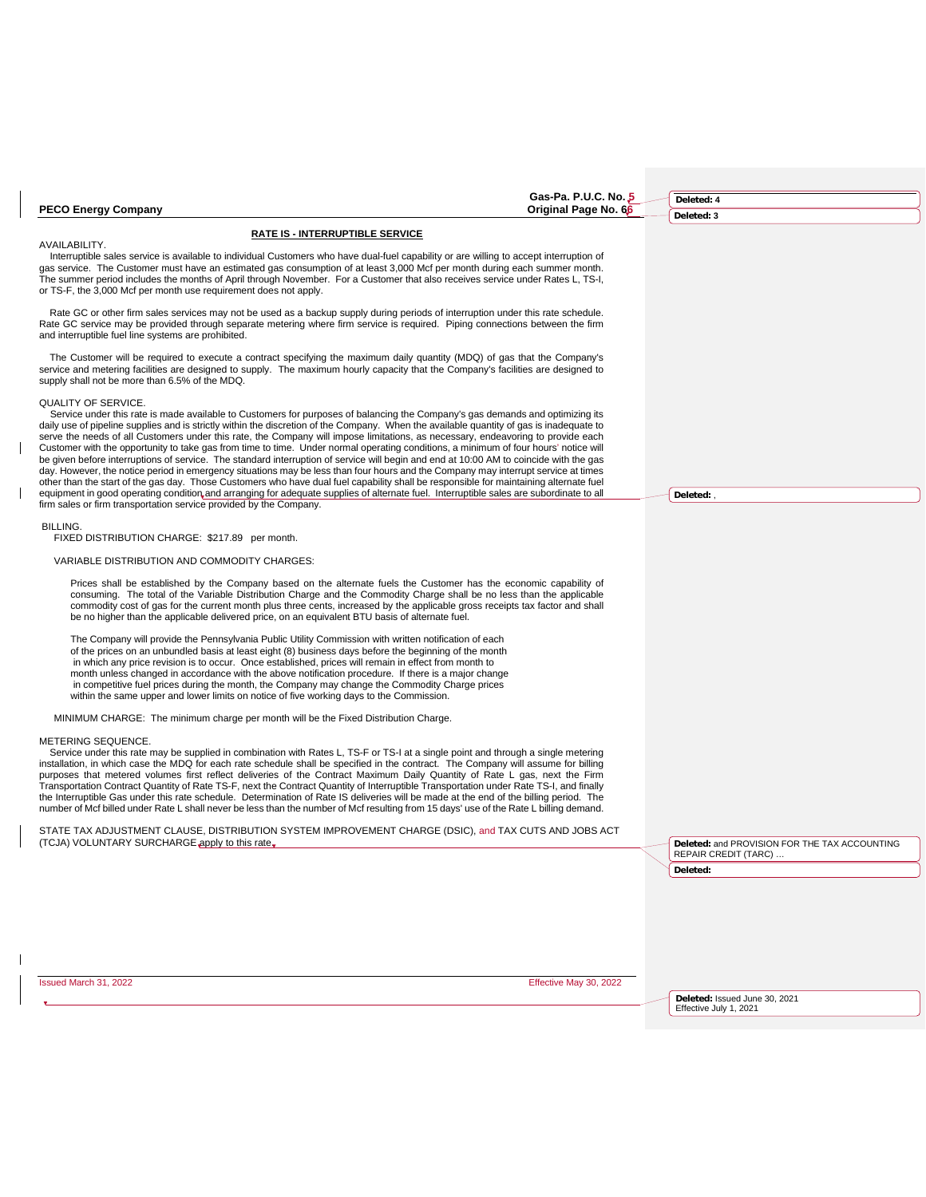**PECO Energy Company**

Gas-Pa. P.U.C. No. 5
Original Page No. 66

## RATE IS - INTERRUPTIBLE SERVICE

AVAILABILITY.

Interruptible sales service is available to individual Customers who have dual-fuel capability or are willing to accept interruption of gas service. The Customer must have an estimated gas consumption of at least 3,000 Mcf per month during each summer month. The summer period includes the months of April through November. For a Customer that also receives service under Rates L, TS-I, or TS-F, the 3,000 Mcf per month use requirement does not apply.

Rate GC or other firm sales services may not be used as a backup supply during periods of interruption under this rate schedule. Rate GC service may be provided through separate metering where firm service is required. Piping connections between the firm and interruptible fuel line systems are prohibited.

The Customer will be required to execute a contract specifying the maximum daily quantity (MDQ) of gas that the Company's service and metering facilities are designed to supply. The maximum hourly capacity that the Company's facilities are designed to supply shall not be more than 6.5% of the MDQ.

QUALITY OF SERVICE.

Service under this rate is made available to Customers for purposes of balancing the Company's gas demands and optimizing its daily use of pipeline supplies and is strictly within the discretion of the Company. When the available quantity of gas is inadequate to serve the needs of all Customers under this rate, the Company will impose limitations, as necessary, endeavoring to provide each Customer with the opportunity to take gas from time to time. Under normal operating conditions, a minimum of four hours' notice will be given before interruptions of service. The standard interruption of service will begin and end at 10:00 AM to coincide with the gas day. However, the notice period in emergency situations may be less than four hours and the Company may interrupt service at times other than the start of the gas day. Those Customers who have dual fuel capability shall be responsible for maintaining alternate fuel equipment in good operating condition and arranging for adequate supplies of alternate fuel. Interruptible sales are subordinate to all firm sales or firm transportation service provided by the Company.

BILLING.

FIXED DISTRIBUTION CHARGE: $217.89 per month.

VARIABLE DISTRIBUTION AND COMMODITY CHARGES:

Prices shall be established by the Company based on the alternate fuels the Customer has the economic capability of consuming. The total of the Variable Distribution Charge and the Commodity Charge shall be no less than the applicable commodity cost of gas for the current month plus three cents, increased by the applicable gross receipts tax factor and shall be no higher than the applicable delivered price, on an equivalent BTU basis of alternate fuel.

The Company will provide the Pennsylvania Public Utility Commission with written notification of each of the prices on an unbundled basis at least eight (8) business days before the beginning of the month in which any price revision is to occur. Once established, prices will remain in effect from month to month unless changed in accordance with the above notification procedure. If there is a major change in competitive fuel prices during the month, the Company may change the Commodity Charge prices within the same upper and lower limits on notice of five working days to the Commission.

MINIMUM CHARGE: The minimum charge per month will be the Fixed Distribution Charge.

METERING SEQUENCE.

Service under this rate may be supplied in combination with Rates L, TS-F or TS-I at a single point and through a single metering installation, in which case the MDQ for each rate schedule shall be specified in the contract. The Company will assume for billing purposes that metered volumes first reflect deliveries of the Contract Maximum Daily Quantity of Rate L gas, next the Firm Transportation Contract Quantity of Rate TS-F, next the Contract Quantity of Interruptible Transportation under Rate TS-I, and finally the Interruptible Gas under this rate schedule. Determination of Rate IS deliveries will be made at the end of the billing period. The number of Mcf billed under Rate L shall never be less than the number of Mcf resulting from 15 days' use of the Rate L billing demand.

STATE TAX ADJUSTMENT CLAUSE, DISTRIBUTION SYSTEM IMPROVEMENT CHARGE (DSIC), and TAX CUTS AND JOBS ACT (TCJA) VOLUNTARY SURCHARGE apply to this rate.

Issued March 31, 2022 Effective May 30, 2022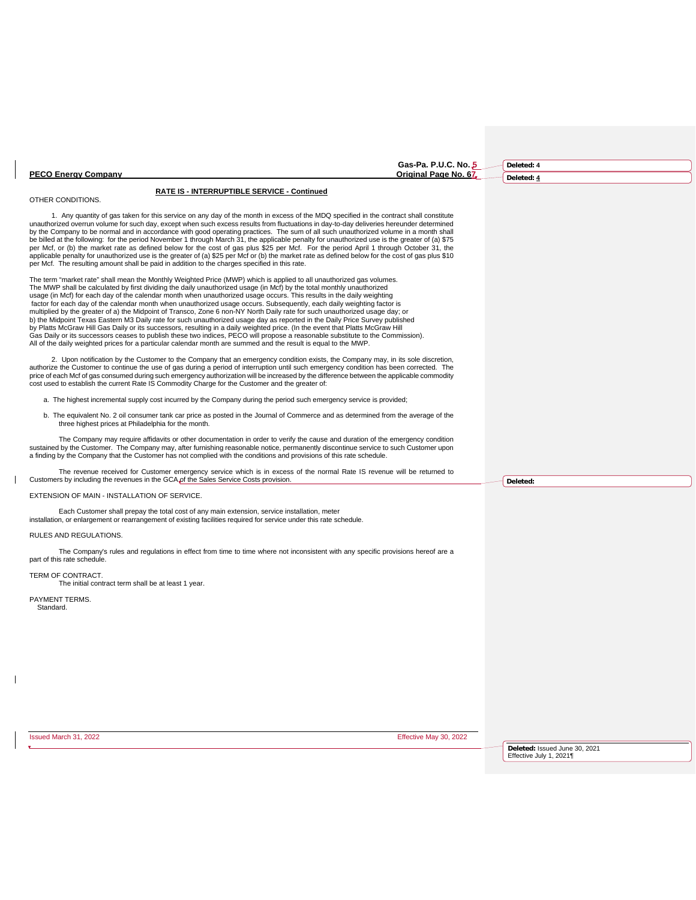PECO Energy Company

Gas-Pa. P.U.C. No. 5
Original Page No. 67

## RATE IS - INTERRUPTIBLE SERVICE - Continued

OTHER CONDITIONS.

1. Any quantity of gas taken for this service on any day of the month in excess of the MDQ specified in the contract shall constitute unauthorized overrun volume for such day, except when such excess results from fluctuations in day-to-day deliveries hereunder determined by the Company to be normal and in accordance with good operating practices. The sum of all such unauthorized volume in a month shall be billed at the following: for the period November 1 through March 31, the applicable penalty for unauthorized use is the greater of (a) $75 per Mcf, or (b) the market rate as defined below for the cost of gas plus $25 per Mcf. For the period April 1 through October 31, the applicable penalty for unauthorized use is the greater of (a) $25 per Mcf or (b) the market rate as defined below for the cost of gas plus $10 per Mcf. The resulting amount shall be paid in addition to the charges specified in this rate.

The term "market rate" shall mean the Monthly Weighted Price (MWP) which is applied to all unauthorized gas volumes. The MWP shall be calculated by first dividing the daily unauthorized usage (in Mcf) by the total monthly unauthorized usage (in Mcf) for each day of the calendar month when unauthorized usage occurs. This results in the daily weighting factor for each day of the calendar month when unauthorized usage occurs. Subsequently, each daily weighting factor is multiplied by the greater of a) the Midpoint of Transco, Zone 6 non-NY North Daily rate for such unauthorized usage day; or b) the Midpoint Texas Eastern M3 Daily rate for such unauthorized usage day as reported in the Daily Price Survey published by Platts McGraw Hill Gas Daily or its successors, resulting in a daily weighted price. (In the event that Platts McGraw Hill Gas Daily or its successors ceases to publish these two indices, PECO will propose a reasonable substitute to the Commission). All of the daily weighted prices for a particular calendar month are summed and the result is equal to the MWP.

2. Upon notification by the Customer to the Company that an emergency condition exists, the Company may, in its sole discretion, authorize the Customer to continue the use of gas during a period of interruption until such emergency condition has been corrected. The price of each Mcf of gas consumed during such emergency authorization will be increased by the difference between the applicable commodity cost used to establish the current Rate IS Commodity Charge for the Customer and the greater of:

a. The highest incremental supply cost incurred by the Company during the period such emergency service is provided;

b. The equivalent No. 2 oil consumer tank car price as posted in the Journal of Commerce and as determined from the average of the three highest prices at Philadelphia for the month.

The Company may require affidavits or other documentation in order to verify the cause and duration of the emergency condition sustained by the Customer. The Company may, after furnishing reasonable notice, permanently discontinue service to such Customer upon a finding by the Company that the Customer has not complied with the conditions and provisions of this rate schedule.

The revenue received for Customer emergency service which is in excess of the normal Rate IS revenue will be returned to Customers by including the revenues in the GCA of the Sales Service Costs provision.

EXTENSION OF MAIN - INSTALLATION OF SERVICE.

Each Customer shall prepay the total cost of any main extension, service installation, meter installation, or enlargement or rearrangement of existing facilities required for service under this rate schedule.

RULES AND REGULATIONS.

The Company's rules and regulations in effect from time to time where not inconsistent with any specific provisions hereof are a part of this rate schedule.

TERM OF CONTRACT.
The initial contract term shall be at least 1 year.

PAYMENT TERMS.
Standard.

Issued March 31, 2022 Effective May 30, 2022

Deleted: 4
Deleted: 4
Deleted:
Deleted: Issued June 30, 2021
Effective July 1, 2021¶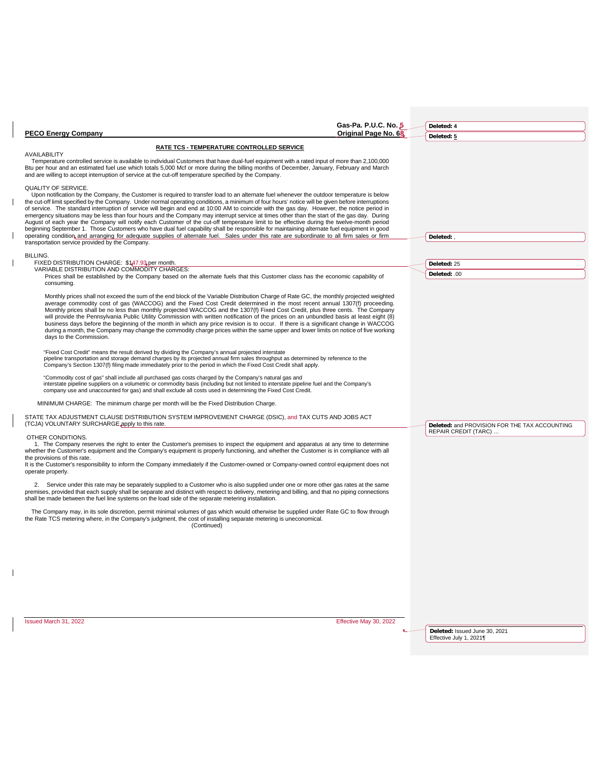PECO Energy Company

Gas-Pa. P.U.C. No. 5
Original Page No. 68

## RATE TCS - TEMPERATURE CONTROLLED SERVICE

AVAILABILITY

Temperature controlled service is available to individual Customers that have dual-fuel equipment with a rated input of more than 2,100,000 Btu per hour and an estimated fuel use which totals 5,000 Mcf or more during the billing months of December, January, February and March and are willing to accept interruption of service at the cut-off temperature specified by the Company.

QUALITY OF SERVICE.

Upon notification by the Company, the Customer is required to transfer load to an alternate fuel whenever the outdoor temperature is below the cut-off limit specified by the Company. Under normal operating conditions, a minimum of four hours' notice will be given before interruptions of service. The standard interruption of service will begin and end at 10:00 AM to coincide with the gas day. However, the notice period in emergency situations may be less than four hours and the Company may interrupt service at times other than the start of the gas day. During August of each year the Company will notify each Customer of the cut-off temperature limit to be effective during the twelve-month period beginning September 1. Those Customers who have dual fuel capability shall be responsible for maintaining alternate fuel equipment in good operating condition and arranging for adequate supplies of alternate fuel. Sales under this rate are subordinate to all firm sales or firm transportation service provided by the Company.

BILLING.

FIXED DISTRIBUTION CHARGE: $147.93 per month.

VARIABLE DISTRIBUTION AND COMMODITY CHARGES:

Prices shall be established by the Company based on the alternate fuels that this Customer class has the economic capability of consuming.

Monthly prices shall not exceed the sum of the end block of the Variable Distribution Charge of Rate GC, the monthly projected weighted average commodity cost of gas (WACCOG) and the Fixed Cost Credit determined in the most recent annual 1307(f) proceeding. Monthly prices shall be no less than monthly projected WACCOG and the 1307(f) Fixed Cost Credit, plus three cents. The Company will provide the Pennsylvania Public Utility Commission with written notification of the prices on an unbundled basis at least eight (8) business days before the beginning of the month in which any price revision is to occur. If there is a significant change in WACCOG during a month, the Company may change the commodity charge prices within the same upper and lower limits on notice of five working days to the Commission.

"Fixed Cost Credit" means the result derived by dividing the Company's annual projected interstate pipeline transportation and storage demand charges by its projected annual firm sales throughput as determined by reference to the Company's Section 1307(f) filing made immediately prior to the period in which the Fixed Cost Credit shall apply.

"Commodity cost of gas" shall include all purchased gas costs charged by the Company's natural gas and interstate pipeline suppliers on a volumetric or commodity basis (including but not limited to interstate pipeline fuel and the Company's company use and unaccounted for gas) and shall exclude all costs used in determining the Fixed Cost Credit.

MINIMUM CHARGE: The minimum charge per month will be the Fixed Distribution Charge.

STATE TAX ADJUSTMENT CLAUSE DISTRIBUTION SYSTEM IMPROVEMENT CHARGE (DSIC), and TAX CUTS AND JOBS ACT (TCJA) VOLUNTARY SURCHARGE apply to this rate.

OTHER CONDITIONS.

1. The Company reserves the right to enter the Customer's premises to inspect the equipment and apparatus at any time to determine whether the Customer's equipment and the Company's equipment is properly functioning, and whether the Customer is in compliance with all the provisions of this rate.

It is the Customer's responsibility to inform the Company immediately if the Customer-owned or Company-owned control equipment does not operate properly.

2. Service under this rate may be separately supplied to a Customer who is also supplied under one or more other gas rates at the same premises, provided that each supply shall be separate and distinct with respect to delivery, metering and billing, and that no piping connections shall be made between the fuel line systems on the load side of the separate metering installation.

The Company may, in its sole discretion, permit minimal volumes of gas which would otherwise be supplied under Rate GC to flow through the Rate TCS metering where, in the Company's judgment, the cost of installing separate metering is uneconomical.

(Continued)

Issued March 31, 2022 Effective May 30, 2022

Deleted: 4

Deleted: 5

Deleted: ,

Deleted: 25

Deleted: .00

Deleted: and PROVISION FOR THE TAX ACCOUNTING REPAIR CREDIT (TARC) …

Deleted: Issued June 30, 2021
Effective July 1, 2021¶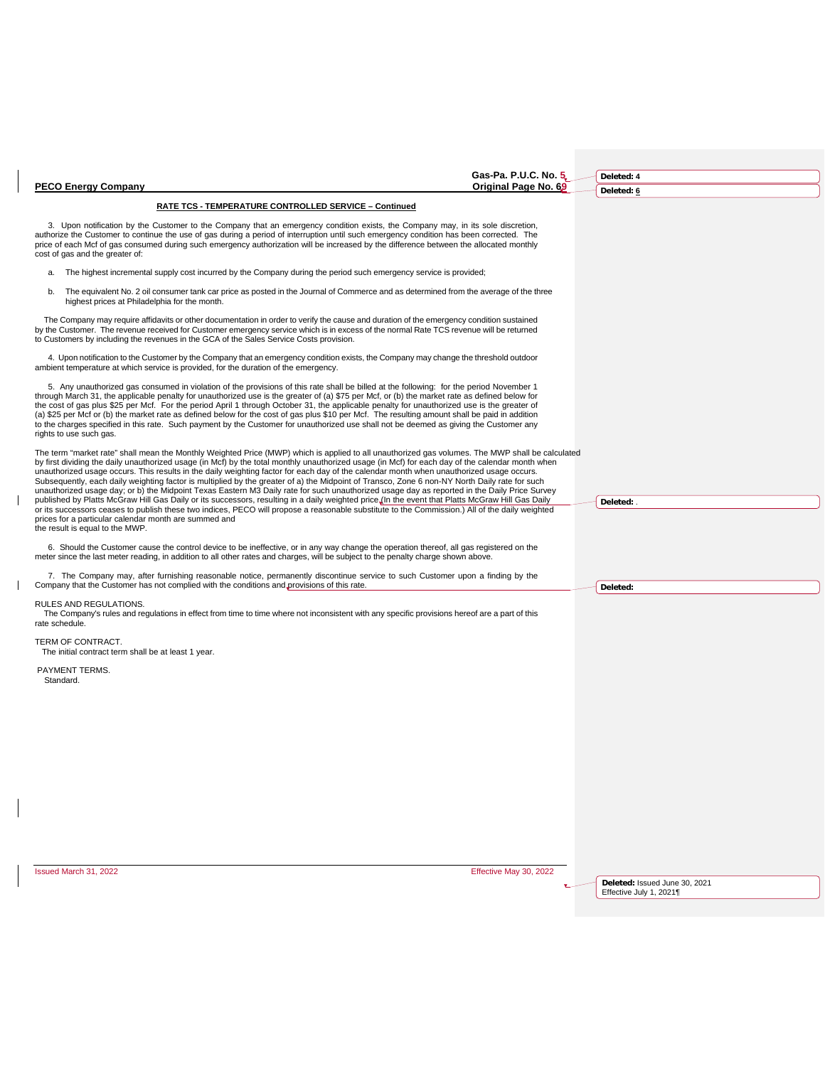**PECO Energy Company**

Gas-Pa. P.U.C. No. 5
Original Page No. 69

Deleted: 4

Deleted: 6

**RATE TCS - TEMPERATURE CONTROLLED SERVICE – Continued**

3. Upon notification by the Customer to the Company that an emergency condition exists, the Company may, in its sole discretion, authorize the Customer to continue the use of gas during a period of interruption until such emergency condition has been corrected. The price of each Mcf of gas consumed during such emergency authorization will be increased by the difference between the allocated monthly cost of gas and the greater of:

a. The highest incremental supply cost incurred by the Company during the period such emergency service is provided;

b. The equivalent No. 2 oil consumer tank car price as posted in the Journal of Commerce and as determined from the average of the three highest prices at Philadelphia for the month.

The Company may require affidavits or other documentation in order to verify the cause and duration of the emergency condition sustained by the Customer. The revenue received for Customer emergency service which is in excess of the normal Rate TCS revenue will be returned to Customers by including the revenues in the GCA of the Sales Service Costs provision.

4. Upon notification to the Customer by the Company that an emergency condition exists, the Company may change the threshold outdoor ambient temperature at which service is provided, for the duration of the emergency.

5. Any unauthorized gas consumed in violation of the provisions of this rate shall be billed at the following: for the period November 1 through March 31, the applicable penalty for unauthorized use is the greater of (a) $75 per Mcf, or (b) the market rate as defined below for the cost of gas plus $25 per Mcf. For the period April 1 through October 31, the applicable penalty for unauthorized use is the greater of (a) $25 per Mcf or (b) the market rate as defined below for the cost of gas plus $10 per Mcf. The resulting amount shall be paid in addition to the charges specified in this rate. Such payment by the Customer for unauthorized use shall not be deemed as giving the Customer any rights to use such gas.

The term "market rate" shall mean the Monthly Weighted Price (MWP) which is applied to all unauthorized gas volumes. The MWP shall be calculated by first dividing the daily unauthorized usage (in Mcf) by the total monthly unauthorized usage (in Mcf) for each day of the calendar month when unauthorized usage occurs. This results in the daily weighting factor for each day of the calendar month when unauthorized usage occurs. Subsequently, each daily weighting factor is multiplied by the greater of a) the Midpoint of Transco, Zone 6 non-NY North Daily rate for such unauthorized usage day; or b) the Midpoint Texas Eastern M3 Daily rate for such unauthorized usage day as reported in the Daily Price Survey published by Platts McGraw Hill Gas Daily or its successors, resulting in a daily weighted price (In the event that Platts McGraw Hill Gas Daily or its successors ceases to publish these two indices, PECO will propose a reasonable substitute to the Commission.) All of the daily weighted prices for a particular calendar month are summed and the result is equal to the MWP.

Deleted: .

6. Should the Customer cause the control device to be ineffective, or in any way change the operation thereof, all gas registered on the meter since the last meter reading, in addition to all other rates and charges, will be subject to the penalty charge shown above.

7. The Company may, after furnishing reasonable notice, permanently discontinue service to such Customer upon a finding by the Company that the Customer has not complied with the conditions and provisions of this rate.

Deleted:

RULES AND REGULATIONS.
The Company's rules and regulations in effect from time to time where not inconsistent with any specific provisions hereof are a part of this rate schedule.

TERM OF CONTRACT.
The initial contract term shall be at least 1 year.

PAYMENT TERMS.
Standard.

Issued March 31, 2022 Effective May 30, 2022

Deleted: Issued June 30, 2021 Effective July 1, 2021¶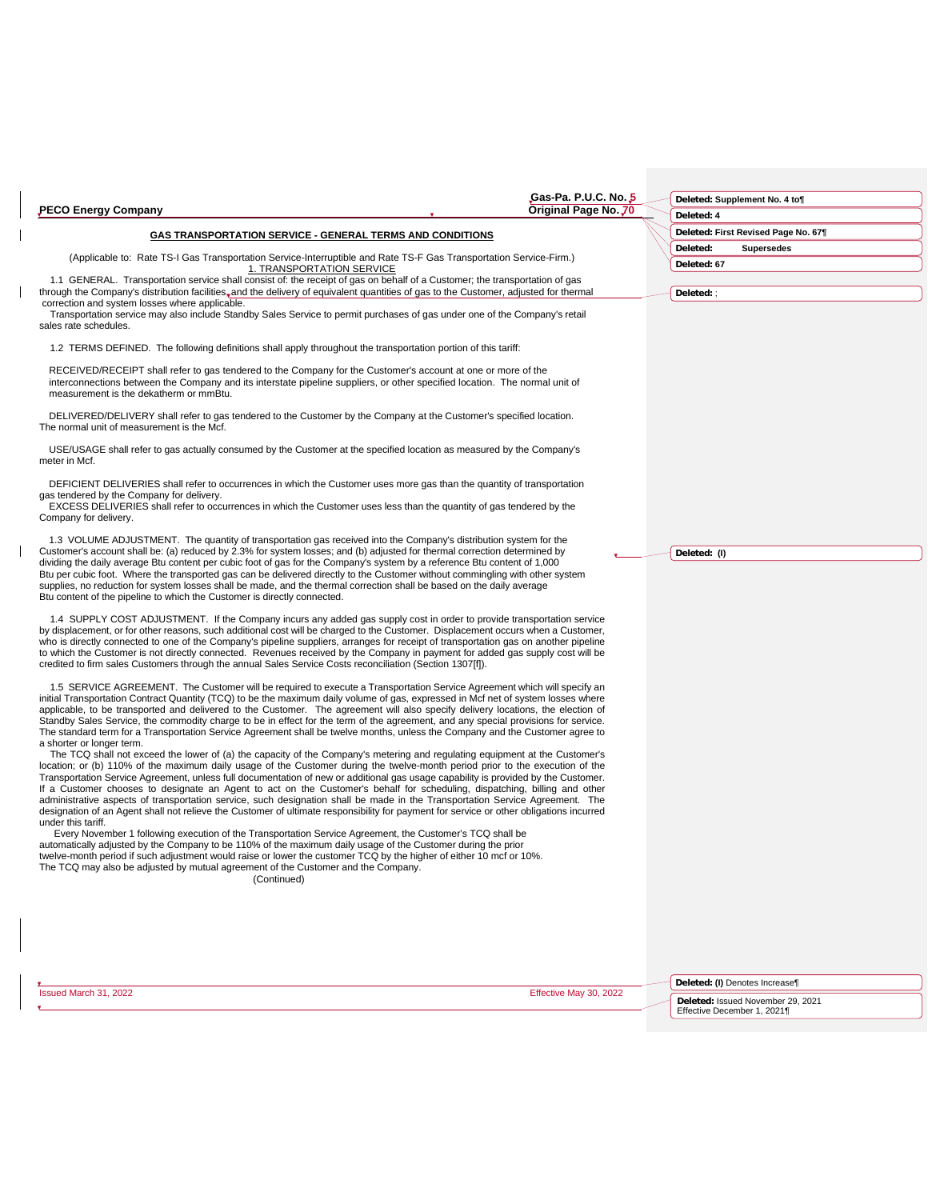PECO Energy Company Gas-Pa. P.U.C. No. 5
Original Page No. 70

## GAS TRANSPORTATION SERVICE - GENERAL TERMS AND CONDITIONS

(Applicable to: Rate TS-I Gas Transportation Service-Interruptible and Rate TS-F Gas Transportation Service-Firm.)

### 1. TRANSPORTATION SERVICE

1.1 GENERAL. Transportation service shall consist of: the receipt of gas on behalf of a Customer; the transportation of gas through the Company's distribution facilities, and the delivery of equivalent quantities of gas to the Customer, adjusted for thermal correction and system losses where applicable.

Transportation service may also include Standby Sales Service to permit purchases of gas under one of the Company's retail sales rate schedules.

1.2 TERMS DEFINED. The following definitions shall apply throughout the transportation portion of this tariff:

RECEIVED/RECEIPT shall refer to gas tendered to the Company for the Customer's account at one or more of the interconnections between the Company and its interstate pipeline suppliers, or other specified location. The normal unit of measurement is the dekatherm or mmBtu.

DELIVERED/DELIVERY shall refer to gas tendered to the Customer by the Company at the Customer's specified location. The normal unit of measurement is the Mcf.

USE/USAGE shall refer to gas actually consumed by the Customer at the specified location as measured by the Company's meter in Mcf.

DEFICIENT DELIVERIES shall refer to occurrences in which the Customer uses more gas than the quantity of transportation gas tendered by the Company for delivery.

EXCESS DELIVERIES shall refer to occurrences in which the Customer uses less than the quantity of gas tendered by the Company for delivery.

1.3 VOLUME ADJUSTMENT. The quantity of transportation gas received into the Company's distribution system for the Customer's account shall be: (a) reduced by 2.3% for system losses; and (b) adjusted for thermal correction determined by dividing the daily average Btu content per cubic foot of gas for the Company's system by a reference Btu content of 1,000 Btu per cubic foot. Where the transported gas can be delivered directly to the Customer without commingling with other system supplies, no reduction for system losses shall be made, and the thermal correction shall be based on the daily average Btu content of the pipeline to which the Customer is directly connected.

1.4 SUPPLY COST ADJUSTMENT. If the Company incurs any added gas supply cost in order to provide transportation service by displacement, or for other reasons, such additional cost will be charged to the Customer. Displacement occurs when a Customer, who is directly connected to one of the Company's pipeline suppliers, arranges for receipt of transportation gas on another pipeline to which the Customer is not directly connected. Revenues received by the Company in payment for added gas supply cost will be credited to firm sales Customers through the annual Sales Service Costs reconciliation (Section 1307[f]).

1.5 SERVICE AGREEMENT. The Customer will be required to execute a Transportation Service Agreement which will specify an initial Transportation Contract Quantity (TCQ) to be the maximum daily volume of gas, expressed in Mcf net of system losses where applicable, to be transported and delivered to the Customer. The agreement will also specify delivery locations, the election of Standby Sales Service, the commodity charge to be in effect for the term of the agreement, and any special provisions for service. The standard term for a Transportation Service Agreement shall be twelve months, unless the Company and the Customer agree to a shorter or longer term.

The TCQ shall not exceed the lower of (a) the capacity of the Company's metering and regulating equipment at the Customer's location; or (b) 110% of the maximum daily usage of the Customer during the twelve-month period prior to the execution of the Transportation Service Agreement, unless full documentation of new or additional gas usage capability is provided by the Customer. If a Customer chooses to designate an Agent to act on the Customer's behalf for scheduling, dispatching, billing and other administrative aspects of transportation service, such designation shall be made in the Transportation Service Agreement. The designation of an Agent shall not relieve the Customer of ultimate responsibility for payment for service or other obligations incurred under this tariff.

Every November 1 following execution of the Transportation Service Agreement, the Customer's TCQ shall be automatically adjusted by the Company to be 110% of the maximum daily usage of the Customer during the prior twelve-month period if such adjustment would raise or lower the customer TCQ by the higher of either 10 mcf or 10%. The TCQ may also be adjusted by mutual agreement of the Customer and the Company.

(Continued)

Issued March 31, 2022 Effective May 30, 2022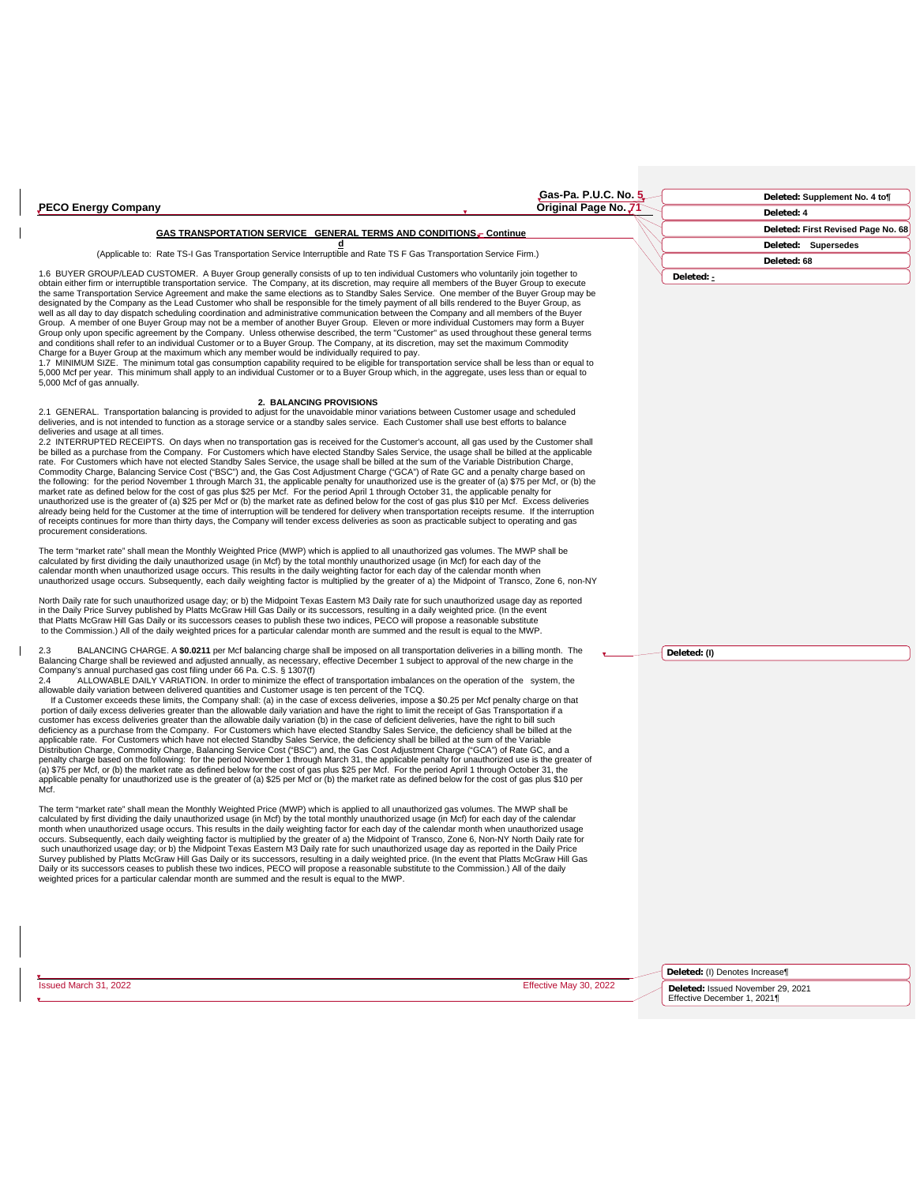PECO Energy Company

Gas-Pa. P.U.C. No. 5
Original Page No. 71

**GAS TRANSPORTATION SERVICE GENERAL TERMS AND CONDITIONS - Continued**

(Applicable to: Rate TS-I Gas Transportation Service Interruptible and Rate TS F Gas Transportation Service Firm.)

1.6 BUYER GROUP/LEAD CUSTOMER. A Buyer Group generally consists of up to ten individual Customers who voluntarily join together to obtain either firm or interruptible transportation service. The Company, at its discretion, may require all members of the Buyer Group to execute the same Transportation Service Agreement and make the same elections as to Standby Sales Service. One member of the Buyer Group may be designated by the Company as the Lead Customer who shall be responsible for the timely payment of all bills rendered to the Buyer Group, as well as all day to day dispatch scheduling coordination and administrative communication between the Company and all members of the Buyer Group. A member of one Buyer Group may not be a member of another Buyer Group. Eleven or more individual Customers may form a Buyer Group only upon specific agreement by the Company. Unless otherwise described, the term "Customer" as used throughout these general terms and conditions shall refer to an individual Customer or to a Buyer Group. The Company, at its discretion, may set the maximum Commodity Charge for a Buyer Group at the maximum which any member would be individually required to pay.

1.7 MINIMUM SIZE. The minimum total gas consumption capability required to be eligible for transportation service shall be less than or equal to 5,000 Mcf per year. This minimum shall apply to an individual Customer or to a Buyer Group which, in the aggregate, uses less than or equal to 5,000 Mcf of gas annually.

## 2. BALANCING PROVISIONS

2.1 GENERAL. Transportation balancing is provided to adjust for the unavoidable minor variations between Customer usage and scheduled deliveries, and is not intended to function as a storage service or a standby sales service. Each Customer shall use best efforts to balance deliveries and usage at all times.

2.2 INTERRUPTED RECEIPTS. On days when no transportation gas is received for the Customer's account, all gas used by the Customer shall be billed as a purchase from the Company. For Customers which have elected Standby Sales Service, the usage shall be billed at the applicable rate. For Customers which have not elected Standby Sales Service, the usage shall be billed at the sum of the Variable Distribution Charge, Commodity Charge, Balancing Service Cost ("BSC") and, the Gas Cost Adjustment Charge ("GCA") of Rate GC and a penalty charge based on the following: for the period November 1 through March 31, the applicable penalty for unauthorized use is the greater of (a) $75 per Mcf, or (b) the market rate as defined below for the cost of gas plus $25 per Mcf. For the period April 1 through October 31, the applicable penalty for unauthorized use is the greater of (a) $25 per Mcf or (b) the market rate as defined below for the cost of gas plus $10 per Mcf. Excess deliveries already being held for the Customer at the time of interruption will be tendered for delivery when transportation receipts resume. If the interruption of receipts continues for more than thirty days, the Company will tender excess deliveries as soon as practicable subject to operating and gas procurement considerations.

The term "market rate" shall mean the Monthly Weighted Price (MWP) which is applied to all unauthorized gas volumes. The MWP shall be calculated by first dividing the daily unauthorized usage (in Mcf) by the total monthly unauthorized usage (in Mcf) for each day of the calendar month when unauthorized usage occurs. This results in the daily weighting factor for each day of the calendar month when unauthorized usage occurs. Subsequently, each daily weighting factor is multiplied by the greater of a) the Midpoint of Transco, Zone 6, non-NY North Daily rate for such unauthorized usage day; or b) the Midpoint Texas Eastern M3 Daily rate for such unauthorized usage day as reported in the Daily Price Survey published by Platts McGraw Hill Gas Daily or its successors, resulting in a daily weighted price. (In the event that Platts McGraw Hill Gas Daily or its successors ceases to publish these two indices, PECO will propose a reasonable substitute to the Commission.) All of the daily weighted prices for a particular calendar month are summed and the result is equal to the MWP.

2.3 BALANCING CHARGE. A **$0.0211** per Mcf balancing charge shall be imposed on all transportation deliveries in a billing month. The Balancing Charge shall be reviewed and adjusted annually, as necessary, effective December 1 subject to approval of the new charge in the Company's annual purchased gas cost filing under 66 Pa. C.S. § 1307(f)

2.4 ALLOWABLE DAILY VARIATION. In order to minimize the effect of transportation imbalances on the operation of the system, the allowable daily variation between delivered quantities and Customer usage is ten percent of the TCQ.

If a Customer exceeds these limits, the Company shall: (a) in the case of excess deliveries, impose a $0.25 per Mcf penalty charge on that portion of daily excess deliveries greater than the allowable daily variation and have the right to limit the receipt of Gas Transportation if a customer has excess deliveries greater than the allowable daily variation (b) in the case of deficient deliveries, have the right to bill such deficiency as a purchase from the Company. For Customers which have elected Standby Sales Service, the deficiency shall be billed at the applicable rate. For Customers which have not elected Standby Sales Service, the deficiency shall be billed at the sum of the Variable Distribution Charge, Commodity Charge, Balancing Service Cost ("BSC") and, the Gas Cost Adjustment Charge ("GCA") of Rate GC, and a penalty charge based on the following: for the period November 1 through March 31, the applicable penalty for unauthorized use is the greater of (a) $75 per Mcf, or (b) the market rate as defined below for the cost of gas plus $25 per Mcf. For the period April 1 through October 31, the applicable penalty for unauthorized use is the greater of (a) $25 per Mcf or (b) the market rate as defined below for the cost of gas plus $10 per Mcf.

The term "market rate" shall mean the Monthly Weighted Price (MWP) which is applied to all unauthorized gas volumes. The MWP shall be calculated by first dividing the daily unauthorized usage (in Mcf) by the total monthly unauthorized usage (in Mcf) for each day of the calendar month when unauthorized usage occurs. This results in the daily weighting factor for each day of the calendar month when unauthorized usage occurs. Subsequently, each daily weighting factor is multiplied by the greater of a) the Midpoint of Transco, Zone 6, Non-NY North Daily rate for such unauthorized usage day; or b) the Midpoint Texas Eastern M3 Daily rate for such unauthorized usage day as reported in the Daily Price Survey published by Platts McGraw Hill Gas Daily or its successors, resulting in a daily weighted price. (In the event that Platts McGraw Hill Gas Daily or its successors ceases to publish these two indices, PECO will propose a reasonable substitute to the Commission.) All of the daily weighted prices for a particular calendar month are summed and the result is equal to the MWP.

Issued March 31, 2022 Effective May 30, 2022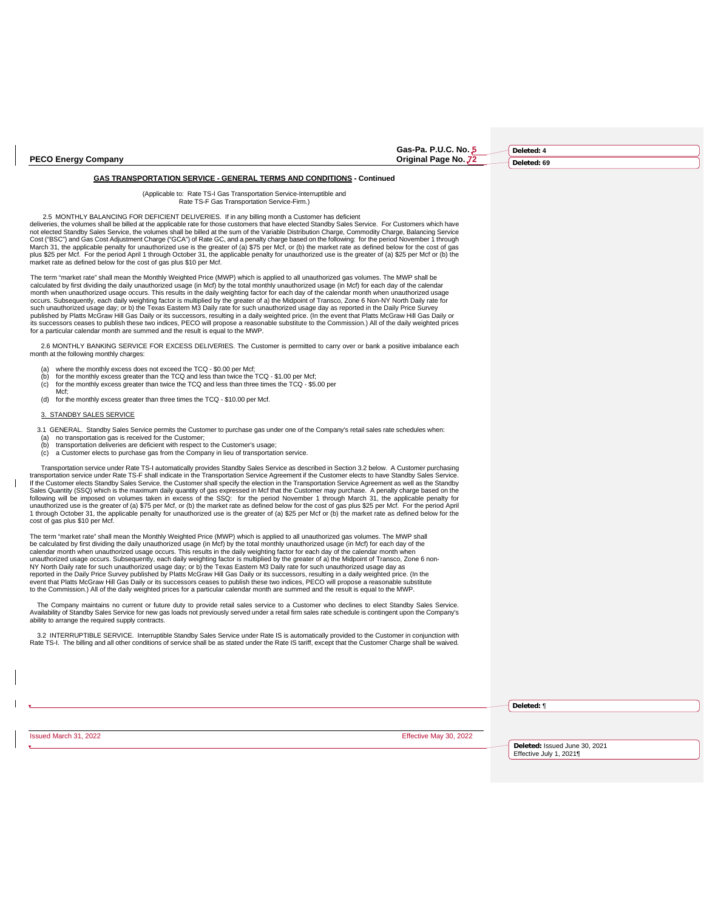**PECO Energy Company** Gas-Pa. P.U.C. No. 5
Original Page No. 72

## GAS TRANSPORTATION SERVICE - GENERAL TERMS AND CONDITIONS - Continued

(Applicable to: Rate TS-I Gas Transportation Service-Interruptible and Rate TS-F Gas Transportation Service-Firm.)

2.5 MONTHLY BALANCING FOR DEFICIENT DELIVERIES. If in any billing month a Customer has deficient deliveries, the volumes shall be billed at the applicable rate for those customers that have elected Standby Sales Service. For Customers which have not elected Standby Sales Service, the volumes shall be billed at the sum of the Variable Distribution Charge, Commodity Charge, Balancing Service Cost ("BSC") and Gas Cost Adjustment Charge ("GCA") of Rate GC, and a penalty charge based on the following: for the period November 1 through March 31, the applicable penalty for unauthorized use is the greater of (a) $75 per Mcf, or (b) the market rate as defined below for the cost of gas plus $25 per Mcf. For the period April 1 through October 31, the applicable penalty for unauthorized use is the greater of (a) $25 per Mcf or (b) the market rate as defined below for the cost of gas plus $10 per Mcf.

The term "market rate" shall mean the Monthly Weighted Price (MWP) which is applied to all unauthorized gas volumes. The MWP shall be calculated by first dividing the daily unauthorized usage (in Mcf) by the total monthly unauthorized usage (in Mcf) for each day of the calendar month when unauthorized usage occurs. This results in the daily weighting factor for each day of the calendar month when unauthorized usage occurs. Subsequently, each daily weighting factor is multiplied by the greater of a) the Midpoint of Transco, Zone 6 Non-NY North Daily rate for such unauthorized usage day; or b) the Texas Eastern M3 Daily rate for such unauthorized usage day as reported in the Daily Price Survey published by Platts McGraw Hill Gas Daily or its successors, resulting in a daily weighted price. (In the event that Platts McGraw Hill Gas Daily or its successors ceases to publish these two indices, PECO will propose a reasonable substitute to the Commission.) All of the daily weighted prices for a particular calendar month are summed and the result is equal to the MWP.

2.6 MONTHLY BANKING SERVICE FOR EXCESS DELIVERIES. The Customer is permitted to carry over or bank a positive imbalance each month at the following monthly charges:

(a) where the monthly excess does not exceed the TCQ - $0.00 per Mcf;
(b) for the monthly excess greater than the TCQ and less than twice the TCQ - $1.00 per Mcf;
(c) for the monthly excess greater than twice the TCQ and less than three times the TCQ - $5.00 per Mcf;
(d) for the monthly excess greater than three times the TCQ - $10.00 per Mcf.

### 3. STANDBY SALES SERVICE

3.1 GENERAL. Standby Sales Service permits the Customer to purchase gas under one of the Company's retail sales rate schedules when:
(a) no transportation gas is received for the Customer;
(b) transportation deliveries are deficient with respect to the Customer's usage;
(c) a Customer elects to purchase gas from the Company in lieu of transportation service.

Transportation service under Rate TS-I automatically provides Standby Sales Service as described in Section 3.2 below. A Customer purchasing transportation service under Rate TS-F shall indicate in the Transportation Service Agreement if the Customer elects to have Standby Sales Service. If the Customer elects Standby Sales Service, the Customer shall specify the election in the Transportation Service Agreement as well as the Standby Sales Quantity (SSQ) which is the maximum daily quantity of gas expressed in Mcf that the Customer may purchase. A penalty charge based on the following will be imposed on volumes taken in excess of the SSQ: for the period November 1 through March 31, the applicable penalty for unauthorized use is the greater of (a) $75 per Mcf, or (b) the market rate as defined below for the cost of gas plus $25 per Mcf. For the period April 1 through October 31, the applicable penalty for unauthorized use is the greater of (a) $25 per Mcf or (b) the market rate as defined below for the cost of gas plus $10 per Mcf.

The term "market rate" shall mean the Monthly Weighted Price (MWP) which is applied to all unauthorized gas volumes. The MWP shall be calculated by first dividing the daily unauthorized usage (in Mcf) by the total monthly unauthorized usage (in Mcf) for each day of the calendar month when unauthorized usage occurs. This results in the daily weighting factor for each day of the calendar month when unauthorized usage occurs. Subsequently, each daily weighting factor is multiplied by the greater of a) the Midpoint of Transco, Zone 6 non-NY North Daily rate for such unauthorized usage day; or b) the Texas Eastern M3 Daily rate for such unauthorized usage day as reported in the Daily Price Survey published by Platts McGraw Hill Gas Daily or its successors, resulting in a daily weighted price. (In the event that Platts McGraw Hill Gas Daily or its successors ceases to publish these two indices, PECO will propose a reasonable substitute to the Commission.) All of the daily weighted prices for a particular calendar month are summed and the result is equal to the MWP.

The Company maintains no current or future duty to provide retail sales service to a Customer who declines to elect Standby Sales Service. Availability of Standby Sales Service for new gas loads not previously served under a retail firm sales rate schedule is contingent upon the Company's ability to arrange the required supply contracts.

3.2 INTERRUPTIBLE SERVICE. Interruptible Standby Sales Service under Rate IS is automatically provided to the Customer in conjunction with Rate TS-I. The billing and all other conditions of service shall be as stated under the Rate IS tariff, except that the Customer Charge shall be waived.

Issued March 31, 2022 Effective May 30, 2022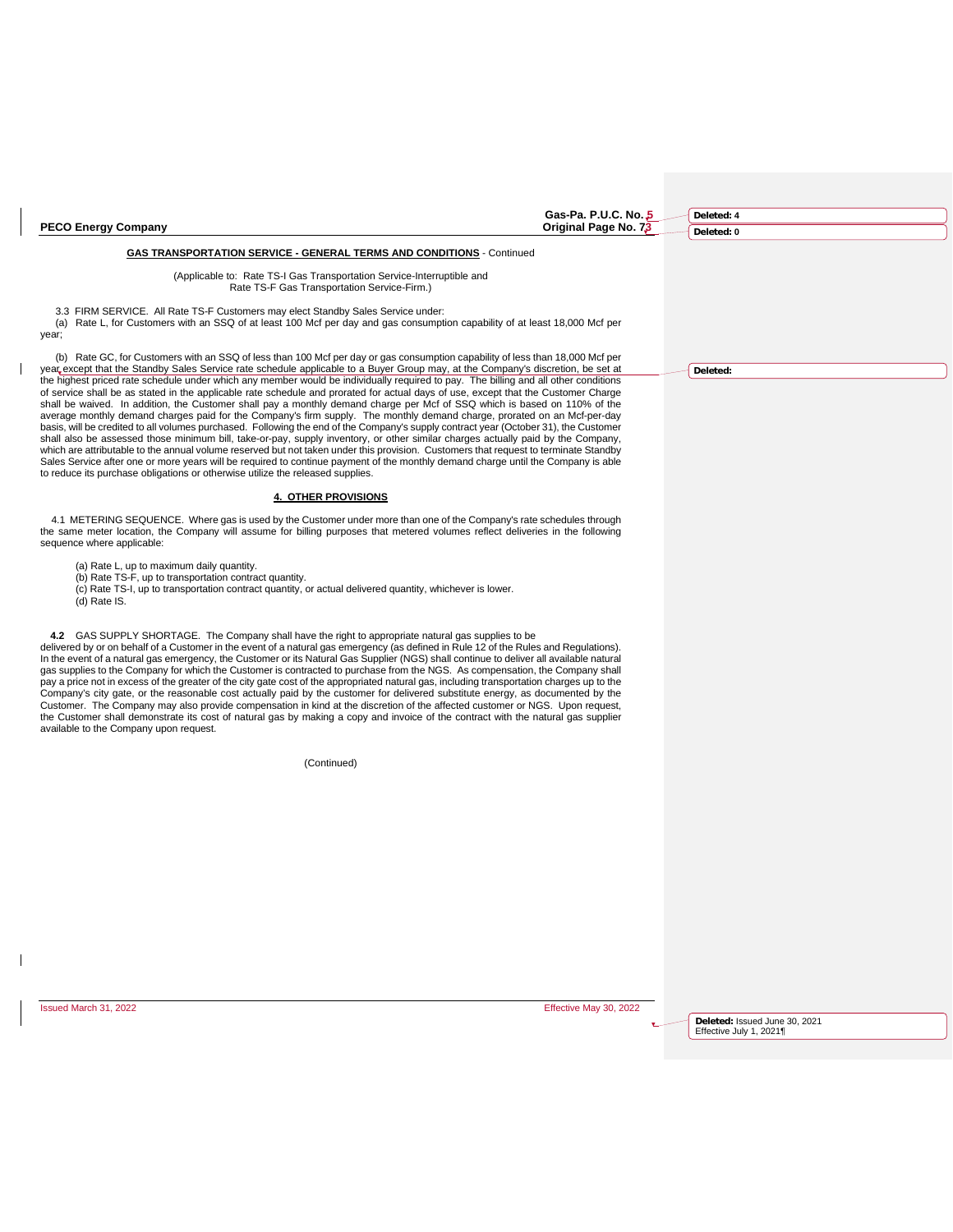**PECO Energy Company** **Gas-Pa. P.U.C. No. 5**
**Original Page No. 73**

**GAS TRANSPORTATION SERVICE - GENERAL TERMS AND CONDITIONS** - Continued

(Applicable to: Rate TS-I Gas Transportation Service-Interruptible and
Rate TS-F Gas Transportation Service-Firm.)

3.3 FIRM SERVICE. All Rate TS-F Customers may elect Standby Sales Service under:

(a) Rate L, for Customers with an SSQ of at least 100 Mcf per day and gas consumption capability of at least 18,000 Mcf per year;

(b) Rate GC, for Customers with an SSQ of less than 100 Mcf per day or gas consumption capability of less than 18,000 Mcf per year except that the Standby Sales Service rate schedule applicable to a Buyer Group may, at the Company's discretion, be set at the highest priced rate schedule under which any member would be individually required to pay. The billing and all other conditions of service shall be as stated in the applicable rate schedule and prorated for actual days of use, except that the Customer Charge shall be waived. In addition, the Customer shall pay a monthly demand charge per Mcf of SSQ which is based on 110% of the average monthly demand charges paid for the Company's firm supply. The monthly demand charge, prorated on an Mcf-per-day basis, will be credited to all volumes purchased. Following the end of the Company's supply contract year (October 31), the Customer shall also be assessed those minimum bill, take-or-pay, supply inventory, or other similar charges actually paid by the Company, which are attributable to the annual volume reserved but not taken under this provision. Customers that request to terminate Standby Sales Service after one or more years will be required to continue payment of the monthly demand charge until the Company is able to reduce its purchase obligations or otherwise utilize the released supplies.

**4. OTHER PROVISIONS**

4.1 METERING SEQUENCE. Where gas is used by the Customer under more than one of the Company's rate schedules through the same meter location, the Company will assume for billing purposes that metered volumes reflect deliveries in the following sequence where applicable:

(a) Rate L, up to maximum daily quantity.
(b) Rate TS-F, up to transportation contract quantity.
(c) Rate TS-I, up to transportation contract quantity, or actual delivered quantity, whichever is lower.
(d) Rate IS.

**4.2** GAS SUPPLY SHORTAGE. The Company shall have the right to appropriate natural gas supplies to be delivered by or on behalf of a Customer in the event of a natural gas emergency (as defined in Rule 12 of the Rules and Regulations). In the event of a natural gas emergency, the Customer or its Natural Gas Supplier (NGS) shall continue to deliver all available natural gas supplies to the Company for which the Customer is contracted to purchase from the NGS. As compensation, the Company shall pay a price not in excess of the greater of the city gate cost of the appropriated natural gas, including transportation charges up to the Company's city gate, or the reasonable cost actually paid by the customer for delivered substitute energy, as documented by the Customer. The Company may also provide compensation in kind at the discretion of the affected customer or NGS. Upon request, the Customer shall demonstrate its cost of natural gas by making a copy and invoice of the contract with the natural gas supplier available to the Company upon request.

(Continued)

Issued March 31, 2022 Effective May 30, 2022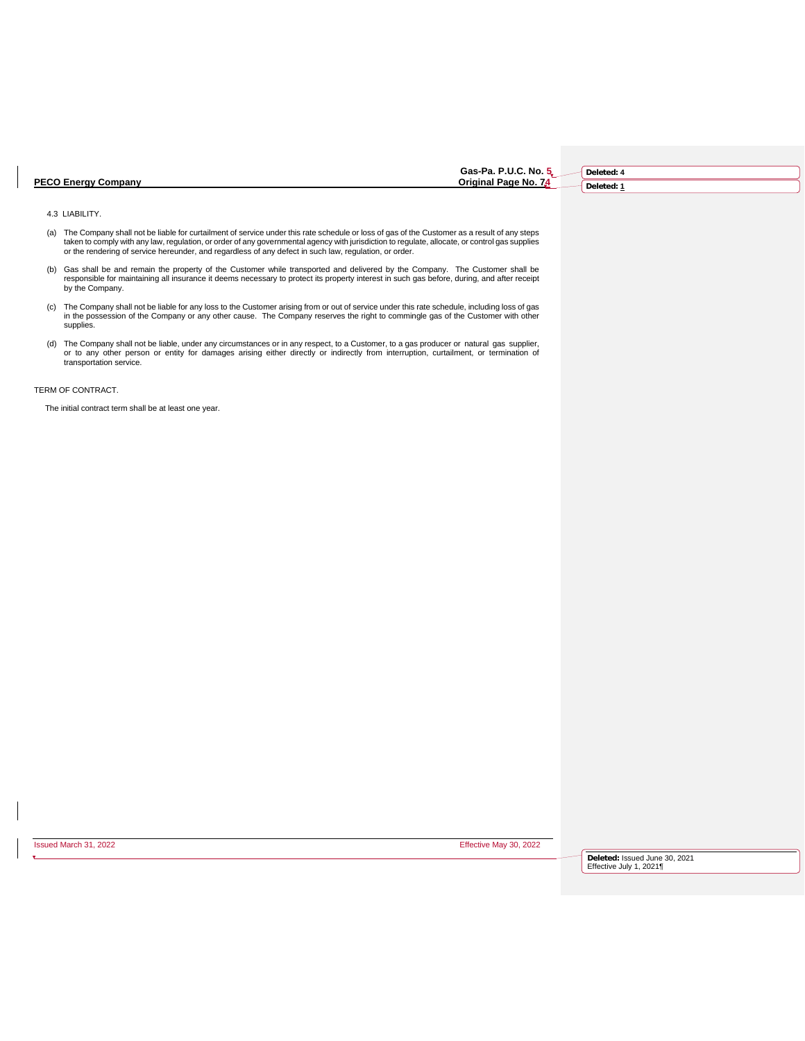4.3 LIABILITY.

(a) The Company shall not be liable for curtailment of service under this rate schedule or loss of gas of the Customer as a result of any steps taken to comply with any law, regulation, or order of any governmental agency with jurisdiction to regulate, allocate, or control gas supplies or the rendering of service hereunder, and regardless of any defect in such law, regulation, or order.

(b) Gas shall be and remain the property of the Customer while transported and delivered by the Company. The Customer shall be responsible for maintaining all insurance it deems necessary to protect its property interest in such gas before, during, and after receipt by the Company.

(c) The Company shall not be liable for any loss to the Customer arising from or out of service under this rate schedule, including loss of gas in the possession of the Company or any other cause. The Company reserves the right to commingle gas of the Customer with other supplies.

(d) The Company shall not be liable, under any circumstances or in any respect, to a Customer, to a gas producer or natural gas supplier, or to any other person or entity for damages arising either directly or indirectly from interruption, curtailment, or termination of transportation service.

TERM OF CONTRACT.

The initial contract term shall be at least one year.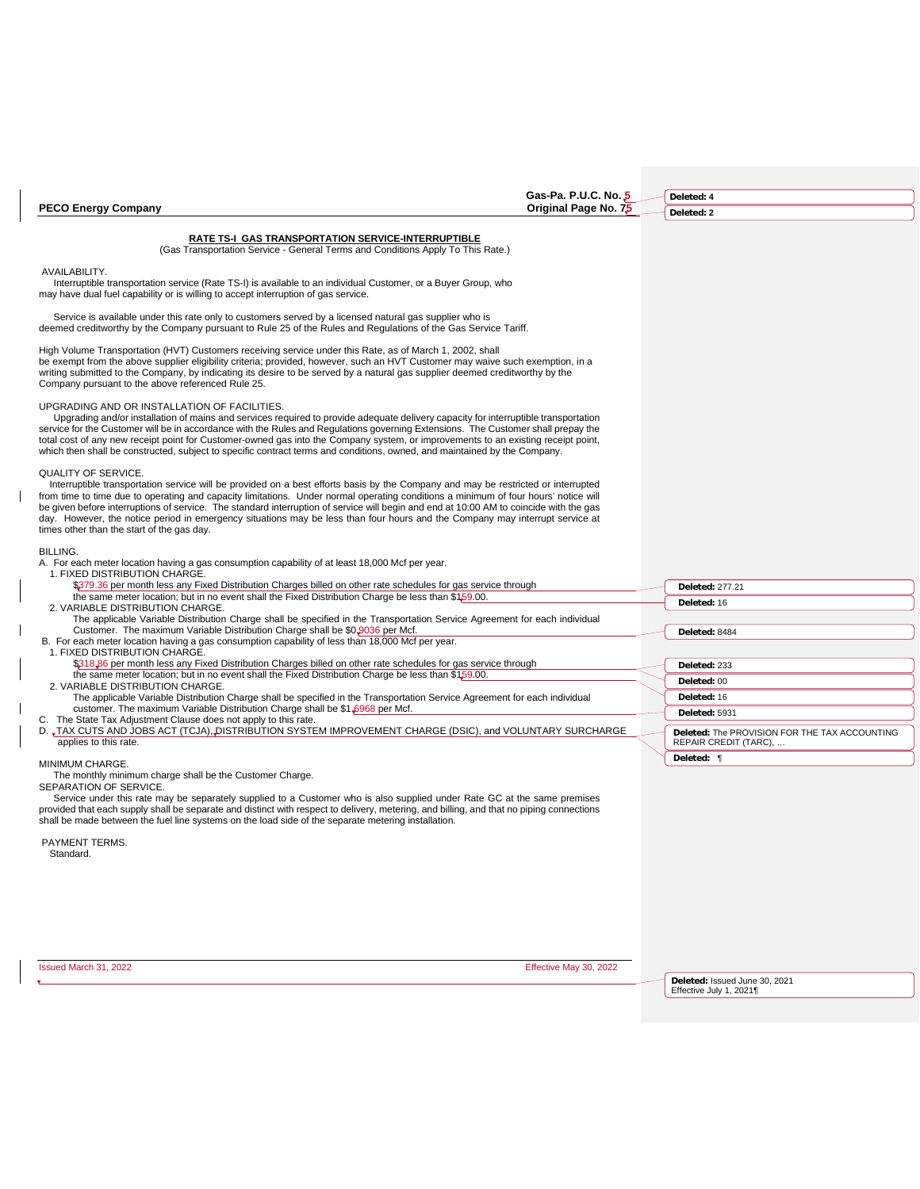**PECO Energy Company** — Gas-Pa. P.U.C. No. 5, Original Page No. 75

## RATE TS-I GAS TRANSPORTATION SERVICE-INTERRUPTIBLE

(Gas Transportation Service - General Terms and Conditions Apply To This Rate.)

AVAILABILITY.

Interruptible transportation service (Rate TS-I) is available to an individual Customer, or a Buyer Group, who may have dual fuel capability or is willing to accept interruption of gas service.

Service is available under this rate only to customers served by a licensed natural gas supplier who is deemed creditworthy by the Company pursuant to Rule 25 of the Rules and Regulations of the Gas Service Tariff.

High Volume Transportation (HVT) Customers receiving service under this Rate, as of March 1, 2002, shall be exempt from the above supplier eligibility criteria; provided, however, such an HVT Customer may waive such exemption, in a writing submitted to the Company, by indicating its desire to be served by a natural gas supplier deemed creditworthy by the Company pursuant to the above referenced Rule 25.

UPGRADING AND OR INSTALLATION OF FACILITIES.

Upgrading and/or installation of mains and services required to provide adequate delivery capacity for interruptible transportation service for the Customer will be in accordance with the Rules and Regulations governing Extensions. The Customer shall prepay the total cost of any new receipt point for Customer-owned gas into the Company system, or improvements to an existing receipt point, which then shall be constructed, subject to specific contract terms and conditions, owned, and maintained by the Company.

QUALITY OF SERVICE.

Interruptible transportation service will be provided on a best efforts basis by the Company and may be restricted or interrupted from time to time due to operating and capacity limitations. Under normal operating conditions a minimum of four hours' notice will be given before interruptions of service. The standard interruption of service will begin and end at 10:00 AM to coincide with the gas day. However, the notice period in emergency situations may be less than four hours and the Company may interrupt service at times other than the start of the gas day.

BILLING.

A. For each meter location having a gas consumption capability of at least 18,000 Mcf per year.

1. FIXED DISTRIBUTION CHARGE.
   $379.36 per month less any Fixed Distribution Charges billed on other rate schedules for gas service through the same meter location; but in no event shall the Fixed Distribution Charge be less than $159.00.
2. VARIABLE DISTRIBUTION CHARGE.
   The applicable Variable Distribution Charge shall be specified in the Transportation Service Agreement for each individual Customer. The maximum Variable Distribution Charge shall be $0.9036 per Mcf.

B. For each meter location having a gas consumption capability of less than 18,000 Mcf per year.

1. FIXED DISTRIBUTION CHARGE.
   $318.86 per month less any Fixed Distribution Charges billed on other rate schedules for gas service through the same meter location; but in no event shall the Fixed Distribution Charge be less than $159.00.
2. VARIABLE DISTRIBUTION CHARGE.
   The applicable Variable Distribution Charge shall be specified in the Transportation Service Agreement for each individual customer. The maximum Variable Distribution Charge shall be $1.6968 per Mcf.

C. The State Tax Adjustment Clause does not apply to this rate.

D. TAX CUTS AND JOBS ACT (TCJA), DISTRIBUTION SYSTEM IMPROVEMENT CHARGE (DSIC), and VOLUNTARY SURCHARGE applies to this rate.

MINIMUM CHARGE.

The monthly minimum charge shall be the Customer Charge.

SEPARATION OF SERVICE.

Service under this rate may be separately supplied to a Customer who is also supplied under Rate GC at the same premises provided that each supply shall be separate and distinct with respect to delivery, metering, and billing, and that no piping connections shall be made between the fuel line systems on the load side of the separate metering installation.

PAYMENT TERMS.

Standard.

Issued March 31, 2022 — Effective May 30, 2022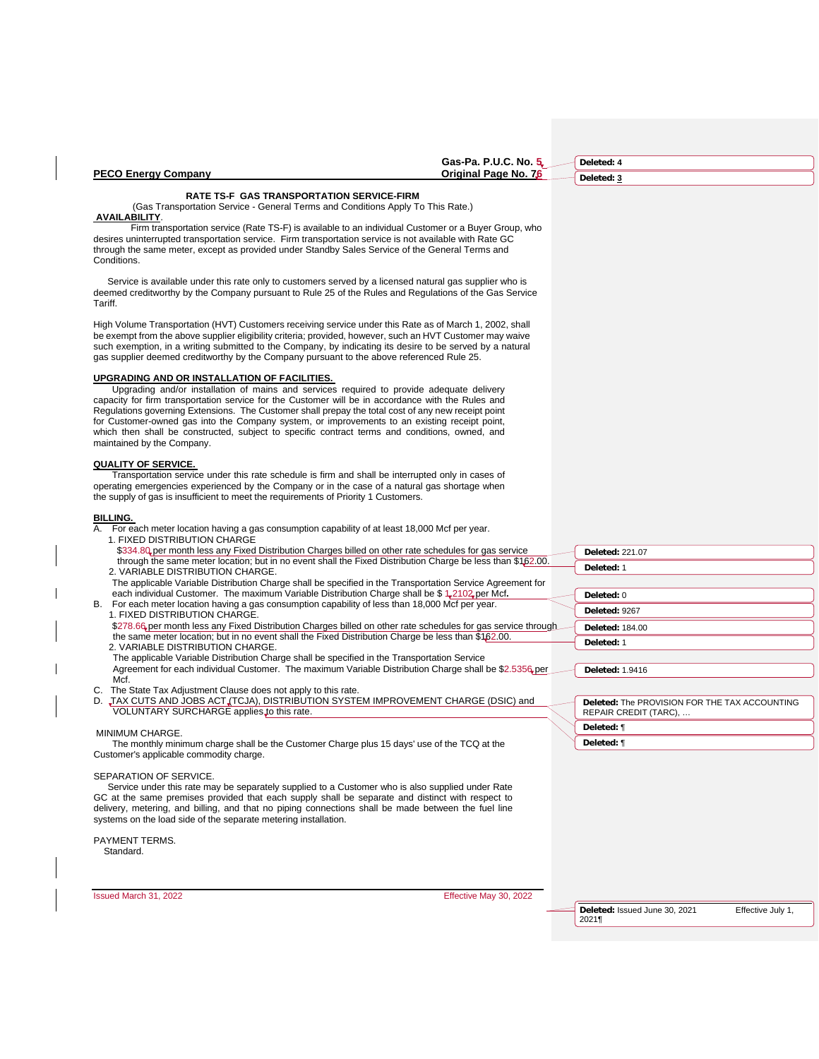**PECO Energy Company** Gas-Pa. P.U.C. No. 5
Original Page No. 76

## RATE TS-F GAS TRANSPORTATION SERVICE-FIRM

(Gas Transportation Service - General Terms and Conditions Apply To This Rate.)

**AVAILABILITY.**

Firm transportation service (Rate TS-F) is available to an individual Customer or a Buyer Group, who desires uninterrupted transportation service. Firm transportation service is not available with Rate GC through the same meter, except as provided under Standby Sales Service of the General Terms and Conditions.

Service is available under this rate only to customers served by a licensed natural gas supplier who is deemed creditworthy by the Company pursuant to Rule 25 of the Rules and Regulations of the Gas Service Tariff.

High Volume Transportation (HVT) Customers receiving service under this Rate as of March 1, 2002, shall be exempt from the above supplier eligibility criteria; provided, however, such an HVT Customer may waive such exemption, in a writing submitted to the Company, by indicating its desire to be served by a natural gas supplier deemed creditworthy by the Company pursuant to the above referenced Rule 25.

**UPGRADING AND OR INSTALLATION OF FACILITIES.**

Upgrading and/or installation of mains and services required to provide adequate delivery capacity for firm transportation service for the Customer will be in accordance with the Rules and Regulations governing Extensions. The Customer shall prepay the total cost of any new receipt point for Customer-owned gas into the Company system, or improvements to an existing receipt point, which then shall be constructed, subject to specific contract terms and conditions, owned, and maintained by the Company.

**QUALITY OF SERVICE.**

Transportation service under this rate schedule is firm and shall be interrupted only in cases of operating emergencies experienced by the Company or in the case of a natural gas shortage when the supply of gas is insufficient to meet the requirements of Priority 1 Customers.

**BILLING.**

A. For each meter location having a gas consumption capability of at least 18,000 Mcf per year.
   1. FIXED DISTRIBUTION CHARGE
      $334.80 per month less any Fixed Distribution Charges billed on other rate schedules for gas service through the same meter location; but in no event shall the Fixed Distribution Charge be less than $162.00.
   2. VARIABLE DISTRIBUTION CHARGE.
      The applicable Variable Distribution Charge shall be specified in the Transportation Service Agreement for each individual Customer. The maximum Variable Distribution Charge shall be $ 1.2102 per Mcf.
B. For each meter location having a gas consumption capability of less than 18,000 Mcf per year.
   1. FIXED DISTRIBUTION CHARGE.
      $278.66 per month less any Fixed Distribution Charges billed on other rate schedules for gas service through the same meter location; but in no event shall the Fixed Distribution Charge be less than $162.00.
   2. VARIABLE DISTRIBUTION CHARGE.
      The applicable Variable Distribution Charge shall be specified in the Transportation Service Agreement for each individual Customer. The maximum Variable Distribution Charge shall be $2.5356 per Mcf.
C. The State Tax Adjustment Clause does not apply to this rate.
D. TAX CUTS AND JOBS ACT (TCJA), DISTRIBUTION SYSTEM IMPROVEMENT CHARGE (DSIC) and VOLUNTARY SURCHARGE applies to this rate.

MINIMUM CHARGE.

The monthly minimum charge shall be the Customer Charge plus 15 days' use of the TCQ at the Customer's applicable commodity charge.

SEPARATION OF SERVICE.

Service under this rate may be separately supplied to a Customer who is also supplied under Rate GC at the same premises provided that each supply shall be separate and distinct with respect to delivery, metering, and billing, and that no piping connections shall be made between the fuel line systems on the load side of the separate metering installation.

PAYMENT TERMS.

Standard.

Issued March 31, 2022 Effective May 30, 2022

Deleted: 4
Deleted: 3
Deleted: 221.07
Deleted: 1
Deleted: 0
Deleted: 9267
Deleted: 184.00
Deleted: 1
Deleted: 1.9416
Deleted: The PROVISION FOR THE TAX ACCOUNTING REPAIR CREDIT (TARC), ...
Deleted: ¶
Deleted: ¶
Deleted: Issued June 30, 2021 Effective July 1, 2021¶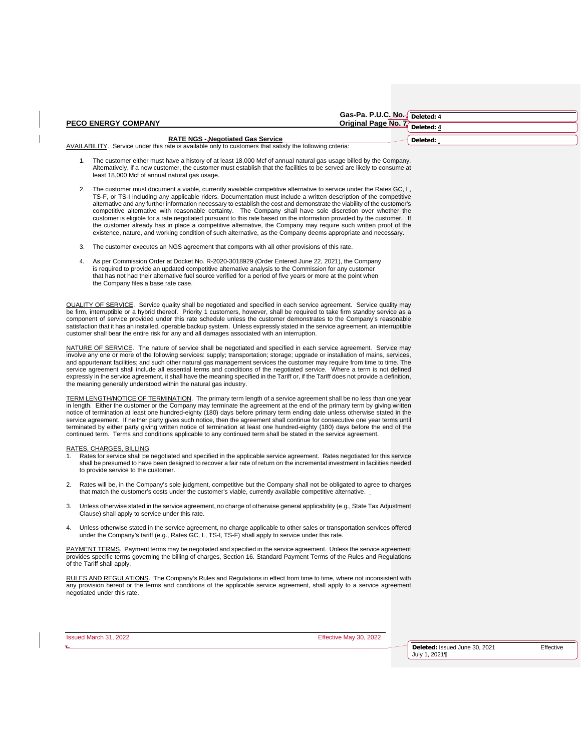**PECO ENERGY COMPANY**

**Gas-Pa. P.U.C. No.**
**Original Page No. 7**

## RATE NGS - Negotiated Gas Service

AVAILABILITY. Service under this rate is available only to customers that satisfy the following criteria:

1. The customer either must have a history of at least 18,000 Mcf of annual natural gas usage billed by the Company. Alternatively, if a new customer, the customer must establish that the facilities to be served are likely to consume at least 18,000 Mcf of annual natural gas usage.

2. The customer must document a viable, currently available competitive alternative to service under the Rates GC, L, TS-F, or TS-I including any applicable riders. Documentation must include a written description of the competitive alternative and any further information necessary to establish the cost and demonstrate the viability of the customer's competitive alternative with reasonable certainty. The Company shall have sole discretion over whether the customer is eligible for a rate negotiated pursuant to this rate based on the information provided by the customer. If the customer already has in place a competitive alternative, the Company may require such written proof of the existence, nature, and working condition of such alternative, as the Company deems appropriate and necessary.

3. The customer executes an NGS agreement that comports with all other provisions of this rate.

4. As per Commission Order at Docket No. R-2020-3018929 (Order Entered June 22, 2021), the Company is required to provide an updated competitive alternative analysis to the Commission for any customer that has not had their alternative fuel source verified for a period of five years or more at the point when the Company files a base rate case.

QUALITY OF SERVICE. Service quality shall be negotiated and specified in each service agreement. Service quality may be firm, interruptible or a hybrid thereof. Priority 1 customers, however, shall be required to take firm standby service as a component of service provided under this rate schedule unless the customer demonstrates to the Company's reasonable satisfaction that it has an installed, operable backup system. Unless expressly stated in the service agreement, an interruptible customer shall bear the entire risk for any and all damages associated with an interruption.

NATURE OF SERVICE. The nature of service shall be negotiated and specified in each service agreement. Service may involve any one or more of the following services: supply; transportation; storage; upgrade or installation of mains, services, and appurtenant facilities; and such other natural gas management services the customer may require from time to time. The service agreement shall include all essential terms and conditions of the negotiated service. Where a term is not defined expressly in the service agreement, it shall have the meaning specified in the Tariff or, if the Tariff does not provide a definition, the meaning generally understood within the natural gas industry.

TERM LENGTH/NOTICE OF TERMINATION. The primary term length of a service agreement shall be no less than one year in length. Either the customer or the Company may terminate the agreement at the end of the primary term by giving written notice of termination at least one hundred-eighty (180) days before primary term ending date unless otherwise stated in the service agreement. If neither party gives such notice, then the agreement shall continue for consecutive one year terms until terminated by either party giving written notice of termination at least one hundred-eighty (180) days before the end of the continued term. Terms and conditions applicable to any continued term shall be stated in the service agreement.

RATES, CHARGES, BILLING.

1. Rates for service shall be negotiated and specified in the applicable service agreement. Rates negotiated for this service shall be presumed to have been designed to recover a fair rate of return on the incremental investment in facilities needed to provide service to the customer.

2. Rates will be, in the Company's sole judgment, competitive but the Company shall not be obligated to agree to charges that match the customer's costs under the customer's viable, currently available competitive alternative.

3. Unless otherwise stated in the service agreement, no charge of otherwise general applicability (e.g., State Tax Adjustment Clause) shall apply to service under this rate.

4. Unless otherwise stated in the service agreement, no charge applicable to other sales or transportation services offered under the Company's tariff (e.g., Rates GC, L, TS-I, TS-F) shall apply to service under this rate.

PAYMENT TERMS. Payment terms may be negotiated and specified in the service agreement. Unless the service agreement provides specific terms governing the billing of charges, Section 16. Standard Payment Terms of the Rules and Regulations of the Tariff shall apply.

RULES AND REGULATIONS. The Company's Rules and Regulations in effect from time to time, where not inconsistent with any provision hereof or the terms and conditions of the applicable service agreement, shall apply to a service agreement negotiated under this rate.

Issued March 31, 2022 Effective May 30, 2022

Deleted: 4

Deleted: 4

Deleted:

Deleted: Issued June 30, 2021 Effective July 1, 2021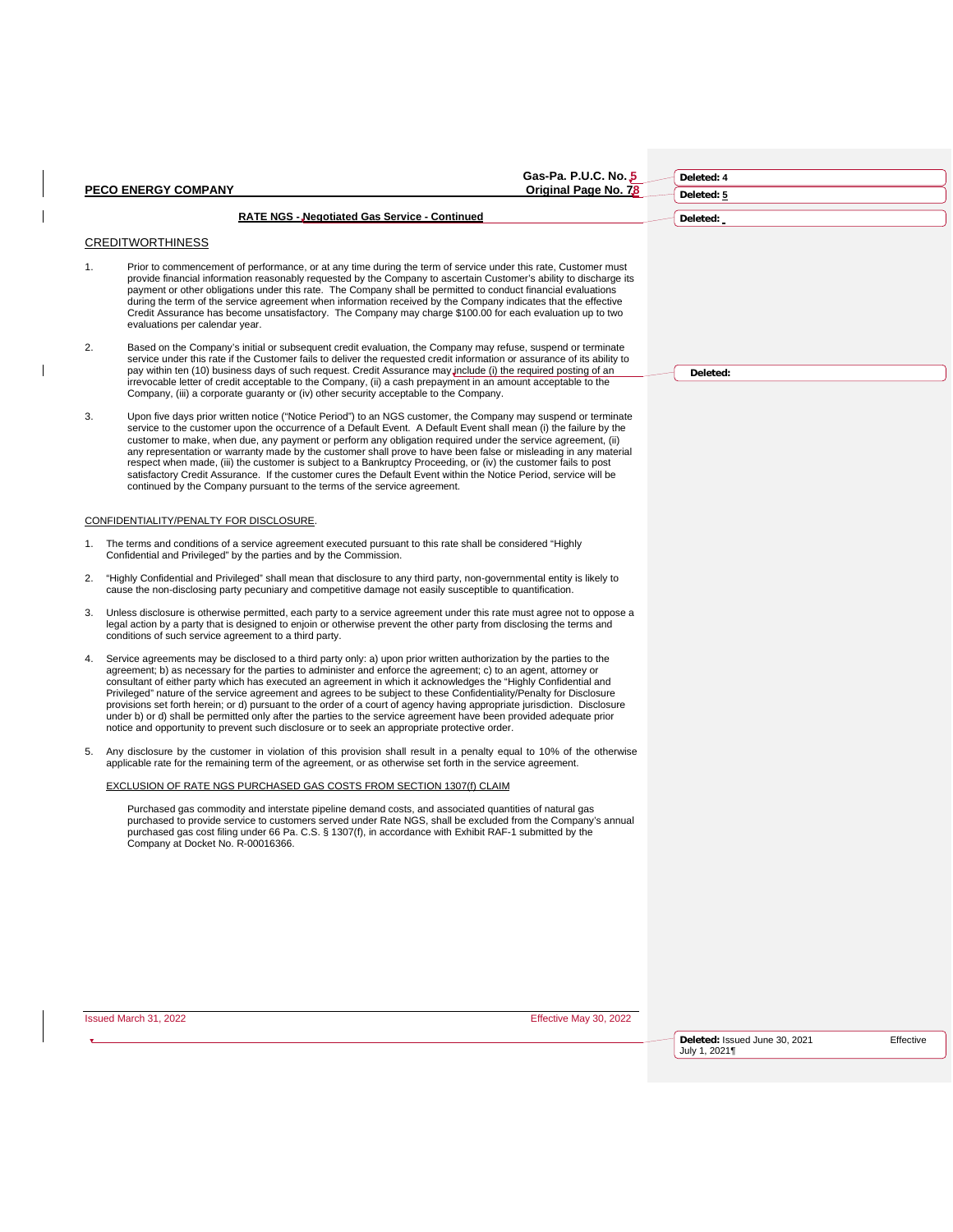PECO ENERGY COMPANY

Gas-Pa. P.U.C. No. 5
Original Page No. 78

RATE NGS - Negotiated Gas Service - Continued

CREDITWORTHINESS

1. Prior to commencement of performance, or at any time during the term of service under this rate, Customer must provide financial information reasonably requested by the Company to ascertain Customer's ability to discharge its payment or other obligations under this rate. The Company shall be permitted to conduct financial evaluations during the term of the service agreement when information received by the Company indicates that the effective Credit Assurance has become unsatisfactory. The Company may charge $100.00 for each evaluation up to two evaluations per calendar year.

2. Based on the Company's initial or subsequent credit evaluation, the Company may refuse, suspend or terminate service under this rate if the Customer fails to deliver the requested credit information or assurance of its ability to pay within ten (10) business days of such request. Credit Assurance may include (i) the required posting of an irrevocable letter of credit acceptable to the Company, (ii) a cash prepayment in an amount acceptable to the Company, (iii) a corporate guaranty or (iv) other security acceptable to the Company.

3. Upon five days prior written notice ("Notice Period") to an NGS customer, the Company may suspend or terminate service to the customer upon the occurrence of a Default Event. A Default Event shall mean (i) the failure by the customer to make, when due, any payment or perform any obligation required under the service agreement, (ii) any representation or warranty made by the customer shall prove to have been false or misleading in any material respect when made, (iii) the customer is subject to a Bankruptcy Proceeding, or (iv) the customer fails to post satisfactory Credit Assurance. If the customer cures the Default Event within the Notice Period, service will be continued by the Company pursuant to the terms of the service agreement.

CONFIDENTIALITY/PENALTY FOR DISCLOSURE.

1. The terms and conditions of a service agreement executed pursuant to this rate shall be considered "Highly Confidential and Privileged" by the parties and by the Commission.

2. "Highly Confidential and Privileged" shall mean that disclosure to any third party, non-governmental entity is likely to cause the non-disclosing party pecuniary and competitive damage not easily susceptible to quantification.

3. Unless disclosure is otherwise permitted, each party to a service agreement under this rate must agree not to oppose a legal action by a party that is designed to enjoin or otherwise prevent the other party from disclosing the terms and conditions of such service agreement to a third party.

4. Service agreements may be disclosed to a third party only: a) upon prior written authorization by the parties to the agreement; b) as necessary for the parties to administer and enforce the agreement; c) to an agent, attorney or consultant of either party which has executed an agreement in which it acknowledges the "Highly Confidential and Privileged" nature of the service agreement and agrees to be subject to these Confidentiality/Penalty for Disclosure provisions set forth herein; or d) pursuant to the order of a court of agency having appropriate jurisdiction. Disclosure under b) or d) shall be permitted only after the parties to the service agreement have been provided adequate prior notice and opportunity to prevent such disclosure or to seek an appropriate protective order.

5. Any disclosure by the customer in violation of this provision shall result in a penalty equal to 10% of the otherwise applicable rate for the remaining term of the agreement, or as otherwise set forth in the service agreement.

EXCLUSION OF RATE NGS PURCHASED GAS COSTS FROM SECTION 1307(f) CLAIM

Purchased gas commodity and interstate pipeline demand costs, and associated quantities of natural gas purchased to provide service to customers served under Rate NGS, shall be excluded from the Company's annual purchased gas cost filing under 66 Pa. C.S. § 1307(f), in accordance with Exhibit RAF-1 submitted by the Company at Docket No. R-00016366.

Issued March 31, 2022 Effective May 30, 2022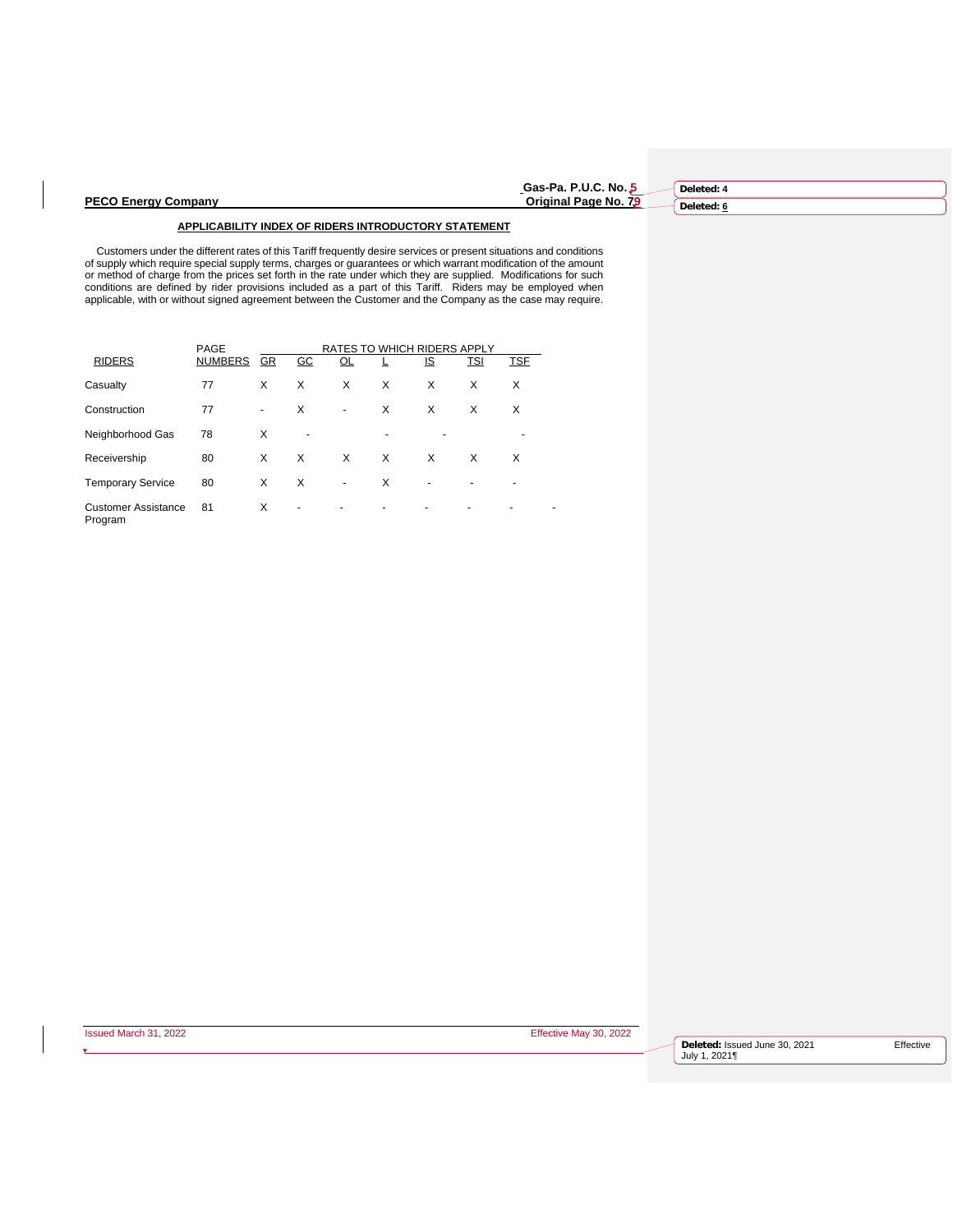## APPLICABILITY INDEX OF RIDERS INTRODUCTORY STATEMENT

Customers under the different rates of this Tariff frequently desire services or present situations and conditions of supply which require special supply terms, charges or guarantees or which warrant modification of the amount or method of charge from the prices set forth in the rate under which they are supplied. Modifications for such conditions are defined by rider provisions included as a part of this Tariff. Riders may be employed when applicable, with or without signed agreement between the Customer and the Company as the case may require.

| | PAGE | RATES TO WHICH RIDERS APPLY | | | | | | | |
|---|---|---|---|---|---|---|---|---|---|
| RIDERS | NUMBERS | GR | GC | OL | L | IS | TSI | TSF | |
| Casualty | 77 | X | X | X | X | X | X | X | |
| Construction | 77 | - | X | - | X | X | X | X | |
| Neighborhood Gas | 78 | X | - | | - | - | | - | |
| Receivership | 80 | X | X | X | X | X | X | X | |
| Temporary Service | 80 | X | X | - | X | - | - | - | |
| Customer Assistance Program | 81 | X | - | - | - | - | - | - | - |

Issued March 31, 2022 Effective May 30, 2022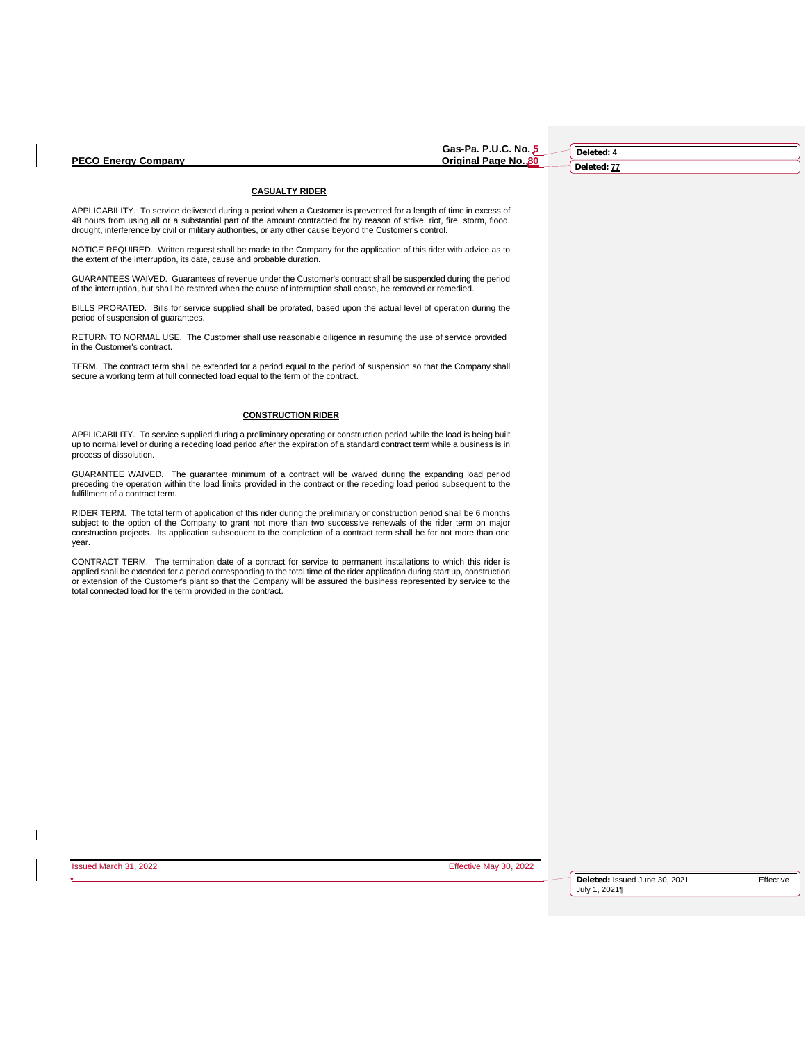PECO Energy Company  Gas-Pa. P.U.C. No. 5  Original Page No. 80

## CASUALTY RIDER

APPLICABILITY. To service delivered during a period when a Customer is prevented for a length of time in excess of 48 hours from using all or a substantial part of the amount contracted for by reason of strike, riot, fire, storm, flood, drought, interference by civil or military authorities, or any other cause beyond the Customer's control.

NOTICE REQUIRED. Written request shall be made to the Company for the application of this rider with advice as to the extent of the interruption, its date, cause and probable duration.

GUARANTEES WAIVED. Guarantees of revenue under the Customer's contract shall be suspended during the period of the interruption, but shall be restored when the cause of interruption shall cease, be removed or remedied.

BILLS PRORATED. Bills for service supplied shall be prorated, based upon the actual level of operation during the period of suspension of guarantees.

RETURN TO NORMAL USE. The Customer shall use reasonable diligence in resuming the use of service provided in the Customer's contract.

TERM. The contract term shall be extended for a period equal to the period of suspension so that the Company shall secure a working term at full connected load equal to the term of the contract.

## CONSTRUCTION RIDER

APPLICABILITY. To service supplied during a preliminary operating or construction period while the load is being built up to normal level or during a receding load period after the expiration of a standard contract term while a business is in process of dissolution.

GUARANTEE WAIVED. The guarantee minimum of a contract will be waived during the expanding load period preceding the operation within the load limits provided in the contract or the receding load period subsequent to the fulfillment of a contract term.

RIDER TERM. The total term of application of this rider during the preliminary or construction period shall be 6 months subject to the option of the Company to grant not more than two successive renewals of the rider term on major construction projects. Its application subsequent to the completion of a contract term shall be for not more than one year.

CONTRACT TERM. The termination date of a contract for service to permanent installations to which this rider is applied shall be extended for a period corresponding to the total time of the rider application during start up, construction or extension of the Customer's plant so that the Company will be assured the business represented by service to the total connected load for the term provided in the contract.

Issued March 31, 2022  Effective May 30, 2022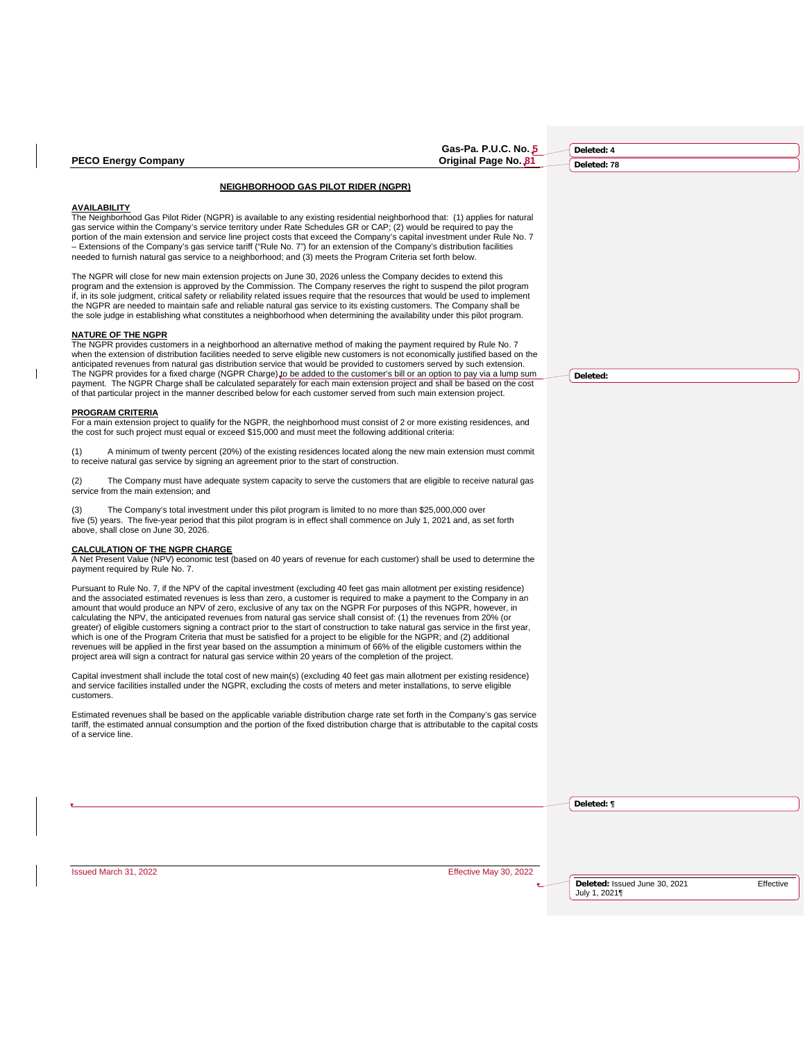**PECO Energy Company**

**Gas-Pa. P.U.C. No. 5**
**Original Page No. 81**

## NEIGHBORHOOD GAS PILOT RIDER (NGPR)

### AVAILABILITY

The Neighborhood Gas Pilot Rider (NGPR) is available to any existing residential neighborhood that: (1) applies for natural gas service within the Company's service territory under Rate Schedules GR or CAP; (2) would be required to pay the portion of the main extension and service line project costs that exceed the Company's capital investment under Rule No. 7 – Extensions of the Company's gas service tariff ("Rule No. 7") for an extension of the Company's distribution facilities needed to furnish natural gas service to a neighborhood; and (3) meets the Program Criteria set forth below.

The NGPR will close for new main extension projects on June 30, 2026 unless the Company decides to extend this program and the extension is approved by the Commission. The Company reserves the right to suspend the pilot program if, in its sole judgment, critical safety or reliability related issues require that the resources that would be used to implement the NGPR are needed to maintain safe and reliable natural gas service to its existing customers. The Company shall be the sole judge in establishing what constitutes a neighborhood when determining the availability under this pilot program.

### NATURE OF THE NGPR

The NGPR provides customers in a neighborhood an alternative method of making the payment required by Rule No. 7 when the extension of distribution facilities needed to serve eligible new customers is not economically justified based on the anticipated revenues from natural gas distribution service that would be provided to customers served by such extension. The NGPR provides for a fixed charge (NGPR Charge) to be added to the customer's bill or an option to pay via a lump sum payment. The NGPR Charge shall be calculated separately for each main extension project and shall be based on the cost of that particular project in the manner described below for each customer served from such main extension project.

### PROGRAM CRITERIA

For a main extension project to qualify for the NGPR, the neighborhood must consist of 2 or more existing residences, and the cost for such project must equal or exceed $15,000 and must meet the following additional criteria:

(1) A minimum of twenty percent (20%) of the existing residences located along the new main extension must commit to receive natural gas service by signing an agreement prior to the start of construction.

(2) The Company must have adequate system capacity to serve the customers that are eligible to receive natural gas service from the main extension; and

(3) The Company's total investment under this pilot program is limited to no more than $25,000,000 over five (5) years. The five-year period that this pilot program is in effect shall commence on July 1, 2021 and, as set forth above, shall close on June 30, 2026.

### CALCULATION OF THE NGPR CHARGE

A Net Present Value (NPV) economic test (based on 40 years of revenue for each customer) shall be used to determine the payment required by Rule No. 7.

Pursuant to Rule No. 7, if the NPV of the capital investment (excluding 40 feet gas main allotment per existing residence) and the associated estimated revenues is less than zero, a customer is required to make a payment to the Company in an amount that would produce an NPV of zero, exclusive of any tax on the NGPR For purposes of this NGPR, however, in calculating the NPV, the anticipated revenues from natural gas service shall consist of: (1) the revenues from 20% (or greater) of eligible customers signing a contract prior to the start of construction to take natural gas service in the first year, which is one of the Program Criteria that must be satisfied for a project to be eligible for the NGPR; and (2) additional revenues will be applied in the first year based on the assumption a minimum of 66% of the eligible customers within the project area will sign a contract for natural gas service within 20 years of the completion of the project.

Capital investment shall include the total cost of new main(s) (excluding 40 feet gas main allotment per existing residence) and service facilities installed under the NGPR, excluding the costs of meters and meter installations, to serve eligible customers.

Estimated revenues shall be based on the applicable variable distribution charge rate set forth in the Company's gas service tariff, the estimated annual consumption and the portion of the fixed distribution charge that is attributable to the capital costs of a service line.

Issued March 31, 2022 Effective May 30, 2022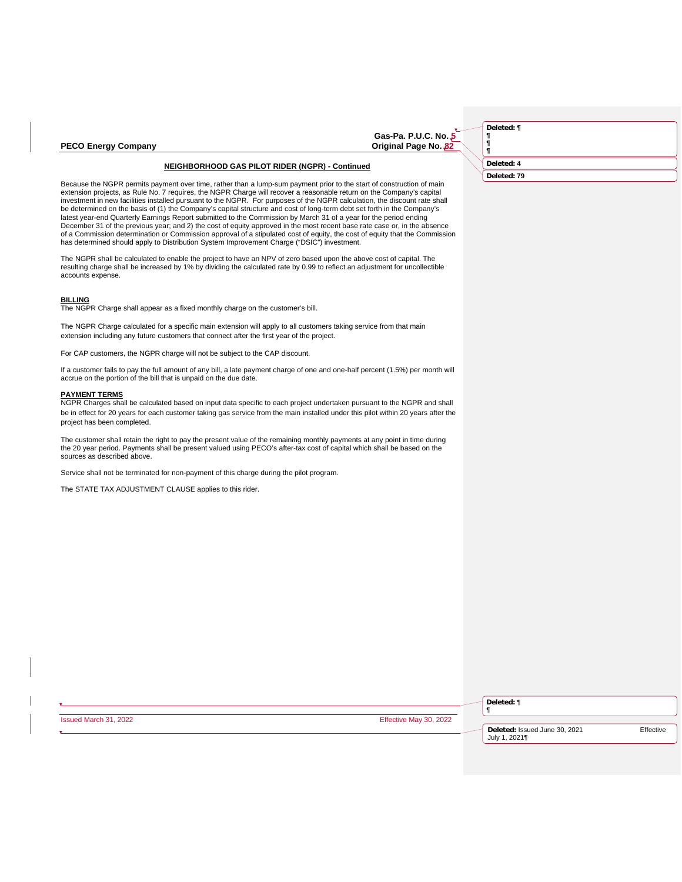**PECO Energy Company**

**Gas-Pa. P.U.C. No. 5**
**Original Page No. 82**

## NEIGHBORHOOD GAS PILOT RIDER (NGPR) - Continued

Because the NGPR permits payment over time, rather than a lump-sum payment prior to the start of construction of main extension projects, as Rule No. 7 requires, the NGPR Charge will recover a reasonable return on the Company's capital investment in new facilities installed pursuant to the NGPR. For purposes of the NGPR calculation, the discount rate shall be determined on the basis of (1) the Company's capital structure and cost of long-term debt set forth in the Company's latest year-end Quarterly Earnings Report submitted to the Commission by March 31 of a year for the period ending December 31 of the previous year; and 2) the cost of equity approved in the most recent base rate case or, in the absence of a Commission determination or Commission approval of a stipulated cost of equity, the cost of equity that the Commission has determined should apply to Distribution System Improvement Charge ("DSIC") investment.

The NGPR shall be calculated to enable the project to have an NPV of zero based upon the above cost of capital. The resulting charge shall be increased by 1% by dividing the calculated rate by 0.99 to reflect an adjustment for uncollectible accounts expense.

**BILLING**
The NGPR Charge shall appear as a fixed monthly charge on the customer's bill.

The NGPR Charge calculated for a specific main extension will apply to all customers taking service from that main extension including any future customers that connect after the first year of the project.

For CAP customers, the NGPR charge will not be subject to the CAP discount.

If a customer fails to pay the full amount of any bill, a late payment charge of one and one-half percent (1.5%) per month will accrue on the portion of the bill that is unpaid on the due date.

**PAYMENT TERMS**
NGPR Charges shall be calculated based on input data specific to each project undertaken pursuant to the NGPR and shall be in effect for 20 years for each customer taking gas service from the main installed under this pilot within 20 years after the project has been completed.

The customer shall retain the right to pay the present value of the remaining monthly payments at any point in time during the 20 year period. Payments shall be present valued using PECO's after-tax cost of capital which shall be based on the sources as described above.

Service shall not be terminated for non-payment of this charge during the pilot program.

The STATE TAX ADJUSTMENT CLAUSE applies to this rider.

Issued March 31, 2022 Effective May 30, 2022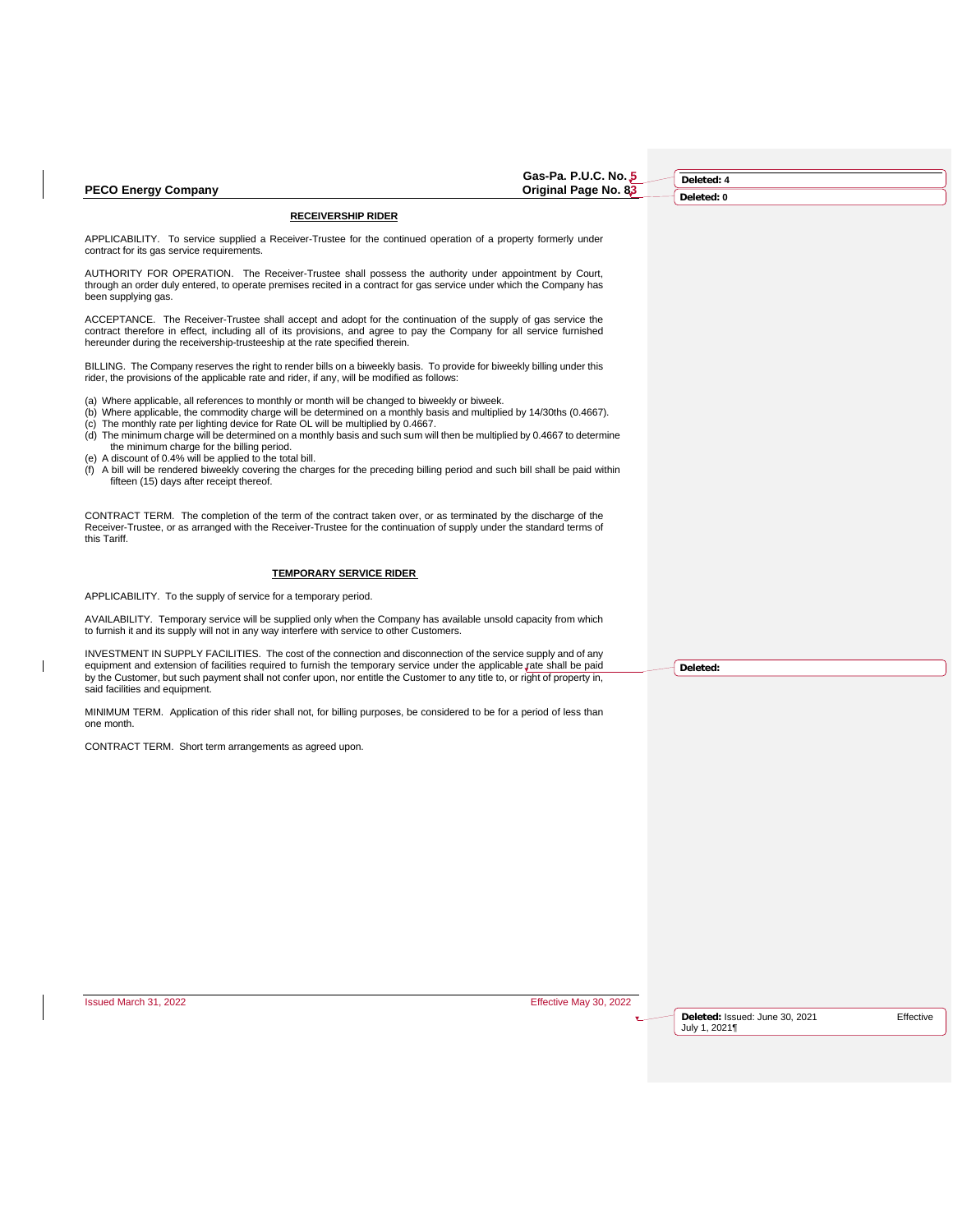## RECEIVERSHIP RIDER

APPLICABILITY. To service supplied a Receiver-Trustee for the continued operation of a property formerly under contract for its gas service requirements.

AUTHORITY FOR OPERATION. The Receiver-Trustee shall possess the authority under appointment by Court, through an order duly entered, to operate premises recited in a contract for gas service under which the Company has been supplying gas.

ACCEPTANCE. The Receiver-Trustee shall accept and adopt for the continuation of the supply of gas service the contract therefore in effect, including all of its provisions, and agree to pay the Company for all service furnished hereunder during the receivership-trusteeship at the rate specified therein.

BILLING. The Company reserves the right to render bills on a biweekly basis. To provide for biweekly billing under this rider, the provisions of the applicable rate and rider, if any, will be modified as follows:

(a) Where applicable, all references to monthly or month will be changed to biweekly or biweek.
(b) Where applicable, the commodity charge will be determined on a monthly basis and multiplied by 14/30ths (0.4667).
(c) The monthly rate per lighting device for Rate OL will be multiplied by 0.4667.
(d) The minimum charge will be determined on a monthly basis and such sum will then be multiplied by 0.4667 to determine the minimum charge for the billing period.
(e) A discount of 0.4% will be applied to the total bill.
(f) A bill will be rendered biweekly covering the charges for the preceding billing period and such bill shall be paid within fifteen (15) days after receipt thereof.

CONTRACT TERM. The completion of the term of the contract taken over, or as terminated by the discharge of the Receiver-Trustee, or as arranged with the Receiver-Trustee for the continuation of supply under the standard terms of this Tariff.

## TEMPORARY SERVICE RIDER

APPLICABILITY. To the supply of service for a temporary period.

AVAILABILITY. Temporary service will be supplied only when the Company has available unsold capacity from which to furnish it and its supply will not in any way interfere with service to other Customers.

INVESTMENT IN SUPPLY FACILITIES. The cost of the connection and disconnection of the service supply and of any equipment and extension of facilities required to furnish the temporary service under the applicable rate shall be paid by the Customer, but such payment shall not confer upon, nor entitle the Customer to any title to, or right of property in, said facilities and equipment.

MINIMUM TERM. Application of this rider shall not, for billing purposes, be considered to be for a period of less than one month.

CONTRACT TERM. Short term arrangements as agreed upon.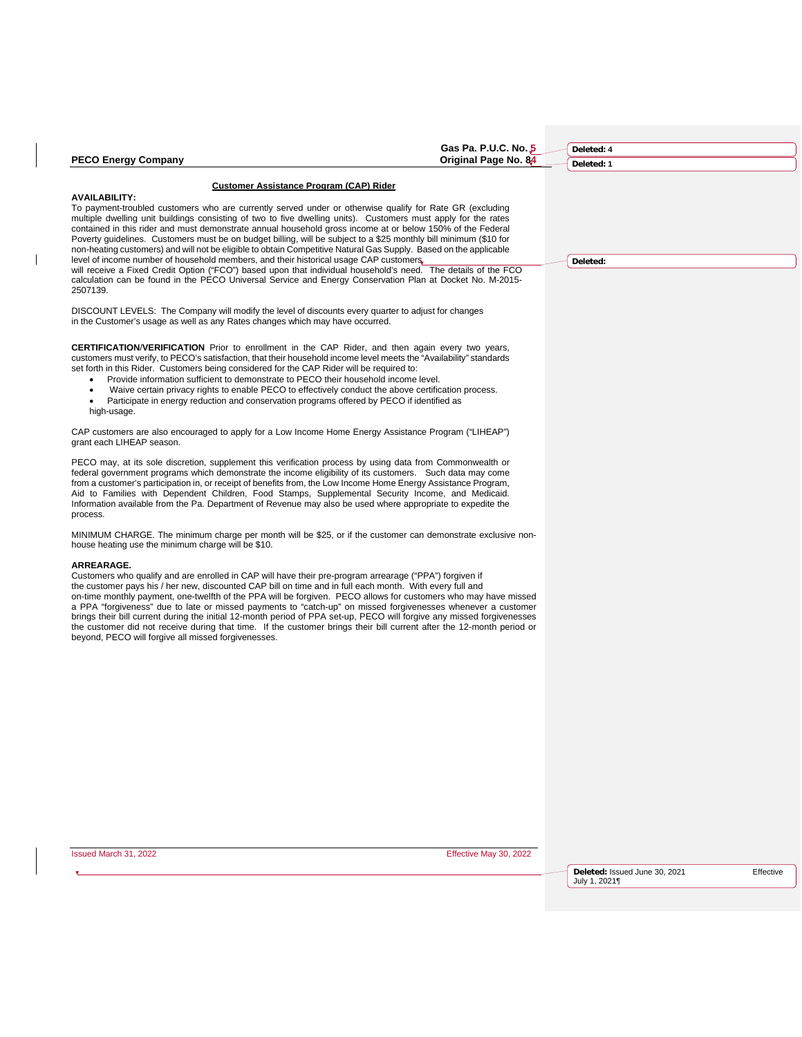PECO Energy Company

Gas Pa. P.U.C. No. 5
Original Page No. 8

**Customer Assistance Program (CAP) Rider**

**AVAILABILITY:**
To payment-troubled customers who are currently served under or otherwise qualify for Rate GR (excluding multiple dwelling unit buildings consisting of two to five dwelling units). Customers must apply for the rates contained in this rider and must demonstrate annual household gross income at or below 150% of the Federal Poverty guidelines. Customers must be on budget billing, will be subject to a $25 monthly bill minimum ($10 for non-heating customers) and will not be eligible to obtain Competitive Natural Gas Supply. Based on the applicable level of income number of household members, and their historical usage CAP customers will receive a Fixed Credit Option ("FCO") based upon that individual household's need. The details of the FCO calculation can be found in the PECO Universal Service and Energy Conservation Plan at Docket No. M-2015-2507139.

DISCOUNT LEVELS: The Company will modify the level of discounts every quarter to adjust for changes in the Customer's usage as well as any Rates changes which may have occurred.

**CERTIFICATION/VERIFICATION** Prior to enrollment in the CAP Rider, and then again every two years, customers must verify, to PECO's satisfaction, that their household income level meets the "Availability" standards set forth in this Rider. Customers being considered for the CAP Rider will be required to:

- Provide information sufficient to demonstrate to PECO their household income level.
- Waive certain privacy rights to enable PECO to effectively conduct the above certification process.
- Participate in energy reduction and conservation programs offered by PECO if identified as high-usage.

CAP customers are also encouraged to apply for a Low Income Home Energy Assistance Program ("LIHEAP") grant each LIHEAP season.

PECO may, at its sole discretion, supplement this verification process by using data from Commonwealth or federal government programs which demonstrate the income eligibility of its customers. Such data may come from a customer's participation in, or receipt of benefits from, the Low Income Home Energy Assistance Program, Aid to Families with Dependent Children, Food Stamps, Supplemental Security Income, and Medicaid. Information available from the Pa. Department of Revenue may also be used where appropriate to expedite the process.

MINIMUM CHARGE. The minimum charge per month will be $25, or if the customer can demonstrate exclusive non-house heating use the minimum charge will be $10.

**ARREARAGE.**
Customers who qualify and are enrolled in CAP will have their pre-program arrearage ("PPA") forgiven if the customer pays his / her new, discounted CAP bill on time and in full each month. With every full and on-time monthly payment, one-twelfth of the PPA will be forgiven. PECO allows for customers who may have missed a PPA "forgiveness" due to late or missed payments to "catch-up" on missed forgivenesses whenever a customer brings their bill current during the initial 12-month period of PPA set-up, PECO will forgive any missed forgivenesses the customer did not receive during that time. If the customer brings their bill current after the 12-month period or beyond, PECO will forgive all missed forgivenesses.

Issued March 31, 2022 | Effective May 30, 2022